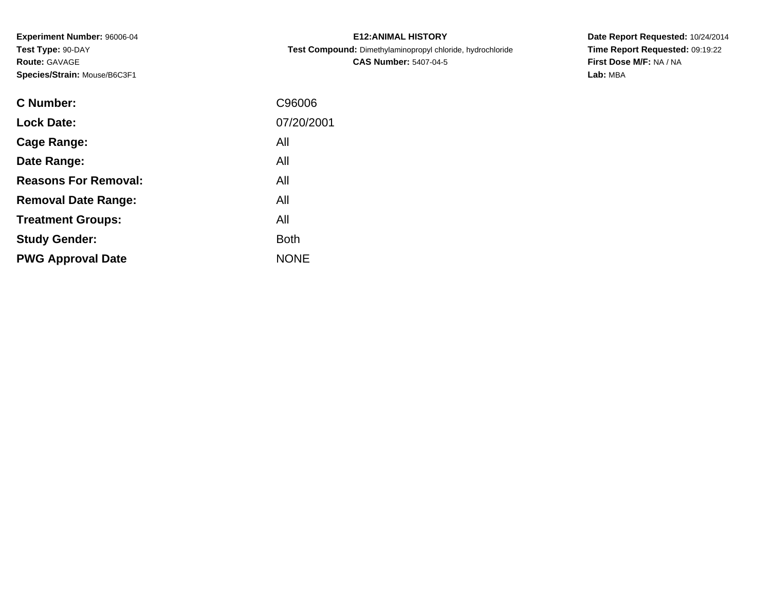**Experiment Number:** 96006-04
**Test Type:** 90-DAY
**Route:** GAVAGE
**Species/Strain:** Mouse/B6C3F1

**E12:ANIMAL HISTORY**
**Test Compound:** Dimethylaminopropyl chloride, hydrochloride
**CAS Number:** 5407-04-5

**Date Report Requested:** 10/24/2014
**Time Report Requested:** 09:19:22
**First Dose M/F:** NA / NA
**Lab:** MBA

| | |
|---|---|
| **C Number:** | C96006 |
| **Lock Date:** | 07/20/2001 |
| **Cage Range:** | All |
| **Date Range:** | All |
| **Reasons For Removal:** | All |
| **Removal Date Range:** | All |
| **Treatment Groups:** | All |
| **Study Gender:** | Both |
| **PWG Approval Date** | NONE |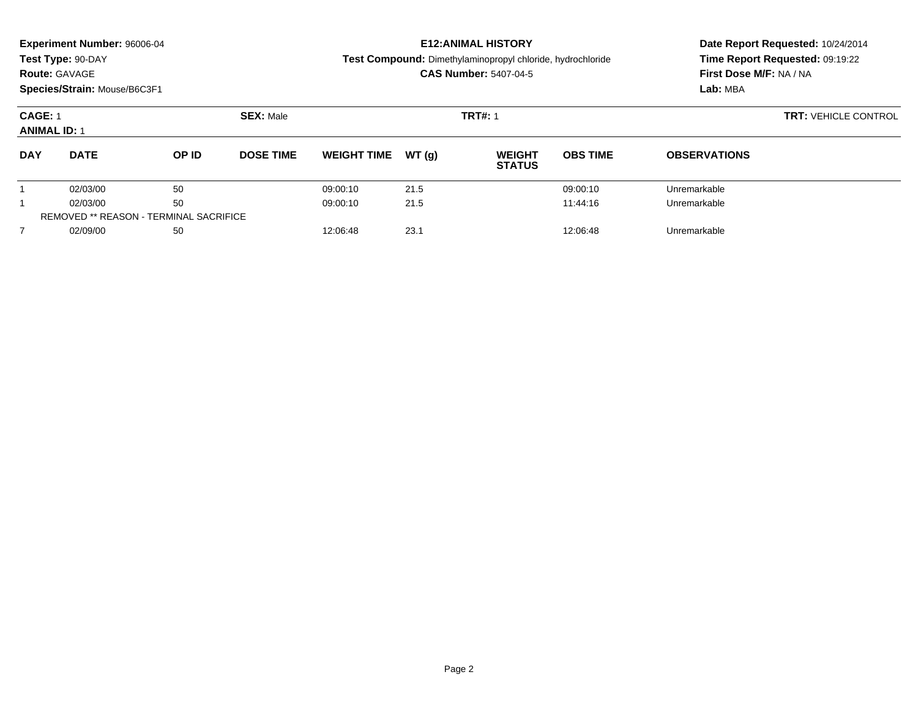**Experiment Number:** 96006-04
**Test Type:** 90-DAY
**Route:** GAVAGE
**Species/Strain:** Mouse/B6C3F1

**E12:ANIMAL HISTORY**
**Test Compound:** Dimethylaminopropyl chloride, hydrochloride
**CAS Number:** 5407-04-5

**Date Report Requested:** 10/24/2014
**Time Report Requested:** 09:19:22
**First Dose M/F:** NA / NA
**Lab:** MBA

**CAGE:** 1 **SEX:** Male **TRT#:** 1 **TRT:** VEHICLE CONTROL
**ANIMAL ID:** 1

| DAY | DATE | OP ID | DOSE TIME | WEIGHT TIME | WT (g) | WEIGHT STATUS | OBS TIME | OBSERVATIONS |
|---|---|---|---|---|---|---|---|---|
| 1 | 02/03/00 | 50 | | 09:00:10 | 21.5 | | 09:00:10 | Unremarkable |
| 1 | 02/03/00 | 50 | | 09:00:10 | 21.5 | | 11:44:16 | Unremarkable |
| REMOVED ** REASON - TERMINAL SACRIFICE | | | | | | | | |
| 7 | 02/09/00 | 50 | | 12:06:48 | 23.1 | | 12:06:48 | Unremarkable |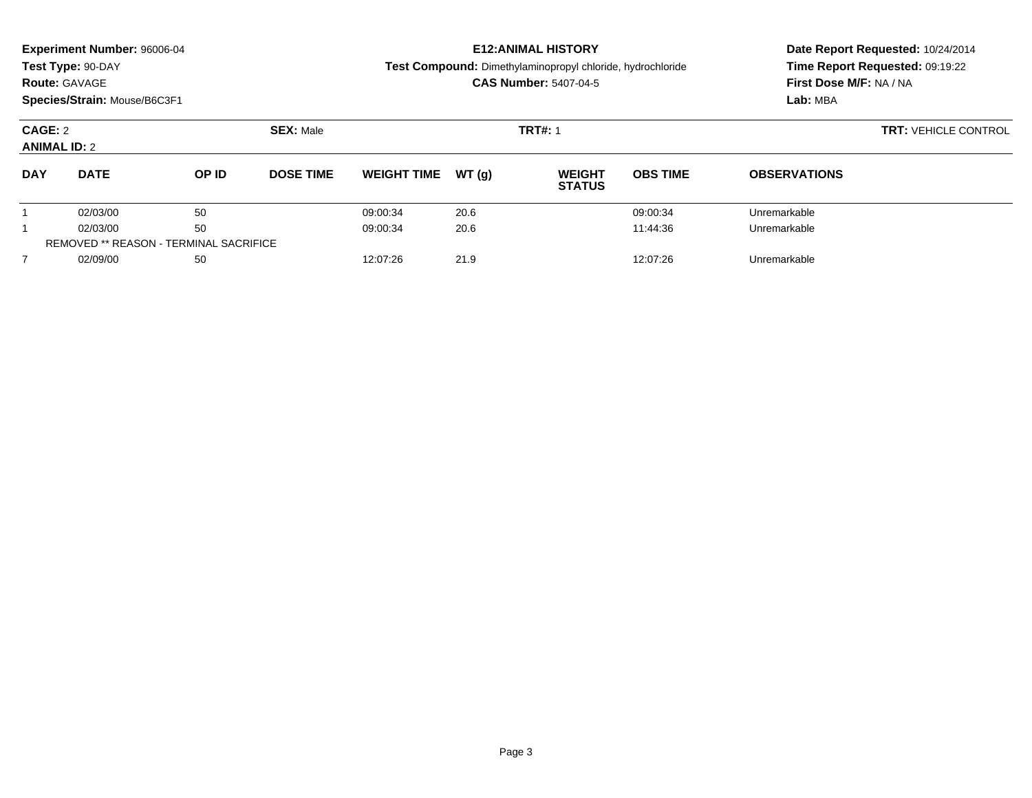**Experiment Number:** 96006-04
**Test Type:** 90-DAY
**Route:** GAVAGE
**Species/Strain:** Mouse/B6C3F1

**E12:ANIMAL HISTORY**
**Test Compound:** Dimethylaminopropyl chloride, hydrochloride
**CAS Number:** 5407-04-5

**Date Report Requested:** 10/24/2014
**Time Report Requested:** 09:19:22
**First Dose M/F:** NA / NA
**Lab:** MBA

**CAGE:** 2
**ANIMAL ID:** 2
**SEX:** Male
**TRT#:** 1
**TRT:** VEHICLE CONTROL

| DAY | DATE | OP ID | DOSE TIME | WEIGHT TIME | WT (g) | WEIGHT STATUS | OBS TIME | OBSERVATIONS |
|---|---|---|---|---|---|---|---|---|
| 1 | 02/03/00 | 50 | | 09:00:34 | 20.6 | | 09:00:34 | Unremarkable |
| 1 | 02/03/00 | 50 | | 09:00:34 | 20.6 | | 11:44:36 | Unremarkable |
| REMOVED ** REASON - TERMINAL SACRIFICE | | | | | | | | |
| 7 | 02/09/00 | 50 | | 12:07:26 | 21.9 | | 12:07:26 | Unremarkable |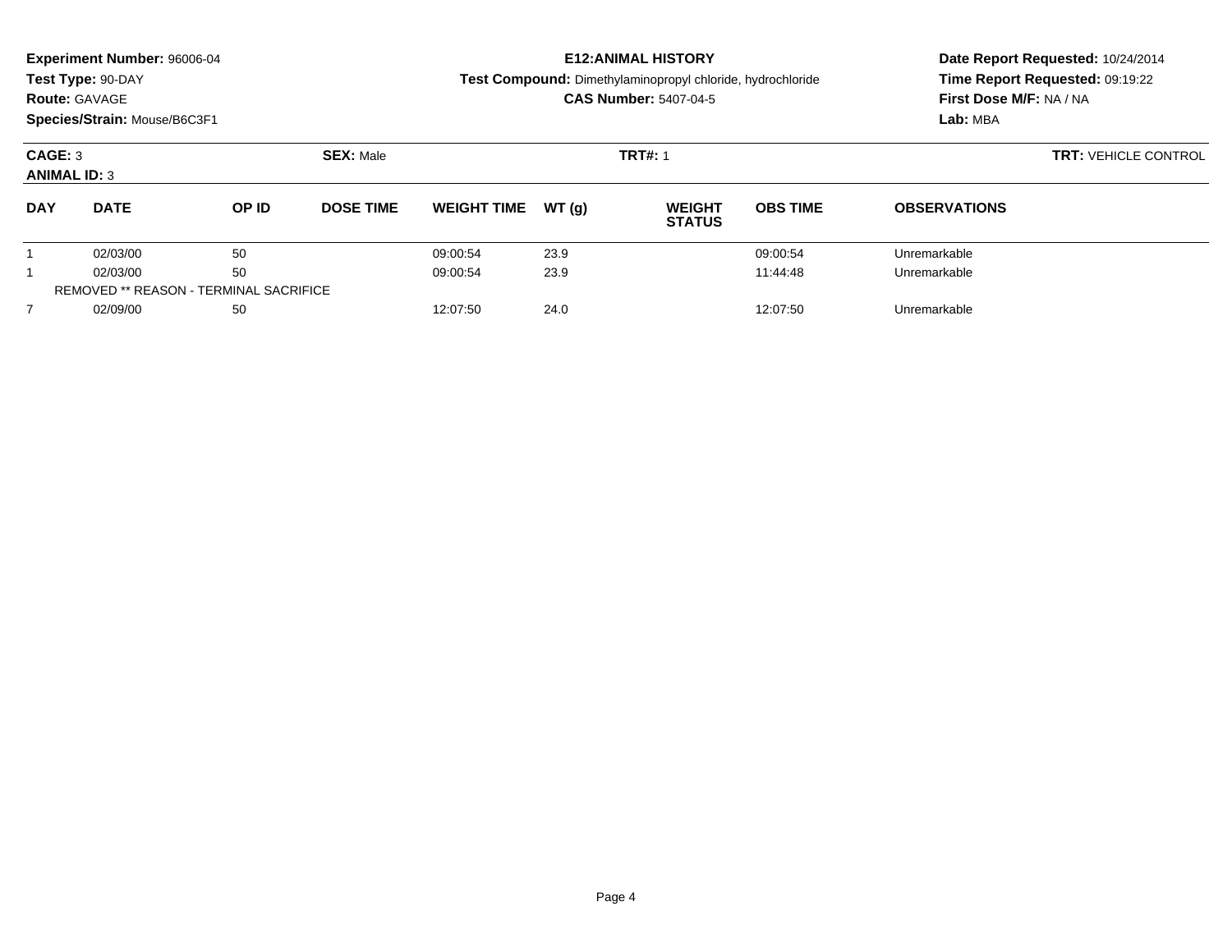**Experiment Number:** 96006-04
**Test Type:** 90-DAY
**Route:** GAVAGE
**Species/Strain:** Mouse/B6C3F1

**E12:ANIMAL HISTORY**
**Test Compound:** Dimethylaminopropyl chloride, hydrochloride
**CAS Number:** 5407-04-5

**Date Report Requested:** 10/24/2014
**Time Report Requested:** 09:19:22
**First Dose M/F:** NA / NA
**Lab:** MBA

**CAGE:** 3
**ANIMAL ID:** 3
**SEX:** Male
**TRT#:** 1
**TRT:** VEHICLE CONTROL

| DAY | DATE | OP ID | DOSE TIME | WEIGHT TIME | WT (g) | WEIGHT STATUS | OBS TIME | OBSERVATIONS |
|---|---|---|---|---|---|---|---|---|
| 1 | 02/03/00 | 50 | | 09:00:54 | 23.9 | | 09:00:54 | Unremarkable |
| 1 | 02/03/00 | 50 | | 09:00:54 | 23.9 | | 11:44:48 | Unremarkable |
| REMOVED ** REASON - TERMINAL SACRIFICE | | | | | | | | |
| 7 | 02/09/00 | 50 | | 12:07:50 | 24.0 | | 12:07:50 | Unremarkable |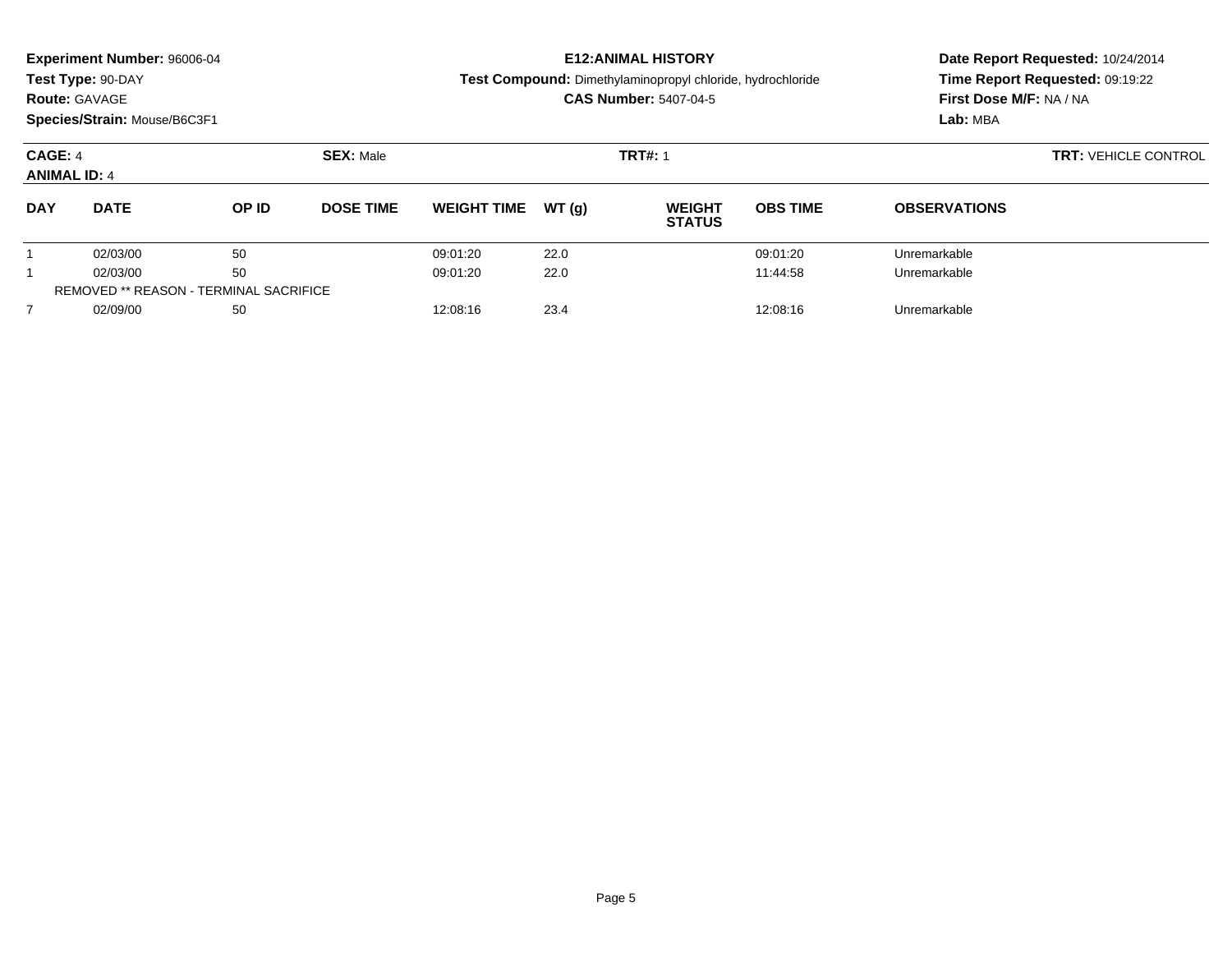**Experiment Number:** 96006-04
**Test Type:** 90-DAY
**Route:** GAVAGE
**Species/Strain:** Mouse/B6C3F1

**E12:ANIMAL HISTORY**
**Test Compound:** Dimethylaminopropyl chloride, hydrochloride
**CAS Number:** 5407-04-5

**Date Report Requested:** 10/24/2014
**Time Report Requested:** 09:19:22
**First Dose M/F:** NA / NA
**Lab:** MBA

**CAGE:** 4 **SEX:** Male **TRT#:** 1 **TRT:** VEHICLE CONTROL
**ANIMAL ID:** 4

| DAY | DATE | OP ID | DOSE TIME | WEIGHT TIME | WT (g) | WEIGHT STATUS | OBS TIME | OBSERVATIONS |
|---|---|---|---|---|---|---|---|---|
| 1 | 02/03/00 | 50 | | 09:01:20 | 22.0 | | 09:01:20 | Unremarkable |
| 1 | 02/03/00 | 50 | | 09:01:20 | 22.0 | | 11:44:58 | Unremarkable |
| REMOVED ** REASON - TERMINAL SACRIFICE | | | | | | | | |
| 7 | 02/09/00 | 50 | | 12:08:16 | 23.4 | | 12:08:16 | Unremarkable |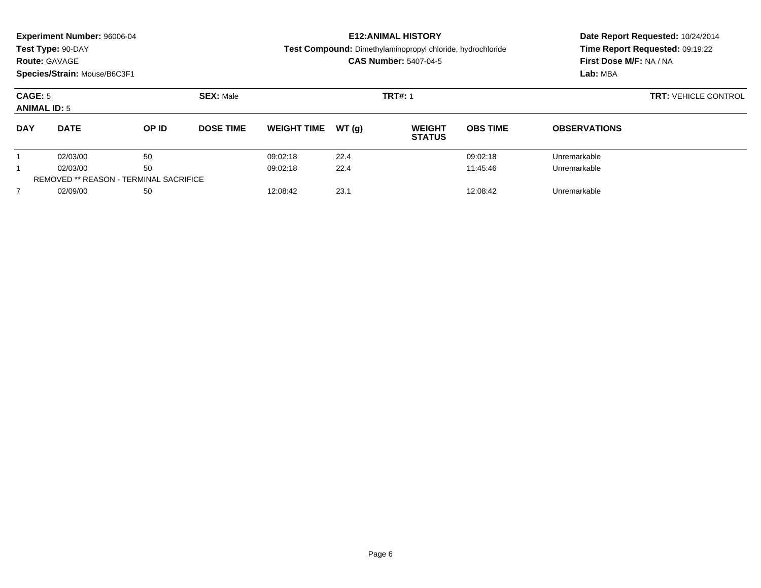**Experiment Number:** 96006-04
**Test Type:** 90-DAY
**Route:** GAVAGE
**Species/Strain:** Mouse/B6C3F1

**E12:ANIMAL HISTORY**
**Test Compound:** Dimethylaminopropyl chloride, hydrochloride
**CAS Number:** 5407-04-5

**Date Report Requested:** 10/24/2014
**Time Report Requested:** 09:19:22
**First Dose M/F:** NA / NA
**Lab:** MBA

**CAGE:** 5 **SEX:** Male **TRT#:** 1 **TRT:** VEHICLE CONTROL
**ANIMAL ID:** 5

| DAY | DATE | OP ID | DOSE TIME | WEIGHT TIME | WT (g) | WEIGHT STATUS | OBS TIME | OBSERVATIONS |
|---|---|---|---|---|---|---|---|---|
| 1 | 02/03/00 | 50 | | 09:02:18 | 22.4 | | 09:02:18 | Unremarkable |
| 1 | 02/03/00 | 50 | | 09:02:18 | 22.4 | | 11:45:46 | Unremarkable |
| REMOVED ** REASON - TERMINAL SACRIFICE | | | | | | | | |
| 7 | 02/09/00 | 50 | | 12:08:42 | 23.1 | | 12:08:42 | Unremarkable |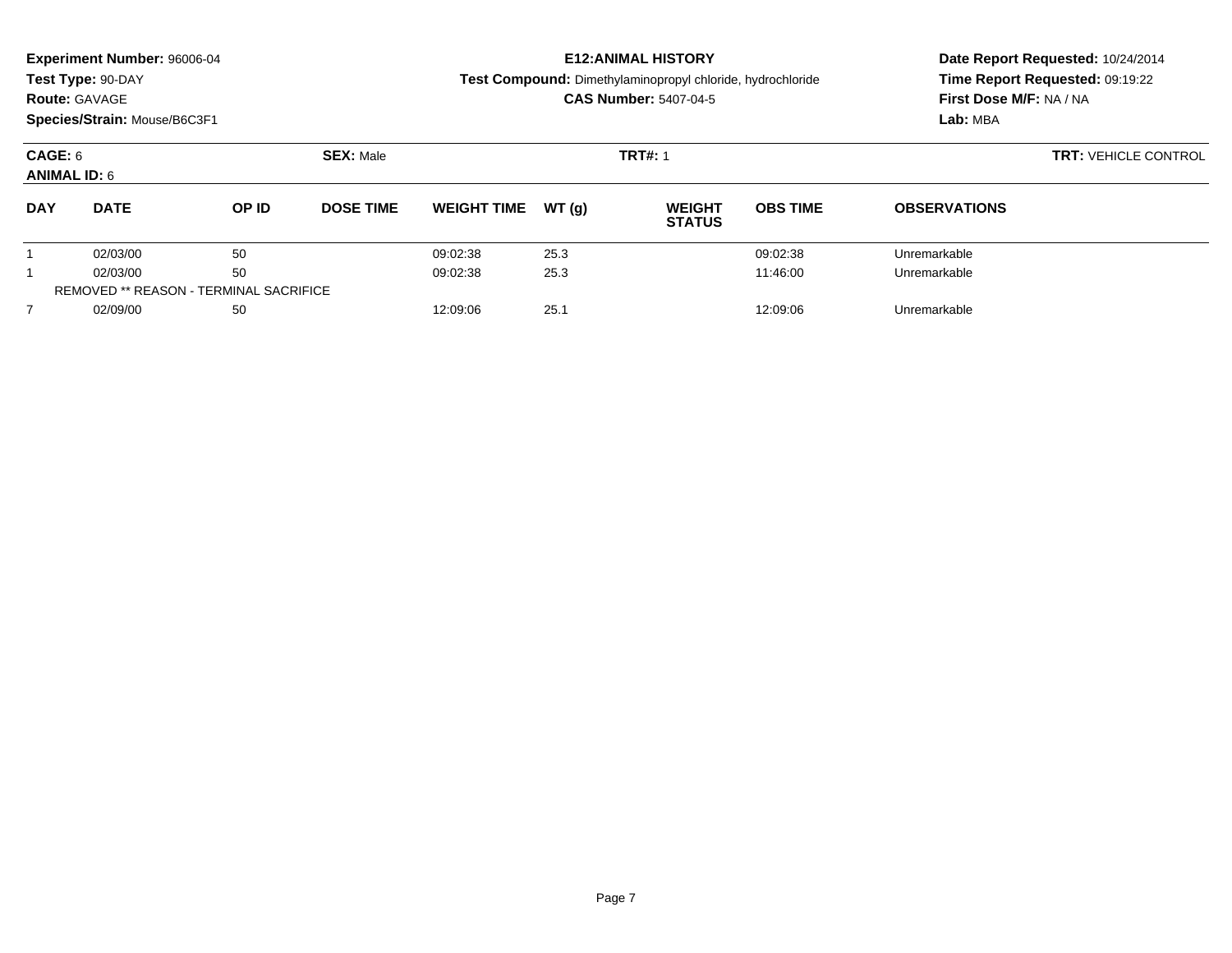**Experiment Number:** 96006-04
**Test Type:** 90-DAY
**Route:** GAVAGE
**Species/Strain:** Mouse/B6C3F1

**E12:ANIMAL HISTORY**
**Test Compound:** Dimethylaminopropyl chloride, hydrochloride
**CAS Number:** 5407-04-5

**Date Report Requested:** 10/24/2014
**Time Report Requested:** 09:19:22
**First Dose M/F:** NA / NA
**Lab:** MBA

**CAGE:** 6 **SEX:** Male **TRT#:** 1 **TRT:** VEHICLE CONTROL
**ANIMAL ID:** 6

| DAY | DATE | OP ID | DOSE TIME | WEIGHT TIME | WT (g) | WEIGHT STATUS | OBS TIME | OBSERVATIONS |
|---|---|---|---|---|---|---|---|---|
| 1 | 02/03/00 | 50 | | 09:02:38 | 25.3 | | 09:02:38 | Unremarkable |
| 1 | 02/03/00 | 50 | | 09:02:38 | 25.3 | | 11:46:00 | Unremarkable |
| REMOVED ** REASON - TERMINAL SACRIFICE | | | | | | | | |
| 7 | 02/09/00 | 50 | | 12:09:06 | 25.1 | | 12:09:06 | Unremarkable |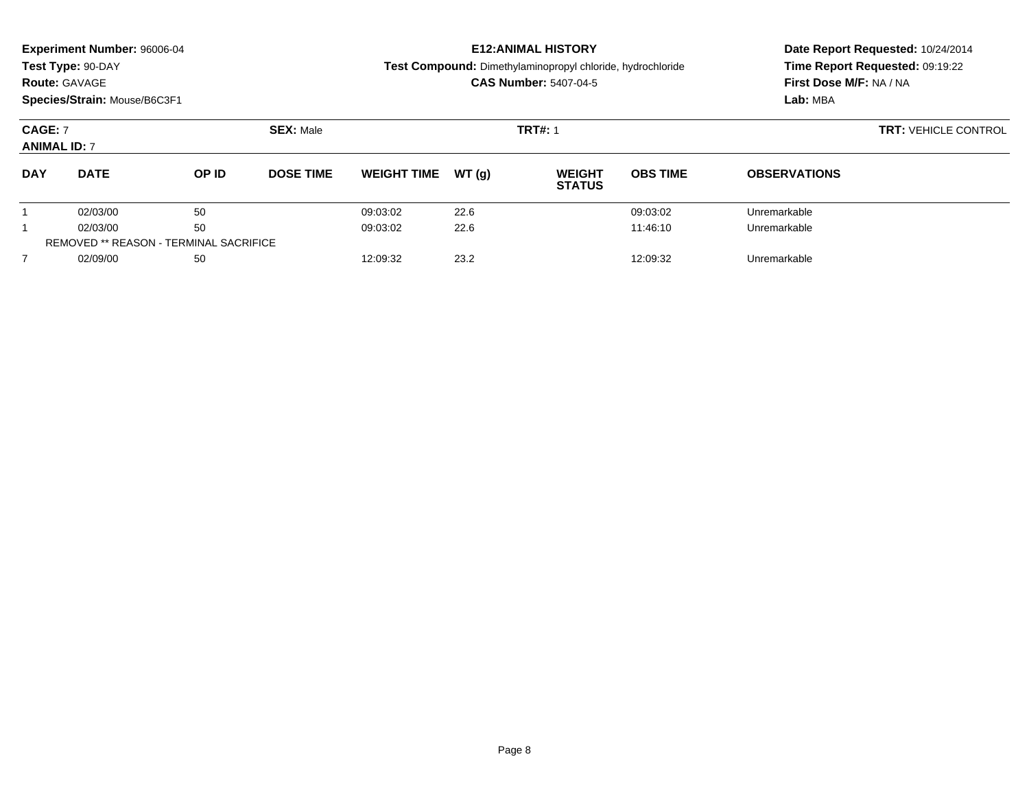**Experiment Number:** 96006-04
**Test Type:** 90-DAY
**Route:** GAVAGE
**Species/Strain:** Mouse/B6C3F1

**E12:ANIMAL HISTORY**
**Test Compound:** Dimethylaminopropyl chloride, hydrochloride
**CAS Number:** 5407-04-5

**Date Report Requested:** 10/24/2014
**Time Report Requested:** 09:19:22
**First Dose M/F:** NA / NA
**Lab:** MBA

**CAGE:** 7 **SEX:** Male **TRT#:** 1 **TRT:** VEHICLE CONTROL
**ANIMAL ID:** 7

| DAY | DATE | OP ID | DOSE TIME | WEIGHT TIME | WT (g) | WEIGHT STATUS | OBS TIME | OBSERVATIONS |
|---|---|---|---|---|---|---|---|---|
| 1 | 02/03/00 | 50 | | 09:03:02 | 22.6 | | 09:03:02 | Unremarkable |
| 1 | 02/03/00 | 50 | | 09:03:02 | 22.6 | | 11:46:10 | Unremarkable |
| REMOVED ** REASON - TERMINAL SACRIFICE | | | | | | | | |
| 7 | 02/09/00 | 50 | | 12:09:32 | 23.2 | | 12:09:32 | Unremarkable |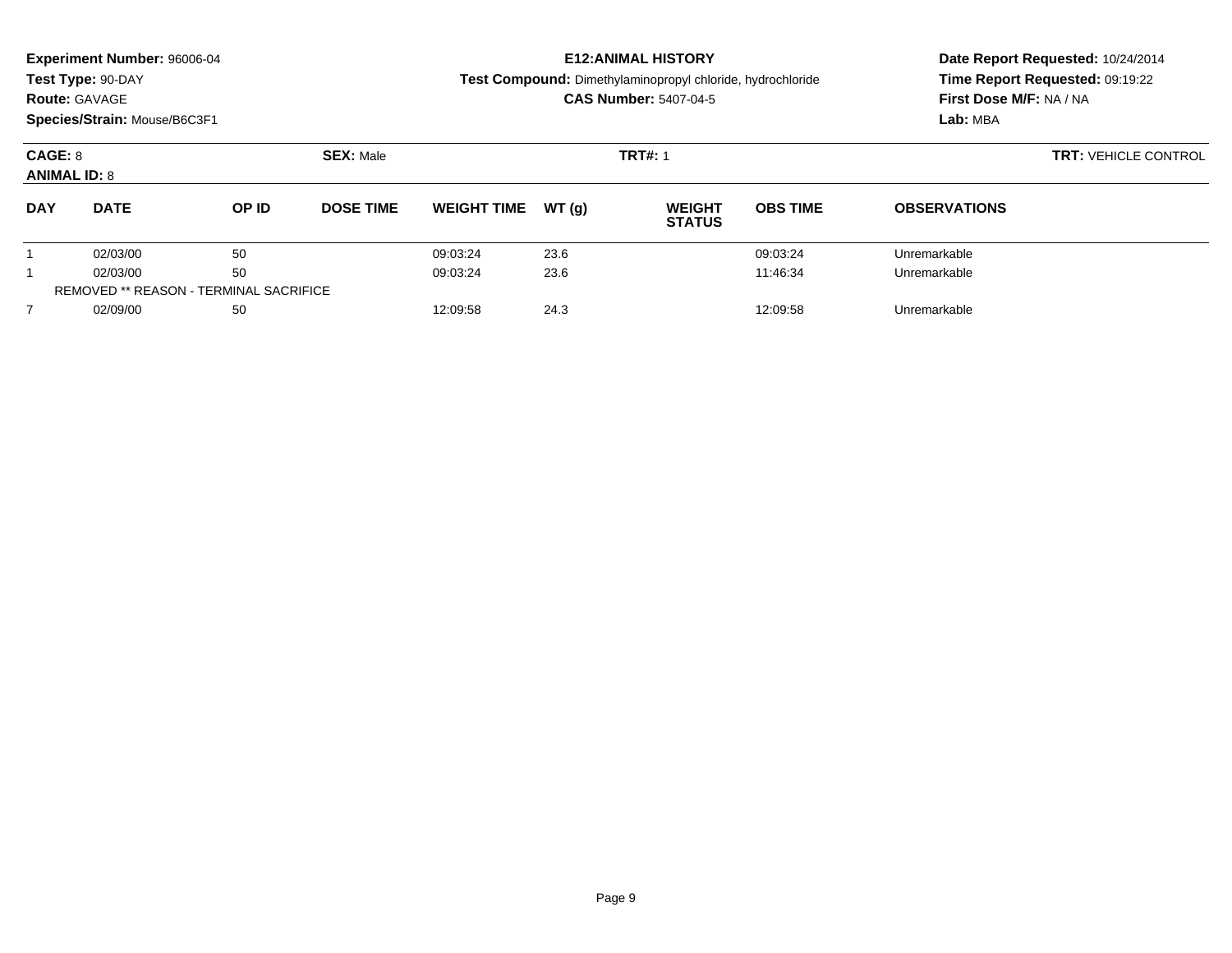**Experiment Number:** 96006-04
**Test Type:** 90-DAY
**Route:** GAVAGE
**Species/Strain:** Mouse/B6C3F1

**E12:ANIMAL HISTORY**
**Test Compound:** Dimethylaminopropyl chloride, hydrochloride
**CAS Number:** 5407-04-5

**Date Report Requested:** 10/24/2014
**Time Report Requested:** 09:19:22
**First Dose M/F:** NA / NA
**Lab:** MBA

**CAGE:** 8 **SEX:** Male **TRT#:** 1 **TRT:** VEHICLE CONTROL
**ANIMAL ID:** 8

| DAY | DATE | OP ID | DOSE TIME | WEIGHT TIME | WT (g) | WEIGHT STATUS | OBS TIME | OBSERVATIONS |
|---|---|---|---|---|---|---|---|---|
| 1 | 02/03/00 | 50 | | 09:03:24 | 23.6 | | 09:03:24 | Unremarkable |
| 1 | 02/03/00 | 50 | | 09:03:24 | 23.6 | | 11:46:34 | Unremarkable |
| REMOVED ** REASON - TERMINAL SACRIFICE | | | | | | | | |
| 7 | 02/09/00 | 50 | | 12:09:58 | 24.3 | | 12:09:58 | Unremarkable |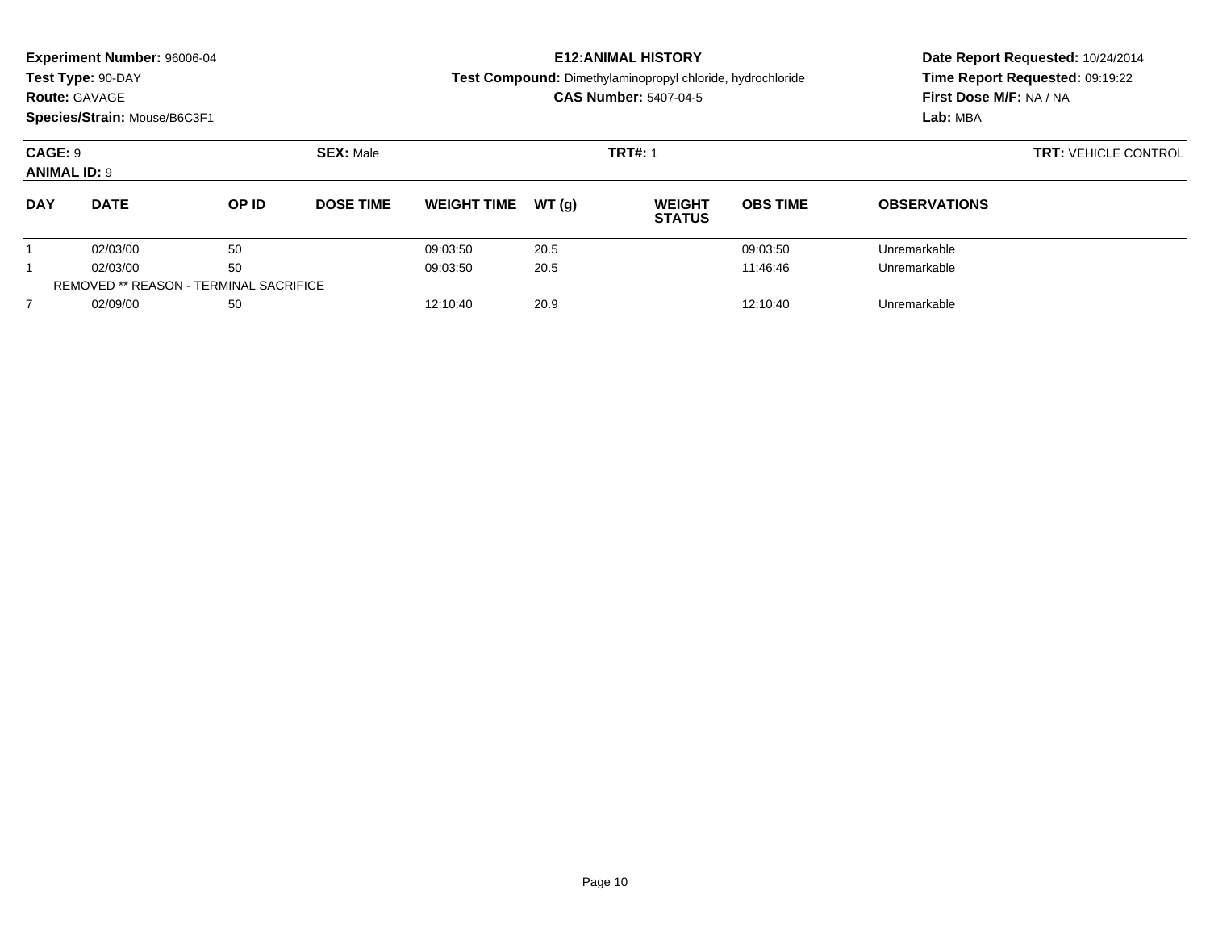**Experiment Number:** 96006-04
**Test Type:** 90-DAY
**Route:** GAVAGE
**Species/Strain:** Mouse/B6C3F1

**E12:ANIMAL HISTORY**
**Test Compound:** Dimethylaminopropyl chloride, hydrochloride
**CAS Number:** 5407-04-5

**Date Report Requested:** 10/24/2014
**Time Report Requested:** 09:19:22
**First Dose M/F:** NA / NA
**Lab:** MBA

**CAGE:** 9 **SEX:** Male **TRT#:** 1 **TRT:** VEHICLE CONTROL
**ANIMAL ID:** 9

| DAY | DATE | OP ID | DOSE TIME | WEIGHT TIME | WT (g) | WEIGHT STATUS | OBS TIME | OBSERVATIONS |
|---|---|---|---|---|---|---|---|---|
| 1 | 02/03/00 | 50 | | 09:03:50 | 20.5 | | 09:03:50 | Unremarkable |
| 1 | 02/03/00 | 50 | | 09:03:50 | 20.5 | | 11:46:46 | Unremarkable |
| REMOVED ** REASON - TERMINAL SACRIFICE | | | | | | | | |
| 7 | 02/09/00 | 50 | | 12:10:40 | 20.9 | | 12:10:40 | Unremarkable |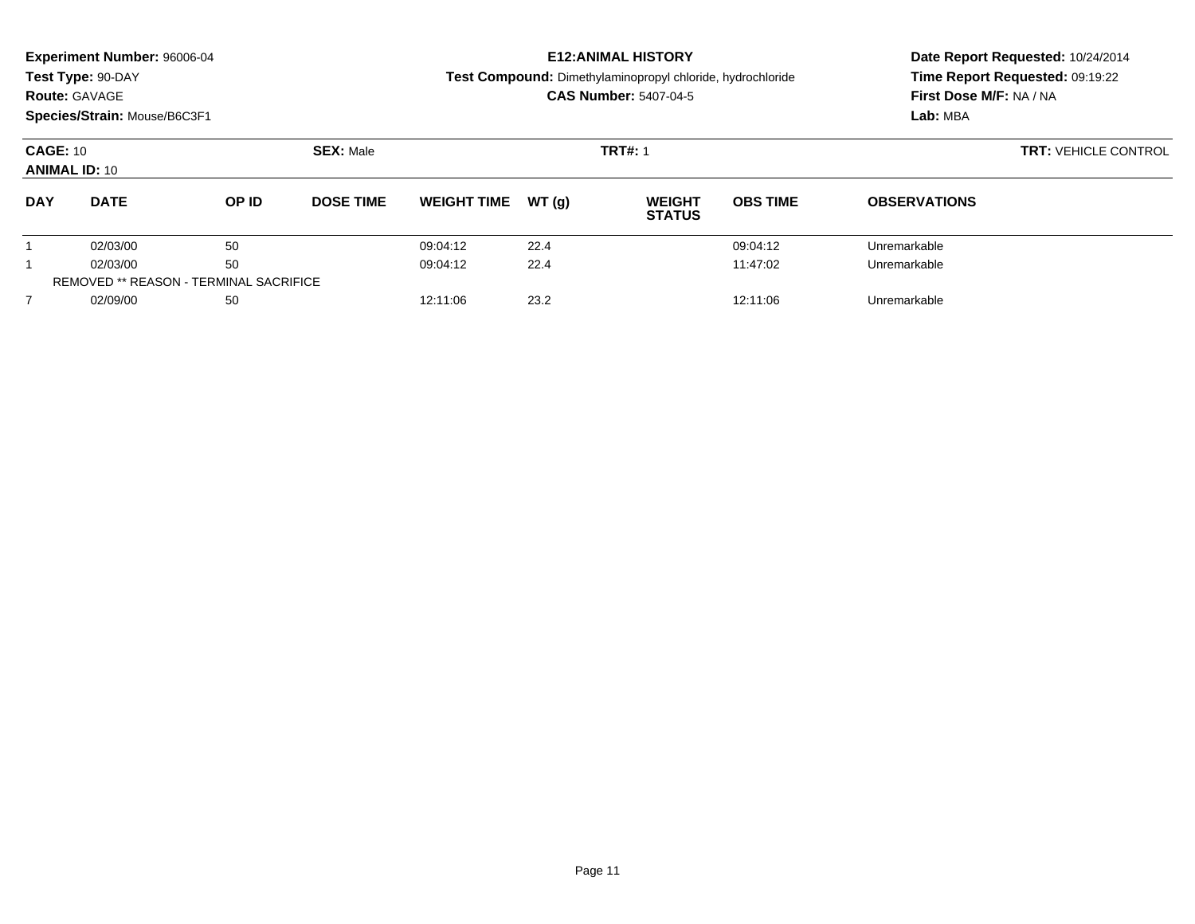**Experiment Number:** 96006-04
**Test Type:** 90-DAY
**Route:** GAVAGE
**Species/Strain:** Mouse/B6C3F1

**E12:ANIMAL HISTORY**
**Test Compound:** Dimethylaminopropyl chloride, hydrochloride
**CAS Number:** 5407-04-5

**Date Report Requested:** 10/24/2014
**Time Report Requested:** 09:19:22
**First Dose M/F:** NA / NA
**Lab:** MBA

**CAGE:** 10 **SEX:** Male **TRT#:** 1 **TRT:** VEHICLE CONTROL
**ANIMAL ID:** 10

| DAY | DATE | OP ID | DOSE TIME | WEIGHT TIME | WT (g) | WEIGHT STATUS | OBS TIME | OBSERVATIONS |
|---|---|---|---|---|---|---|---|---|
| 1 | 02/03/00 | 50 | | 09:04:12 | 22.4 | | 09:04:12 | Unremarkable |
| 1 | 02/03/00 | 50 | | 09:04:12 | 22.4 | | 11:47:02 | Unremarkable |
| REMOVED ** REASON - TERMINAL SACRIFICE | | | | | | | | |
| 7 | 02/09/00 | 50 | | 12:11:06 | 23.2 | | 12:11:06 | Unremarkable |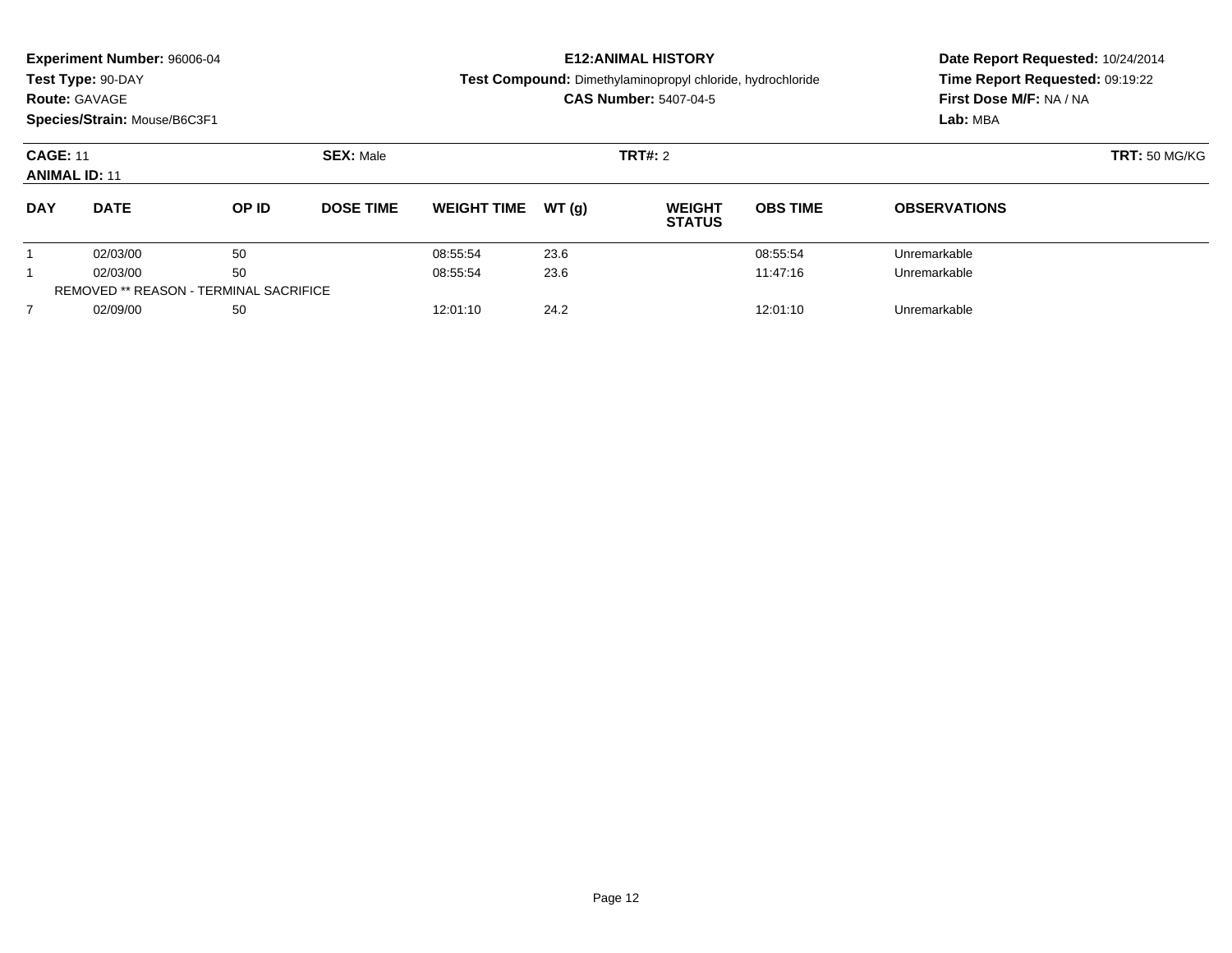**Experiment Number:** 96006-04
**Test Type:** 90-DAY
**Route:** GAVAGE
**Species/Strain:** Mouse/B6C3F1

**E12:ANIMAL HISTORY**
**Test Compound:** Dimethylaminopropyl chloride, hydrochloride
**CAS Number:** 5407-04-5

**Date Report Requested:** 10/24/2014
**Time Report Requested:** 09:19:22
**First Dose M/F:** NA / NA
**Lab:** MBA

**CAGE:** 11 **SEX:** Male **TRT#:** 2 **TRT:** 50 MG/KG
**ANIMAL ID:** 11

| DAY | DATE | OP ID | DOSE TIME | WEIGHT TIME | WT (g) | WEIGHT STATUS | OBS TIME | OBSERVATIONS |
|---|---|---|---|---|---|---|---|---|
| 1 | 02/03/00 | 50 | | 08:55:54 | 23.6 | | 08:55:54 | Unremarkable |
| 1 | 02/03/00 | 50 | | 08:55:54 | 23.6 | | 11:47:16 | Unremarkable |
| REMOVED ** REASON - TERMINAL SACRIFICE | | | | | | | | |
| 7 | 02/09/00 | 50 | | 12:01:10 | 24.2 | | 12:01:10 | Unremarkable |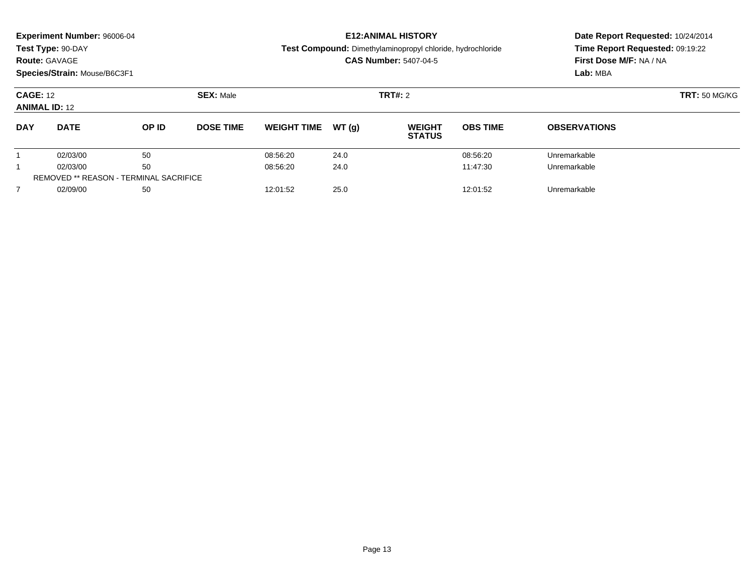**Experiment Number:** 96006-04
**Test Type:** 90-DAY
**Route:** GAVAGE
**Species/Strain:** Mouse/B6C3F1

**E12:ANIMAL HISTORY**
**Test Compound:** Dimethylaminopropyl chloride, hydrochloride
**CAS Number:** 5407-04-5

**Date Report Requested:** 10/24/2014
**Time Report Requested:** 09:19:22
**First Dose M/F:** NA / NA
**Lab:** MBA

**CAGE:** 12 **SEX:** Male **TRT#:** 2 **TRT:** 50 MG/KG
**ANIMAL ID:** 12

| DAY | DATE | OP ID | DOSE TIME | WEIGHT TIME | WT (g) | WEIGHT STATUS | OBS TIME | OBSERVATIONS |
|---|---|---|---|---|---|---|---|---|
| 1 | 02/03/00 | 50 | | 08:56:20 | 24.0 | | 08:56:20 | Unremarkable |
| 1 | 02/03/00 | 50 | | 08:56:20 | 24.0 | | 11:47:30 | Unremarkable |
| REMOVED ** REASON - TERMINAL SACRIFICE | | | | | | | | |
| 7 | 02/09/00 | 50 | | 12:01:52 | 25.0 | | 12:01:52 | Unremarkable |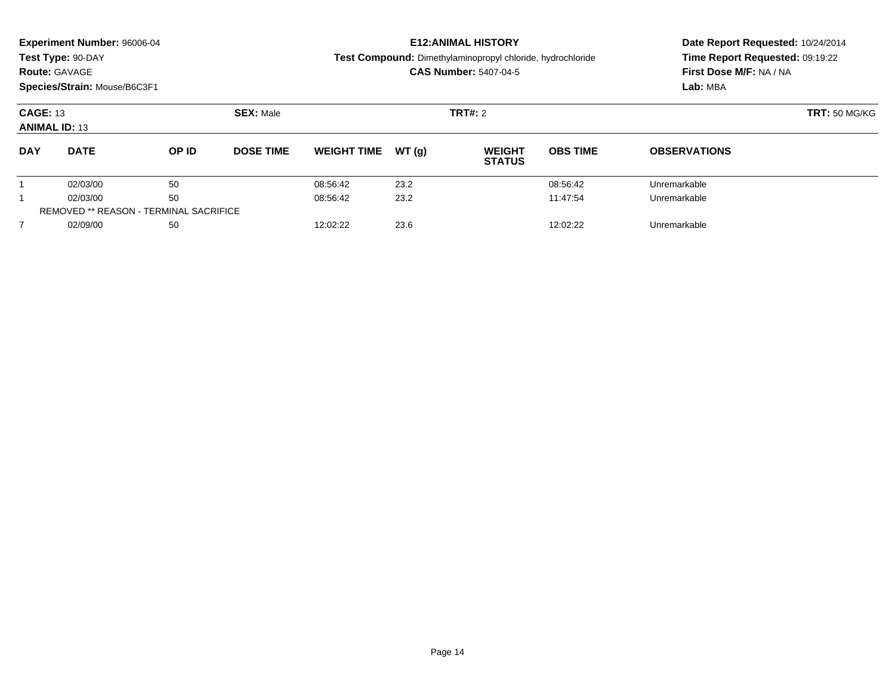**Experiment Number:** 96006-04
**Test Type:** 90-DAY
**Route:** GAVAGE
**Species/Strain:** Mouse/B6C3F1

**E12:ANIMAL HISTORY**
**Test Compound:** Dimethylaminopropyl chloride, hydrochloride
**CAS Number:** 5407-04-5

**Date Report Requested:** 10/24/2014
**Time Report Requested:** 09:19:22
**First Dose M/F:** NA / NA
**Lab:** MBA

**CAGE:** 13 **SEX:** Male **TRT#:** 2 **TRT:** 50 MG/KG
**ANIMAL ID:** 13

| DAY | DATE | OP ID | DOSE TIME | WEIGHT TIME | WT (g) | WEIGHT STATUS | OBS TIME | OBSERVATIONS |
|---|---|---|---|---|---|---|---|---|
| 1 | 02/03/00 | 50 | | 08:56:42 | 23.2 | | 08:56:42 | Unremarkable |
| 1 | 02/03/00 | 50 | | 08:56:42 | 23.2 | | 11:47:54 | Unremarkable |
| REMOVED ** REASON - TERMINAL SACRIFICE | | | | | | | | |
| 7 | 02/09/00 | 50 | | 12:02:22 | 23.6 | | 12:02:22 | Unremarkable |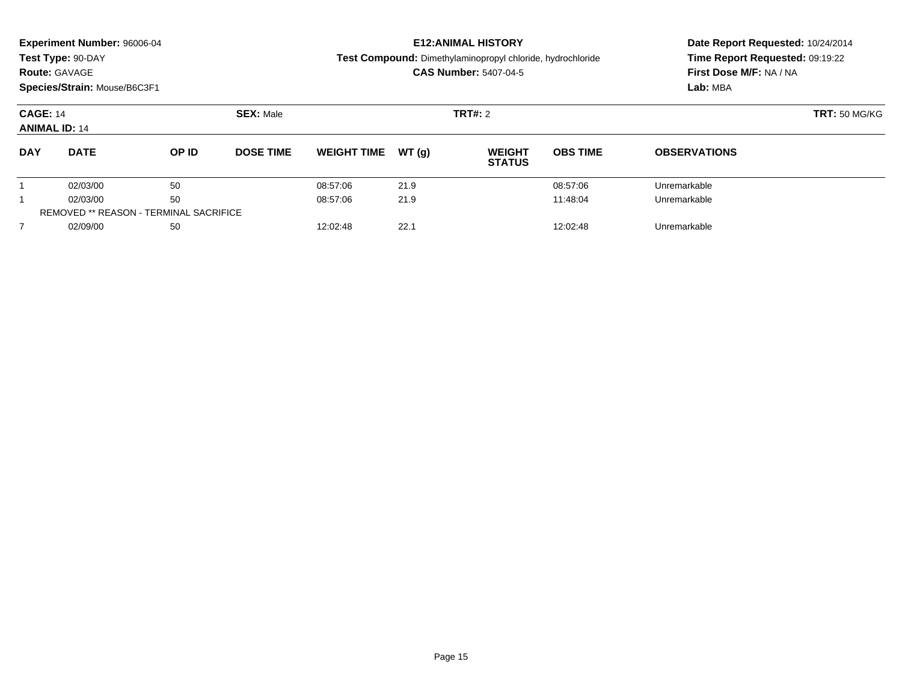**Experiment Number:** 96006-04
**Test Type:** 90-DAY
**Route:** GAVAGE
**Species/Strain:** Mouse/B6C3F1

# E12:ANIMAL HISTORY

**Test Compound:** Dimethylaminopropyl chloride, hydrochloride
**CAS Number:** 5407-04-5

**Date Report Requested:** 10/24/2014
**Time Report Requested:** 09:19:22
**First Dose M/F:** NA / NA
**Lab:** MBA

**CAGE:** 14 **SEX:** Male **TRT#:** 2 **TRT:** 50 MG/KG
**ANIMAL ID:** 14

| DAY | DATE | OP ID | DOSE TIME | WEIGHT TIME | WT (g) | WEIGHT STATUS | OBS TIME | OBSERVATIONS |
|---|---|---|---|---|---|---|---|---|
| 1 | 02/03/00 | 50 | | 08:57:06 | 21.9 | | 08:57:06 | Unremarkable |
| 1 | 02/03/00 | 50 | | 08:57:06 | 21.9 | | 11:48:04 | Unremarkable |
| REMOVED ** REASON - TERMINAL SACRIFICE | | | | | | | | |
| 7 | 02/09/00 | 50 | | 12:02:48 | 22.1 | | 12:02:48 | Unremarkable |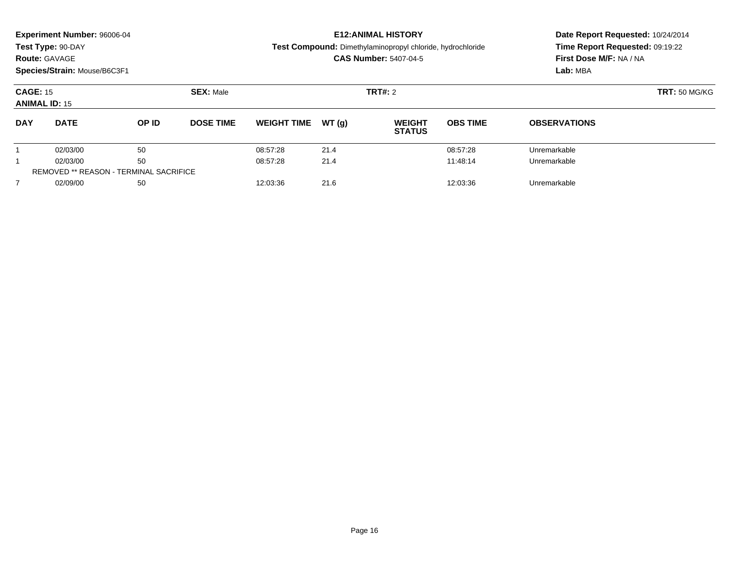**Experiment Number:** 96006-04
**Test Type:** 90-DAY
**Route:** GAVAGE
**Species/Strain:** Mouse/B6C3F1

**E12:ANIMAL HISTORY**
**Test Compound:** Dimethylaminopropyl chloride, hydrochloride
**CAS Number:** 5407-04-5

**Date Report Requested:** 10/24/2014
**Time Report Requested:** 09:19:22
**First Dose M/F:** NA / NA
**Lab:** MBA

**CAGE:** 15 **SEX:** Male **TRT#:** 2 **TRT:** 50 MG/KG
**ANIMAL ID:** 15

| DAY | DATE | OP ID | DOSE TIME | WEIGHT TIME | WT (g) | WEIGHT STATUS | OBS TIME | OBSERVATIONS |
|---|---|---|---|---|---|---|---|---|
| 1 | 02/03/00 | 50 | | 08:57:28 | 21.4 | | 08:57:28 | Unremarkable |
| 1 | 02/03/00 | 50 | | 08:57:28 | 21.4 | | 11:48:14 | Unremarkable |
| REMOVED ** REASON - TERMINAL SACRIFICE | | | | | | | | |
| 7 | 02/09/00 | 50 | | 12:03:36 | 21.6 | | 12:03:36 | Unremarkable |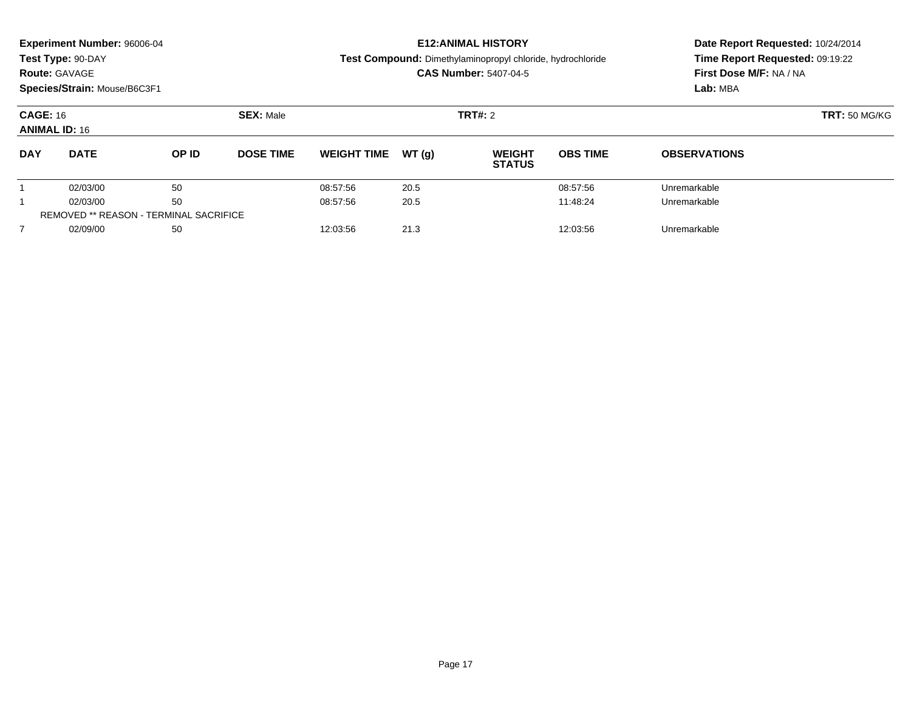**Experiment Number:** 96006-04
**Test Type:** 90-DAY
**Route:** GAVAGE
**Species/Strain:** Mouse/B6C3F1

**E12:ANIMAL HISTORY**
**Test Compound:** Dimethylaminopropyl chloride, hydrochloride
**CAS Number:** 5407-04-5

**Date Report Requested:** 10/24/2014
**Time Report Requested:** 09:19:22
**First Dose M/F:** NA / NA
**Lab:** MBA

**CAGE:** 16 **SEX:** Male **TRT#:** 2 **TRT:** 50 MG/KG
**ANIMAL ID:** 16

| DAY | DATE | OP ID | DOSE TIME | WEIGHT TIME | WT (g) | WEIGHT STATUS | OBS TIME | OBSERVATIONS |
|---|---|---|---|---|---|---|---|---|
| 1 | 02/03/00 | 50 | | 08:57:56 | 20.5 | | 08:57:56 | Unremarkable |
| 1 | 02/03/00 | 50 | | 08:57:56 | 20.5 | | 11:48:24 | Unremarkable |
| REMOVED ** REASON - TERMINAL SACRIFICE | | | | | | | | |
| 7 | 02/09/00 | 50 | | 12:03:56 | 21.3 | | 12:03:56 | Unremarkable |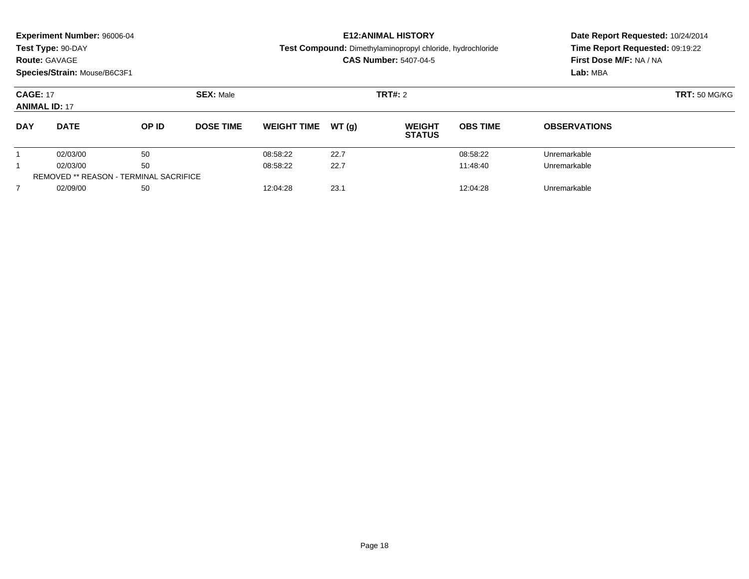**Experiment Number:** 96006-04
**Test Type:** 90-DAY
**Route:** GAVAGE
**Species/Strain:** Mouse/B6C3F1

**E12:ANIMAL HISTORY**
**Test Compound:** Dimethylaminopropyl chloride, hydrochloride
**CAS Number:** 5407-04-5

**Date Report Requested:** 10/24/2014
**Time Report Requested:** 09:19:22
**First Dose M/F:** NA / NA
**Lab:** MBA

**CAGE:** 17 **SEX:** Male **TRT#:** 2 **TRT:** 50 MG/KG
**ANIMAL ID:** 17

| DAY | DATE | OP ID | DOSE TIME | WEIGHT TIME | WT (g) | WEIGHT STATUS | OBS TIME | OBSERVATIONS |
|---|---|---|---|---|---|---|---|---|
| 1 | 02/03/00 | 50 | | 08:58:22 | 22.7 | | 08:58:22 | Unremarkable |
| 1 | 02/03/00 | 50 | | 08:58:22 | 22.7 | | 11:48:40 | Unremarkable |
| REMOVED ** REASON - TERMINAL SACRIFICE | | | | | | | | |
| 7 | 02/09/00 | 50 | | 12:04:28 | 23.1 | | 12:04:28 | Unremarkable |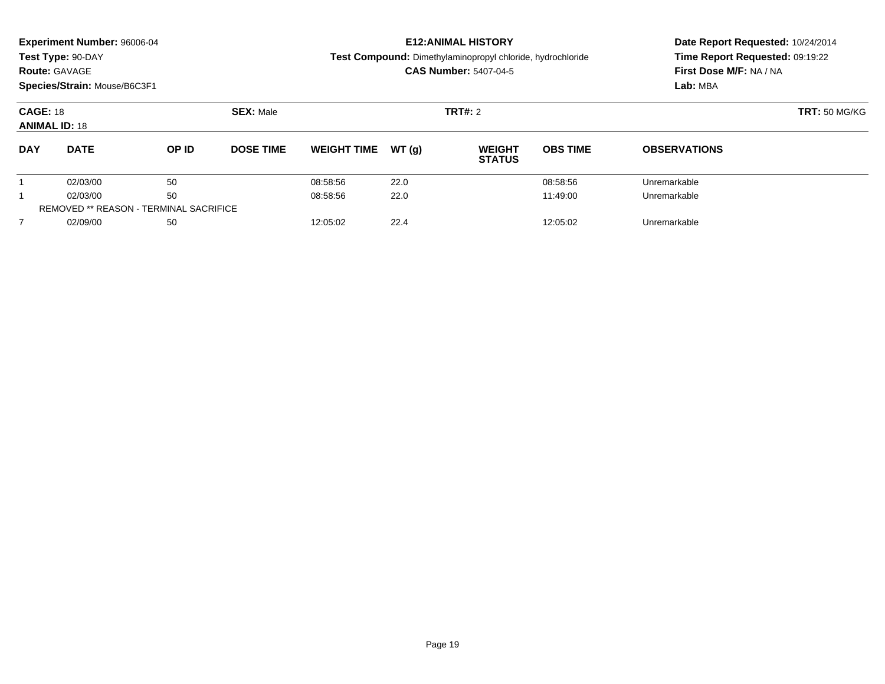**Experiment Number:** 96006-04
**Test Type:** 90-DAY
**Route:** GAVAGE
**Species/Strain:** Mouse/B6C3F1

**E12:ANIMAL HISTORY**
**Test Compound:** Dimethylaminopropyl chloride, hydrochloride
**CAS Number:** 5407-04-5

**Date Report Requested:** 10/24/2014
**Time Report Requested:** 09:19:22
**First Dose M/F:** NA / NA
**Lab:** MBA

**CAGE:** 18 **SEX:** Male **TRT#:** 2 **TRT:** 50 MG/KG
**ANIMAL ID:** 18

| DAY | DATE | OP ID | DOSE TIME | WEIGHT TIME | WT (g) | WEIGHT STATUS | OBS TIME | OBSERVATIONS |
|---|---|---|---|---|---|---|---|---|
| 1 | 02/03/00 | 50 | | 08:58:56 | 22.0 | | 08:58:56 | Unremarkable |
| 1 | 02/03/00 | 50 | | 08:58:56 | 22.0 | | 11:49:00 | Unremarkable |
| REMOVED ** REASON - TERMINAL SACRIFICE | | | | | | | | |
| 7 | 02/09/00 | 50 | | 12:05:02 | 22.4 | | 12:05:02 | Unremarkable |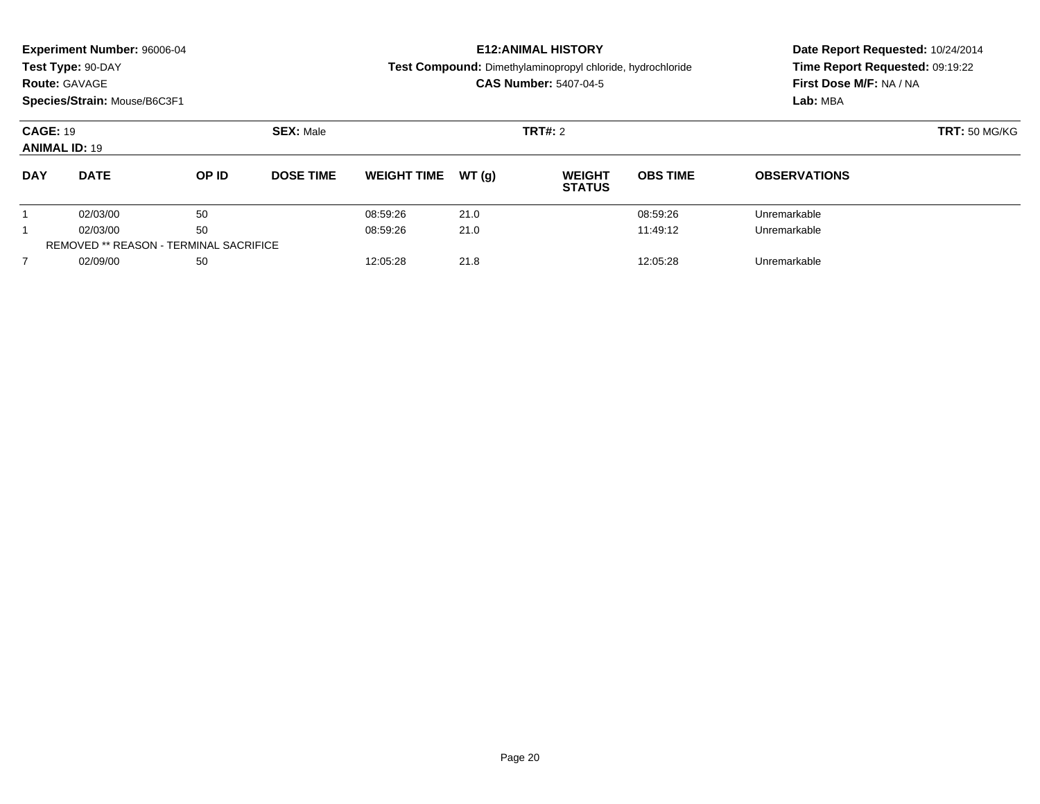**Experiment Number:** 96006-04
**Test Type:** 90-DAY
**Route:** GAVAGE
**Species/Strain:** Mouse/B6C3F1

# E12:ANIMAL HISTORY

**Test Compound:** Dimethylaminopropyl chloride, hydrochloride
**CAS Number:** 5407-04-5

**Date Report Requested:** 10/24/2014
**Time Report Requested:** 09:19:22
**First Dose M/F:** NA / NA
**Lab:** MBA

**CAGE:** 19 **SEX:** Male **TRT#:** 2 **TRT:** 50 MG/KG
**ANIMAL ID:** 19

| DAY | DATE | OP ID | DOSE TIME | WEIGHT TIME | WT (g) | WEIGHT STATUS | OBS TIME | OBSERVATIONS |
|---|---|---|---|---|---|---|---|---|
| 1 | 02/03/00 | 50 | | 08:59:26 | 21.0 | | 08:59:26 | Unremarkable |
| 1 | 02/03/00 | 50 | | 08:59:26 | 21.0 | | 11:49:12 | Unremarkable |
| REMOVED ** REASON - TERMINAL SACRIFICE | | | | | | | | |
| 7 | 02/09/00 | 50 | | 12:05:28 | 21.8 | | 12:05:28 | Unremarkable |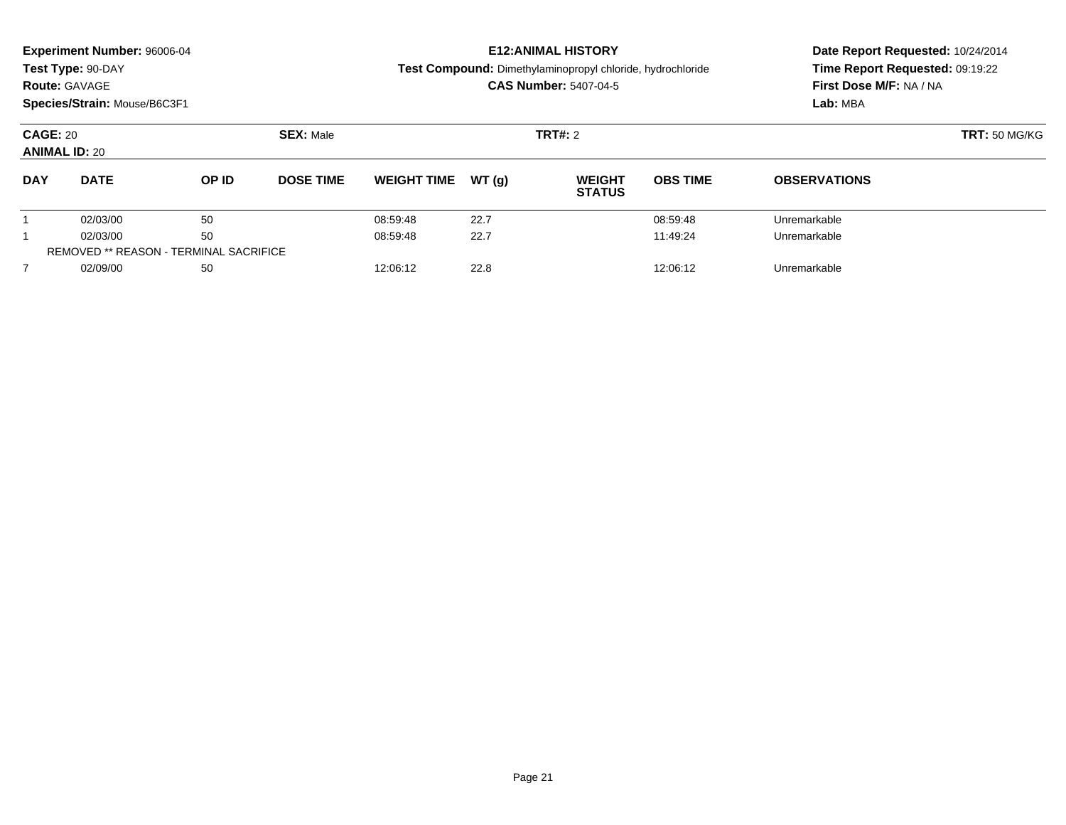**Experiment Number:** 96006-04
**Test Type:** 90-DAY
**Route:** GAVAGE
**Species/Strain:** Mouse/B6C3F1

**E12:ANIMAL HISTORY**
**Test Compound:** Dimethylaminopropyl chloride, hydrochloride
**CAS Number:** 5407-04-5

**Date Report Requested:** 10/24/2014
**Time Report Requested:** 09:19:22
**First Dose M/F:** NA / NA
**Lab:** MBA

**CAGE:** 20 **SEX:** Male **TRT#:** 2 **TRT:** 50 MG/KG
**ANIMAL ID:** 20

| DAY | DATE | OP ID | DOSE TIME | WEIGHT TIME | WT (g) | WEIGHT STATUS | OBS TIME | OBSERVATIONS |
|---|---|---|---|---|---|---|---|---|
| 1 | 02/03/00 | 50 | | 08:59:48 | 22.7 | | 08:59:48 | Unremarkable |
| 1 | 02/03/00 | 50 | | 08:59:48 | 22.7 | | 11:49:24 | Unremarkable |
| REMOVED ** REASON - TERMINAL SACRIFICE | | | | | | | | |
| 7 | 02/09/00 | 50 | | 12:06:12 | 22.8 | | 12:06:12 | Unremarkable |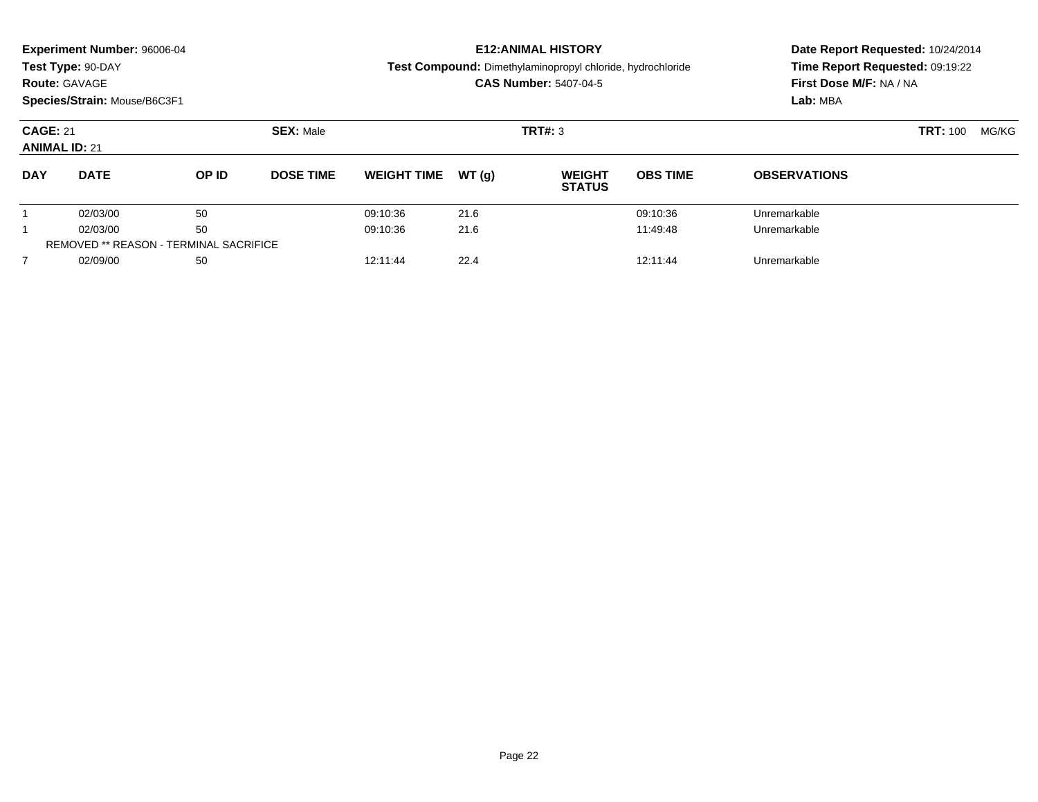**Experiment Number:** 96006-04
**Test Type:** 90-DAY
**Route:** GAVAGE
**Species/Strain:** Mouse/B6C3F1

**E12:ANIMAL HISTORY**
**Test Compound:** Dimethylaminopropyl chloride, hydrochloride
**CAS Number:** 5407-04-5

**Date Report Requested:** 10/24/2014
**Time Report Requested:** 09:19:22
**First Dose M/F:** NA / NA
**Lab:** MBA

**CAGE:** 21 **SEX:** Male **TRT#:** 3 **TRT:** 100 MG/KG
**ANIMAL ID:** 21

| DAY | DATE | OP ID | DOSE TIME | WEIGHT TIME | WT (g) | WEIGHT STATUS | OBS TIME | OBSERVATIONS |
|---|---|---|---|---|---|---|---|---|
| 1 | 02/03/00 | 50 | | 09:10:36 | 21.6 | | 09:10:36 | Unremarkable |
| 1 | 02/03/00 | 50 | | 09:10:36 | 21.6 | | 11:49:48 | Unremarkable |
| REMOVED ** REASON - TERMINAL SACRIFICE | | | | | | | | |
| 7 | 02/09/00 | 50 | | 12:11:44 | 22.4 | | 12:11:44 | Unremarkable |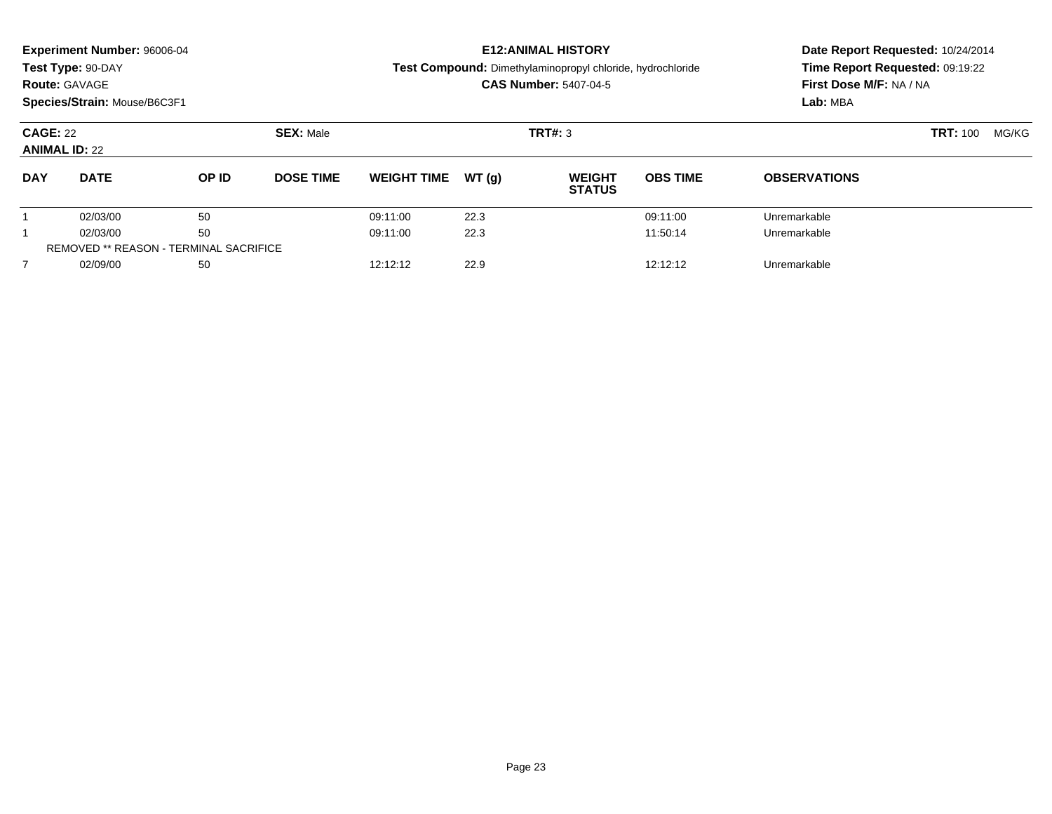**Experiment Number:** 96006-04
**Test Type:** 90-DAY
**Route:** GAVAGE
**Species/Strain:** Mouse/B6C3F1

**E12:ANIMAL HISTORY**
**Test Compound:** Dimethylaminopropyl chloride, hydrochloride
**CAS Number:** 5407-04-5

**Date Report Requested:** 10/24/2014
**Time Report Requested:** 09:19:22
**First Dose M/F:** NA / NA
**Lab:** MBA

**CAGE:** 22
**ANIMAL ID:** 22
**SEX:** Male
**TRT#:** 3
**TRT:** 100 MG/KG

| DAY | DATE | OP ID | DOSE TIME | WEIGHT TIME | WT (g) | WEIGHT STATUS | OBS TIME | OBSERVATIONS |
|---|---|---|---|---|---|---|---|---|
| 1 | 02/03/00 | 50 | | 09:11:00 | 22.3 | | 09:11:00 | Unremarkable |
| 1 | 02/03/00 | 50 | | 09:11:00 | 22.3 | | 11:50:14 | Unremarkable |
| REMOVED ** REASON - TERMINAL SACRIFICE | | | | | | | | |
| 7 | 02/09/00 | 50 | | 12:12:12 | 22.9 | | 12:12:12 | Unremarkable |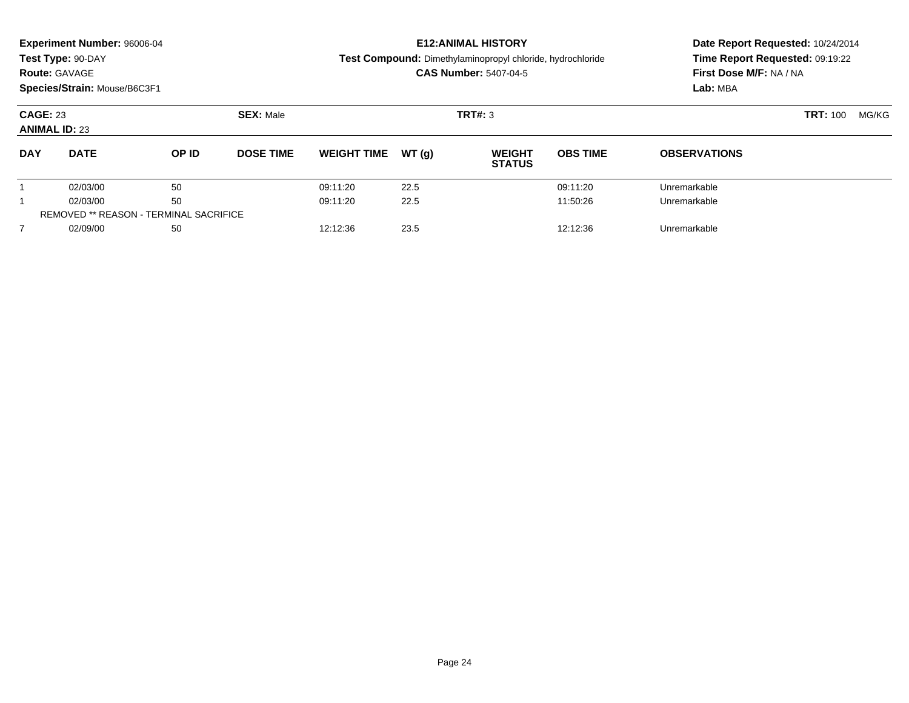**Experiment Number:** 96006-04
**Test Type:** 90-DAY
**Route:** GAVAGE
**Species/Strain:** Mouse/B6C3F1

**E12:ANIMAL HISTORY**
**Test Compound:** Dimethylaminopropyl chloride, hydrochloride
**CAS Number:** 5407-04-5

**Date Report Requested:** 10/24/2014
**Time Report Requested:** 09:19:22
**First Dose M/F:** NA / NA
**Lab:** MBA

**CAGE:** 23
**ANIMAL ID:** 23
**SEX:** Male
**TRT#:** 3
**TRT:** 100 MG/KG

| DAY | DATE | OP ID | DOSE TIME | WEIGHT TIME | WT (g) | WEIGHT STATUS | OBS TIME | OBSERVATIONS |
|---|---|---|---|---|---|---|---|---|
| 1 | 02/03/00 | 50 | | 09:11:20 | 22.5 | | 09:11:20 | Unremarkable |
| 1 | 02/03/00 | 50 | | 09:11:20 | 22.5 | | 11:50:26 | Unremarkable |
| REMOVED ** REASON - TERMINAL SACRIFICE | | | | | | | | |
| 7 | 02/09/00 | 50 | | 12:12:36 | 23.5 | | 12:12:36 | Unremarkable |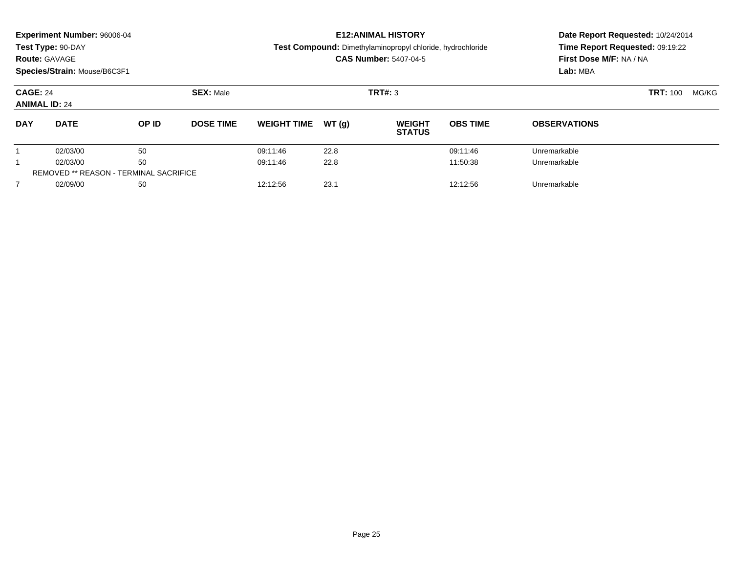**Experiment Number:** 96006-04
**Test Type:** 90-DAY
**Route:** GAVAGE
**Species/Strain:** Mouse/B6C3F1

**E12:ANIMAL HISTORY**
**Test Compound:** Dimethylaminopropyl chloride, hydrochloride
**CAS Number:** 5407-04-5

**Date Report Requested:** 10/24/2014
**Time Report Requested:** 09:19:22
**First Dose M/F:** NA / NA
**Lab:** MBA

**CAGE:** 24
**ANIMAL ID:** 24
**SEX:** Male
**TRT#:** 3
**TRT:** 100 MG/KG

| DAY | DATE | OP ID | DOSE TIME | WEIGHT TIME | WT (g) | WEIGHT STATUS | OBS TIME | OBSERVATIONS |
|---|---|---|---|---|---|---|---|---|
| 1 | 02/03/00 | 50 | | 09:11:46 | 22.8 | | 09:11:46 | Unremarkable |
| 1 | 02/03/00 | 50 | | 09:11:46 | 22.8 | | 11:50:38 | Unremarkable |
| REMOVED ** REASON - TERMINAL SACRIFICE | | | | | | | | |
| 7 | 02/09/00 | 50 | | 12:12:56 | 23.1 | | 12:12:56 | Unremarkable |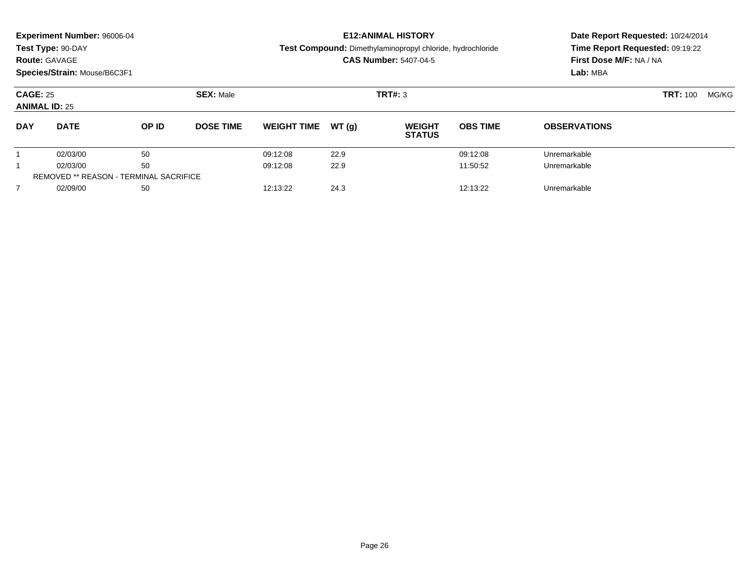**Experiment Number:** 96006-04
**Test Type:** 90-DAY
**Route:** GAVAGE
**Species/Strain:** Mouse/B6C3F1

**E12:ANIMAL HISTORY**
**Test Compound:** Dimethylaminopropyl chloride, hydrochloride
**CAS Number:** 5407-04-5

**Date Report Requested:** 10/24/2014
**Time Report Requested:** 09:19:22
**First Dose M/F:** NA / NA
**Lab:** MBA

**CAGE:** 25 **SEX:** Male **TRT#:** 3 **TRT:** 100 MG/KG
**ANIMAL ID:** 25

| DAY | DATE | OP ID | DOSE TIME | WEIGHT TIME | WT (g) | WEIGHT STATUS | OBS TIME | OBSERVATIONS |
|---|---|---|---|---|---|---|---|---|
| 1 | 02/03/00 | 50 | | 09:12:08 | 22.9 | | 09:12:08 | Unremarkable |
| 1 | 02/03/00 | 50 | | 09:12:08 | 22.9 | | 11:50:52 | Unremarkable |
| REMOVED ** REASON - TERMINAL SACRIFICE | | | | | | | | |
| 7 | 02/09/00 | 50 | | 12:13:22 | 24.3 | | 12:13:22 | Unremarkable |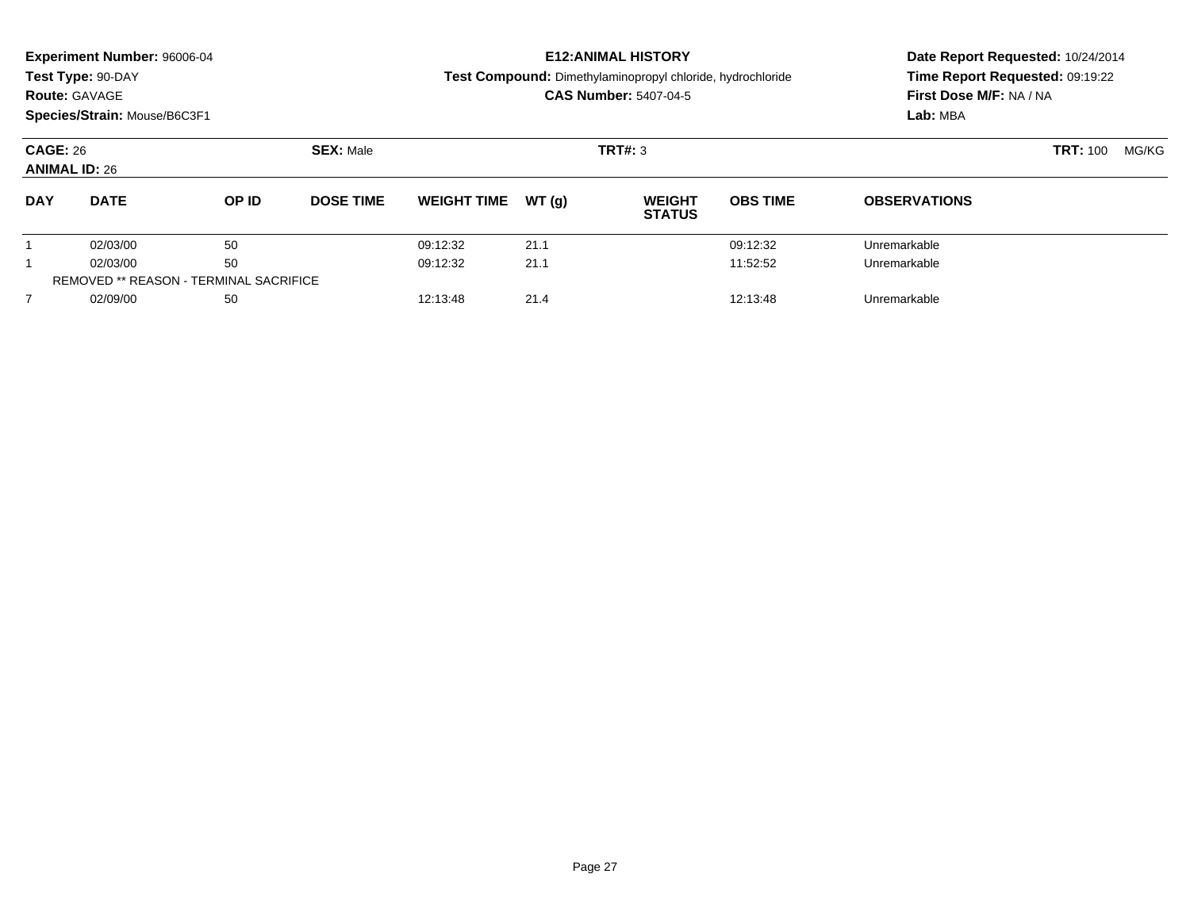**Experiment Number:** 96006-04
**Test Type:** 90-DAY
**Route:** GAVAGE
**Species/Strain:** Mouse/B6C3F1

# E12:ANIMAL HISTORY

**Test Compound:** Dimethylaminopropyl chloride, hydrochloride
**CAS Number:** 5407-04-5

**Date Report Requested:** 10/24/2014
**Time Report Requested:** 09:19:22
**First Dose M/F:** NA / NA
**Lab:** MBA

**CAGE:** 26 **SEX:** Male **TRT#:** 3 **TRT:** 100 MG/KG
**ANIMAL ID:** 26

| DAY | DATE | OP ID | DOSE TIME | WEIGHT TIME | WT (g) | WEIGHT STATUS | OBS TIME | OBSERVATIONS |
|---|---|---|---|---|---|---|---|---|
| 1 | 02/03/00 | 50 | | 09:12:32 | 21.1 | | 09:12:32 | Unremarkable |
| 1 | 02/03/00 | 50 | | 09:12:32 | 21.1 | | 11:52:52 | Unremarkable |
| REMOVED ** REASON - TERMINAL SACRIFICE | | | | | | | | |
| 7 | 02/09/00 | 50 | | 12:13:48 | 21.4 | | 12:13:48 | Unremarkable |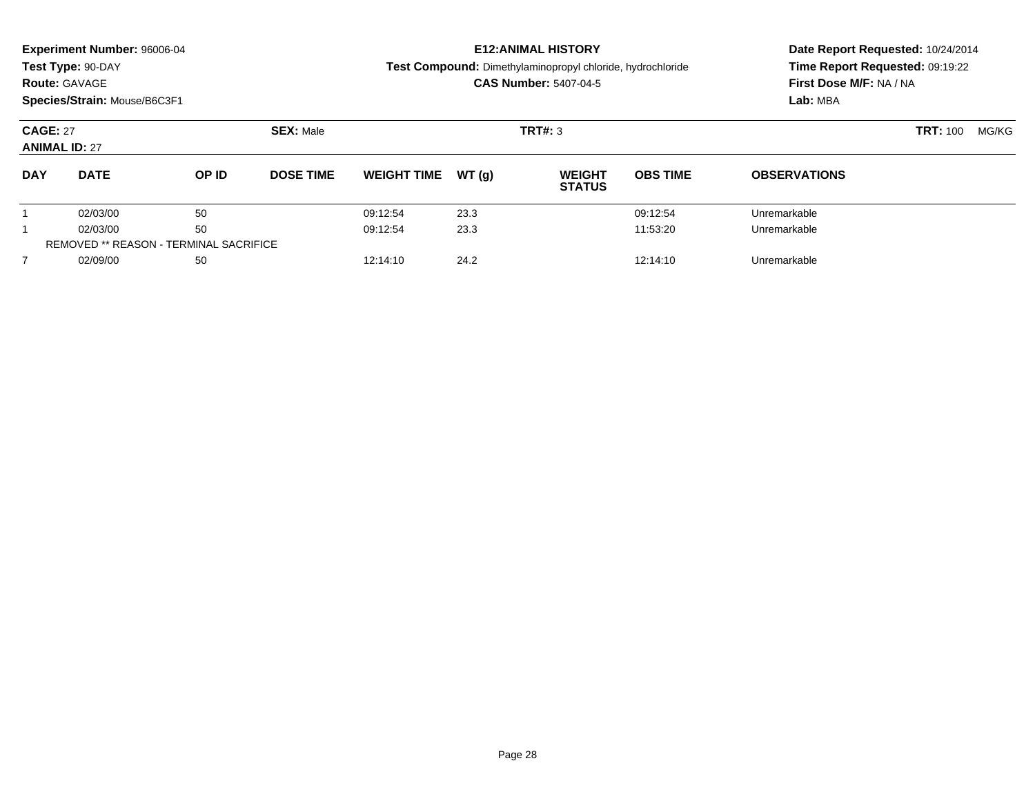**Experiment Number:** 96006-04
**Test Type:** 90-DAY
**Route:** GAVAGE
**Species/Strain:** Mouse/B6C3F1

**E12:ANIMAL HISTORY**
**Test Compound:** Dimethylaminopropyl chloride, hydrochloride
**CAS Number:** 5407-04-5

**Date Report Requested:** 10/24/2014
**Time Report Requested:** 09:19:22
**First Dose M/F:** NA / NA
**Lab:** MBA

**CAGE:** 27 **SEX:** Male **TRT#:** 3 **TRT:** 100 MG/KG
**ANIMAL ID:** 27

| DAY | DATE | OP ID | DOSE TIME | WEIGHT TIME | WT (g) | WEIGHT STATUS | OBS TIME | OBSERVATIONS |
|---|---|---|---|---|---|---|---|---|
| 1 | 02/03/00 | 50 | | 09:12:54 | 23.3 | | 09:12:54 | Unremarkable |
| 1 | 02/03/00 | 50 | | 09:12:54 | 23.3 | | 11:53:20 | Unremarkable |
| REMOVED ** REASON - TERMINAL SACRIFICE | | | | | | | | |
| 7 | 02/09/00 | 50 | | 12:14:10 | 24.2 | | 12:14:10 | Unremarkable |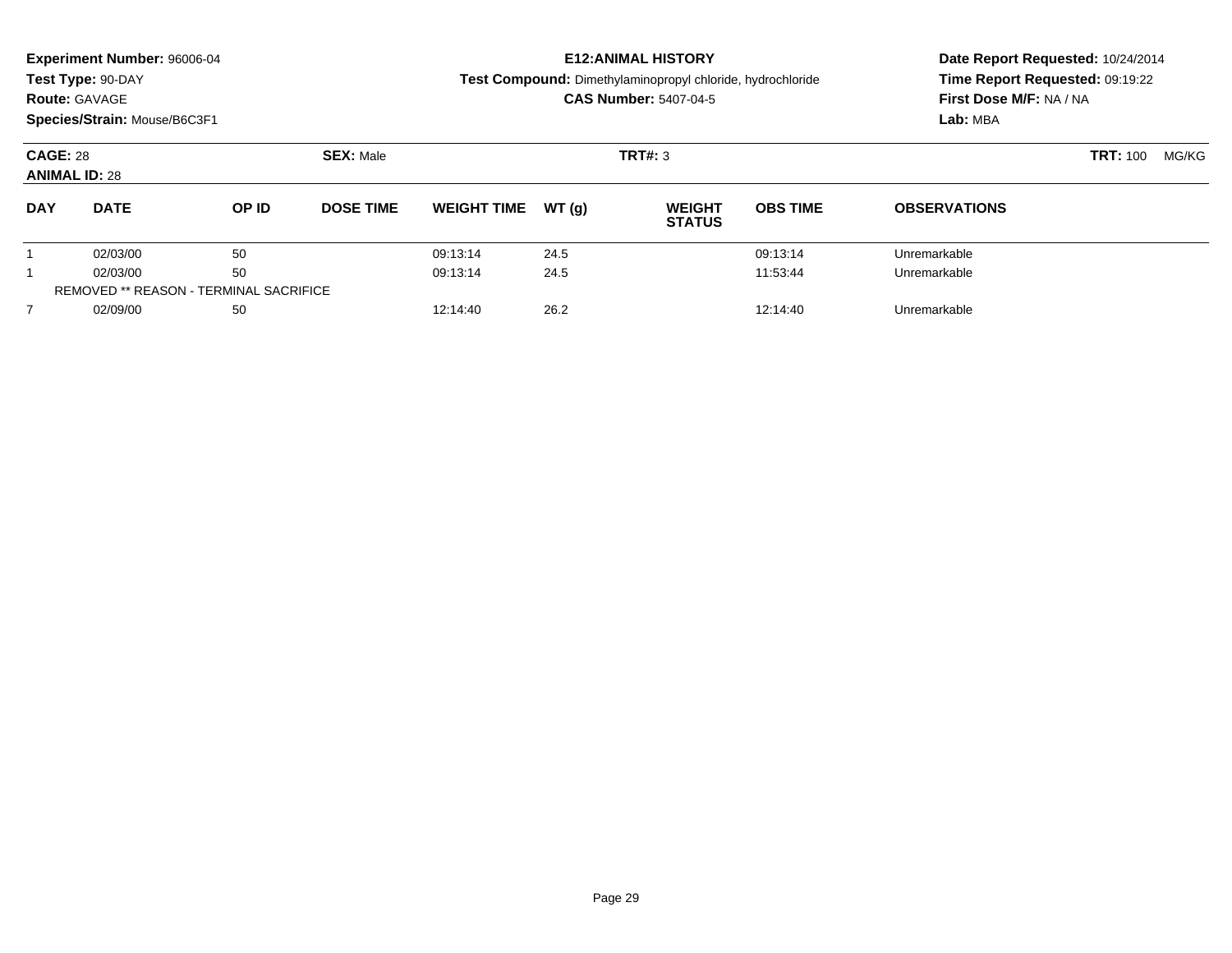**Experiment Number:** 96006-04
**Test Type:** 90-DAY
**Route:** GAVAGE
**Species/Strain:** Mouse/B6C3F1

# E12:ANIMAL HISTORY

**Test Compound:** Dimethylaminopropyl chloride, hydrochloride
**CAS Number:** 5407-04-5

**Date Report Requested:** 10/24/2014
**Time Report Requested:** 09:19:22
**First Dose M/F:** NA / NA
**Lab:** MBA

**CAGE:** 28 **SEX:** Male **TRT#:** 3 **TRT:** 100 MG/KG
**ANIMAL ID:** 28

| DAY | DATE | OP ID | DOSE TIME | WEIGHT TIME | WT (g) | WEIGHT STATUS | OBS TIME | OBSERVATIONS |
|---|---|---|---|---|---|---|---|---|
| 1 | 02/03/00 | 50 | | 09:13:14 | 24.5 | | 09:13:14 | Unremarkable |
| 1 | 02/03/00 | 50 | | 09:13:14 | 24.5 | | 11:53:44 | Unremarkable |
| REMOVED ** REASON - TERMINAL SACRIFICE | | | | | | | | |
| 7 | 02/09/00 | 50 | | 12:14:40 | 26.2 | | 12:14:40 | Unremarkable |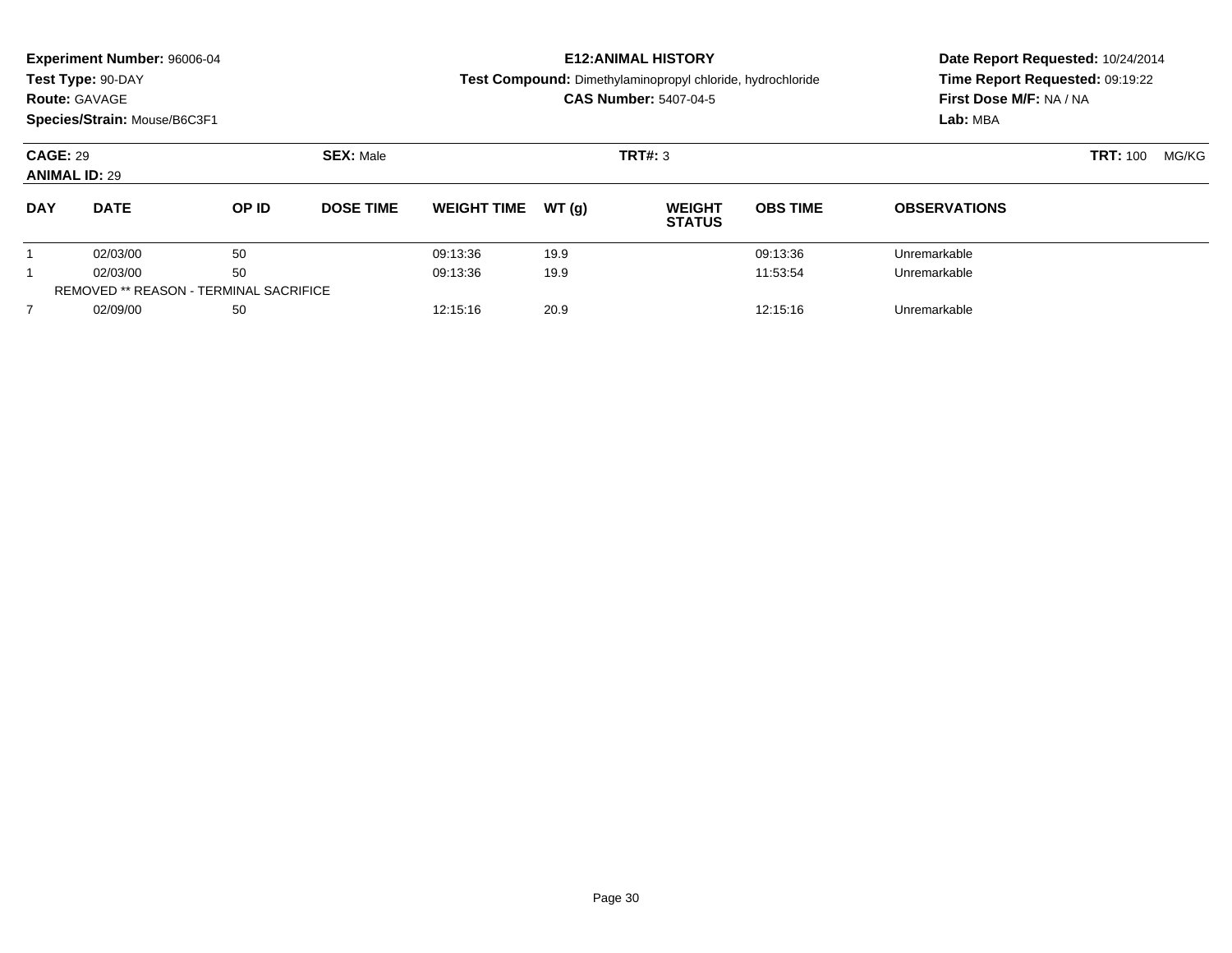**Experiment Number:** 96006-04
**Test Type:** 90-DAY
**Route:** GAVAGE
**Species/Strain:** Mouse/B6C3F1

**E12:ANIMAL HISTORY**
**Test Compound:** Dimethylaminopropyl chloride, hydrochloride
**CAS Number:** 5407-04-5

**Date Report Requested:** 10/24/2014
**Time Report Requested:** 09:19:22
**First Dose M/F:** NA / NA
**Lab:** MBA

**CAGE:** 29 **SEX:** Male **TRT#:** 3 **TRT:** 100 MG/KG
**ANIMAL ID:** 29

| DAY | DATE | OP ID | DOSE TIME | WEIGHT TIME | WT (g) | WEIGHT STATUS | OBS TIME | OBSERVATIONS |
|---|---|---|---|---|---|---|---|---|
| 1 | 02/03/00 | 50 | | 09:13:36 | 19.9 | | 09:13:36 | Unremarkable |
| 1 | 02/03/00 | 50 | | 09:13:36 | 19.9 | | 11:53:54 | Unremarkable |
| REMOVED ** REASON - TERMINAL SACRIFICE | | | | | | | | |
| 7 | 02/09/00 | 50 | | 12:15:16 | 20.9 | | 12:15:16 | Unremarkable |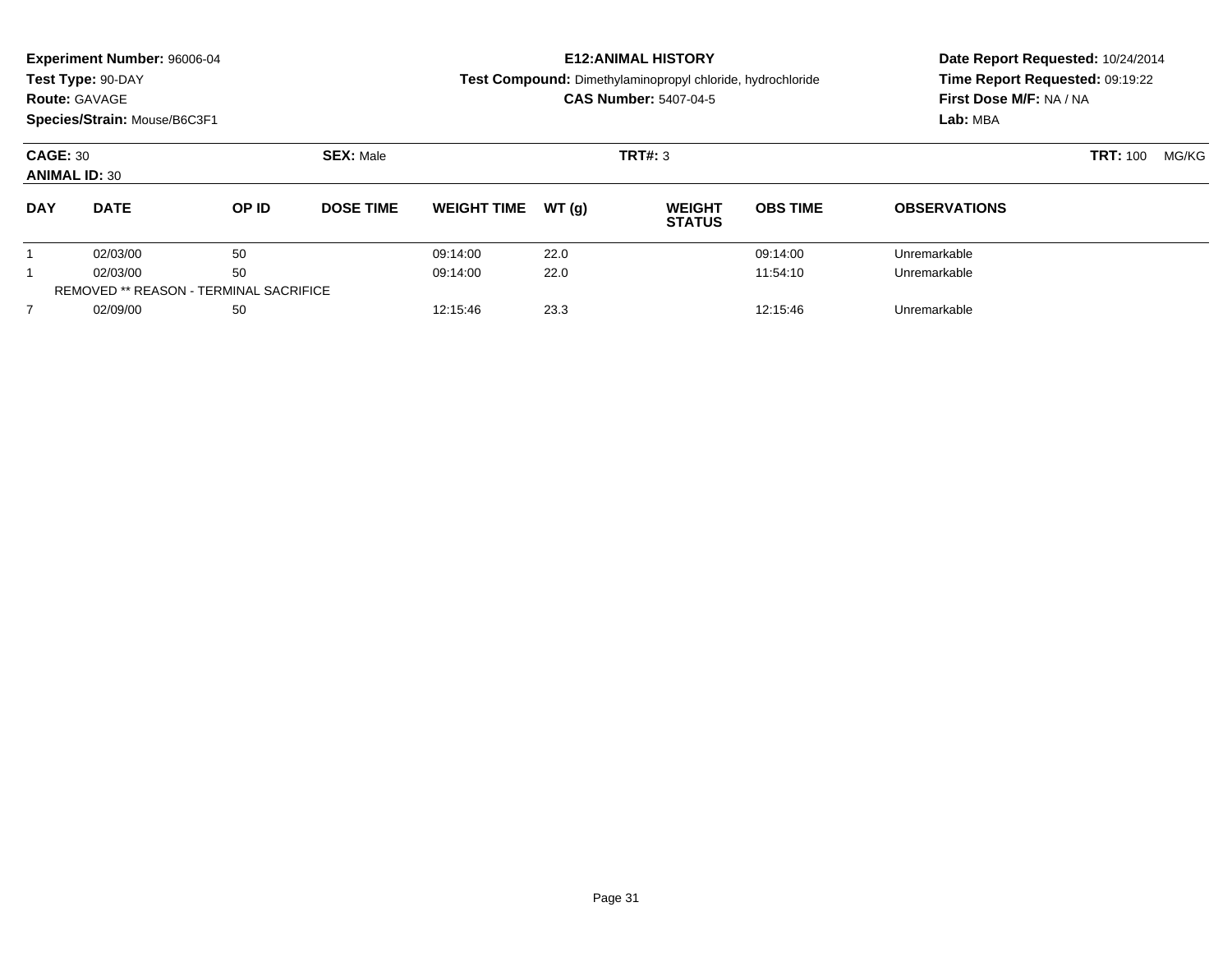**Experiment Number:** 96006-04
**Test Type:** 90-DAY
**Route:** GAVAGE
**Species/Strain:** Mouse/B6C3F1

**E12:ANIMAL HISTORY**
**Test Compound:** Dimethylaminopropyl chloride, hydrochloride
**CAS Number:** 5407-04-5

**Date Report Requested:** 10/24/2014
**Time Report Requested:** 09:19:22
**First Dose M/F:** NA / NA
**Lab:** MBA

**CAGE:** 30 **SEX:** Male **TRT#:** 3 **TRT:** 100 MG/KG
**ANIMAL ID:** 30

| DAY | DATE | OP ID | DOSE TIME | WEIGHT TIME | WT (g) | WEIGHT STATUS | OBS TIME | OBSERVATIONS |
|---|---|---|---|---|---|---|---|---|
| 1 | 02/03/00 | 50 | | 09:14:00 | 22.0 | | 09:14:00 | Unremarkable |
| 1 | 02/03/00 | 50 | | 09:14:00 | 22.0 | | 11:54:10 | Unremarkable |
| REMOVED ** REASON - TERMINAL SACRIFICE | | | | | | | | |
| 7 | 02/09/00 | 50 | | 12:15:46 | 23.3 | | 12:15:46 | Unremarkable |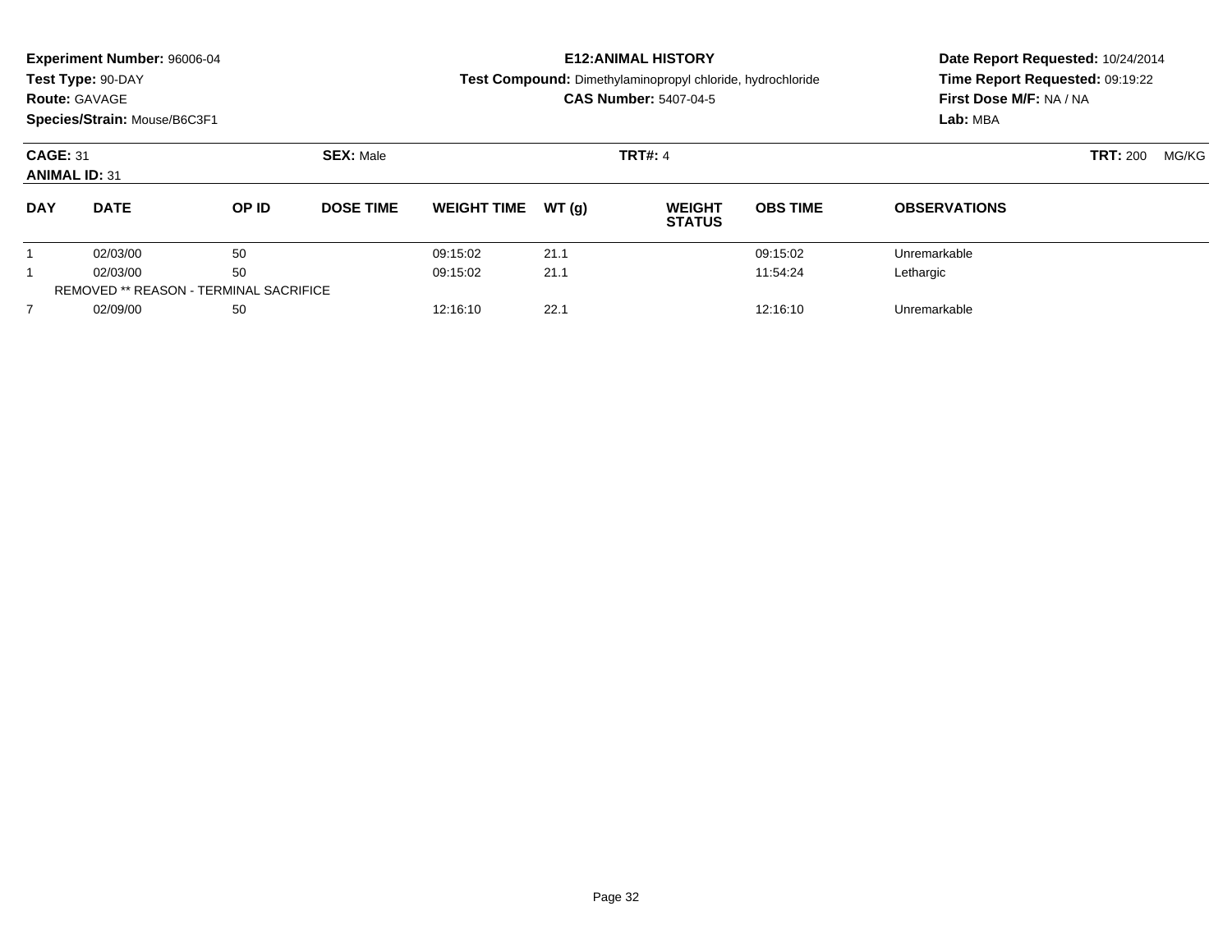**Experiment Number:** 96006-04
**Test Type:** 90-DAY
**Route:** GAVAGE
**Species/Strain:** Mouse/B6C3F1

**E12:ANIMAL HISTORY**
**Test Compound:** Dimethylaminopropyl chloride, hydrochloride
**CAS Number:** 5407-04-5

**Date Report Requested:** 10/24/2014
**Time Report Requested:** 09:19:22
**First Dose M/F:** NA / NA
**Lab:** MBA

**CAGE:** 31 **SEX:** Male **TRT#:** 4 **TRT:** 200 MG/KG
**ANIMAL ID:** 31

| DAY | DATE | OP ID | DOSE TIME | WEIGHT TIME | WT (g) | WEIGHT STATUS | OBS TIME | OBSERVATIONS |
|---|---|---|---|---|---|---|---|---|
| 1 | 02/03/00 | 50 | | 09:15:02 | 21.1 | | 09:15:02 | Unremarkable |
| 1 | 02/03/00 | 50 | | 09:15:02 | 21.1 | | 11:54:24 | Lethargic |
| REMOVED ** REASON - TERMINAL SACRIFICE | | | | | | | | |
| 7 | 02/09/00 | 50 | | 12:16:10 | 22.1 | | 12:16:10 | Unremarkable |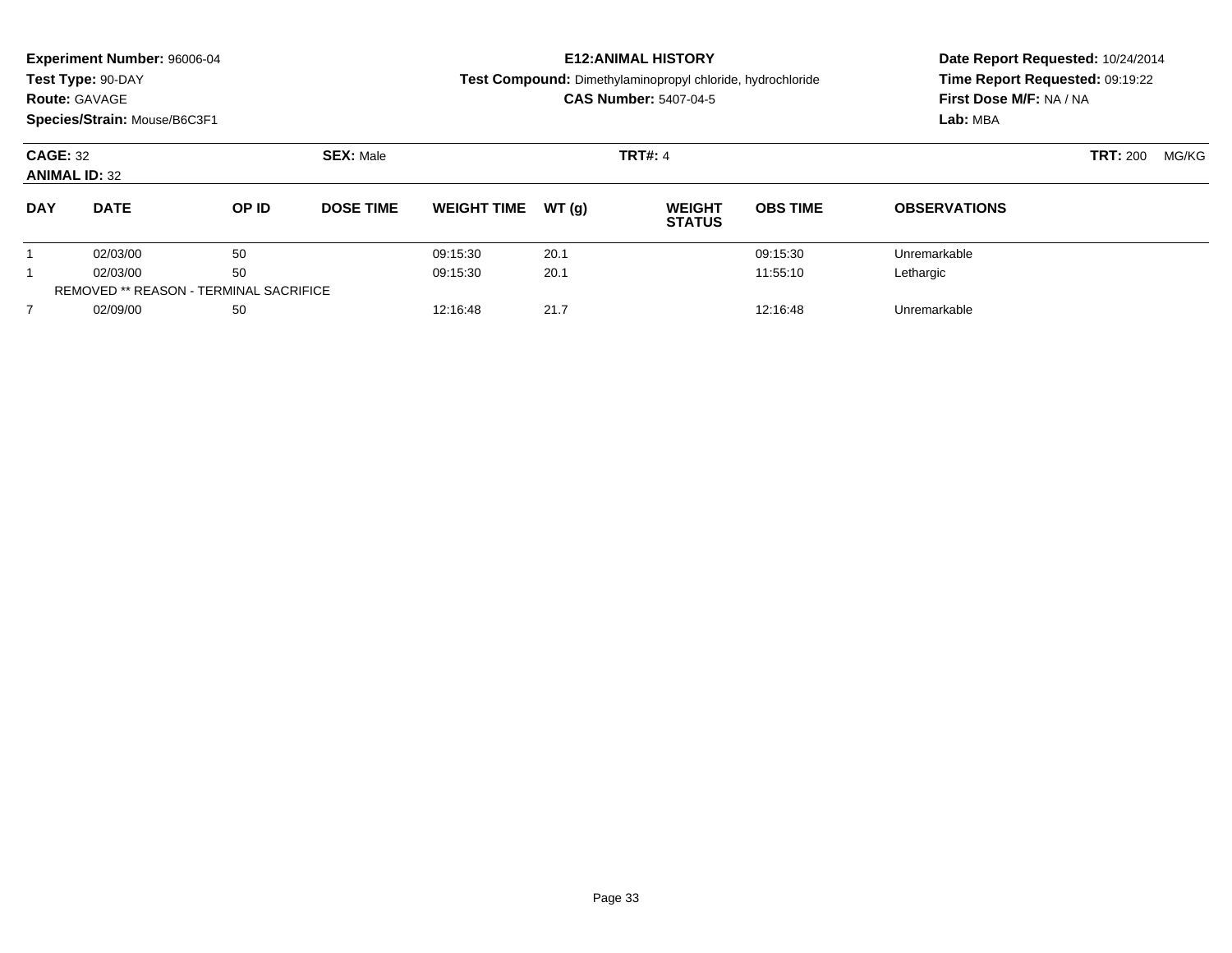**Experiment Number:** 96006-04
**Test Type:** 90-DAY
**Route:** GAVAGE
**Species/Strain:** Mouse/B6C3F1

**E12:ANIMAL HISTORY**
**Test Compound:** Dimethylaminopropyl chloride, hydrochloride
**CAS Number:** 5407-04-5

**Date Report Requested:** 10/24/2014
**Time Report Requested:** 09:19:22
**First Dose M/F:** NA / NA
**Lab:** MBA

**CAGE:** 32 **SEX:** Male **TRT#:** 4 **TRT:** 200 MG/KG
**ANIMAL ID:** 32

| DAY | DATE | OP ID | DOSE TIME | WEIGHT TIME | WT (g) | WEIGHT STATUS | OBS TIME | OBSERVATIONS |
|---|---|---|---|---|---|---|---|---|
| 1 | 02/03/00 | 50 | | 09:15:30 | 20.1 | | 09:15:30 | Unremarkable |
| 1 | 02/03/00 | 50 | | 09:15:30 | 20.1 | | 11:55:10 | Lethargic |
| REMOVED ** REASON - TERMINAL SACRIFICE | | | | | | | | |
| 7 | 02/09/00 | 50 | | 12:16:48 | 21.7 | | 12:16:48 | Unremarkable |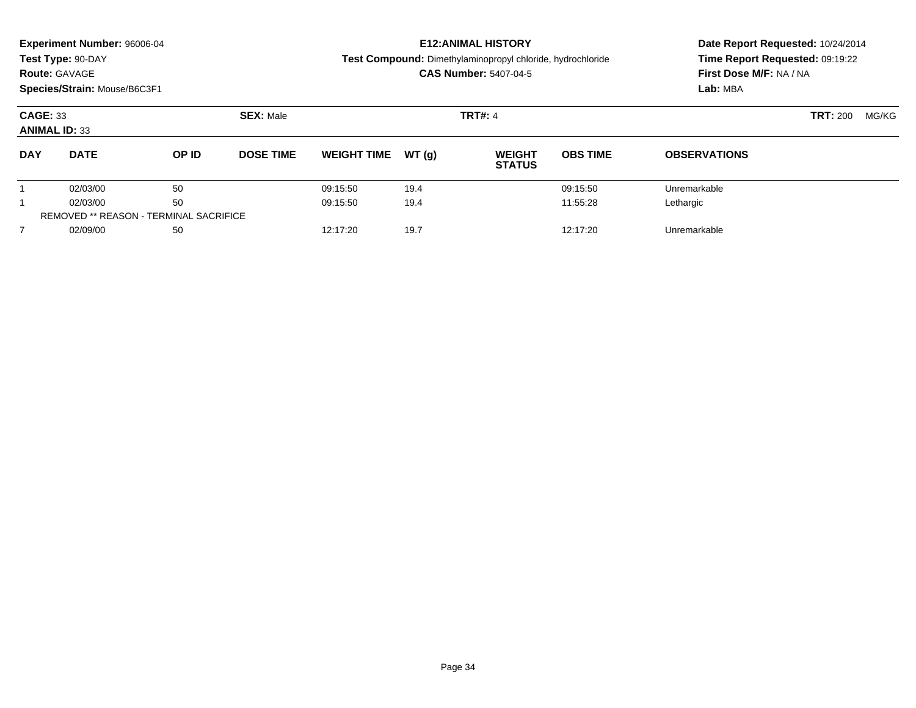**Experiment Number:** 96006-04
**Test Type:** 90-DAY
**Route:** GAVAGE
**Species/Strain:** Mouse/B6C3F1

**E12:ANIMAL HISTORY**
**Test Compound:** Dimethylaminopropyl chloride, hydrochloride
**CAS Number:** 5407-04-5

**Date Report Requested:** 10/24/2014
**Time Report Requested:** 09:19:22
**First Dose M/F:** NA / NA
**Lab:** MBA

**CAGE:** 33 **SEX:** Male **TRT#:** 4 **TRT:** 200 MG/KG
**ANIMAL ID:** 33

| DAY | DATE | OP ID | DOSE TIME | WEIGHT TIME | WT (g) | WEIGHT STATUS | OBS TIME | OBSERVATIONS |
|---|---|---|---|---|---|---|---|---|
| 1 | 02/03/00 | 50 | | 09:15:50 | 19.4 | | 09:15:50 | Unremarkable |
| 1 | 02/03/00 | 50 | | 09:15:50 | 19.4 | | 11:55:28 | Lethargic |
| REMOVED ** REASON - TERMINAL SACRIFICE | | | | | | | | |
| 7 | 02/09/00 | 50 | | 12:17:20 | 19.7 | | 12:17:20 | Unremarkable |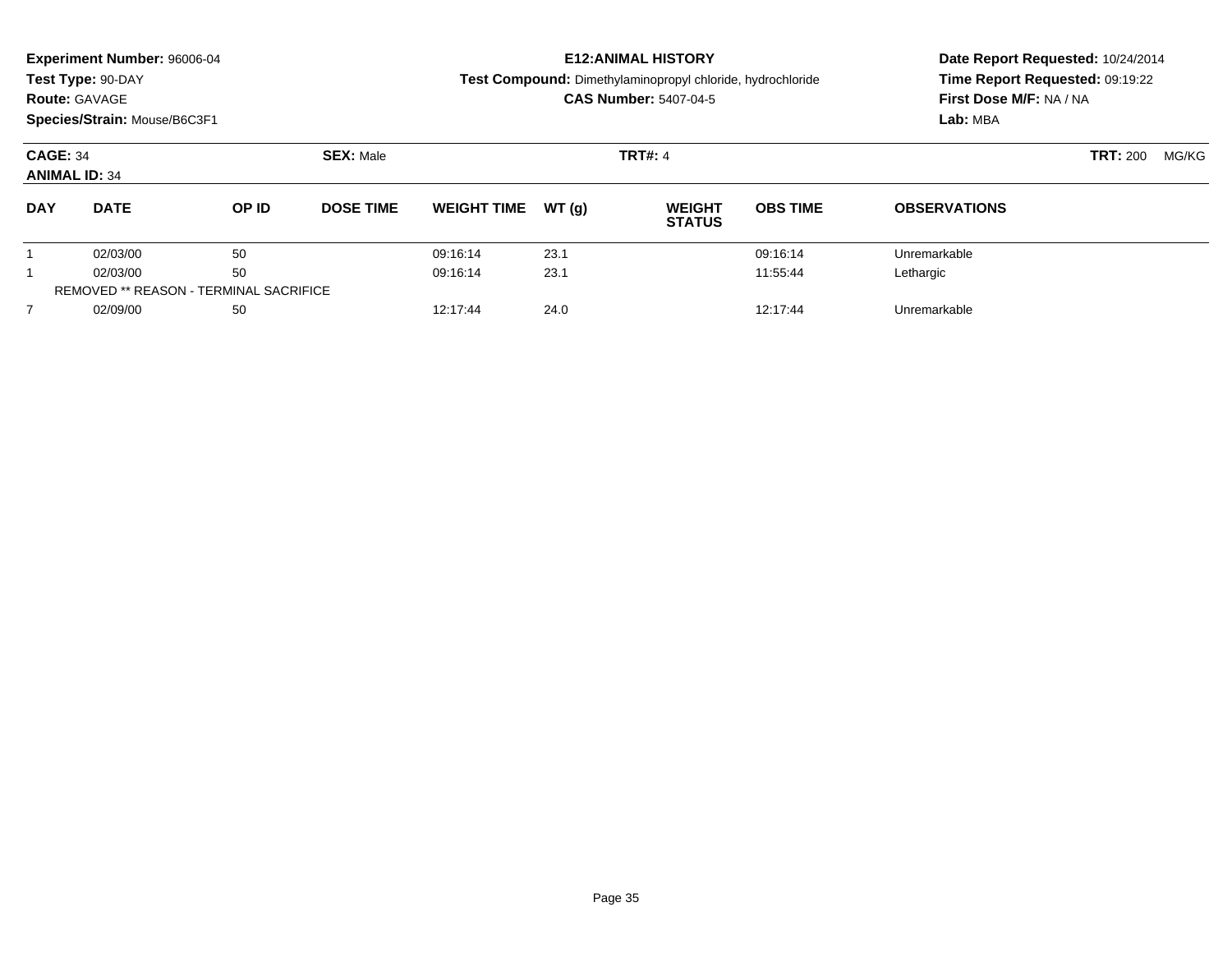**Experiment Number:** 96006-04
**Test Type:** 90-DAY
**Route:** GAVAGE
**Species/Strain:** Mouse/B6C3F1

**E12:ANIMAL HISTORY**
**Test Compound:** Dimethylaminopropyl chloride, hydrochloride
**CAS Number:** 5407-04-5

**Date Report Requested:** 10/24/2014
**Time Report Requested:** 09:19:22
**First Dose M/F:** NA / NA
**Lab:** MBA

**CAGE:** 34 **SEX:** Male **TRT#:** 4 **TRT:** 200 MG/KG
**ANIMAL ID:** 34

| DAY | DATE | OP ID | DOSE TIME | WEIGHT TIME | WT (g) | WEIGHT STATUS | OBS TIME | OBSERVATIONS |
|---|---|---|---|---|---|---|---|---|
| 1 | 02/03/00 | 50 | | 09:16:14 | 23.1 | | 09:16:14 | Unremarkable |
| 1 | 02/03/00 | 50 | | 09:16:14 | 23.1 | | 11:55:44 | Lethargic |
| REMOVED ** REASON - TERMINAL SACRIFICE | | | | | | | | |
| 7 | 02/09/00 | 50 | | 12:17:44 | 24.0 | | 12:17:44 | Unremarkable |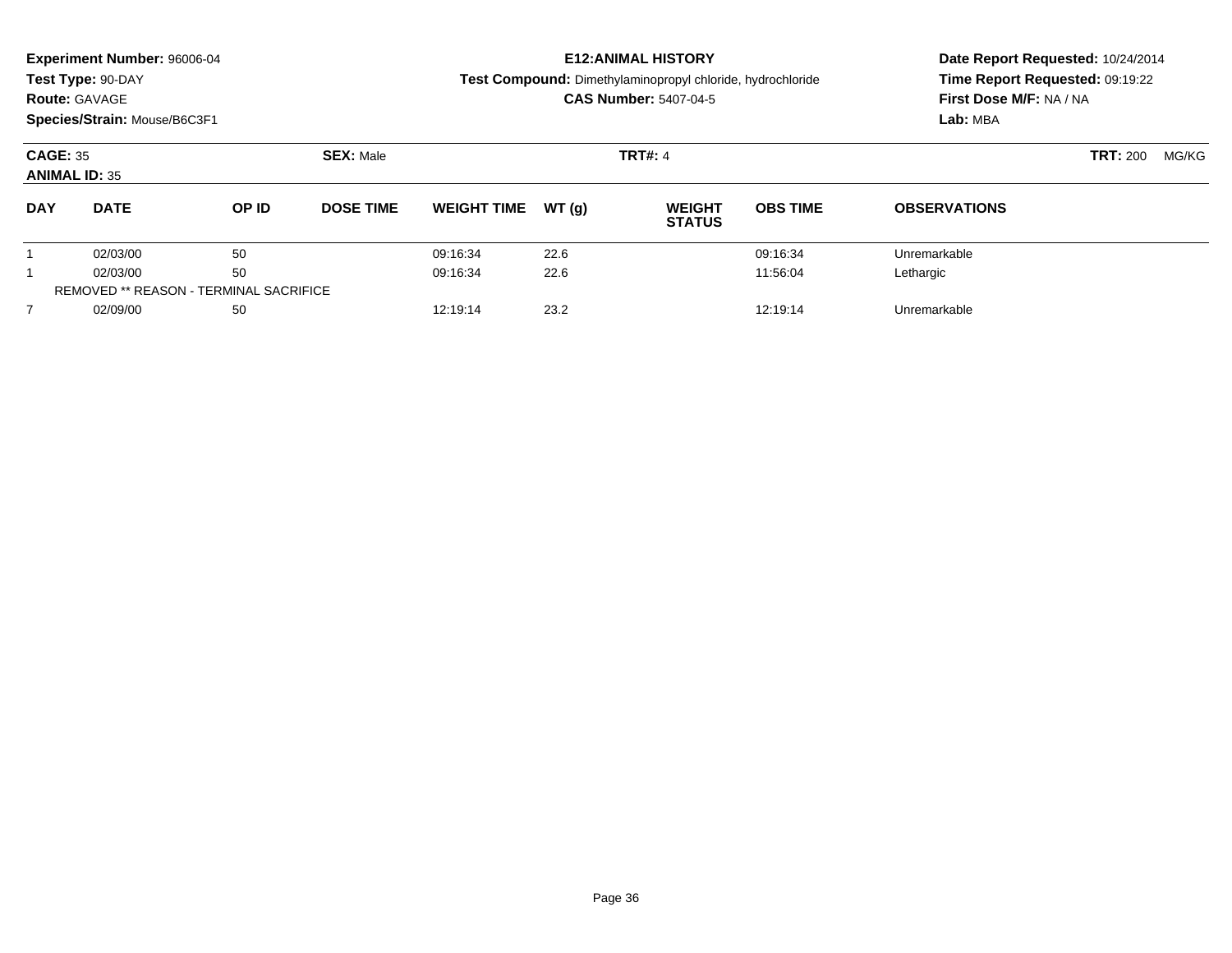**Experiment Number:** 96006-04
**Test Type:** 90-DAY
**Route:** GAVAGE
**Species/Strain:** Mouse/B6C3F1

**E12:ANIMAL HISTORY**
**Test Compound:** Dimethylaminopropyl chloride, hydrochloride
**CAS Number:** 5407-04-5

**Date Report Requested:** 10/24/2014
**Time Report Requested:** 09:19:22
**First Dose M/F:** NA / NA
**Lab:** MBA

**CAGE:** 35 **SEX:** Male **TRT#:** 4 **TRT:** 200 MG/KG
**ANIMAL ID:** 35

| DAY | DATE | OP ID | DOSE TIME | WEIGHT TIME | WT (g) | WEIGHT STATUS | OBS TIME | OBSERVATIONS |
|---|---|---|---|---|---|---|---|---|
| 1 | 02/03/00 | 50 | | 09:16:34 | 22.6 | | 09:16:34 | Unremarkable |
| 1 | 02/03/00 | 50 | | 09:16:34 | 22.6 | | 11:56:04 | Lethargic |
| REMOVED ** REASON - TERMINAL SACRIFICE | | | | | | | | |
| 7 | 02/09/00 | 50 | | 12:19:14 | 23.2 | | 12:19:14 | Unremarkable |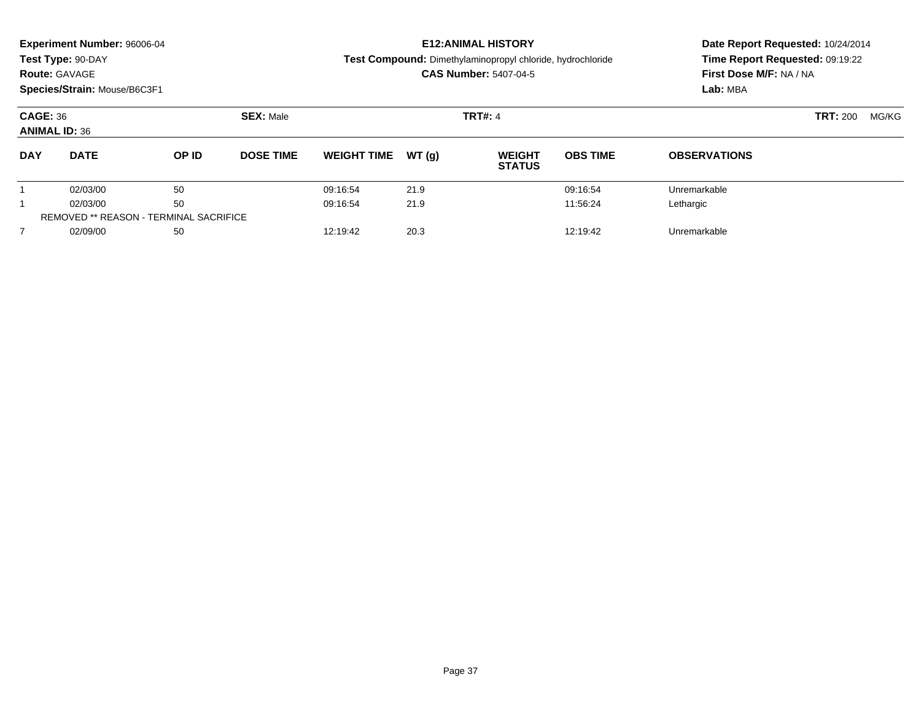**Experiment Number:** 96006-04
**Test Type:** 90-DAY
**Route:** GAVAGE
**Species/Strain:** Mouse/B6C3F1

**E12:ANIMAL HISTORY**
**Test Compound:** Dimethylaminopropyl chloride, hydrochloride
**CAS Number:** 5407-04-5

**Date Report Requested:** 10/24/2014
**Time Report Requested:** 09:19:22
**First Dose M/F:** NA / NA
**Lab:** MBA

**CAGE:** 36 **SEX:** Male **TRT#:** 4 **TRT:** 200 MG/KG
**ANIMAL ID:** 36

| DAY | DATE | OP ID | DOSE TIME | WEIGHT TIME | WT (g) | WEIGHT STATUS | OBS TIME | OBSERVATIONS |
|---|---|---|---|---|---|---|---|---|
| 1 | 02/03/00 | 50 | | 09:16:54 | 21.9 | | 09:16:54 | Unremarkable |
| 1 | 02/03/00 | 50 | | 09:16:54 | 21.9 | | 11:56:24 | Lethargic |
| REMOVED ** REASON - TERMINAL SACRIFICE | | | | | | | | |
| 7 | 02/09/00 | 50 | | 12:19:42 | 20.3 | | 12:19:42 | Unremarkable |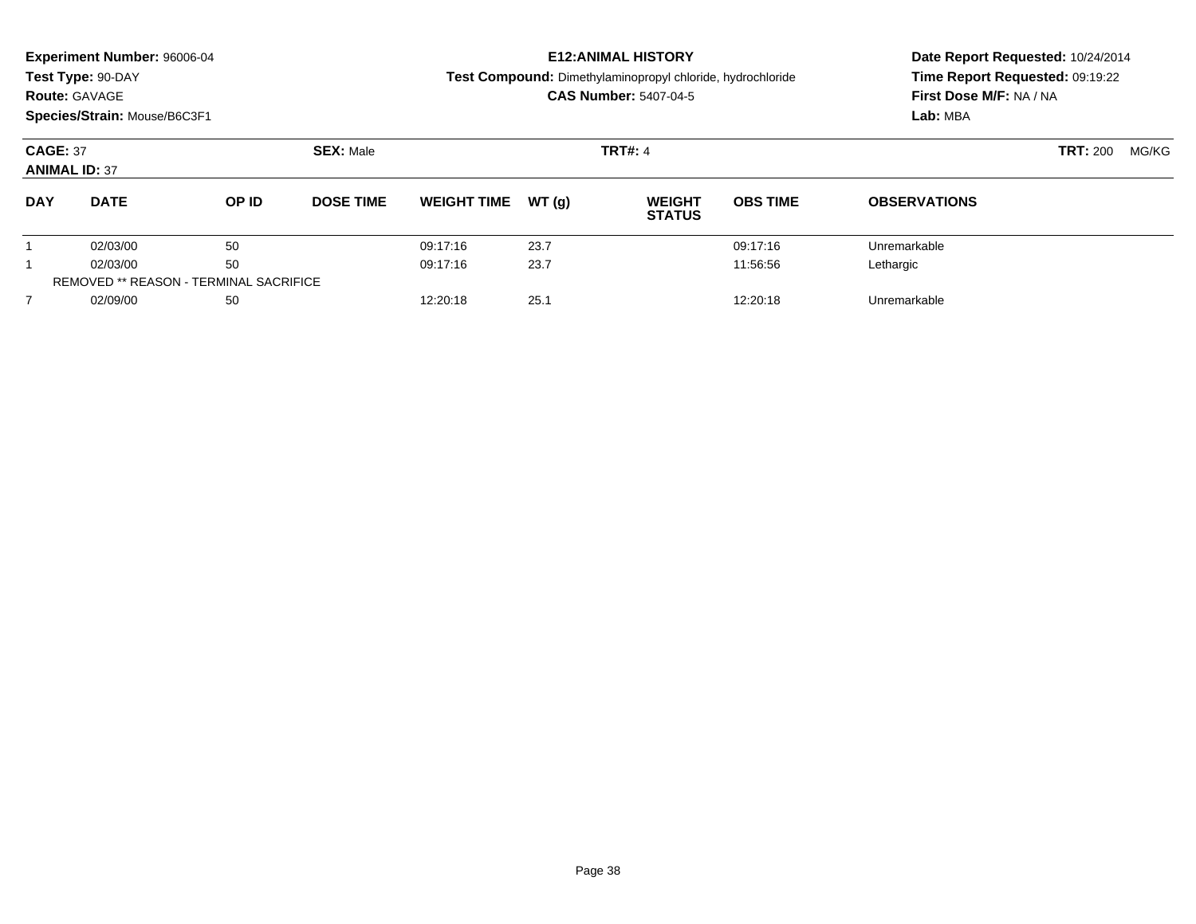**Experiment Number:** 96006-04
**Test Type:** 90-DAY
**Route:** GAVAGE
**Species/Strain:** Mouse/B6C3F1

## E12:ANIMAL HISTORY

**Test Compound:** Dimethylaminopropyl chloride, hydrochloride
**CAS Number:** 5407-04-5

**Date Report Requested:** 10/24/2014
**Time Report Requested:** 09:19:22
**First Dose M/F:** NA / NA
**Lab:** MBA

**CAGE:** 37 **SEX:** Male **TRT#:** 4 **TRT:** 200 MG/KG
**ANIMAL ID:** 37

| DAY | DATE | OP ID | DOSE TIME | WEIGHT TIME | WT (g) | WEIGHT STATUS | OBS TIME | OBSERVATIONS |
|---|---|---|---|---|---|---|---|---|
| 1 | 02/03/00 | 50 | | 09:17:16 | 23.7 | | 09:17:16 | Unremarkable |
| 1 | 02/03/00 | 50 | | 09:17:16 | 23.7 | | 11:56:56 | Lethargic |
| REMOVED ** REASON - TERMINAL SACRIFICE | | | | | | | | |
| 7 | 02/09/00 | 50 | | 12:20:18 | 25.1 | | 12:20:18 | Unremarkable |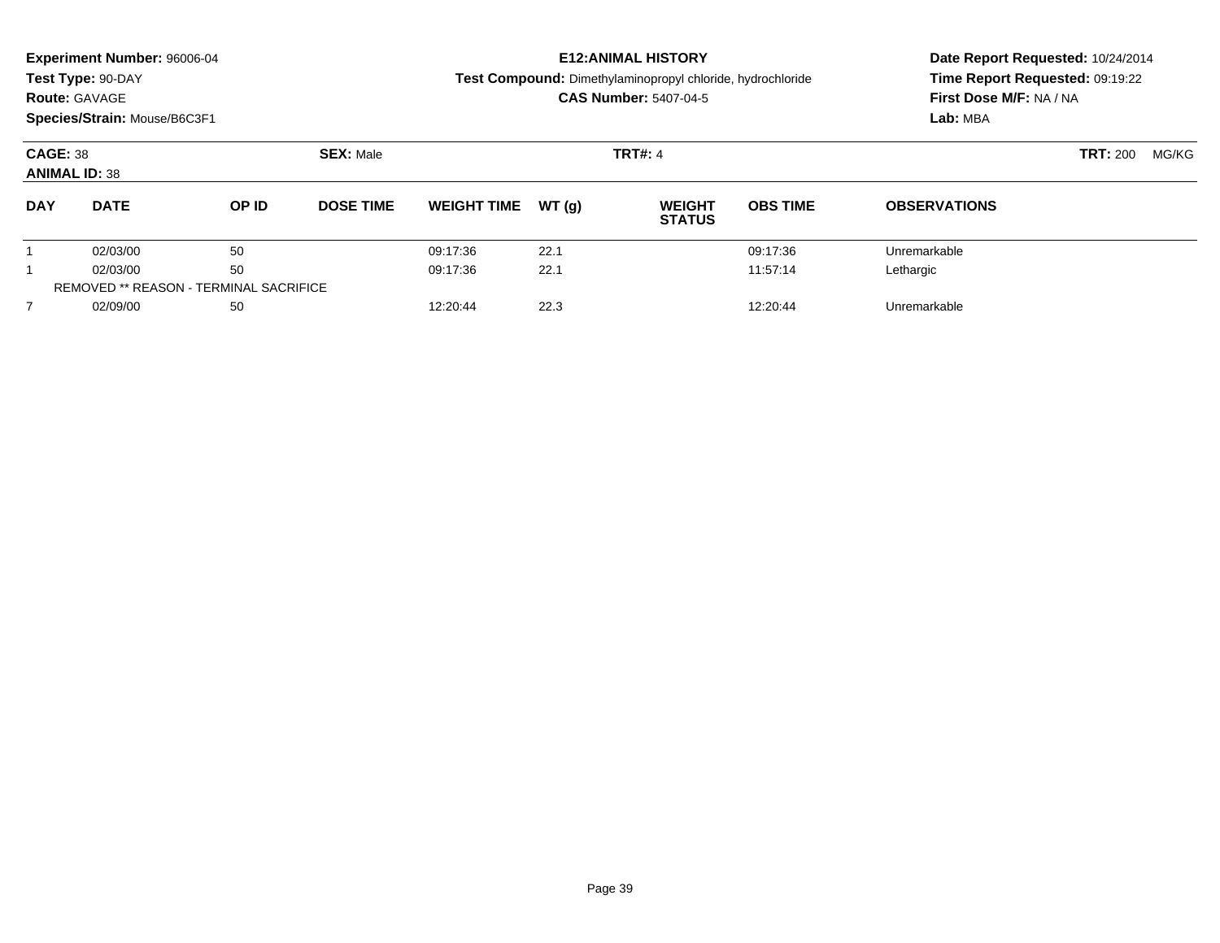**Experiment Number:** 96006-04
**Test Type:** 90-DAY
**Route:** GAVAGE
**Species/Strain:** Mouse/B6C3F1

**E12:ANIMAL HISTORY**
**Test Compound:** Dimethylaminopropyl chloride, hydrochloride
**CAS Number:** 5407-04-5

**Date Report Requested:** 10/24/2014
**Time Report Requested:** 09:19:22
**First Dose M/F:** NA / NA
**Lab:** MBA

**CAGE:** 38 **SEX:** Male **TRT#:** 4 **TRT:** 200 MG/KG
**ANIMAL ID:** 38

| DAY | DATE | OP ID | DOSE TIME | WEIGHT TIME | WT (g) | WEIGHT STATUS | OBS TIME | OBSERVATIONS |
|---|---|---|---|---|---|---|---|---|
| 1 | 02/03/00 | 50 | | 09:17:36 | 22.1 | | 09:17:36 | Unremarkable |
| 1 | 02/03/00 | 50 | | 09:17:36 | 22.1 | | 11:57:14 | Lethargic |
| REMOVED ** REASON - TERMINAL SACRIFICE | | | | | | | | |
| 7 | 02/09/00 | 50 | | 12:20:44 | 22.3 | | 12:20:44 | Unremarkable |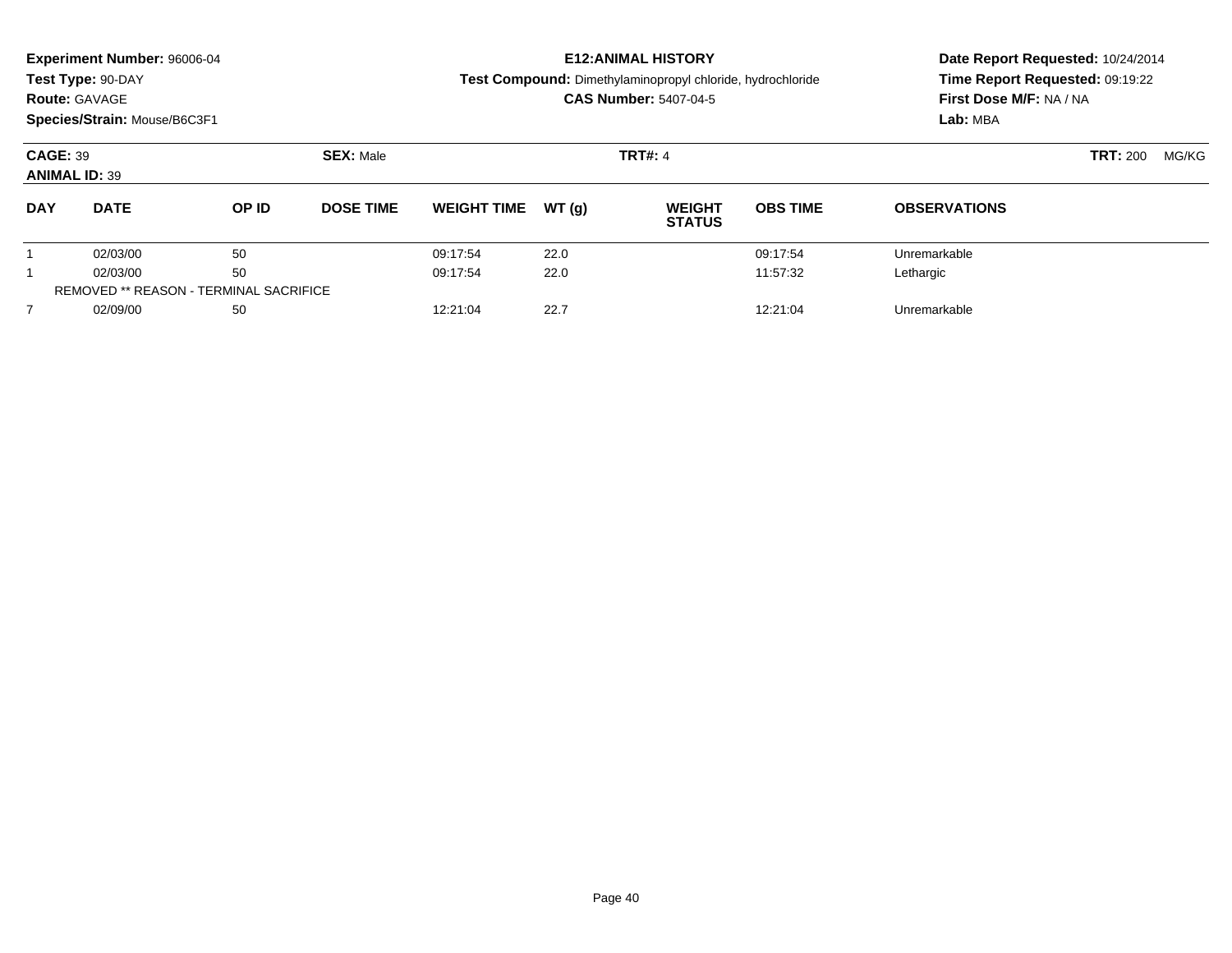**Experiment Number:** 96006-04
**Test Type:** 90-DAY
**Route:** GAVAGE
**Species/Strain:** Mouse/B6C3F1

**E12:ANIMAL HISTORY**
**Test Compound:** Dimethylaminopropyl chloride, hydrochloride
**CAS Number:** 5407-04-5

**Date Report Requested:** 10/24/2014
**Time Report Requested:** 09:19:22
**First Dose M/F:** NA / NA
**Lab:** MBA

**CAGE:** 39 **SEX:** Male **TRT#:** 4 **TRT:** 200 MG/KG
**ANIMAL ID:** 39

| DAY | DATE | OP ID | DOSE TIME | WEIGHT TIME | WT (g) | WEIGHT STATUS | OBS TIME | OBSERVATIONS |
|---|---|---|---|---|---|---|---|---|
| 1 | 02/03/00 | 50 | | 09:17:54 | 22.0 | | 09:17:54 | Unremarkable |
| 1 | 02/03/00 | 50 | | 09:17:54 | 22.0 | | 11:57:32 | Lethargic |
| REMOVED ** REASON - TERMINAL SACRIFICE | | | | | | | | |
| 7 | 02/09/00 | 50 | | 12:21:04 | 22.7 | | 12:21:04 | Unremarkable |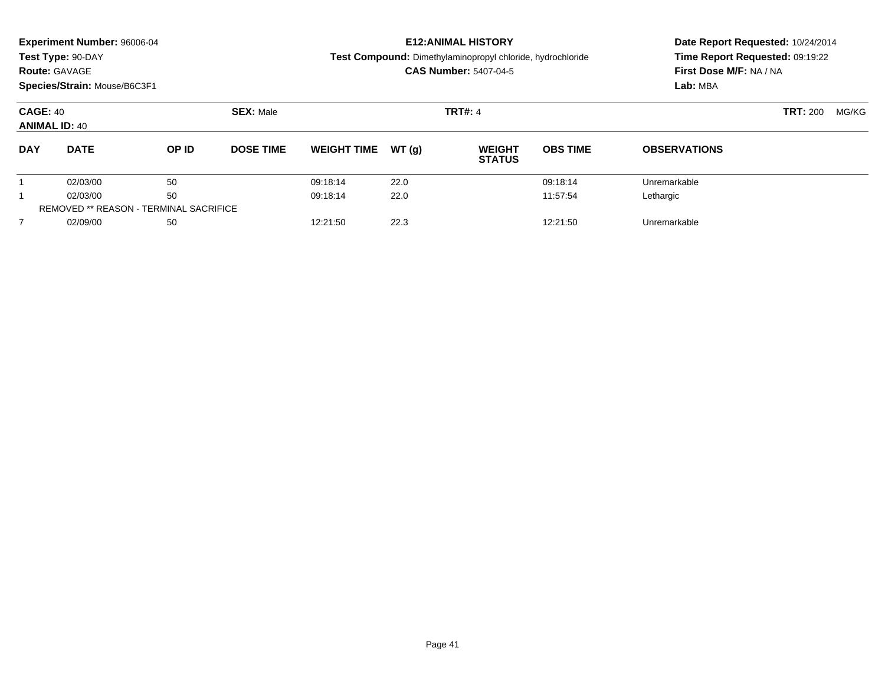**Experiment Number:** 96006-04
**Test Type:** 90-DAY
**Route:** GAVAGE
**Species/Strain:** Mouse/B6C3F1

**E12:ANIMAL HISTORY**
**Test Compound:** Dimethylaminopropyl chloride, hydrochloride
**CAS Number:** 5407-04-5

**Date Report Requested:** 10/24/2014
**Time Report Requested:** 09:19:22
**First Dose M/F:** NA / NA
**Lab:** MBA

**CAGE:** 40 **SEX:** Male **TRT#:** 4 **TRT:** 200 MG/KG
**ANIMAL ID:** 40

| DAY | DATE | OP ID | DOSE TIME | WEIGHT TIME | WT (g) | WEIGHT STATUS | OBS TIME | OBSERVATIONS |
|---|---|---|---|---|---|---|---|---|
| 1 | 02/03/00 | 50 | | 09:18:14 | 22.0 | | 09:18:14 | Unremarkable |
| 1 | 02/03/00 | 50 | | 09:18:14 | 22.0 | | 11:57:54 | Lethargic |
| REMOVED ** REASON - TERMINAL SACRIFICE | | | | | | | | |
| 7 | 02/09/00 | 50 | | 12:21:50 | 22.3 | | 12:21:50 | Unremarkable |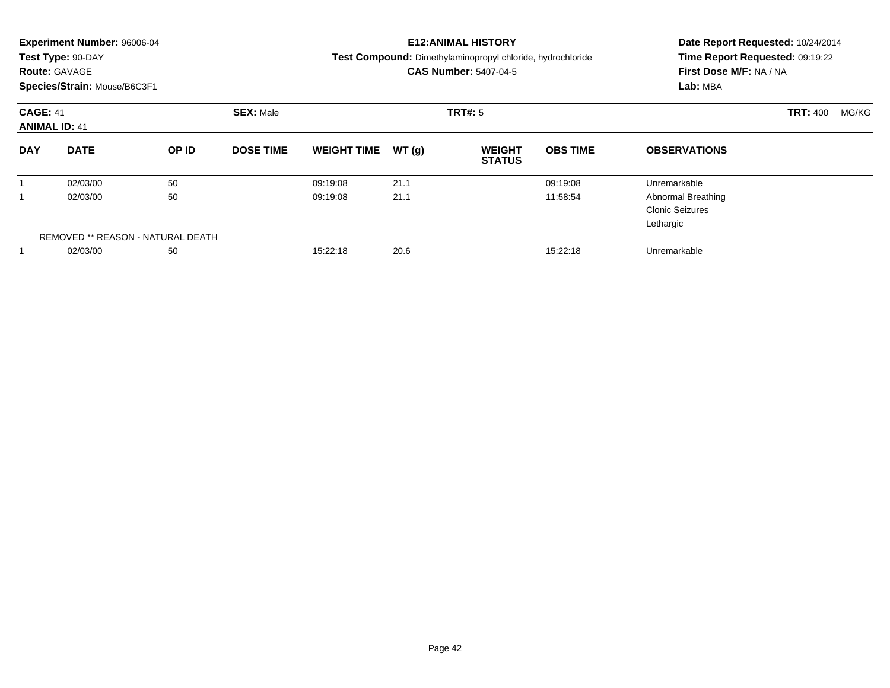**Experiment Number:** 96006-04
**Test Type:** 90-DAY
**Route:** GAVAGE
**Species/Strain:** Mouse/B6C3F1

**E12:ANIMAL HISTORY**
**Test Compound:** Dimethylaminopropyl chloride, hydrochloride
**CAS Number:** 5407-04-5

**Date Report Requested:** 10/24/2014
**Time Report Requested:** 09:19:22
**First Dose M/F:** NA / NA
**Lab:** MBA

**CAGE:** 41
**ANIMAL ID:** 41
**SEX:** Male
**TRT#:** 5
**TRT:** 400 MG/KG

| DAY | DATE | OP ID | DOSE TIME | WEIGHT TIME | WT (g) | WEIGHT STATUS | OBS TIME | OBSERVATIONS |
|---|---|---|---|---|---|---|---|---|
| 1 | 02/03/00 | 50 | | 09:19:08 | 21.1 | | 09:19:08 | Unremarkable |
| 1 | 02/03/00 | 50 | | 09:19:08 | 21.1 | | 11:58:54 | Abnormal Breathing<br>Clonic Seizures<br>Lethargic |
| REMOVED ** REASON - NATURAL DEATH | | | | | | | | |
| 1 | 02/03/00 | 50 | | 15:22:18 | 20.6 | | 15:22:18 | Unremarkable |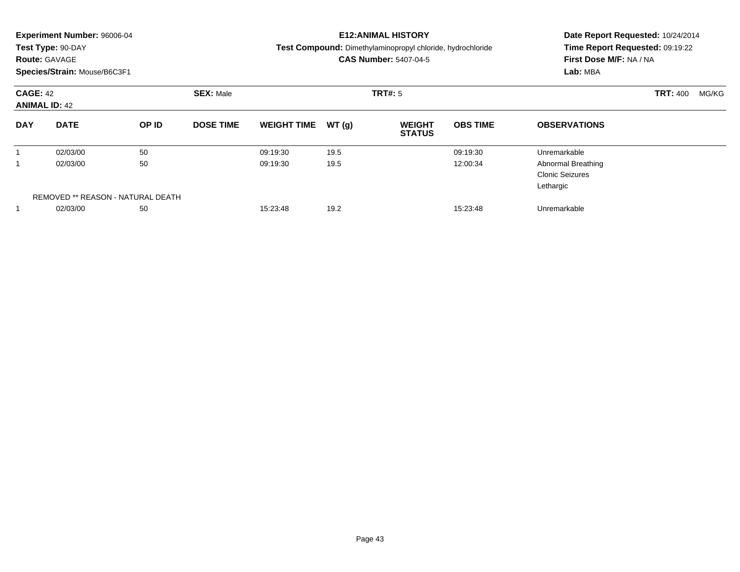**Experiment Number:** 96006-04
**Test Type:** 90-DAY
**Route:** GAVAGE
**Species/Strain:** Mouse/B6C3F1

**E12:ANIMAL HISTORY**
**Test Compound:** Dimethylaminopropyl chloride, hydrochloride
**CAS Number:** 5407-04-5

**Date Report Requested:** 10/24/2014
**Time Report Requested:** 09:19:22
**First Dose M/F:** NA / NA
**Lab:** MBA

**CAGE:** 42
**ANIMAL ID:** 42
**SEX:** Male
**TRT#:** 5
**TRT:** 400 MG/KG

| DAY | DATE | OP ID | DOSE TIME | WEIGHT TIME | WT (g) | WEIGHT STATUS | OBS TIME | OBSERVATIONS |
|---|---|---|---|---|---|---|---|---|
| 1 | 02/03/00 | 50 | | 09:19:30 | 19.5 | | 09:19:30 | Unremarkable |
| 1 | 02/03/00 | 50 | | 09:19:30 | 19.5 | | 12:00:34 | Abnormal Breathing<br>Clonic Seizures<br>Lethargic |
| | REMOVED ** REASON - NATURAL DEATH | | | | | | | |
| 1 | 02/03/00 | 50 | | 15:23:48 | 19.2 | | 15:23:48 | Unremarkable |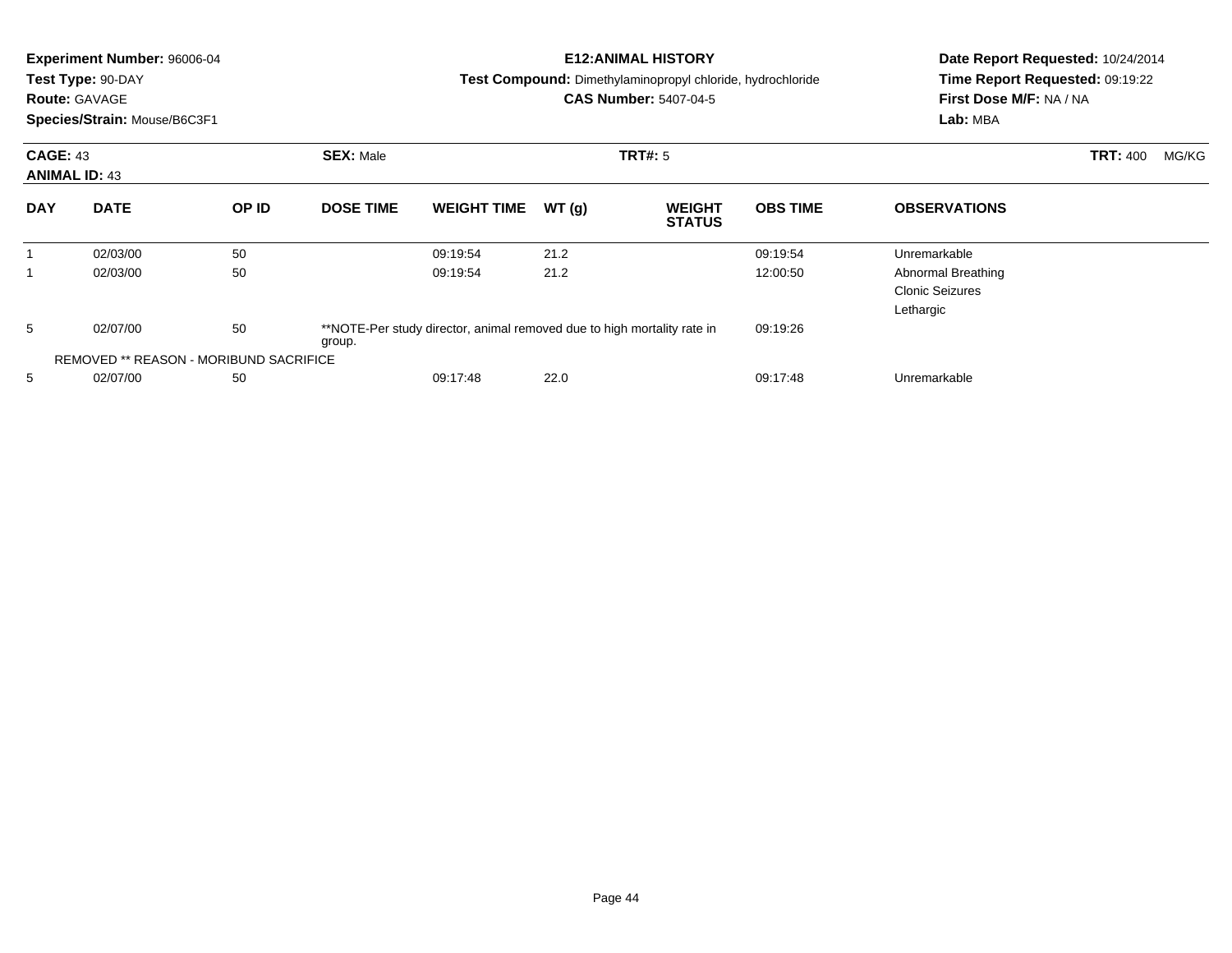**Experiment Number:** 96006-04
**Test Type:** 90-DAY
**Route:** GAVAGE
**Species/Strain:** Mouse/B6C3F1

**E12:ANIMAL HISTORY**
**Test Compound:** Dimethylaminopropyl chloride, hydrochloride
**CAS Number:** 5407-04-5

**Date Report Requested:** 10/24/2014
**Time Report Requested:** 09:19:22
**First Dose M/F:** NA / NA
**Lab:** MBA

**CAGE:** 43 **SEX:** Male **TRT#:** 5 **TRT:** 400 MG/KG
**ANIMAL ID:** 43

| DAY | DATE | OP ID | DOSE TIME | WEIGHT TIME | WT (g) | WEIGHT STATUS | OBS TIME | OBSERVATIONS |
|---|---|---|---|---|---|---|---|---|
| 1 | 02/03/00 | 50 | | 09:19:54 | 21.2 | | 09:19:54 | Unremarkable |
| 1 | 02/03/00 | 50 | | 09:19:54 | 21.2 | | 12:00:50 | Abnormal Breathing<br>Clonic Seizures<br>Lethargic |
| 5 | 02/07/00 | 50 | **NOTE-Per study director, animal removed due to high mortality rate in group. | | | | 09:19:26 | |
| REMOVED ** REASON - MORIBUND SACRIFICE | | | | | | | | |
| 5 | 02/07/00 | 50 | | 09:17:48 | 22.0 | | 09:17:48 | Unremarkable |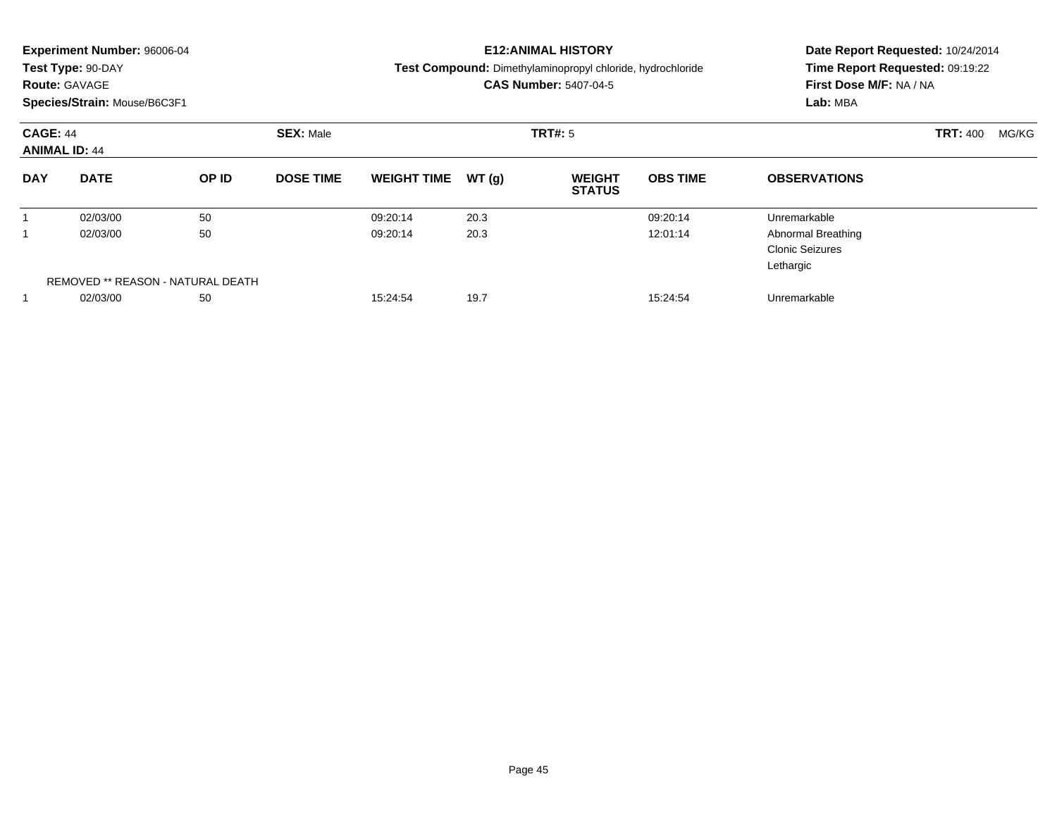**Experiment Number:** 96006-04
**Test Type:** 90-DAY
**Route:** GAVAGE
**Species/Strain:** Mouse/B6C3F1

# E12:ANIMAL HISTORY

**Test Compound:** Dimethylaminopropyl chloride, hydrochloride
**CAS Number:** 5407-04-5

**Date Report Requested:** 10/24/2014
**Time Report Requested:** 09:19:22
**First Dose M/F:** NA / NA
**Lab:** MBA

**CAGE:** 44
**ANIMAL ID:** 44
**SEX:** Male
**TRT#:** 5
**TRT:** 400 MG/KG

| DAY | DATE | OP ID | DOSE TIME | WEIGHT TIME | WT (g) | WEIGHT STATUS | OBS TIME | OBSERVATIONS |
|---|---|---|---|---|---|---|---|---|
| 1 | 02/03/00 | 50 | | 09:20:14 | 20.3 | | 09:20:14 | Unremarkable |
| 1 | 02/03/00 | 50 | | 09:20:14 | 20.3 | | 12:01:14 | Abnormal Breathing<br>Clonic Seizures<br>Lethargic |
| | REMOVED ** REASON - NATURAL DEATH | | | | | | | |
| 1 | 02/03/00 | 50 | | 15:24:54 | 19.7 | | 15:24:54 | Unremarkable |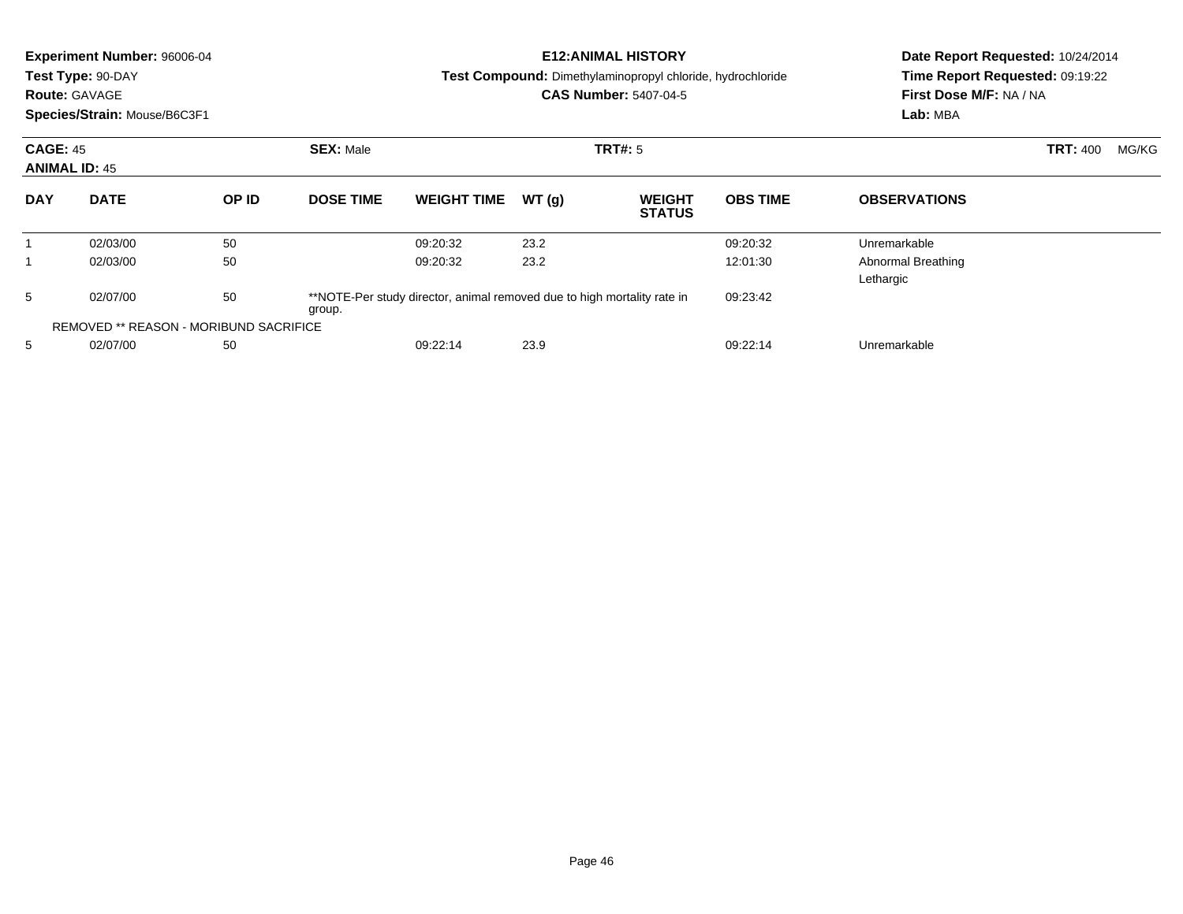**Experiment Number:** 96006-04
**Test Type:** 90-DAY
**Route:** GAVAGE
**Species/Strain:** Mouse/B6C3F1

**E12:ANIMAL HISTORY**
**Test Compound:** Dimethylaminopropyl chloride, hydrochloride
**CAS Number:** 5407-04-5

**Date Report Requested:** 10/24/2014
**Time Report Requested:** 09:19:22
**First Dose M/F:** NA / NA
**Lab:** MBA

**CAGE:** 45 **SEX:** Male **TRT#:** 5 **TRT:** 400 MG/KG
**ANIMAL ID:** 45

| DAY | DATE | OP ID | DOSE TIME | WEIGHT TIME | WT (g) | WEIGHT STATUS | OBS TIME | OBSERVATIONS |
|---|---|---|---|---|---|---|---|---|
| 1 | 02/03/00 | 50 | | 09:20:32 | 23.2 | | 09:20:32 | Unremarkable |
| 1 | 02/03/00 | 50 | | 09:20:32 | 23.2 | | 12:01:30 | Abnormal Breathing<br>Lethargic |
| 5 | 02/07/00 | 50 | **NOTE-Per study director, animal removed due to high mortality rate in group. | | | | 09:23:42 | |
| REMOVED ** REASON - MORIBUND SACRIFICE | | | | | | | | |
| 5 | 02/07/00 | 50 | | 09:22:14 | 23.9 | | 09:22:14 | Unremarkable |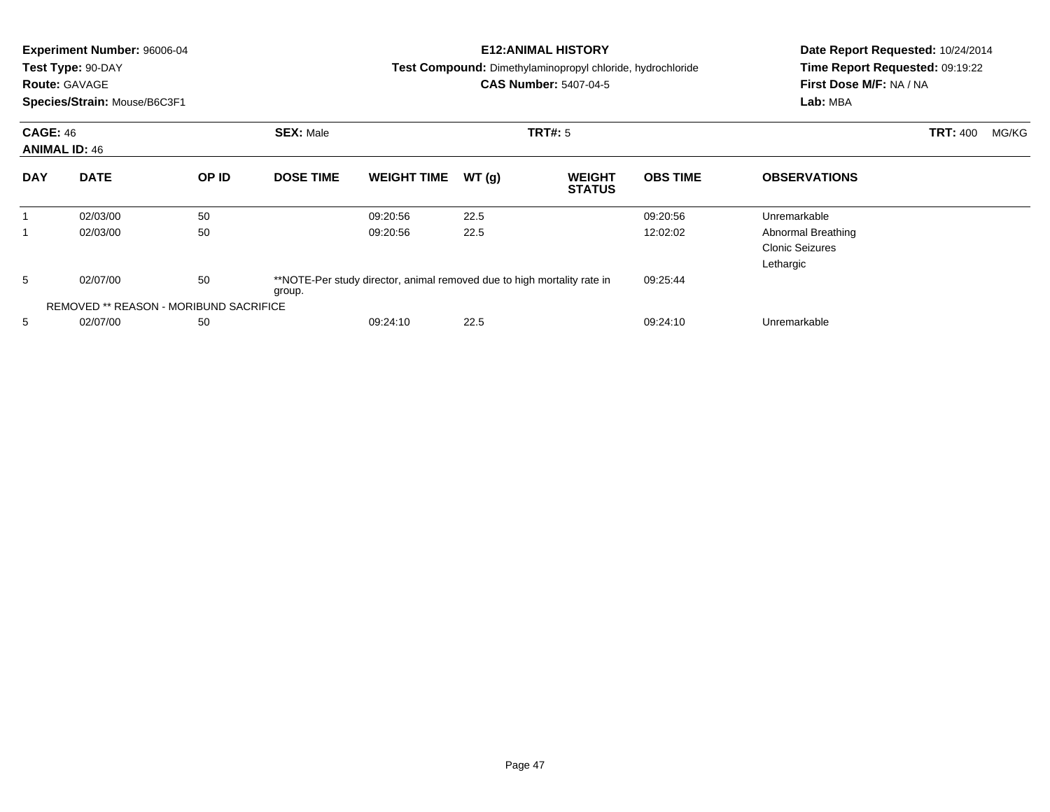**Experiment Number:** 96006-04
**Test Type:** 90-DAY
**Route:** GAVAGE
**Species/Strain:** Mouse/B6C3F1

**E12:ANIMAL HISTORY**
**Test Compound:** Dimethylaminopropyl chloride, hydrochloride
**CAS Number:** 5407-04-5

**Date Report Requested:** 10/24/2014
**Time Report Requested:** 09:19:22
**First Dose M/F:** NA / NA
**Lab:** MBA

**CAGE:** 46 **SEX:** Male **TRT#:** 5 **TRT:** 400 MG/KG
**ANIMAL ID:** 46

| DAY | DATE | OP ID | DOSE TIME | WEIGHT TIME | WT (g) | WEIGHT STATUS | OBS TIME | OBSERVATIONS |
|---|---|---|---|---|---|---|---|---|
| 1 | 02/03/00 | 50 | | 09:20:56 | 22.5 | | 09:20:56 | Unremarkable |
| 1 | 02/03/00 | 50 | | 09:20:56 | 22.5 | | 12:02:02 | Abnormal Breathing<br>Clonic Seizures<br>Lethargic |
| 5 | 02/07/00 | 50 | **NOTE-Per study director, animal removed due to high mortality rate in group. | | | | 09:25:44 | |
| REMOVED ** REASON - MORIBUND SACRIFICE | | | | | | | | |
| 5 | 02/07/00 | 50 | | 09:24:10 | 22.5 | | 09:24:10 | Unremarkable |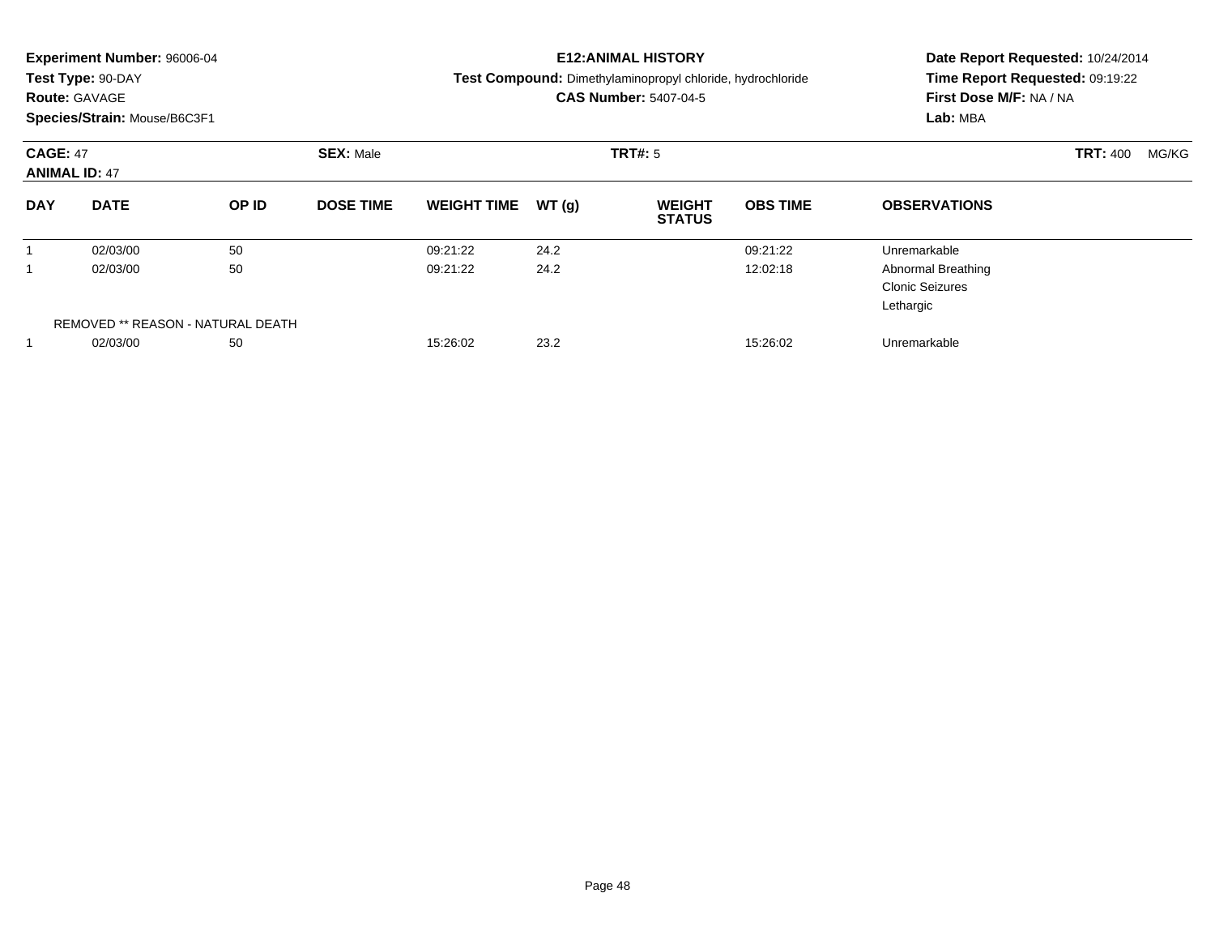**Experiment Number:** 96006-04
**Test Type:** 90-DAY
**Route:** GAVAGE
**Species/Strain:** Mouse/B6C3F1

## E12:ANIMAL HISTORY

**Test Compound:** Dimethylaminopropyl chloride, hydrochloride
**CAS Number:** 5407-04-5

**Date Report Requested:** 10/24/2014
**Time Report Requested:** 09:19:22
**First Dose M/F:** NA / NA
**Lab:** MBA

**CAGE:** 47 **SEX:** Male **TRT#:** 5 **TRT:** 400 MG/KG
**ANIMAL ID:** 47

| DAY | DATE | OP ID | DOSE TIME | WEIGHT TIME | WT (g) | WEIGHT STATUS | OBS TIME | OBSERVATIONS |
|---|---|---|---|---|---|---|---|---|
| 1 | 02/03/00 | 50 | | 09:21:22 | 24.2 | | 09:21:22 | Unremarkable |
| 1 | 02/03/00 | 50 | | 09:21:22 | 24.2 | | 12:02:18 | Abnormal Breathing<br>Clonic Seizures<br>Lethargic |
| REMOVED ** REASON - NATURAL DEATH | | | | | | | | |
| 1 | 02/03/00 | 50 | | 15:26:02 | 23.2 | | 15:26:02 | Unremarkable |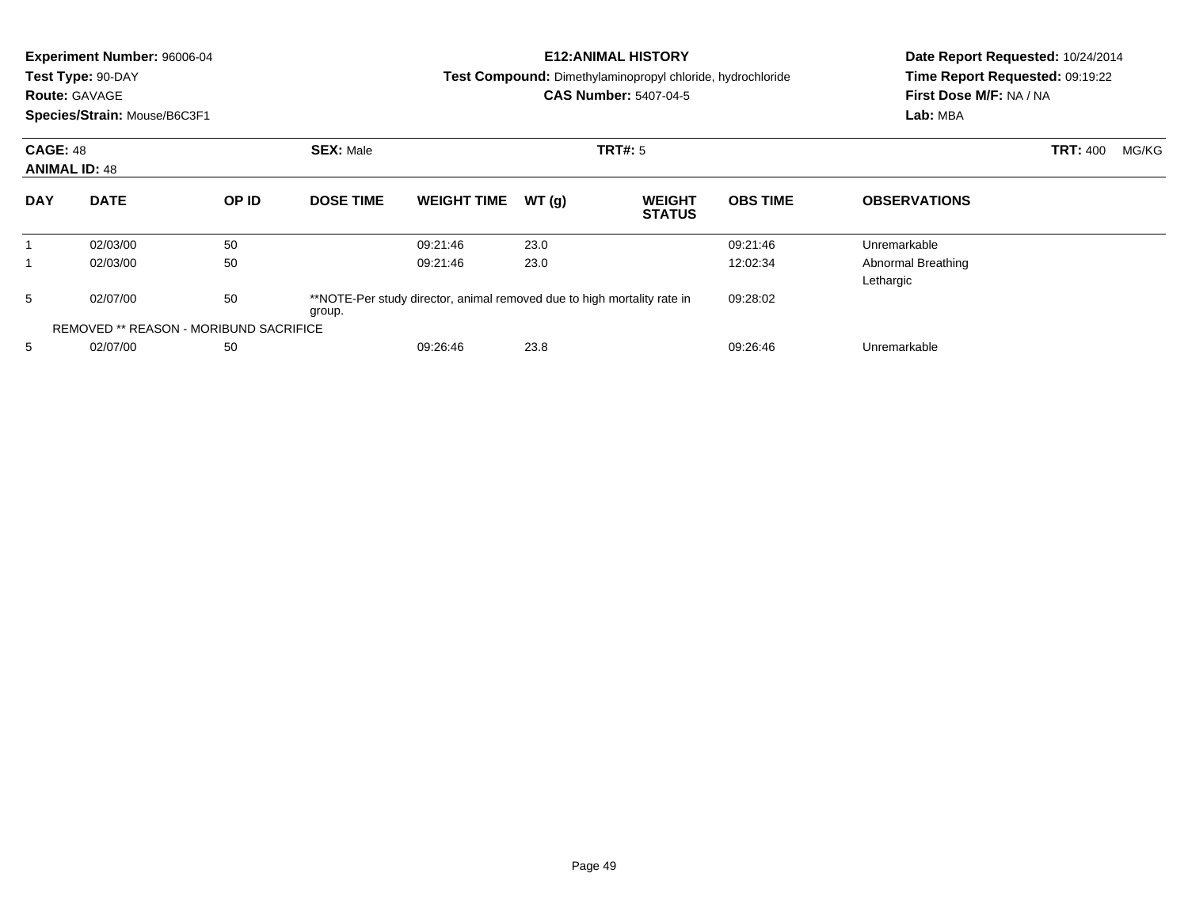**Experiment Number:** 96006-04
**Test Type:** 90-DAY
**Route:** GAVAGE
**Species/Strain:** Mouse/B6C3F1

**E12:ANIMAL HISTORY**
**Test Compound:** Dimethylaminopropyl chloride, hydrochloride
**CAS Number:** 5407-04-5

**Date Report Requested:** 10/24/2014
**Time Report Requested:** 09:19:22
**First Dose M/F:** NA / NA
**Lab:** MBA

**CAGE:** 48 **SEX:** Male **TRT#:** 5 **TRT:** 400 MG/KG
**ANIMAL ID:** 48

| DAY | DATE | OP ID | DOSE TIME | WEIGHT TIME | WT (g) | WEIGHT STATUS | OBS TIME | OBSERVATIONS |
|---|---|---|---|---|---|---|---|---|
| 1 | 02/03/00 | 50 | | 09:21:46 | 23.0 | | 09:21:46 | Unremarkable |
| 1 | 02/03/00 | 50 | | 09:21:46 | 23.0 | | 12:02:34 | Abnormal Breathing<br>Lethargic |
| 5 | 02/07/00 | 50 | **NOTE-Per study director, animal removed due to high mortality rate in group. | | | | 09:28:02 | |
| REMOVED ** REASON - MORIBUND SACRIFICE | | | | | | | | |
| 5 | 02/07/00 | 50 | | 09:26:46 | 23.8 | | 09:26:46 | Unremarkable |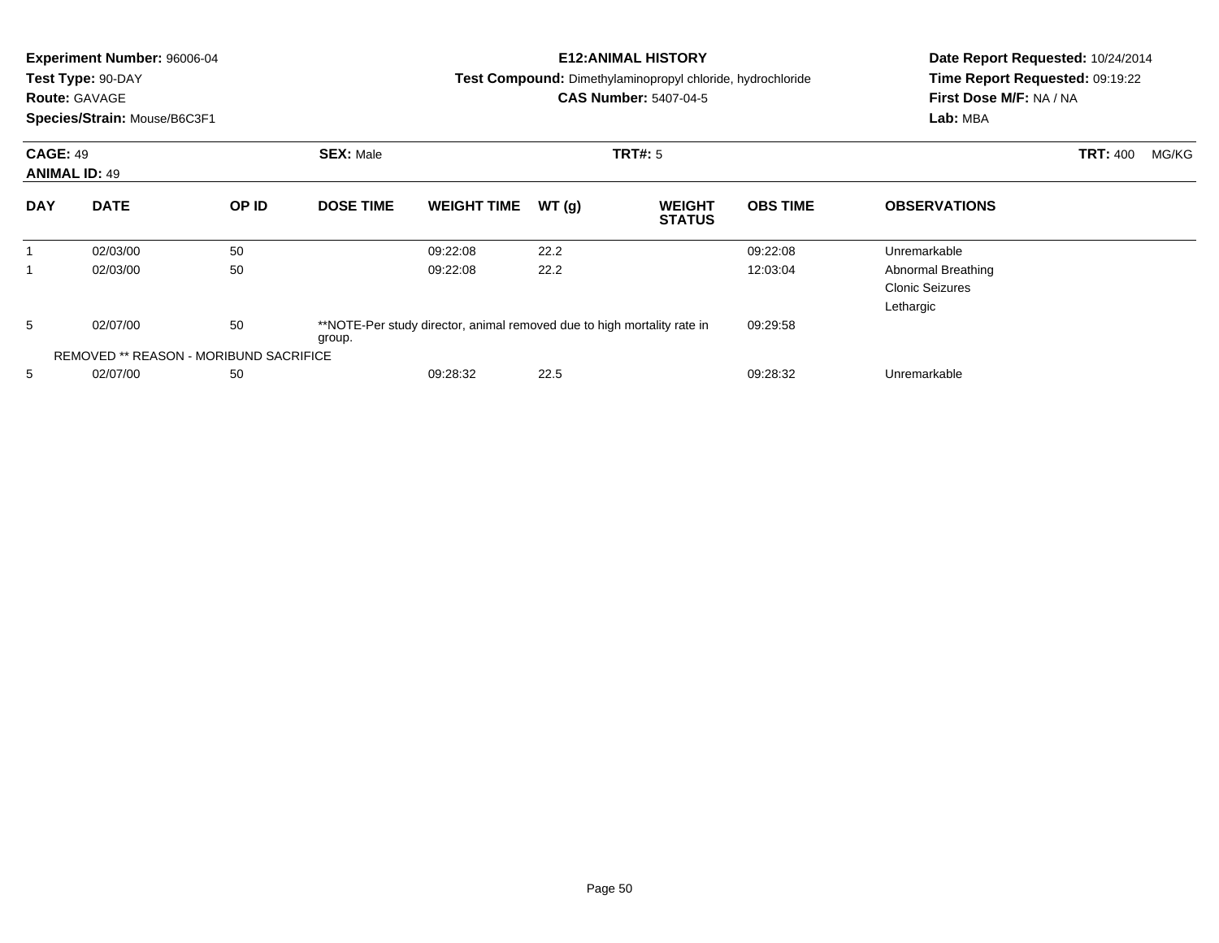**Experiment Number:** 96006-04
**Test Type:** 90-DAY
**Route:** GAVAGE
**Species/Strain:** Mouse/B6C3F1

**E12:ANIMAL HISTORY**
**Test Compound:** Dimethylaminopropyl chloride, hydrochloride
**CAS Number:** 5407-04-5

**Date Report Requested:** 10/24/2014
**Time Report Requested:** 09:19:22
**First Dose M/F:** NA / NA
**Lab:** MBA

**CAGE:** 49 **SEX:** Male **TRT#:** 5 **TRT:** 400 MG/KG
**ANIMAL ID:** 49

| DAY | DATE | OP ID | DOSE TIME | WEIGHT TIME | WT (g) | WEIGHT STATUS | OBS TIME | OBSERVATIONS |
|---|---|---|---|---|---|---|---|---|
| 1 | 02/03/00 | 50 | | 09:22:08 | 22.2 | | 09:22:08 | Unremarkable |
| 1 | 02/03/00 | 50 | | 09:22:08 | 22.2 | | 12:03:04 | Abnormal Breathing<br>Clonic Seizures<br>Lethargic |
| 5 | 02/07/00 | 50 | **NOTE-Per study director, animal removed due to high mortality rate in group. | | | | 09:29:58 | |
| REMOVED ** REASON - MORIBUND SACRIFICE | | | | | | | | |
| 5 | 02/07/00 | 50 | | 09:28:32 | 22.5 | | 09:28:32 | Unremarkable |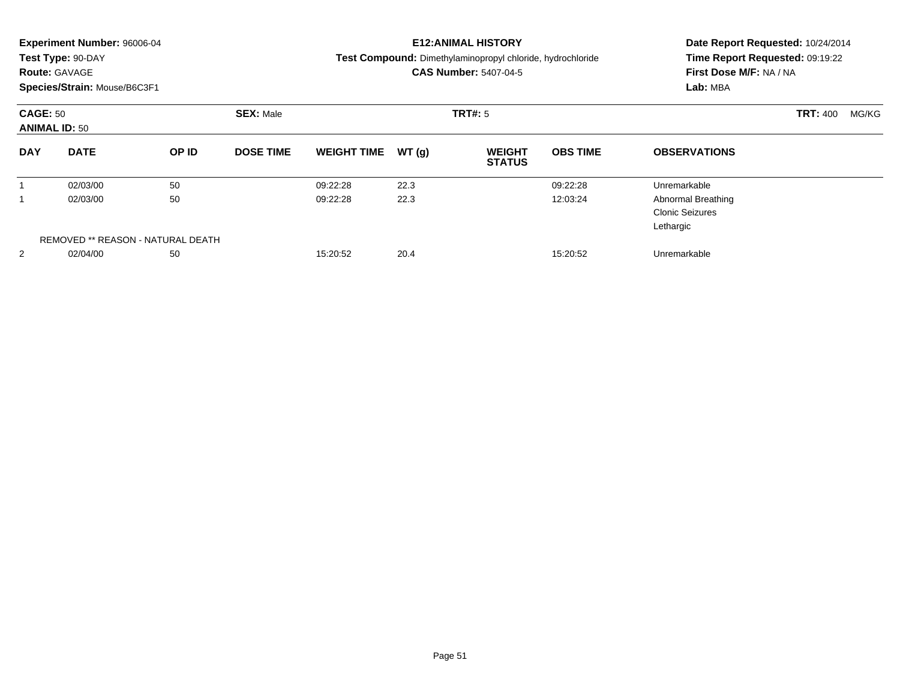**Experiment Number:** 96006-04
**Test Type:** 90-DAY
**Route:** GAVAGE
**Species/Strain:** Mouse/B6C3F1

**E12:ANIMAL HISTORY**
**Test Compound:** Dimethylaminopropyl chloride, hydrochloride
**CAS Number:** 5407-04-5

**Date Report Requested:** 10/24/2014
**Time Report Requested:** 09:19:22
**First Dose M/F:** NA / NA
**Lab:** MBA

**CAGE:** 50 **SEX:** Male **TRT#:** 5 **TRT:** 400 MG/KG
**ANIMAL ID:** 50

| DAY | DATE | OP ID | DOSE TIME | WEIGHT TIME | WT (g) | WEIGHT STATUS | OBS TIME | OBSERVATIONS |
|---|---|---|---|---|---|---|---|---|
| 1 | 02/03/00 | 50 | | 09:22:28 | 22.3 | | 09:22:28 | Unremarkable |
| 1 | 02/03/00 | 50 | | 09:22:28 | 22.3 | | 12:03:24 | Abnormal Breathing<br>Clonic Seizures<br>Lethargic |
| REMOVED ** REASON - NATURAL DEATH | | | | | | | | |
| 2 | 02/04/00 | 50 | | 15:20:52 | 20.4 | | 15:20:52 | Unremarkable |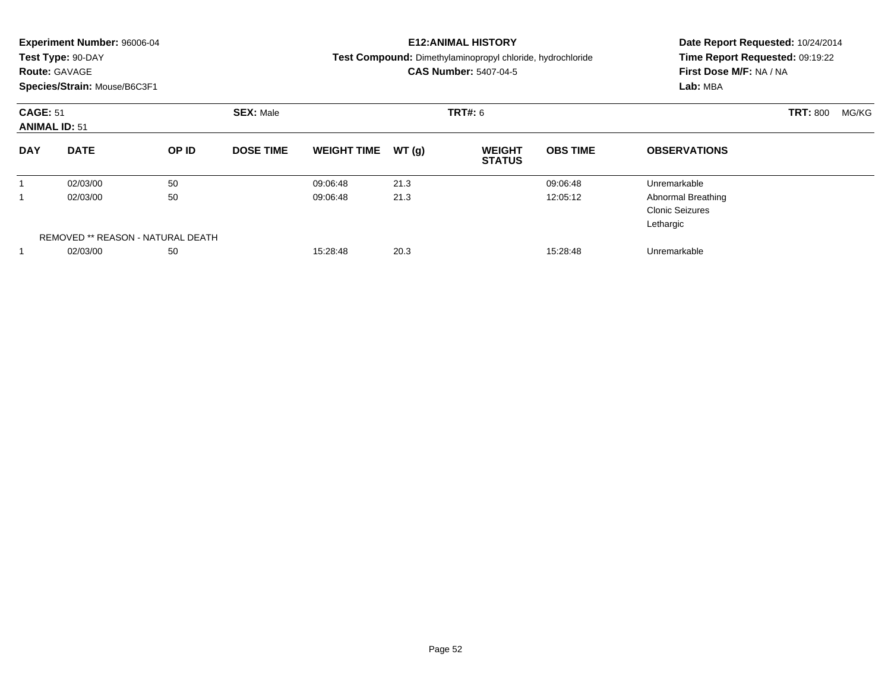**Experiment Number:** 96006-04
**Test Type:** 90-DAY
**Route:** GAVAGE
**Species/Strain:** Mouse/B6C3F1

**E12:ANIMAL HISTORY**
**Test Compound:** Dimethylaminopropyl chloride, hydrochloride
**CAS Number:** 5407-04-5

**Date Report Requested:** 10/24/2014
**Time Report Requested:** 09:19:22
**First Dose M/F:** NA / NA
**Lab:** MBA

**CAGE:** 51 **SEX:** Male **TRT#:** 6 **TRT:** 800 MG/KG
**ANIMAL ID:** 51

| DAY | DATE | OP ID | DOSE TIME | WEIGHT TIME | WT (g) | WEIGHT STATUS | OBS TIME | OBSERVATIONS |
|---|---|---|---|---|---|---|---|---|
| 1 | 02/03/00 | 50 | | 09:06:48 | 21.3 | | 09:06:48 | Unremarkable |
| 1 | 02/03/00 | 50 | | 09:06:48 | 21.3 | | 12:05:12 | Abnormal Breathing<br>Clonic Seizures<br>Lethargic |
| | REMOVED ** REASON - NATURAL DEATH | | | | | | | |
| 1 | 02/03/00 | 50 | | 15:28:48 | 20.3 | | 15:28:48 | Unremarkable |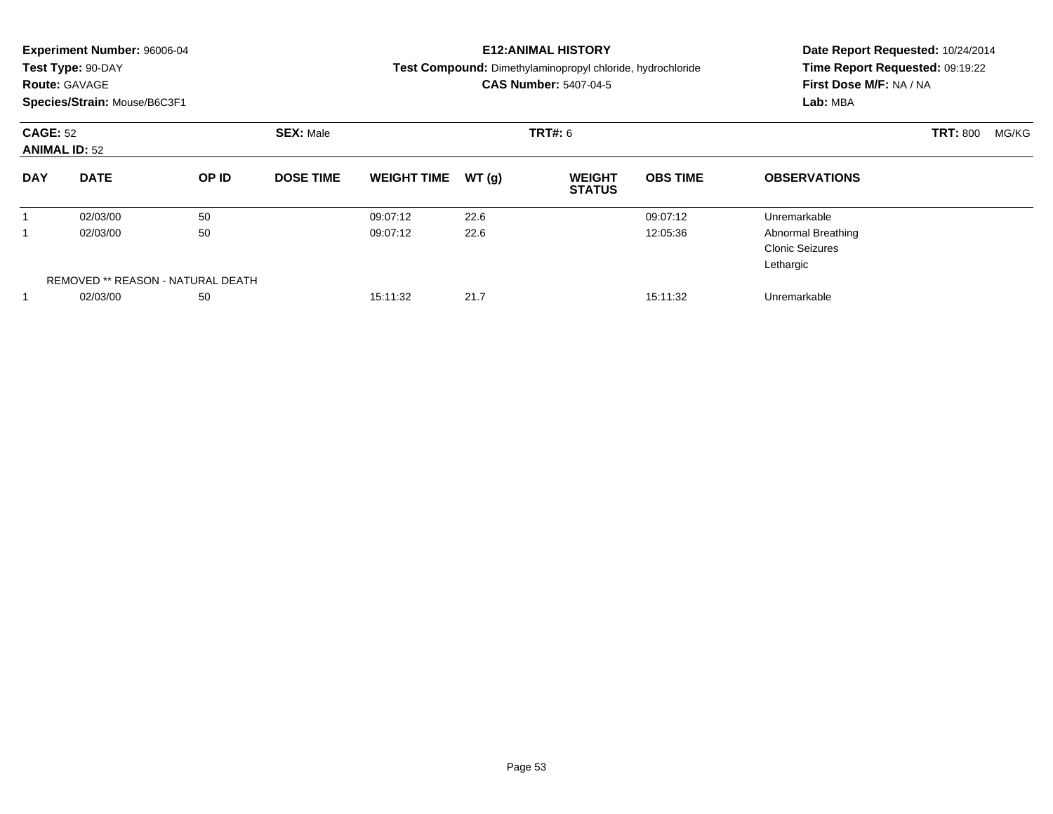**Experiment Number:** 96006-04
**Test Type:** 90-DAY
**Route:** GAVAGE
**Species/Strain:** Mouse/B6C3F1

**E12:ANIMAL HISTORY**
**Test Compound:** Dimethylaminopropyl chloride, hydrochloride
**CAS Number:** 5407-04-5

**Date Report Requested:** 10/24/2014
**Time Report Requested:** 09:19:22
**First Dose M/F:** NA / NA
**Lab:** MBA

**CAGE:** 52
**ANIMAL ID:** 52
**SEX:** Male
**TRT#:** 6
**TRT:** 800 MG/KG

| DAY | DATE | OP ID | DOSE TIME | WEIGHT TIME | WT (g) | WEIGHT STATUS | OBS TIME | OBSERVATIONS |
|---|---|---|---|---|---|---|---|---|
| 1 | 02/03/00 | 50 | | 09:07:12 | 22.6 | | 09:07:12 | Unremarkable |
| 1 | 02/03/00 | 50 | | 09:07:12 | 22.6 | | 12:05:36 | Abnormal Breathing<br>Clonic Seizures<br>Lethargic |
| | REMOVED ** REASON - NATURAL DEATH | | | | | | | |
| 1 | 02/03/00 | 50 | | 15:11:32 | 21.7 | | 15:11:32 | Unremarkable |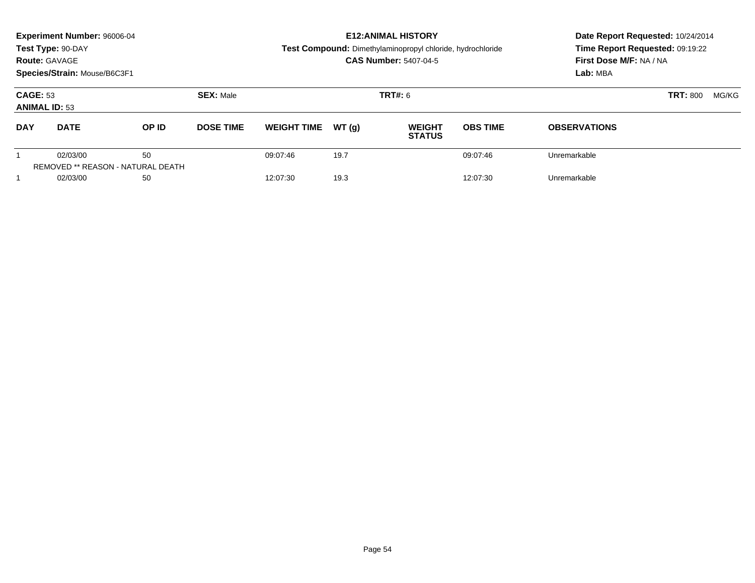**Experiment Number:** 96006-04
**Test Type:** 90-DAY
**Route:** GAVAGE
**Species/Strain:** Mouse/B6C3F1

# E12:ANIMAL HISTORY

**Test Compound:** Dimethylaminopropyl chloride, hydrochloride
**CAS Number:** 5407-04-5

**Date Report Requested:** 10/24/2014
**Time Report Requested:** 09:19:22
**First Dose M/F:** NA / NA
**Lab:** MBA

**CAGE:** 53 **SEX:** Male **TRT#:** 6 **TRT:** 800 MG/KG
**ANIMAL ID:** 53

| DAY | DATE | OP ID | DOSE TIME | WEIGHT TIME | WT (g) | WEIGHT STATUS | OBS TIME | OBSERVATIONS |
|---|---|---|---|---|---|---|---|---|
| 1 | 02/03/00 | 50 | | 09:07:46 | 19.7 | | 09:07:46 | Unremarkable |
| REMOVED ** REASON - NATURAL DEATH | | | | | | | | |
| 1 | 02/03/00 | 50 | | 12:07:30 | 19.3 | | 12:07:30 | Unremarkable |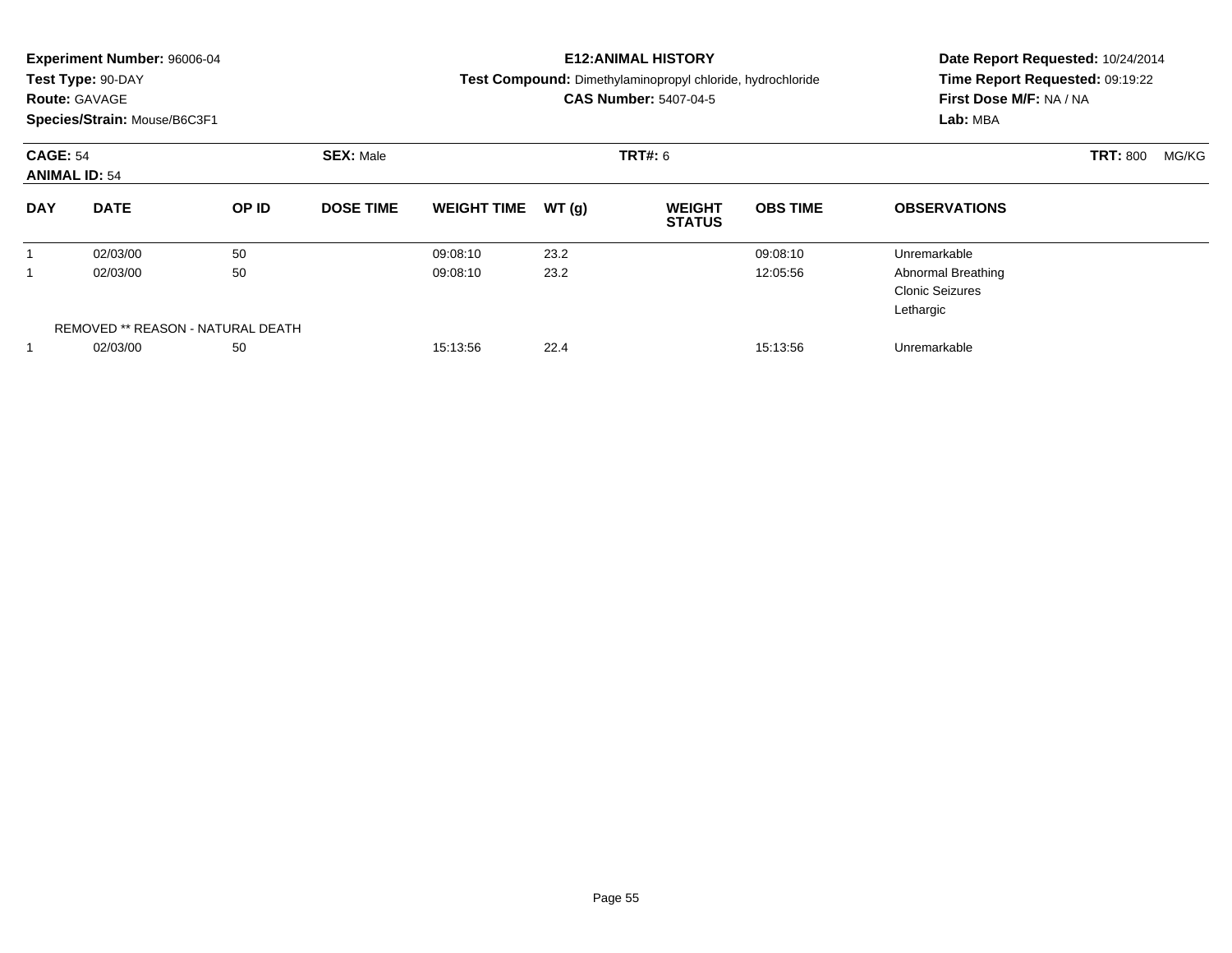**Experiment Number:** 96006-04
**Test Type:** 90-DAY
**Route:** GAVAGE
**Species/Strain:** Mouse/B6C3F1

**E12:ANIMAL HISTORY**
**Test Compound:** Dimethylaminopropyl chloride, hydrochloride
**CAS Number:** 5407-04-5

**Date Report Requested:** 10/24/2014
**Time Report Requested:** 09:19:22
**First Dose M/F:** NA / NA
**Lab:** MBA

**CAGE:** 54
**ANIMAL ID:** 54
**SEX:** Male
**TRT#:** 6
**TRT:** 800 MG/KG

| DAY | DATE | OP ID | DOSE TIME | WEIGHT TIME | WT (g) | WEIGHT STATUS | OBS TIME | OBSERVATIONS |
|---|---|---|---|---|---|---|---|---|
| 1 | 02/03/00 | 50 | | 09:08:10 | 23.2 | | 09:08:10 | Unremarkable |
| 1 | 02/03/00 | 50 | | 09:08:10 | 23.2 | | 12:05:56 | Abnormal Breathing<br>Clonic Seizures<br>Lethargic |
| REMOVED ** REASON - NATURAL DEATH | | | | | | | | |
| 1 | 02/03/00 | 50 | | 15:13:56 | 22.4 | | 15:13:56 | Unremarkable |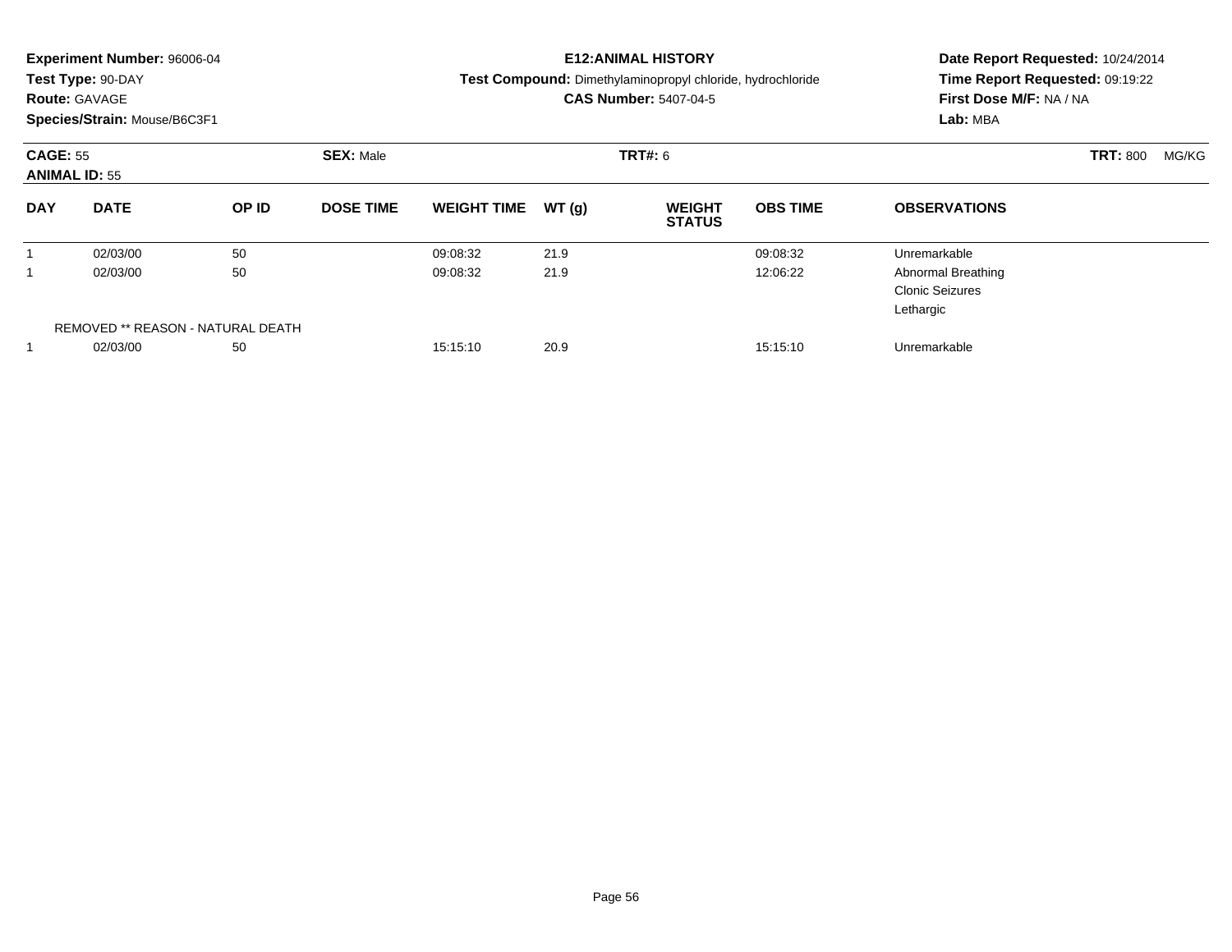**Experiment Number:** 96006-04
**Test Type:** 90-DAY
**Route:** GAVAGE
**Species/Strain:** Mouse/B6C3F1

**E12:ANIMAL HISTORY**
**Test Compound:** Dimethylaminopropyl chloride, hydrochloride
**CAS Number:** 5407-04-5

**Date Report Requested:** 10/24/2014
**Time Report Requested:** 09:19:22
**First Dose M/F:** NA / NA
**Lab:** MBA

**CAGE:** 55 **SEX:** Male **TRT#:** 6 **TRT:** 800 MG/KG
**ANIMAL ID:** 55

| DAY | DATE | OP ID | DOSE TIME | WEIGHT TIME | WT (g) | WEIGHT STATUS | OBS TIME | OBSERVATIONS |
|---|---|---|---|---|---|---|---|---|
| 1 | 02/03/00 | 50 | | 09:08:32 | 21.9 | | 09:08:32 | Unremarkable |
| 1 | 02/03/00 | 50 | | 09:08:32 | 21.9 | | 12:06:22 | Abnormal Breathing<br>Clonic Seizures<br>Lethargic |
| REMOVED ** REASON - NATURAL DEATH | | | | | | | | |
| 1 | 02/03/00 | 50 | | 15:15:10 | 20.9 | | 15:15:10 | Unremarkable |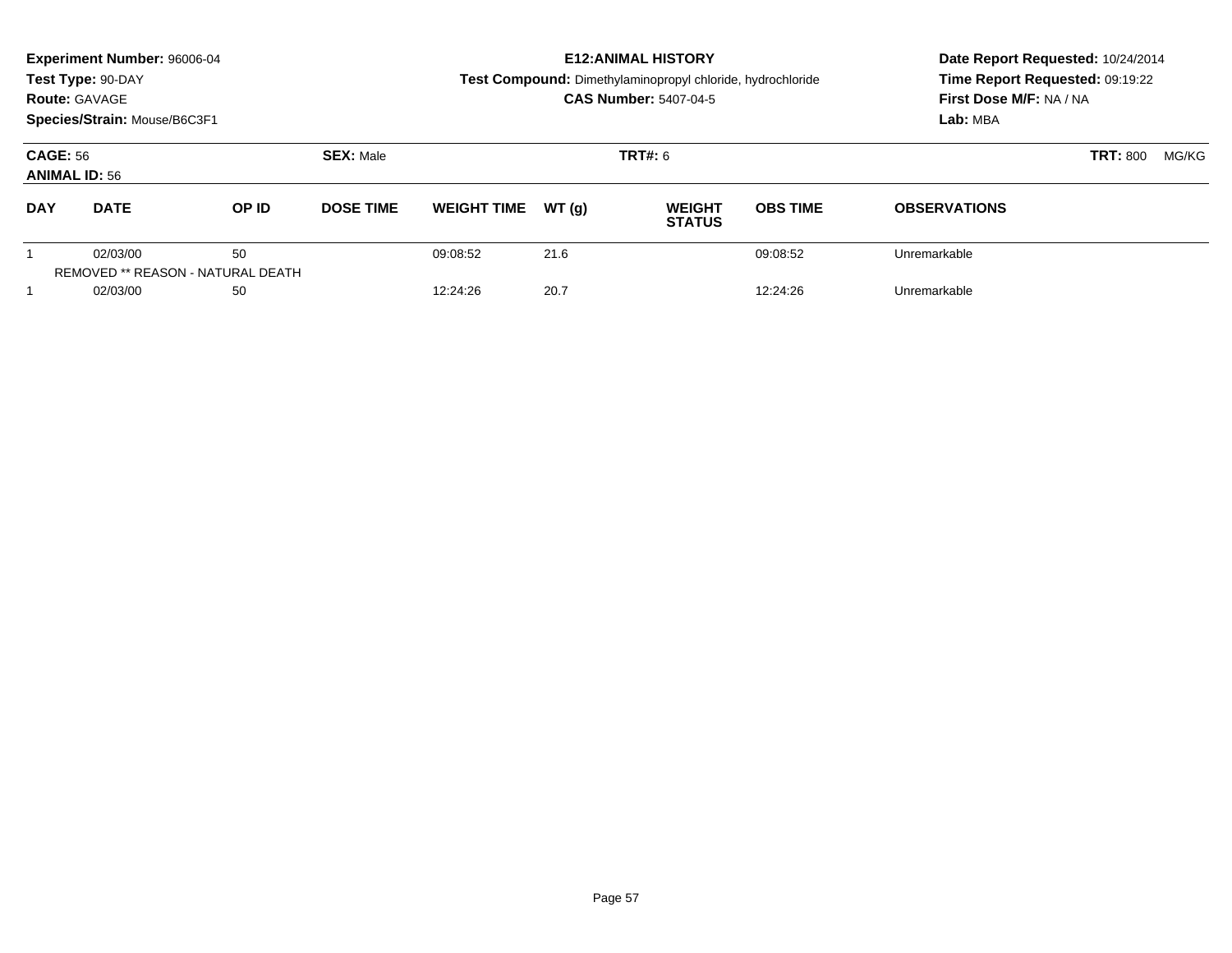**Experiment Number:** 96006-04
**Test Type:** 90-DAY
**Route:** GAVAGE
**Species/Strain:** Mouse/B6C3F1

**E12:ANIMAL HISTORY**
**Test Compound:** Dimethylaminopropyl chloride, hydrochloride
**CAS Number:** 5407-04-5

**Date Report Requested:** 10/24/2014
**Time Report Requested:** 09:19:22
**First Dose M/F:** NA / NA
**Lab:** MBA

**CAGE:** 56
**ANIMAL ID:** 56
**SEX:** Male
**TRT#:** 6
**TRT:** 800 MG/KG

| DAY | DATE | OP ID | DOSE TIME | WEIGHT TIME | WT (g) | WEIGHT STATUS | OBS TIME | OBSERVATIONS |
|---|---|---|---|---|---|---|---|---|
| 1 | 02/03/00 | 50 | | 09:08:52 | 21.6 | | 09:08:52 | Unremarkable |
| REMOVED ** REASON - NATURAL DEATH | | | | | | | | |
| 1 | 02/03/00 | 50 | | 12:24:26 | 20.7 | | 12:24:26 | Unremarkable |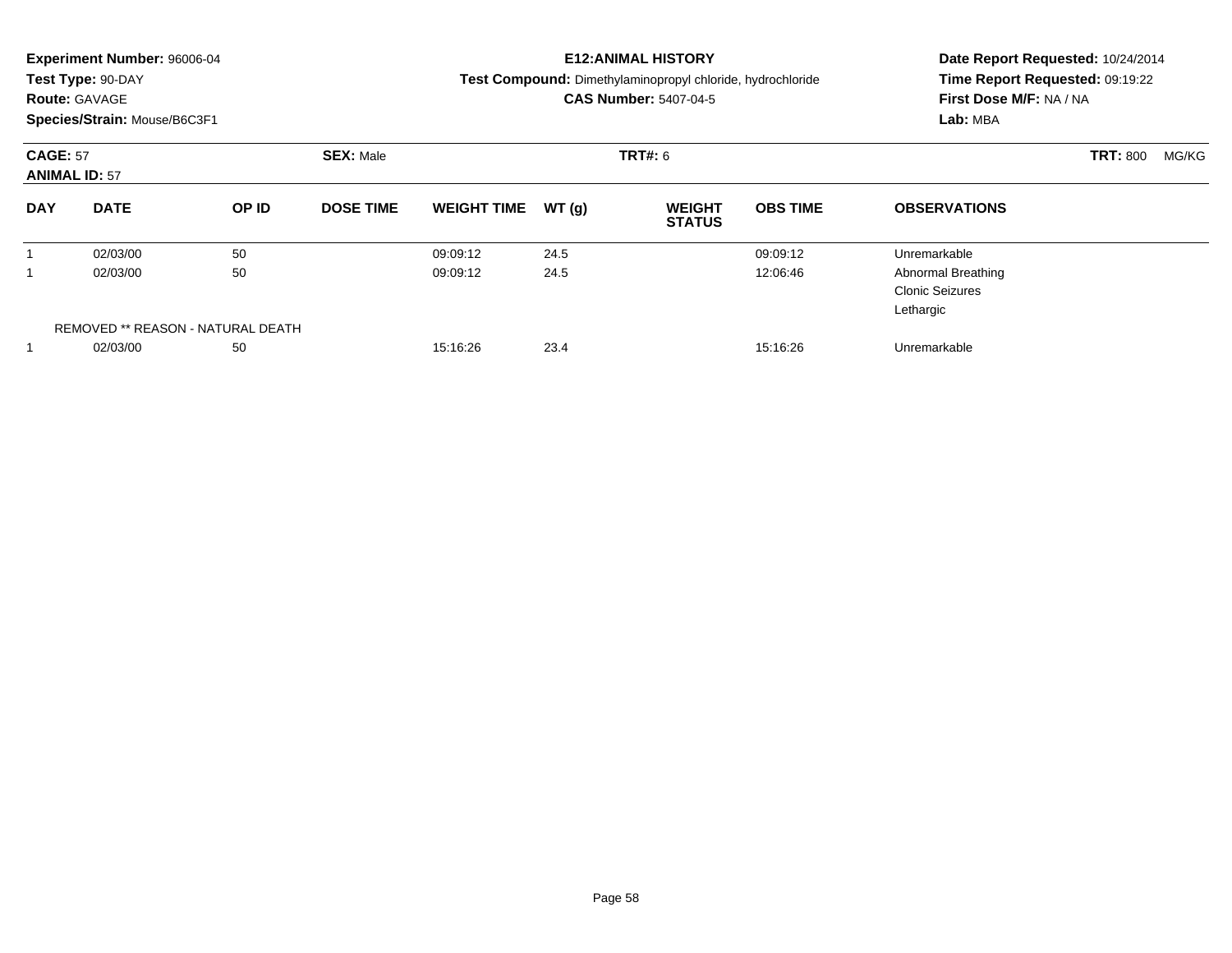**Experiment Number:** 96006-04
**Test Type:** 90-DAY
**Route:** GAVAGE
**Species/Strain:** Mouse/B6C3F1

**E12:ANIMAL HISTORY**
**Test Compound:** Dimethylaminopropyl chloride, hydrochloride
**CAS Number:** 5407-04-5

**Date Report Requested:** 10/24/2014
**Time Report Requested:** 09:19:22
**First Dose M/F:** NA / NA
**Lab:** MBA

**CAGE:** 57 **SEX:** Male **TRT#:** 6 **TRT:** 800 MG/KG
**ANIMAL ID:** 57

| DAY | DATE | OP ID | DOSE TIME | WEIGHT TIME | WT (g) | WEIGHT STATUS | OBS TIME | OBSERVATIONS |
|---|---|---|---|---|---|---|---|---|
| 1 | 02/03/00 | 50 | | 09:09:12 | 24.5 | | 09:09:12 | Unremarkable |
| 1 | 02/03/00 | 50 | | 09:09:12 | 24.5 | | 12:06:46 | Abnormal Breathing<br>Clonic Seizures<br>Lethargic |
| REMOVED ** REASON - NATURAL DEATH | | | | | | | | |
| 1 | 02/03/00 | 50 | | 15:16:26 | 23.4 | | 15:16:26 | Unremarkable |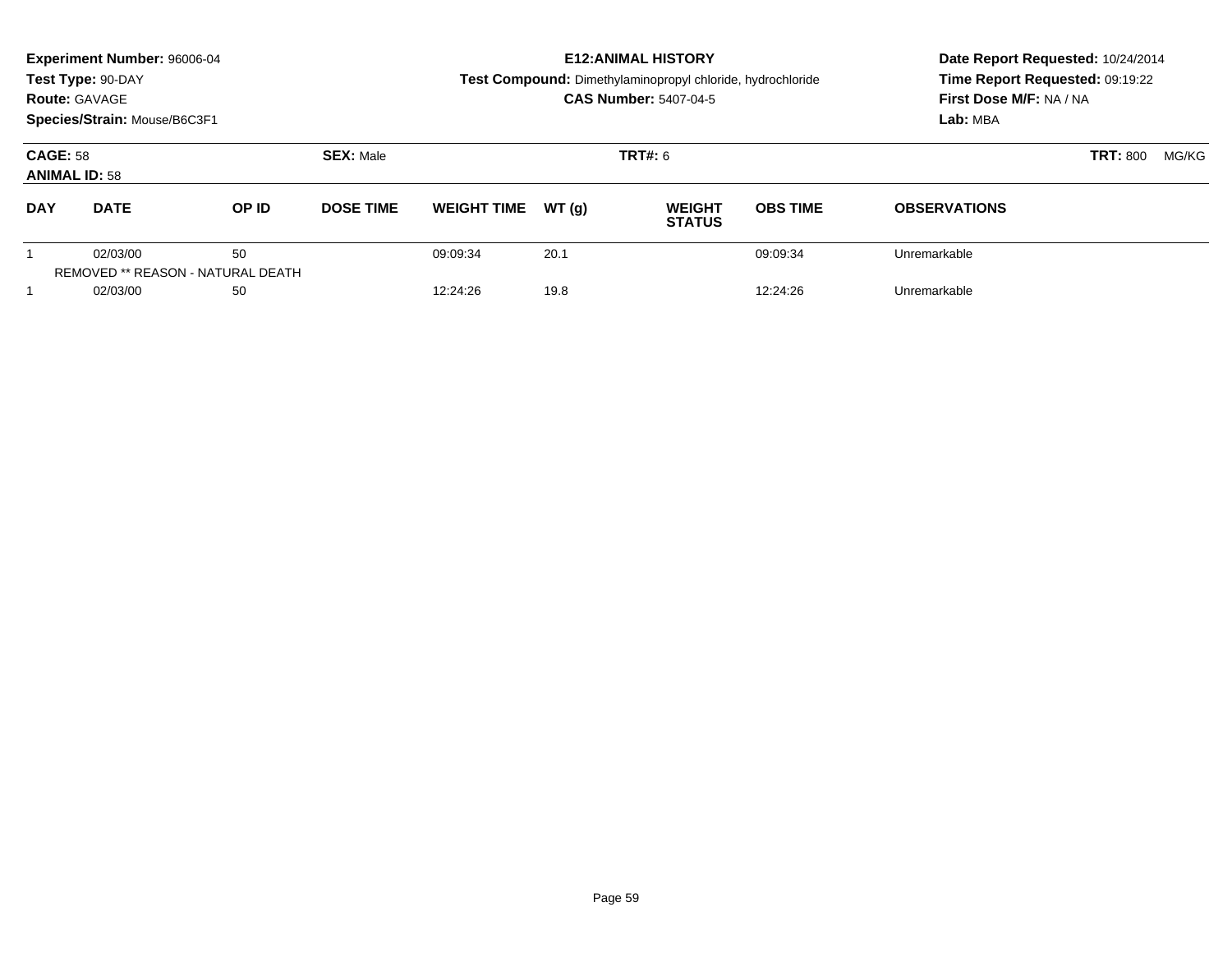**Experiment Number:** 96006-04
**Test Type:** 90-DAY
**Route:** GAVAGE
**Species/Strain:** Mouse/B6C3F1

**E12:ANIMAL HISTORY**
**Test Compound:** Dimethylaminopropyl chloride, hydrochloride
**CAS Number:** 5407-04-5

**Date Report Requested:** 10/24/2014
**Time Report Requested:** 09:19:22
**First Dose M/F:** NA / NA
**Lab:** MBA

**CAGE:** 58
**ANIMAL ID:** 58
**SEX:** Male
**TRT#:** 6
**TRT:** 800 MG/KG

| DAY | DATE | OP ID | DOSE TIME | WEIGHT TIME | WT (g) | WEIGHT STATUS | OBS TIME | OBSERVATIONS |
|---|---|---|---|---|---|---|---|---|
| 1 | 02/03/00 | 50 | | 09:09:34 | 20.1 | | 09:09:34 | Unremarkable |
| REMOVED ** REASON - NATURAL DEATH | | | | | | | | |
| 1 | 02/03/00 | 50 | | 12:24:26 | 19.8 | | 12:24:26 | Unremarkable |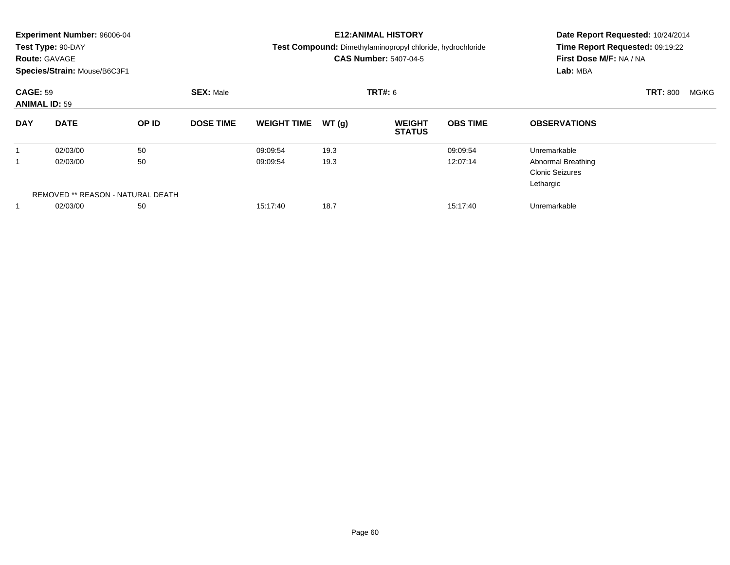**Experiment Number:** 96006-04
**Test Type:** 90-DAY
**Route:** GAVAGE
**Species/Strain:** Mouse/B6C3F1

**E12:ANIMAL HISTORY**
**Test Compound:** Dimethylaminopropyl chloride, hydrochloride
**CAS Number:** 5407-04-5

**Date Report Requested:** 10/24/2014
**Time Report Requested:** 09:19:22
**First Dose M/F:** NA / NA
**Lab:** MBA

**CAGE:** 59
**ANIMAL ID:** 59
**SEX:** Male
**TRT#:** 6
**TRT:** 800 MG/KG

| DAY | DATE | OP ID | DOSE TIME | WEIGHT TIME | WT (g) | WEIGHT STATUS | OBS TIME | OBSERVATIONS |
|---|---|---|---|---|---|---|---|---|
| 1 | 02/03/00 | 50 | | 09:09:54 | 19.3 | | 09:09:54 | Unremarkable |
| 1 | 02/03/00 | 50 | | 09:09:54 | 19.3 | | 12:07:14 | Abnormal Breathing<br>Clonic Seizures<br>Lethargic |
| REMOVED ** REASON - NATURAL DEATH | | | | | | | | |
| 1 | 02/03/00 | 50 | | 15:17:40 | 18.7 | | 15:17:40 | Unremarkable |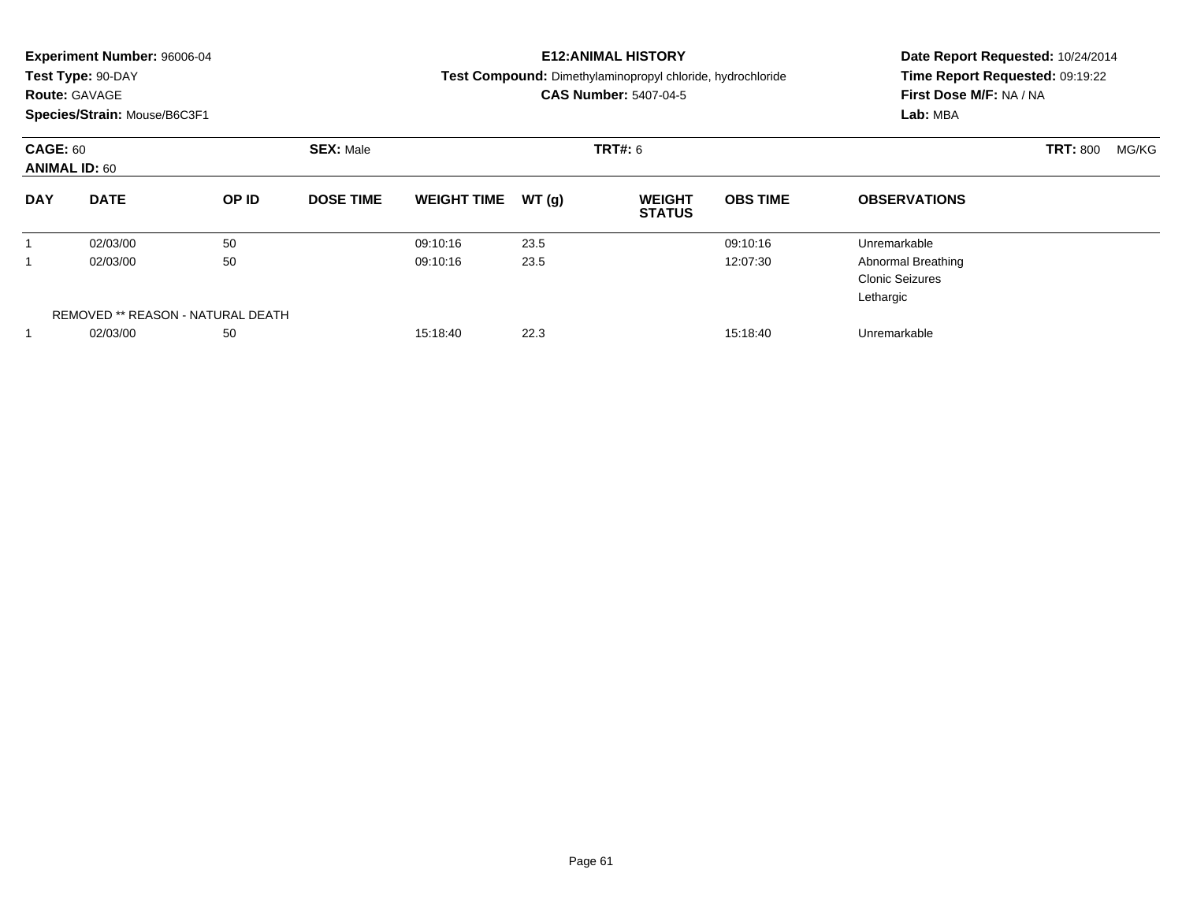**Experiment Number:** 96006-04
**Test Type:** 90-DAY
**Route:** GAVAGE
**Species/Strain:** Mouse/B6C3F1

**E12:ANIMAL HISTORY**
**Test Compound:** Dimethylaminopropyl chloride, hydrochloride
**CAS Number:** 5407-04-5

**Date Report Requested:** 10/24/2014
**Time Report Requested:** 09:19:22
**First Dose M/F:** NA / NA
**Lab:** MBA

**CAGE:** 60 **SEX:** Male **TRT#:** 6 **TRT:** 800 MG/KG
**ANIMAL ID:** 60

| DAY | DATE | OP ID | DOSE TIME | WEIGHT TIME | WT (g) | WEIGHT STATUS | OBS TIME | OBSERVATIONS |
|---|---|---|---|---|---|---|---|---|
| 1 | 02/03/00 | 50 | | 09:10:16 | 23.5 | | 09:10:16 | Unremarkable |
| 1 | 02/03/00 | 50 | | 09:10:16 | 23.5 | | 12:07:30 | Abnormal Breathing<br>Clonic Seizures<br>Lethargic |
| REMOVED ** REASON - NATURAL DEATH | | | | | | | | |
| 1 | 02/03/00 | 50 | | 15:18:40 | 22.3 | | 15:18:40 | Unremarkable |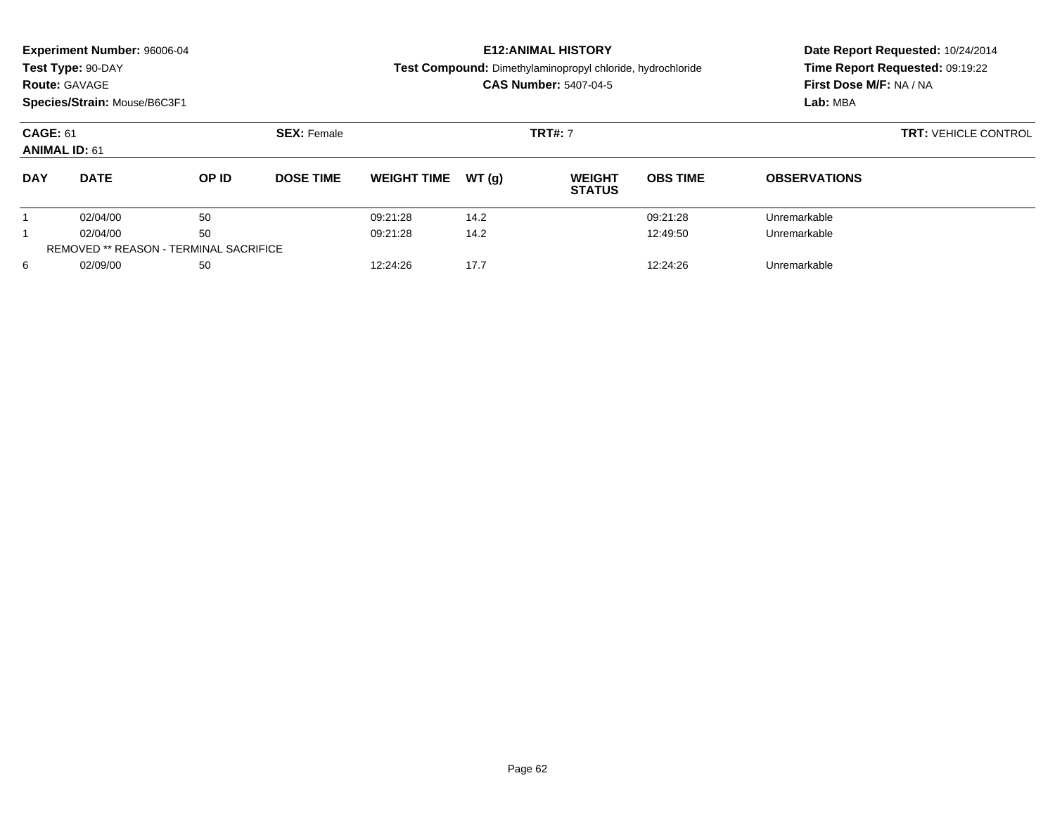**Experiment Number:** 96006-04
**Test Type:** 90-DAY
**Route:** GAVAGE
**Species/Strain:** Mouse/B6C3F1

**E12:ANIMAL HISTORY**
**Test Compound:** Dimethylaminopropyl chloride, hydrochloride
**CAS Number:** 5407-04-5

**Date Report Requested:** 10/24/2014
**Time Report Requested:** 09:19:22
**First Dose M/F:** NA / NA
**Lab:** MBA

**CAGE:** 61 **SEX:** Female **TRT#:** 7 **TRT:** VEHICLE CONTROL
**ANIMAL ID:** 61

| DAY | DATE | OP ID | DOSE TIME | WEIGHT TIME | WT (g) | WEIGHT STATUS | OBS TIME | OBSERVATIONS |
|---|---|---|---|---|---|---|---|---|
| 1 | 02/04/00 | 50 | | 09:21:28 | 14.2 | | 09:21:28 | Unremarkable |
| 1 | 02/04/00 | 50 | | 09:21:28 | 14.2 | | 12:49:50 | Unremarkable |
| REMOVED ** REASON - TERMINAL SACRIFICE | | | | | | | | |
| 6 | 02/09/00 | 50 | | 12:24:26 | 17.7 | | 12:24:26 | Unremarkable |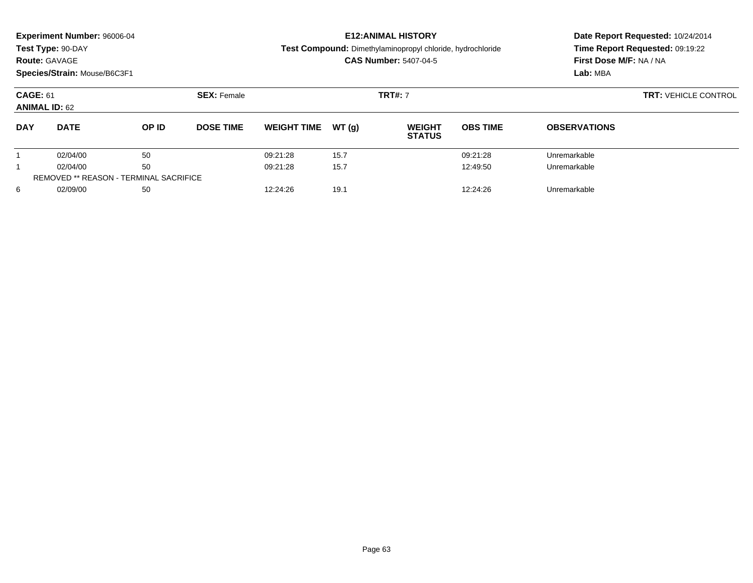**Experiment Number:** 96006-04
**Test Type:** 90-DAY
**Route:** GAVAGE
**Species/Strain:** Mouse/B6C3F1

**E12:ANIMAL HISTORY**
**Test Compound:** Dimethylaminopropyl chloride, hydrochloride
**CAS Number:** 5407-04-5

**Date Report Requested:** 10/24/2014
**Time Report Requested:** 09:19:22
**First Dose M/F:** NA / NA
**Lab:** MBA

**CAGE:** 61 **SEX:** Female **TRT#:** 7 **TRT:** VEHICLE CONTROL
**ANIMAL ID:** 62

| DAY | DATE | OP ID | DOSE TIME | WEIGHT TIME | WT (g) | WEIGHT STATUS | OBS TIME | OBSERVATIONS |
|---|---|---|---|---|---|---|---|---|
| 1 | 02/04/00 | 50 | | 09:21:28 | 15.7 | | 09:21:28 | Unremarkable |
| 1 | 02/04/00 | 50 | | 09:21:28 | 15.7 | | 12:49:50 | Unremarkable |
| REMOVED ** REASON - TERMINAL SACRIFICE | | | | | | | | |
| 6 | 02/09/00 | 50 | | 12:24:26 | 19.1 | | 12:24:26 | Unremarkable |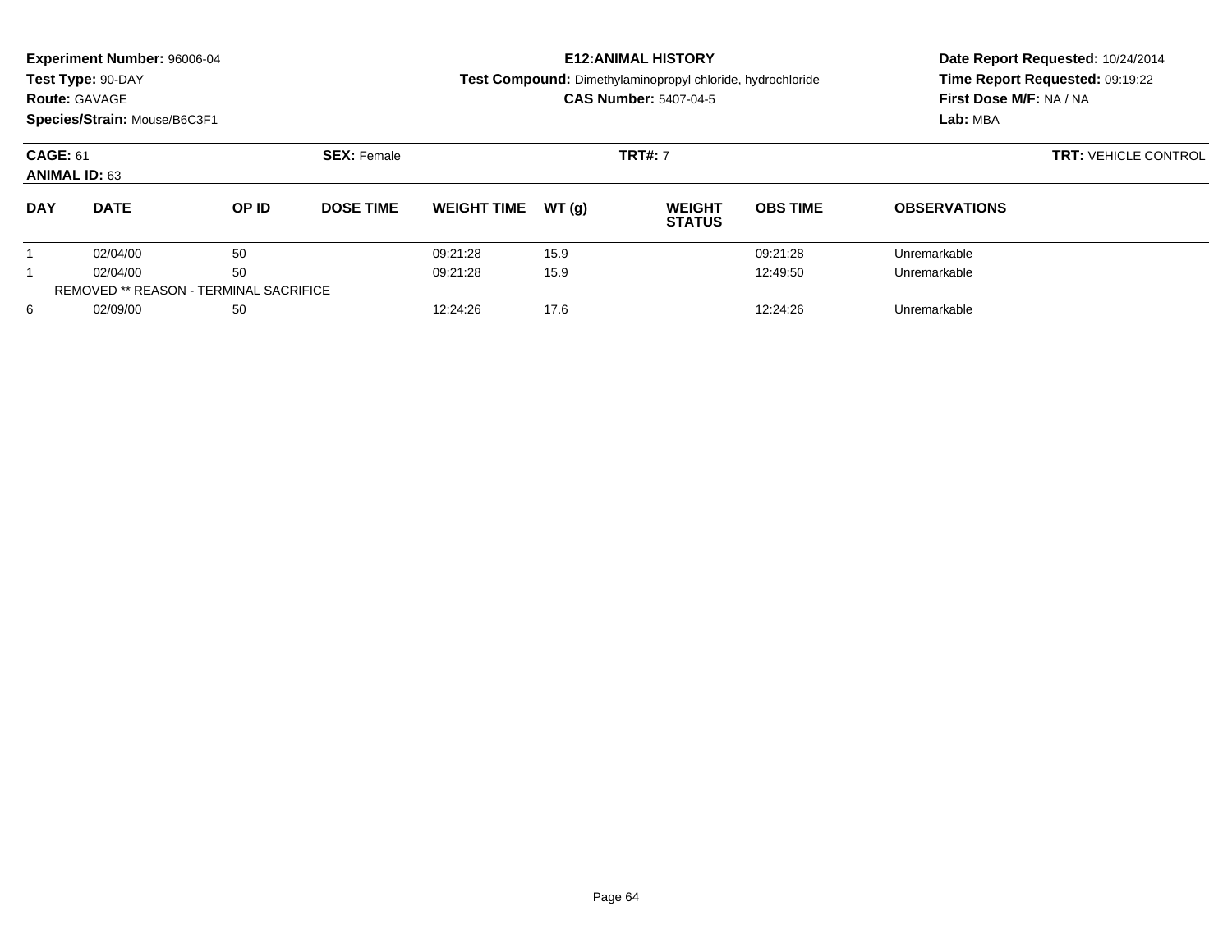**Experiment Number:** 96006-04
**Test Type:** 90-DAY
**Route:** GAVAGE
**Species/Strain:** Mouse/B6C3F1

**E12:ANIMAL HISTORY**
**Test Compound:** Dimethylaminopropyl chloride, hydrochloride
**CAS Number:** 5407-04-5

**Date Report Requested:** 10/24/2014
**Time Report Requested:** 09:19:22
**First Dose M/F:** NA / NA
**Lab:** MBA

**CAGE:** 61 **SEX:** Female **TRT#:** 7 **TRT:** VEHICLE CONTROL
**ANIMAL ID:** 63

| DAY | DATE | OP ID | DOSE TIME | WEIGHT TIME | WT (g) | WEIGHT STATUS | OBS TIME | OBSERVATIONS |
|---|---|---|---|---|---|---|---|---|
| 1 | 02/04/00 | 50 | | 09:21:28 | 15.9 | | 09:21:28 | Unremarkable |
| 1 | 02/04/00 | 50 | | 09:21:28 | 15.9 | | 12:49:50 | Unremarkable |
| REMOVED ** REASON - TERMINAL SACRIFICE | | | | | | | | |
| 6 | 02/09/00 | 50 | | 12:24:26 | 17.6 | | 12:24:26 | Unremarkable |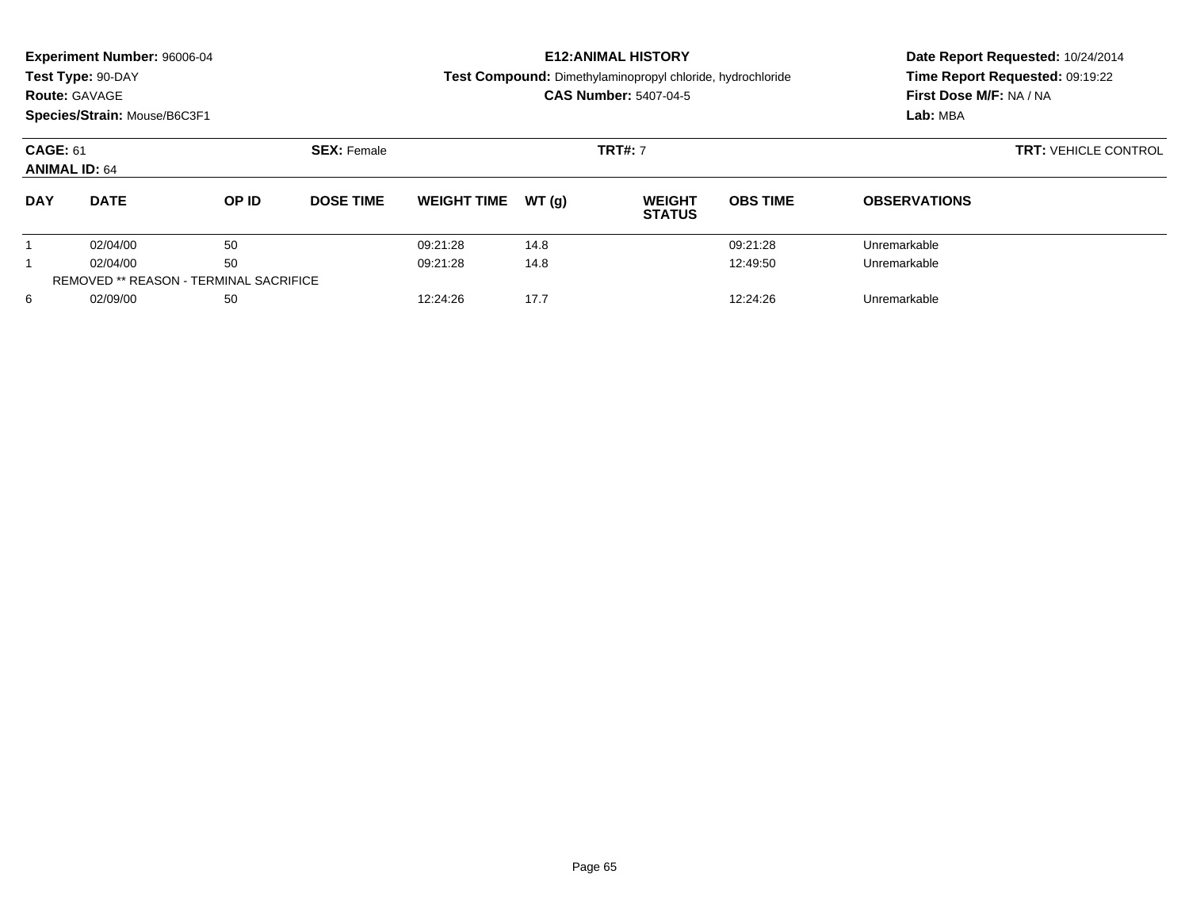**Experiment Number:** 96006-04
**Test Type:** 90-DAY
**Route:** GAVAGE
**Species/Strain:** Mouse/B6C3F1

**E12:ANIMAL HISTORY**
**Test Compound:** Dimethylaminopropyl chloride, hydrochloride
**CAS Number:** 5407-04-5

**Date Report Requested:** 10/24/2014
**Time Report Requested:** 09:19:22
**First Dose M/F:** NA / NA
**Lab:** MBA

**CAGE:** 61 **SEX:** Female **TRT#:** 7 **TRT:** VEHICLE CONTROL
**ANIMAL ID:** 64

| DAY | DATE | OP ID | DOSE TIME | WEIGHT TIME | WT (g) | WEIGHT STATUS | OBS TIME | OBSERVATIONS |
|---|---|---|---|---|---|---|---|---|
| 1 | 02/04/00 | 50 | | 09:21:28 | 14.8 | | 09:21:28 | Unremarkable |
| 1 | 02/04/00 | 50 | | 09:21:28 | 14.8 | | 12:49:50 | Unremarkable |
| REMOVED ** REASON - TERMINAL SACRIFICE | | | | | | | | |
| 6 | 02/09/00 | 50 | | 12:24:26 | 17.7 | | 12:24:26 | Unremarkable |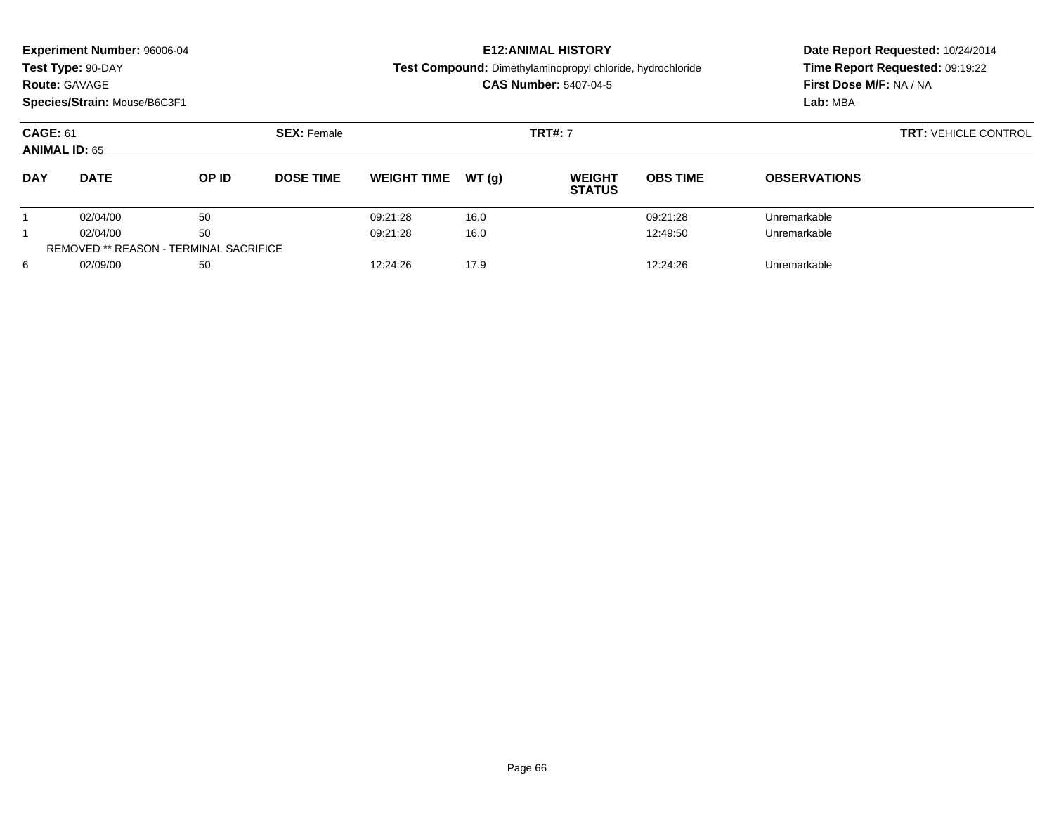**Experiment Number:** 96006-04
**Test Type:** 90-DAY
**Route:** GAVAGE
**Species/Strain:** Mouse/B6C3F1

**E12:ANIMAL HISTORY**
**Test Compound:** Dimethylaminopropyl chloride, hydrochloride
**CAS Number:** 5407-04-5

**Date Report Requested:** 10/24/2014
**Time Report Requested:** 09:19:22
**First Dose M/F:** NA / NA
**Lab:** MBA

**CAGE:** 61 **SEX:** Female **TRT#:** 7 **TRT:** VEHICLE CONTROL
**ANIMAL ID:** 65

| DAY | DATE | OP ID | DOSE TIME | WEIGHT TIME | WT (g) | WEIGHT STATUS | OBS TIME | OBSERVATIONS |
|---|---|---|---|---|---|---|---|---|
| 1 | 02/04/00 | 50 | | 09:21:28 | 16.0 | | 09:21:28 | Unremarkable |
| 1 | 02/04/00 | 50 | | 09:21:28 | 16.0 | | 12:49:50 | Unremarkable |
| REMOVED ** REASON - TERMINAL SACRIFICE | | | | | | | | |
| 6 | 02/09/00 | 50 | | 12:24:26 | 17.9 | | 12:24:26 | Unremarkable |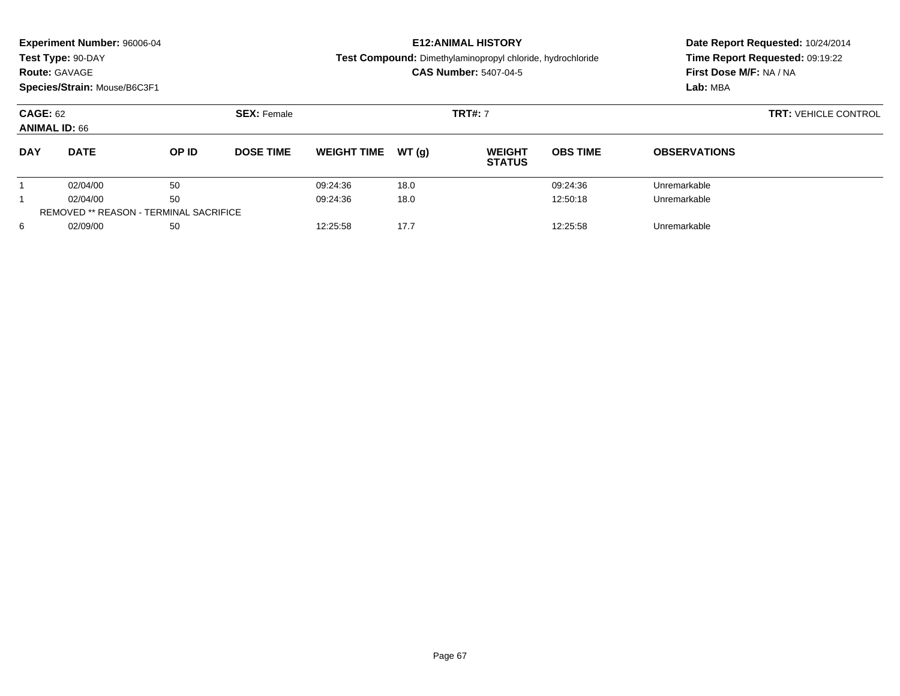**Experiment Number:** 96006-04
**Test Type:** 90-DAY
**Route:** GAVAGE
**Species/Strain:** Mouse/B6C3F1

**E12:ANIMAL HISTORY**
**Test Compound:** Dimethylaminopropyl chloride, hydrochloride
**CAS Number:** 5407-04-5

**Date Report Requested:** 10/24/2014
**Time Report Requested:** 09:19:22
**First Dose M/F:** NA / NA
**Lab:** MBA

**CAGE:** 62 **SEX:** Female **TRT#:** 7 **TRT:** VEHICLE CONTROL
**ANIMAL ID:** 66

| DAY | DATE | OP ID | DOSE TIME | WEIGHT TIME | WT (g) | WEIGHT STATUS | OBS TIME | OBSERVATIONS |
|---|---|---|---|---|---|---|---|---|
| 1 | 02/04/00 | 50 | | 09:24:36 | 18.0 | | 09:24:36 | Unremarkable |
| 1 | 02/04/00 | 50 | | 09:24:36 | 18.0 | | 12:50:18 | Unremarkable |
| REMOVED ** REASON - TERMINAL SACRIFICE | | | | | | | | |
| 6 | 02/09/00 | 50 | | 12:25:58 | 17.7 | | 12:25:58 | Unremarkable |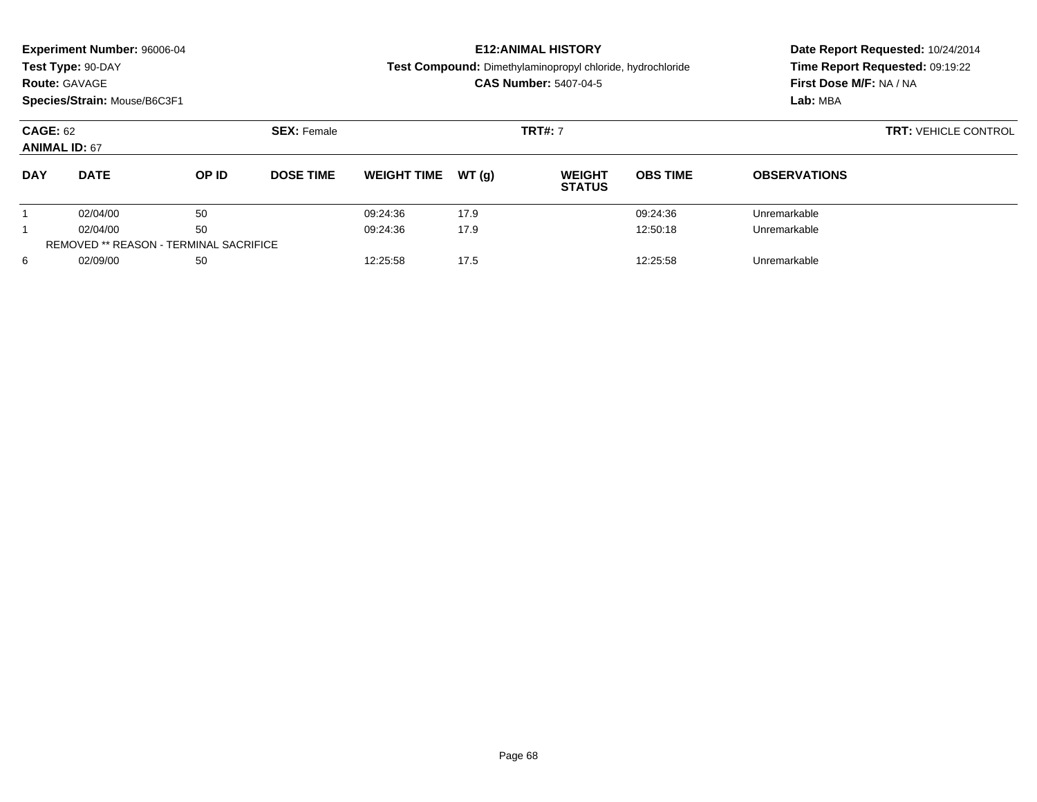**Experiment Number:** 96006-04
**Test Type:** 90-DAY
**Route:** GAVAGE
**Species/Strain:** Mouse/B6C3F1

**E12:ANIMAL HISTORY**
**Test Compound:** Dimethylaminopropyl chloride, hydrochloride
**CAS Number:** 5407-04-5

**Date Report Requested:** 10/24/2014
**Time Report Requested:** 09:19:22
**First Dose M/F:** NA / NA
**Lab:** MBA

**CAGE:** 62
**ANIMAL ID:** 67
**SEX:** Female
**TRT#:** 7
**TRT:** VEHICLE CONTROL

| DAY | DATE | OP ID | DOSE TIME | WEIGHT TIME | WT (g) | WEIGHT STATUS | OBS TIME | OBSERVATIONS |
|---|---|---|---|---|---|---|---|---|
| 1 | 02/04/00 | 50 | | 09:24:36 | 17.9 | | 09:24:36 | Unremarkable |
| 1 | 02/04/00 | 50 | | 09:24:36 | 17.9 | | 12:50:18 | Unremarkable |
| REMOVED ** REASON - TERMINAL SACRIFICE | | | | | | | | |
| 6 | 02/09/00 | 50 | | 12:25:58 | 17.5 | | 12:25:58 | Unremarkable |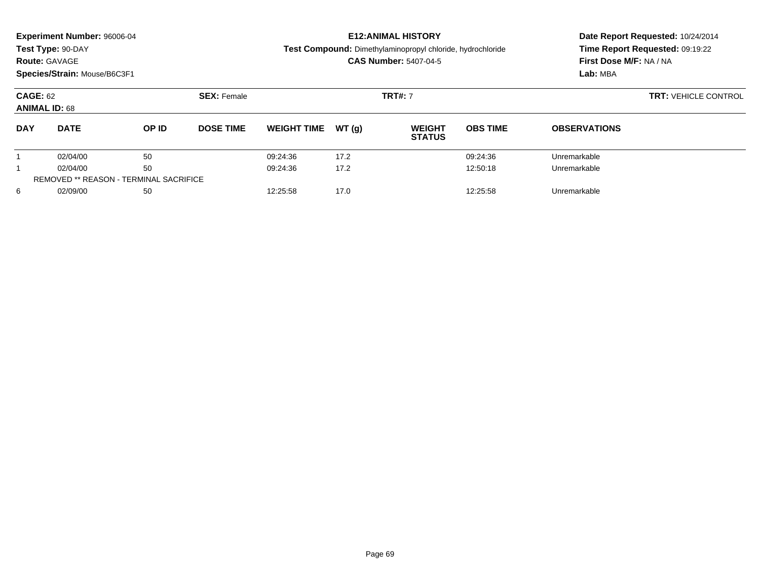**Experiment Number:** 96006-04
**Test Type:** 90-DAY
**Route:** GAVAGE
**Species/Strain:** Mouse/B6C3F1

**E12:ANIMAL HISTORY**
**Test Compound:** Dimethylaminopropyl chloride, hydrochloride
**CAS Number:** 5407-04-5

**Date Report Requested:** 10/24/2014
**Time Report Requested:** 09:19:22
**First Dose M/F:** NA / NA
**Lab:** MBA

**CAGE:** 62 **SEX:** Female **TRT#:** 7 **TRT:** VEHICLE CONTROL
**ANIMAL ID:** 68

| DAY | DATE | OP ID | DOSE TIME | WEIGHT TIME | WT (g) | WEIGHT STATUS | OBS TIME | OBSERVATIONS |
|---|---|---|---|---|---|---|---|---|
| 1 | 02/04/00 | 50 | | 09:24:36 | 17.2 | | 09:24:36 | Unremarkable |
| 1 | 02/04/00 | 50 | | 09:24:36 | 17.2 | | 12:50:18 | Unremarkable |
| REMOVED ** REASON - TERMINAL SACRIFICE | | | | | | | | |
| 6 | 02/09/00 | 50 | | 12:25:58 | 17.0 | | 12:25:58 | Unremarkable |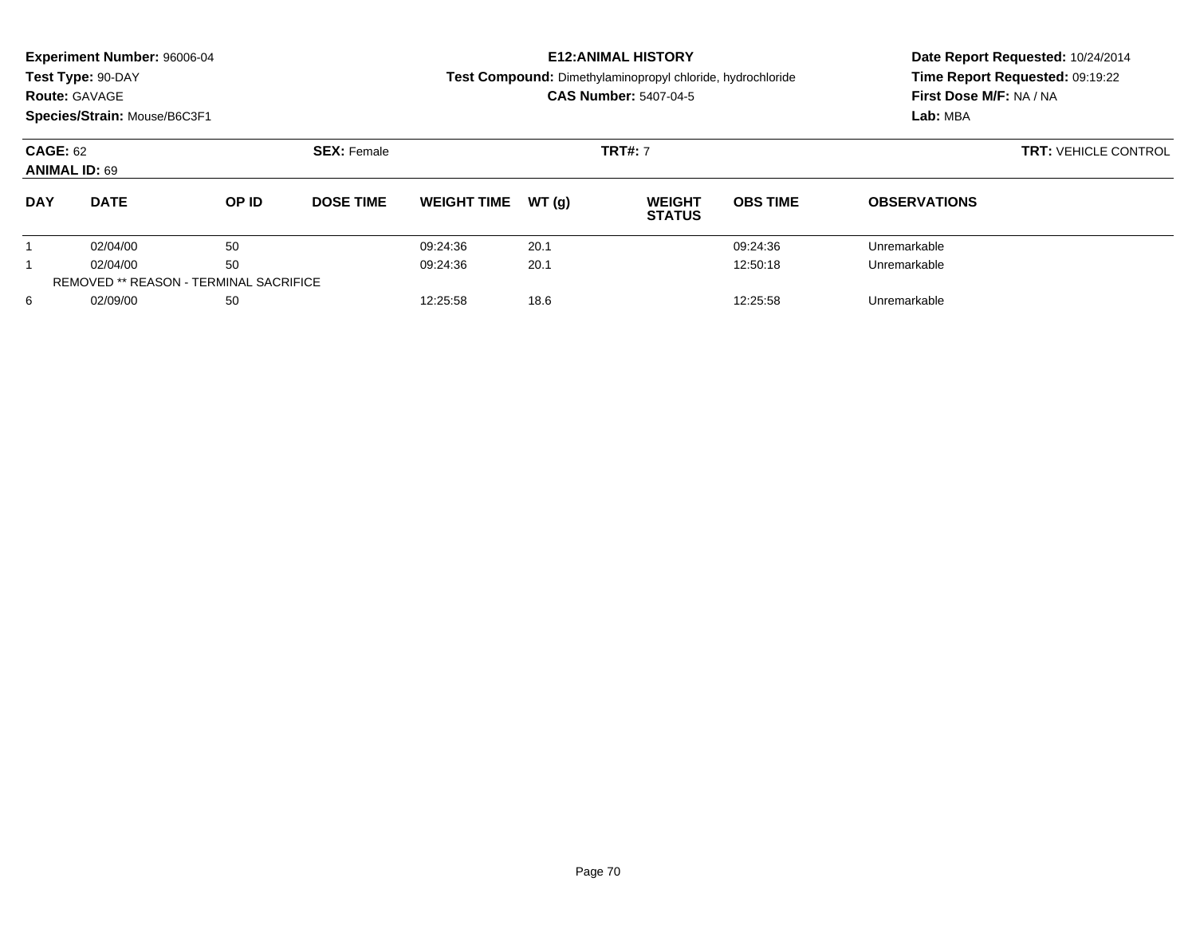**Experiment Number:** 96006-04
**Test Type:** 90-DAY
**Route:** GAVAGE
**Species/Strain:** Mouse/B6C3F1

# E12:ANIMAL HISTORY

**Test Compound:** Dimethylaminopropyl chloride, hydrochloride
**CAS Number:** 5407-04-5

**Date Report Requested:** 10/24/2014
**Time Report Requested:** 09:19:22
**First Dose M/F:** NA / NA
**Lab:** MBA

**CAGE:** 62 **SEX:** Female **TRT#:** 7 **TRT:** VEHICLE CONTROL
**ANIMAL ID:** 69

| DAY | DATE | OP ID | DOSE TIME | WEIGHT TIME | WT (g) | WEIGHT STATUS | OBS TIME | OBSERVATIONS |
|---|---|---|---|---|---|---|---|---|
| 1 | 02/04/00 | 50 | | 09:24:36 | 20.1 | | 09:24:36 | Unremarkable |
| 1 | 02/04/00 | 50 | | 09:24:36 | 20.1 | | 12:50:18 | Unremarkable |
| REMOVED ** REASON - TERMINAL SACRIFICE | | | | | | | | |
| 6 | 02/09/00 | 50 | | 12:25:58 | 18.6 | | 12:25:58 | Unremarkable |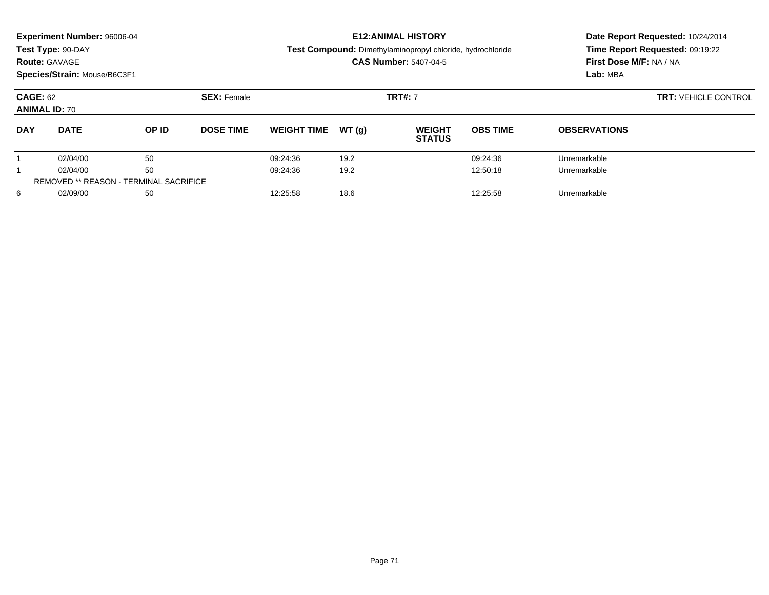**Experiment Number:** 96006-04
**Test Type:** 90-DAY
**Route:** GAVAGE
**Species/Strain:** Mouse/B6C3F1

**E12:ANIMAL HISTORY**
**Test Compound:** Dimethylaminopropyl chloride, hydrochloride
**CAS Number:** 5407-04-5

**Date Report Requested:** 10/24/2014
**Time Report Requested:** 09:19:22
**First Dose M/F:** NA / NA
**Lab:** MBA

**CAGE:** 62 **SEX:** Female **TRT#:** 7 **TRT:** VEHICLE CONTROL
**ANIMAL ID:** 70

| DAY | DATE | OP ID | DOSE TIME | WEIGHT TIME | WT (g) | WEIGHT STATUS | OBS TIME | OBSERVATIONS |
|---|---|---|---|---|---|---|---|---|
| 1 | 02/04/00 | 50 | | 09:24:36 | 19.2 | | 09:24:36 | Unremarkable |
| 1 | 02/04/00 | 50 | | 09:24:36 | 19.2 | | 12:50:18 | Unremarkable |
| REMOVED ** REASON - TERMINAL SACRIFICE | | | | | | | | |
| 6 | 02/09/00 | 50 | | 12:25:58 | 18.6 | | 12:25:58 | Unremarkable |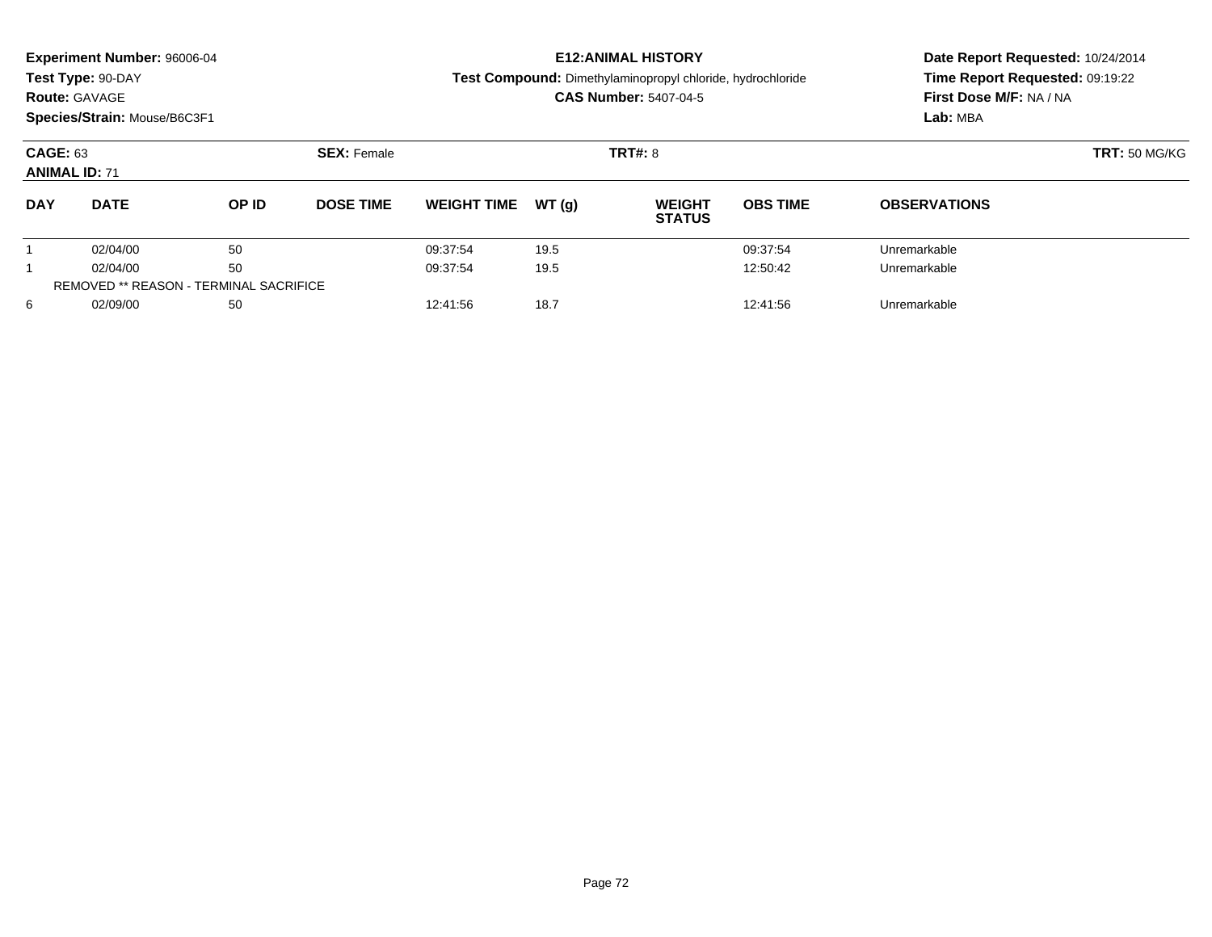**Experiment Number:** 96006-04
**Test Type:** 90-DAY
**Route:** GAVAGE
**Species/Strain:** Mouse/B6C3F1

**E12:ANIMAL HISTORY**
**Test Compound:** Dimethylaminopropyl chloride, hydrochloride
**CAS Number:** 5407-04-5

**Date Report Requested:** 10/24/2014
**Time Report Requested:** 09:19:22
**First Dose M/F:** NA / NA
**Lab:** MBA

**CAGE:** 63 **SEX:** Female **TRT#:** 8 **TRT:** 50 MG/KG
**ANIMAL ID:** 71

| DAY | DATE | OP ID | DOSE TIME | WEIGHT TIME | WT (g) | WEIGHT STATUS | OBS TIME | OBSERVATIONS |
|---|---|---|---|---|---|---|---|---|
| 1 | 02/04/00 | 50 | | 09:37:54 | 19.5 | | 09:37:54 | Unremarkable |
| 1 | 02/04/00 | 50 | | 09:37:54 | 19.5 | | 12:50:42 | Unremarkable |
| REMOVED ** REASON - TERMINAL SACRIFICE | | | | | | | | |
| 6 | 02/09/00 | 50 | | 12:41:56 | 18.7 | | 12:41:56 | Unremarkable |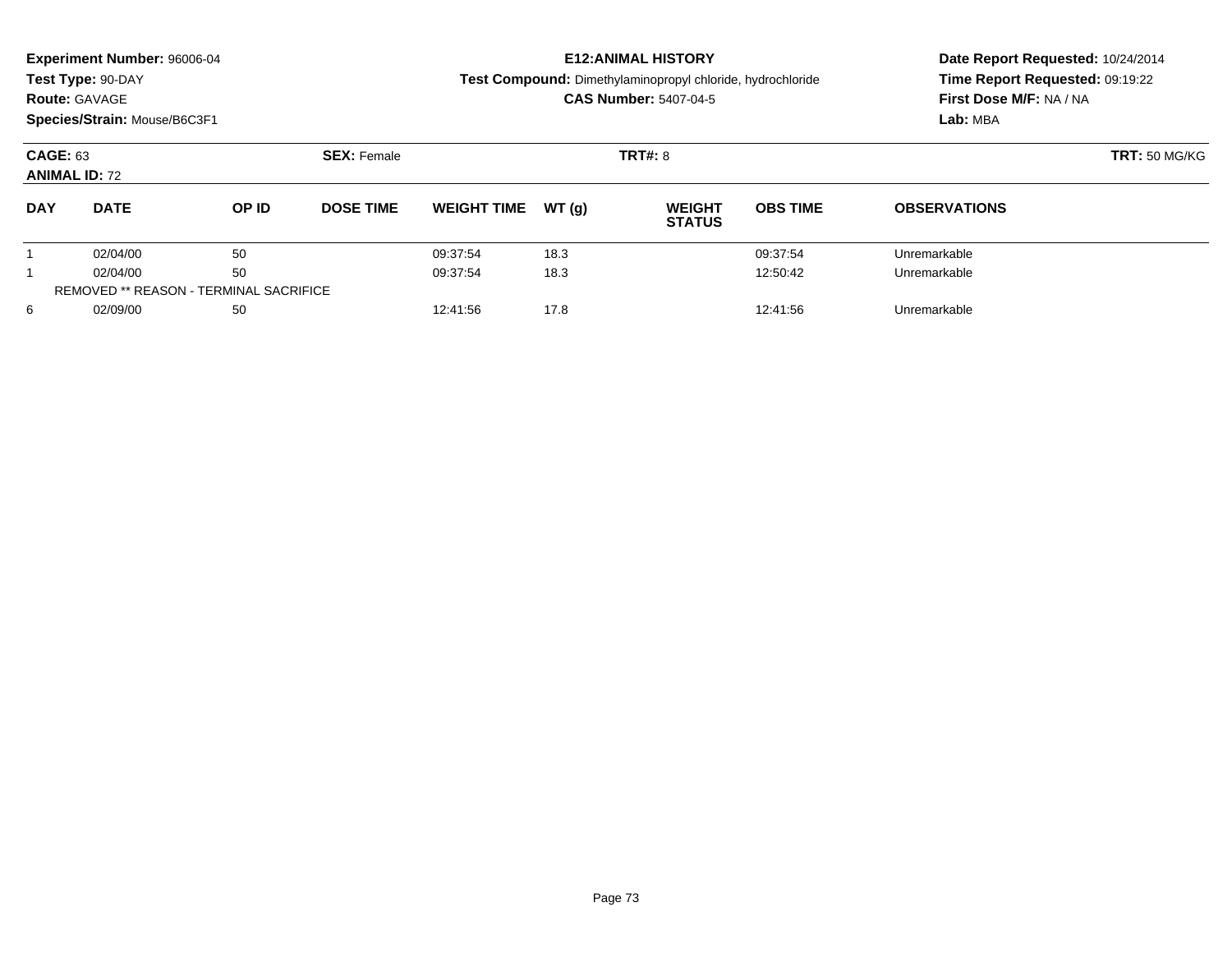**Experiment Number:** 96006-04
**Test Type:** 90-DAY
**Route:** GAVAGE
**Species/Strain:** Mouse/B6C3F1

**E12:ANIMAL HISTORY**
**Test Compound:** Dimethylaminopropyl chloride, hydrochloride
**CAS Number:** 5407-04-5

**Date Report Requested:** 10/24/2014
**Time Report Requested:** 09:19:22
**First Dose M/F:** NA / NA
**Lab:** MBA

**CAGE:** 63 **SEX:** Female **TRT#:** 8 **TRT:** 50 MG/KG
**ANIMAL ID:** 72

| DAY | DATE | OP ID | DOSE TIME | WEIGHT TIME | WT (g) | WEIGHT STATUS | OBS TIME | OBSERVATIONS |
|---|---|---|---|---|---|---|---|---|
| 1 | 02/04/00 | 50 | | 09:37:54 | 18.3 | | 09:37:54 | Unremarkable |
| 1 | 02/04/00 | 50 | | 09:37:54 | 18.3 | | 12:50:42 | Unremarkable |
| REMOVED ** REASON - TERMINAL SACRIFICE | | | | | | | | |
| 6 | 02/09/00 | 50 | | 12:41:56 | 17.8 | | 12:41:56 | Unremarkable |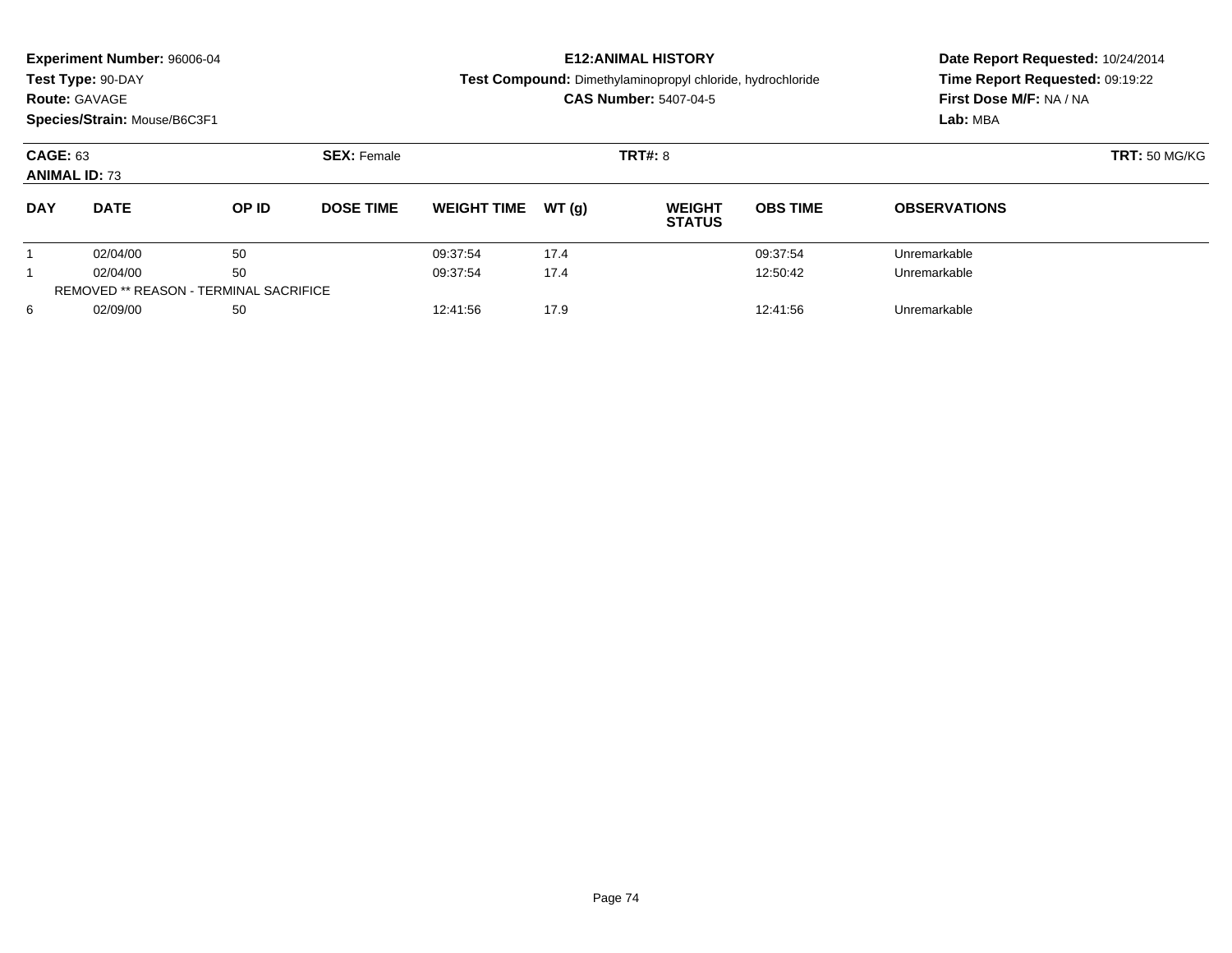**Experiment Number:** 96006-04
**Test Type:** 90-DAY
**Route:** GAVAGE
**Species/Strain:** Mouse/B6C3F1

**E12:ANIMAL HISTORY**
**Test Compound:** Dimethylaminopropyl chloride, hydrochloride
**CAS Number:** 5407-04-5

**Date Report Requested:** 10/24/2014
**Time Report Requested:** 09:19:22
**First Dose M/F:** NA / NA
**Lab:** MBA

**CAGE:** 63 **SEX:** Female **TRT#:** 8 **TRT:** 50 MG/KG
**ANIMAL ID:** 73

| DAY | DATE | OP ID | DOSE TIME | WEIGHT TIME | WT (g) | WEIGHT STATUS | OBS TIME | OBSERVATIONS |
|---|---|---|---|---|---|---|---|---|
| 1 | 02/04/00 | 50 | | 09:37:54 | 17.4 | | 09:37:54 | Unremarkable |
| 1 | 02/04/00 | 50 | | 09:37:54 | 17.4 | | 12:50:42 | Unremarkable |
| REMOVED ** REASON - TERMINAL SACRIFICE | | | | | | | | |
| 6 | 02/09/00 | 50 | | 12:41:56 | 17.9 | | 12:41:56 | Unremarkable |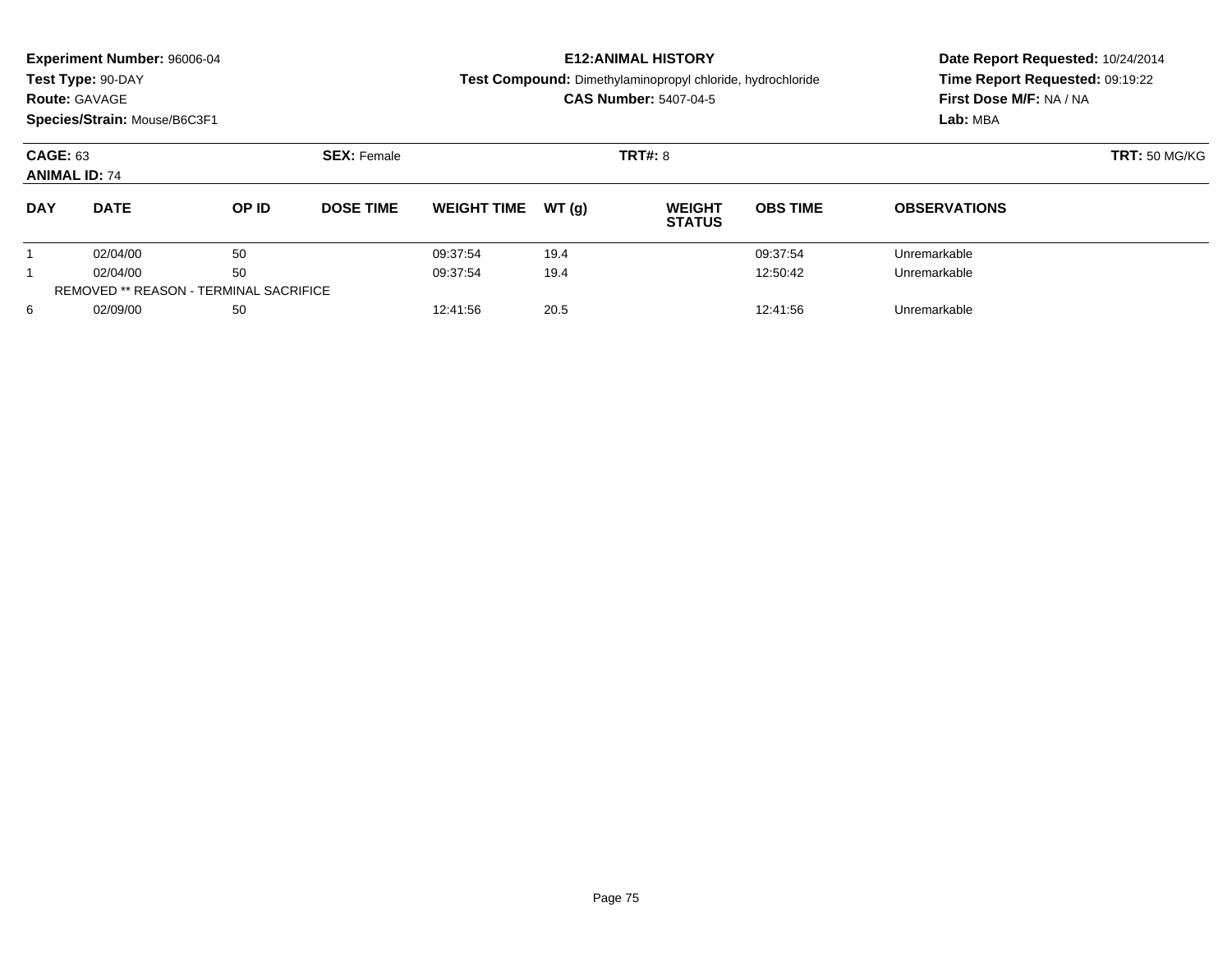**Experiment Number:** 96006-04
**Test Type:** 90-DAY
**Route:** GAVAGE
**Species/Strain:** Mouse/B6C3F1

**E12:ANIMAL HISTORY**
**Test Compound:** Dimethylaminopropyl chloride, hydrochloride
**CAS Number:** 5407-04-5

**Date Report Requested:** 10/24/2014
**Time Report Requested:** 09:19:22
**First Dose M/F:** NA / NA
**Lab:** MBA

**CAGE:** 63 **SEX:** Female **TRT#:** 8 **TRT:** 50 MG/KG
**ANIMAL ID:** 74

| DAY | DATE | OP ID | DOSE TIME | WEIGHT TIME | WT (g) | WEIGHT STATUS | OBS TIME | OBSERVATIONS |
|---|---|---|---|---|---|---|---|---|
| 1 | 02/04/00 | 50 | | 09:37:54 | 19.4 | | 09:37:54 | Unremarkable |
| 1 | 02/04/00 | 50 | | 09:37:54 | 19.4 | | 12:50:42 | Unremarkable |
| REMOVED ** REASON - TERMINAL SACRIFICE | | | | | | | | |
| 6 | 02/09/00 | 50 | | 12:41:56 | 20.5 | | 12:41:56 | Unremarkable |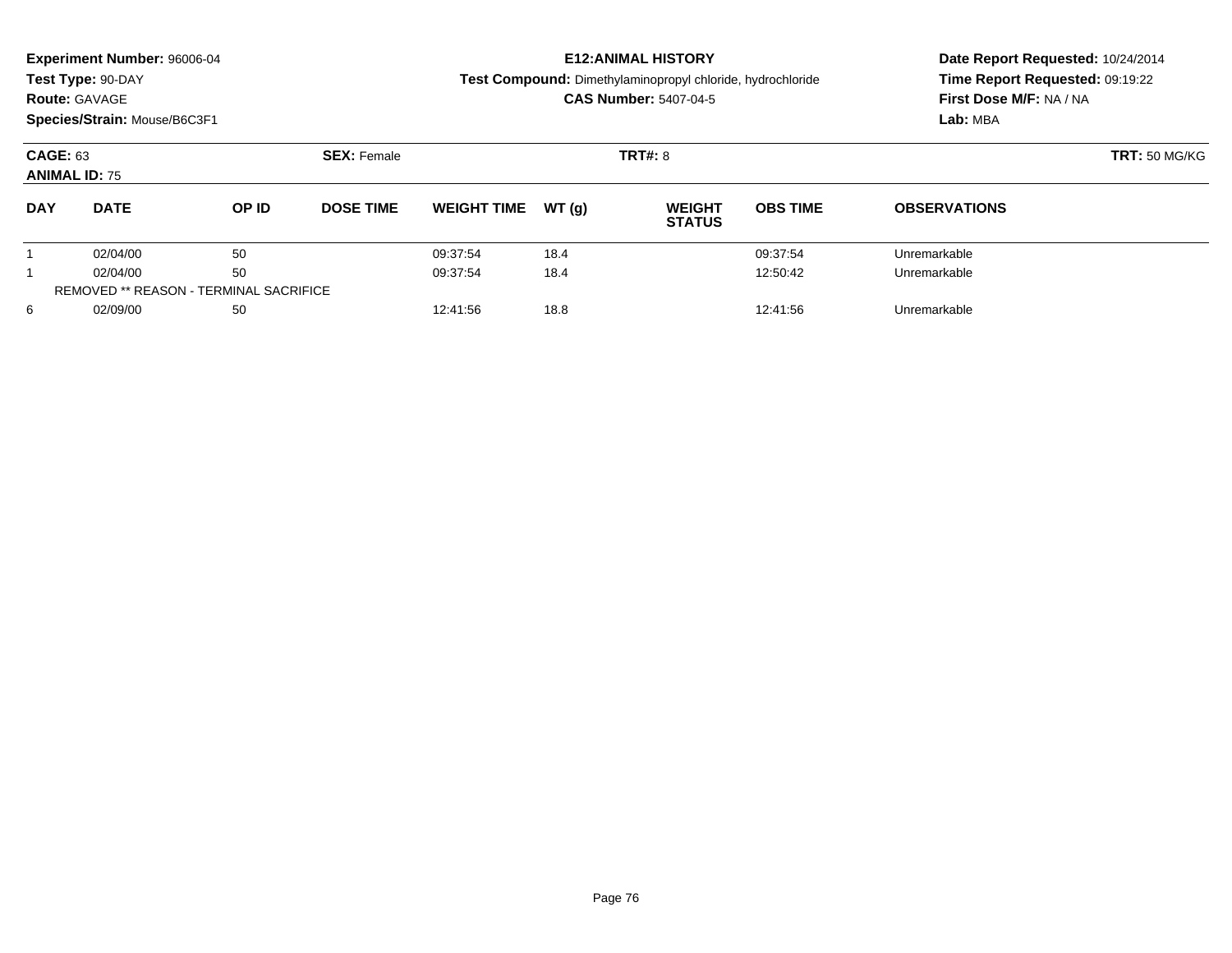**Experiment Number:** 96006-04
**Test Type:** 90-DAY
**Route:** GAVAGE
**Species/Strain:** Mouse/B6C3F1

**E12:ANIMAL HISTORY**
**Test Compound:** Dimethylaminopropyl chloride, hydrochloride
**CAS Number:** 5407-04-5

**Date Report Requested:** 10/24/2014
**Time Report Requested:** 09:19:22
**First Dose M/F:** NA / NA
**Lab:** MBA

**CAGE:** 63 **SEX:** Female **TRT#:** 8 **TRT:** 50 MG/KG
**ANIMAL ID:** 75

| DAY | DATE | OP ID | DOSE TIME | WEIGHT TIME | WT (g) | WEIGHT STATUS | OBS TIME | OBSERVATIONS |
|---|---|---|---|---|---|---|---|---|
| 1 | 02/04/00 | 50 | | 09:37:54 | 18.4 | | 09:37:54 | Unremarkable |
| 1 | 02/04/00 | 50 | | 09:37:54 | 18.4 | | 12:50:42 | Unremarkable |
| REMOVED ** REASON - TERMINAL SACRIFICE | | | | | | | | |
| 6 | 02/09/00 | 50 | | 12:41:56 | 18.8 | | 12:41:56 | Unremarkable |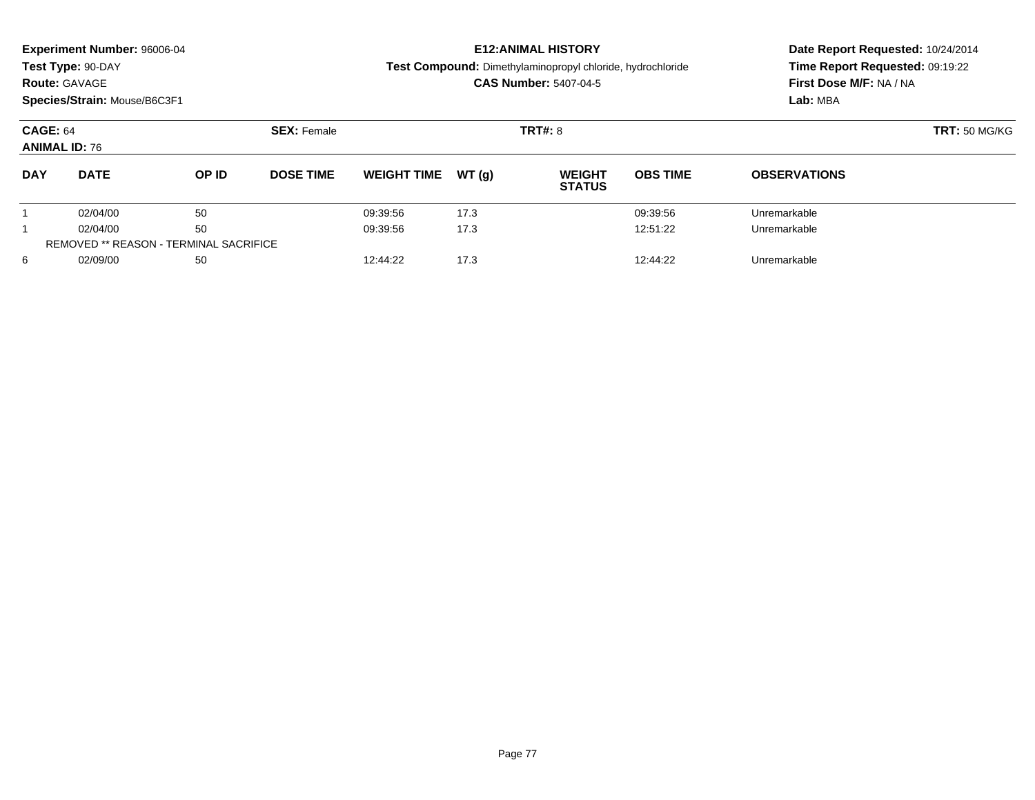**Experiment Number:** 96006-04
**Test Type:** 90-DAY
**Route:** GAVAGE
**Species/Strain:** Mouse/B6C3F1

**E12:ANIMAL HISTORY**
**Test Compound:** Dimethylaminopropyl chloride, hydrochloride
**CAS Number:** 5407-04-5

**Date Report Requested:** 10/24/2014
**Time Report Requested:** 09:19:22
**First Dose M/F:** NA / NA
**Lab:** MBA

**CAGE:** 64 **SEX:** Female **TRT#:** 8 **TRT:** 50 MG/KG
**ANIMAL ID:** 76

| DAY | DATE | OP ID | DOSE TIME | WEIGHT TIME | WT (g) | WEIGHT STATUS | OBS TIME | OBSERVATIONS |
|---|---|---|---|---|---|---|---|---|
| 1 | 02/04/00 | 50 | | 09:39:56 | 17.3 | | 09:39:56 | Unremarkable |
| 1 | 02/04/00 | 50 | | 09:39:56 | 17.3 | | 12:51:22 | Unremarkable |
| REMOVED ** REASON - TERMINAL SACRIFICE | | | | | | | | |
| 6 | 02/09/00 | 50 | | 12:44:22 | 17.3 | | 12:44:22 | Unremarkable |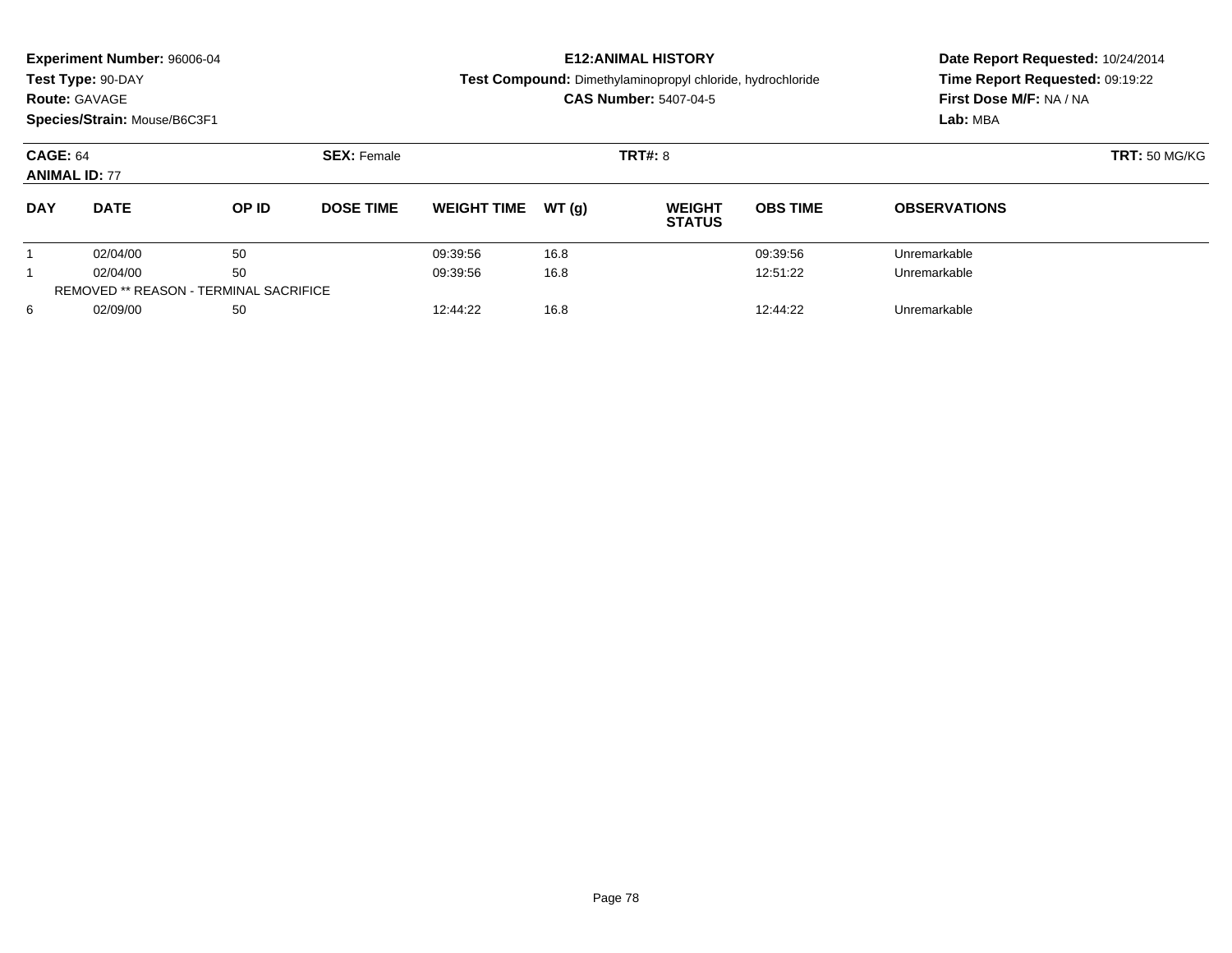**Experiment Number:** 96006-04
**Test Type:** 90-DAY
**Route:** GAVAGE
**Species/Strain:** Mouse/B6C3F1

**E12:ANIMAL HISTORY**
**Test Compound:** Dimethylaminopropyl chloride, hydrochloride
**CAS Number:** 5407-04-5

**Date Report Requested:** 10/24/2014
**Time Report Requested:** 09:19:22
**First Dose M/F:** NA / NA
**Lab:** MBA

**CAGE:** 64 **SEX:** Female **TRT#:** 8 **TRT:** 50 MG/KG
**ANIMAL ID:** 77

| DAY | DATE | OP ID | DOSE TIME | WEIGHT TIME | WT (g) | WEIGHT STATUS | OBS TIME | OBSERVATIONS |
|---|---|---|---|---|---|---|---|---|
| 1 | 02/04/00 | 50 | | 09:39:56 | 16.8 | | 09:39:56 | Unremarkable |
| 1 | 02/04/00 | 50 | | 09:39:56 | 16.8 | | 12:51:22 | Unremarkable |
| REMOVED ** REASON - TERMINAL SACRIFICE | | | | | | | | |
| 6 | 02/09/00 | 50 | | 12:44:22 | 16.8 | | 12:44:22 | Unremarkable |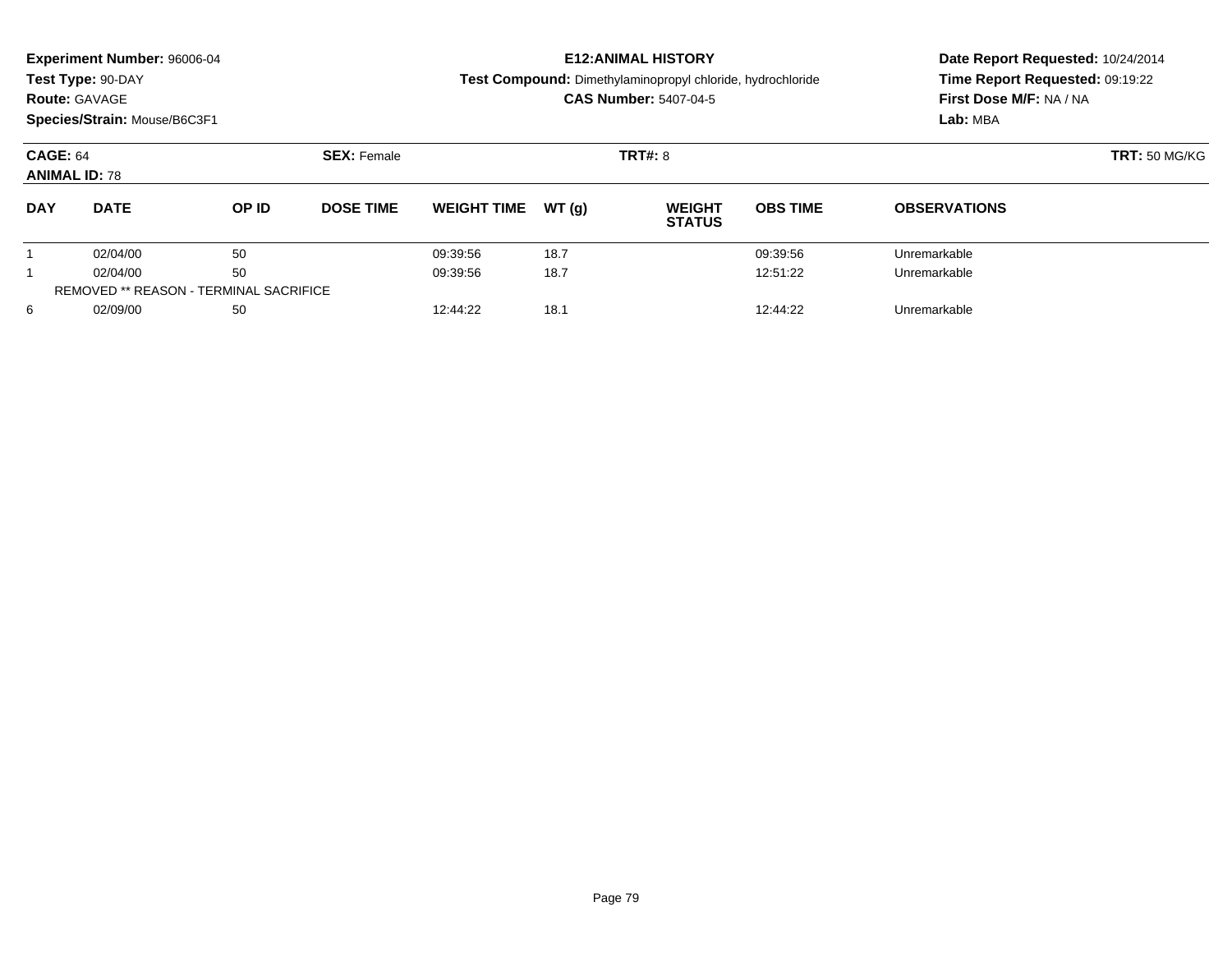**Experiment Number:** 96006-04
**Test Type:** 90-DAY
**Route:** GAVAGE
**Species/Strain:** Mouse/B6C3F1

**E12:ANIMAL HISTORY**
**Test Compound:** Dimethylaminopropyl chloride, hydrochloride
**CAS Number:** 5407-04-5

**Date Report Requested:** 10/24/2014
**Time Report Requested:** 09:19:22
**First Dose M/F:** NA / NA
**Lab:** MBA

**CAGE:** 64 **SEX:** Female **TRT#:** 8 **TRT:** 50 MG/KG
**ANIMAL ID:** 78

| DAY | DATE | OP ID | DOSE TIME | WEIGHT TIME | WT (g) | WEIGHT STATUS | OBS TIME | OBSERVATIONS |
|---|---|---|---|---|---|---|---|---|
| 1 | 02/04/00 | 50 | | 09:39:56 | 18.7 | | 09:39:56 | Unremarkable |
| 1 | 02/04/00 | 50 | | 09:39:56 | 18.7 | | 12:51:22 | Unremarkable |
| REMOVED ** REASON - TERMINAL SACRIFICE | | | | | | | | |
| 6 | 02/09/00 | 50 | | 12:44:22 | 18.1 | | 12:44:22 | Unremarkable |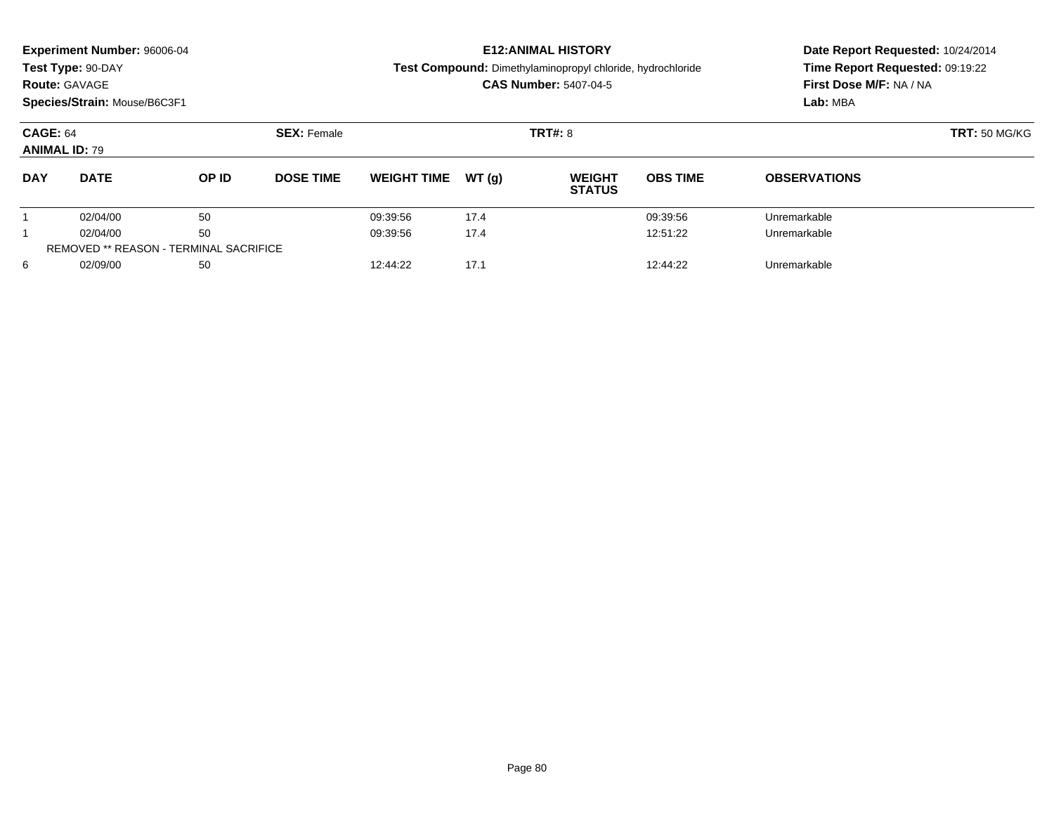**Experiment Number:** 96006-04
**Test Type:** 90-DAY
**Route:** GAVAGE
**Species/Strain:** Mouse/B6C3F1

# E12:ANIMAL HISTORY

**Test Compound:** Dimethylaminopropyl chloride, hydrochloride
**CAS Number:** 5407-04-5

**Date Report Requested:** 10/24/2014
**Time Report Requested:** 09:19:22
**First Dose M/F:** NA / NA
**Lab:** MBA

**CAGE:** 64 **SEX:** Female **TRT#:** 8 **TRT:** 50 MG/KG
**ANIMAL ID:** 79

| DAY | DATE | OP ID | DOSE TIME | WEIGHT TIME | WT (g) | WEIGHT STATUS | OBS TIME | OBSERVATIONS |
|---|---|---|---|---|---|---|---|---|
| 1 | 02/04/00 | 50 | | 09:39:56 | 17.4 | | 09:39:56 | Unremarkable |
| 1 | 02/04/00 | 50 | | 09:39:56 | 17.4 | | 12:51:22 | Unremarkable |
| REMOVED ** REASON - TERMINAL SACRIFICE | | | | | | | | |
| 6 | 02/09/00 | 50 | | 12:44:22 | 17.1 | | 12:44:22 | Unremarkable |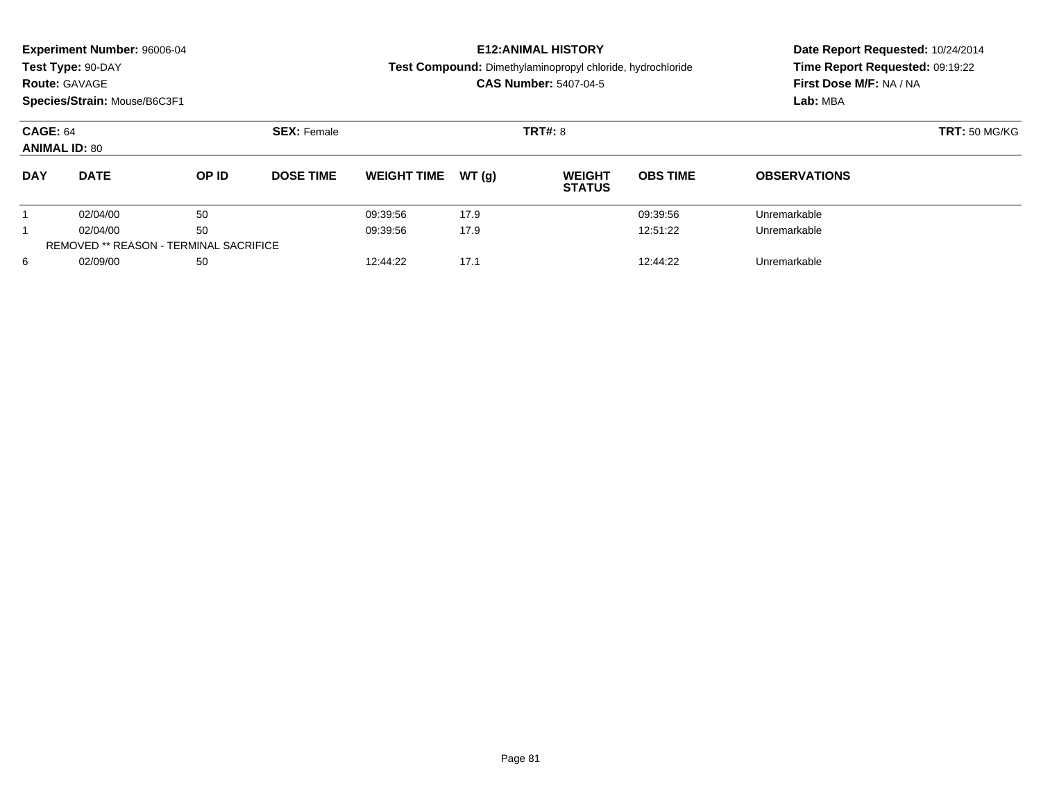**Experiment Number:** 96006-04
**Test Type:** 90-DAY
**Route:** GAVAGE
**Species/Strain:** Mouse/B6C3F1

**E12:ANIMAL HISTORY**
**Test Compound:** Dimethylaminopropyl chloride, hydrochloride
**CAS Number:** 5407-04-5

**Date Report Requested:** 10/24/2014
**Time Report Requested:** 09:19:22
**First Dose M/F:** NA / NA
**Lab:** MBA

**CAGE:** 64 **SEX:** Female **TRT#:** 8 **TRT:** 50 MG/KG
**ANIMAL ID:** 80

| DAY | DATE | OP ID | DOSE TIME | WEIGHT TIME | WT (g) | WEIGHT STATUS | OBS TIME | OBSERVATIONS |
|---|---|---|---|---|---|---|---|---|
| 1 | 02/04/00 | 50 | | 09:39:56 | 17.9 | | 09:39:56 | Unremarkable |
| 1 | 02/04/00 | 50 | | 09:39:56 | 17.9 | | 12:51:22 | Unremarkable |
| REMOVED ** REASON - TERMINAL SACRIFICE | | | | | | | | |
| 6 | 02/09/00 | 50 | | 12:44:22 | 17.1 | | 12:44:22 | Unremarkable |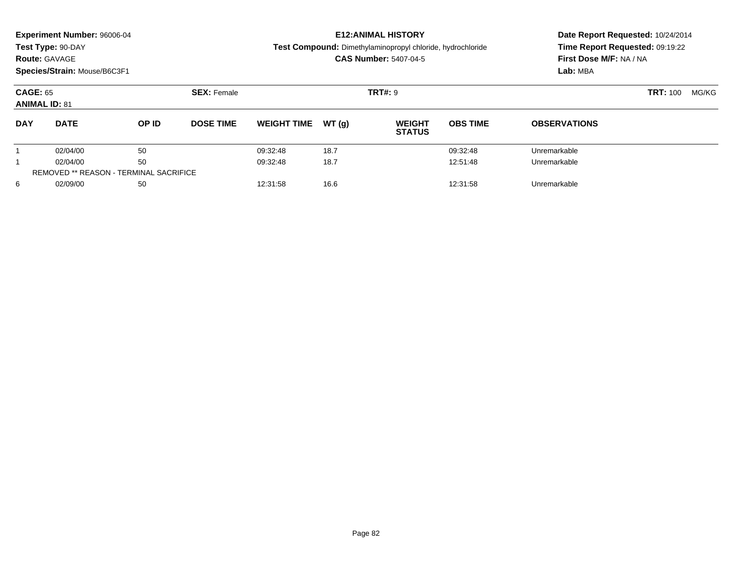**Experiment Number:** 96006-04
**Test Type:** 90-DAY
**Route:** GAVAGE
**Species/Strain:** Mouse/B6C3F1

**E12:ANIMAL HISTORY**
**Test Compound:** Dimethylaminopropyl chloride, hydrochloride
**CAS Number:** 5407-04-5

**Date Report Requested:** 10/24/2014
**Time Report Requested:** 09:19:22
**First Dose M/F:** NA / NA
**Lab:** MBA

**CAGE:** 65 **SEX:** Female **TRT#:** 9 **TRT:** 100 MG/KG
**ANIMAL ID:** 81

| DAY | DATE | OP ID | DOSE TIME | WEIGHT TIME | WT (g) | WEIGHT STATUS | OBS TIME | OBSERVATIONS |
|---|---|---|---|---|---|---|---|---|
| 1 | 02/04/00 | 50 | | 09:32:48 | 18.7 | | 09:32:48 | Unremarkable |
| 1 | 02/04/00 | 50 | | 09:32:48 | 18.7 | | 12:51:48 | Unremarkable |
| REMOVED ** REASON - TERMINAL SACRIFICE | | | | | | | | |
| 6 | 02/09/00 | 50 | | 12:31:58 | 16.6 | | 12:31:58 | Unremarkable |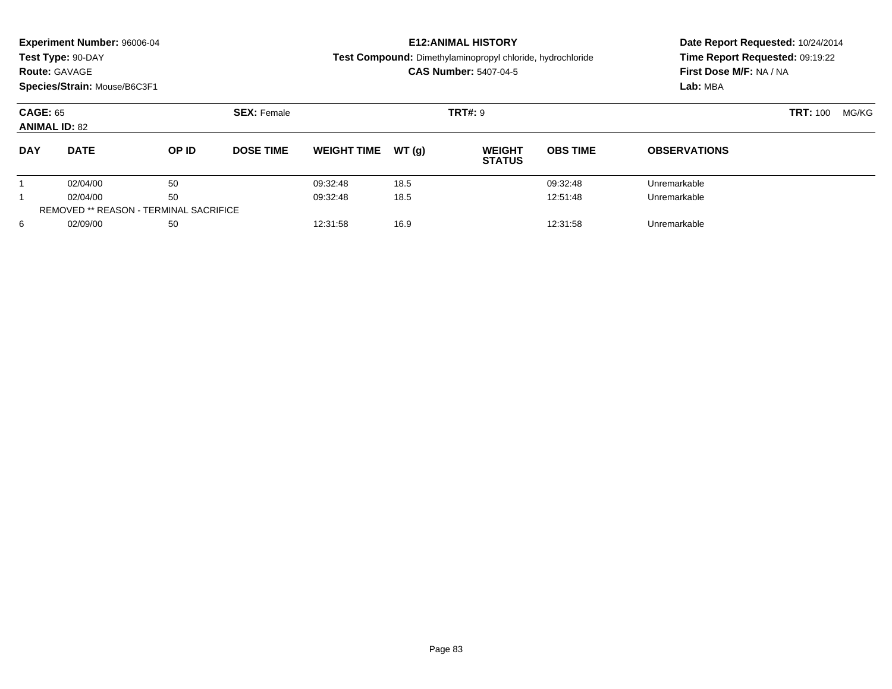**Experiment Number:** 96006-04
**Test Type:** 90-DAY
**Route:** GAVAGE
**Species/Strain:** Mouse/B6C3F1

**E12:ANIMAL HISTORY**
**Test Compound:** Dimethylaminopropyl chloride, hydrochloride
**CAS Number:** 5407-04-5

**Date Report Requested:** 10/24/2014
**Time Report Requested:** 09:19:22
**First Dose M/F:** NA / NA
**Lab:** MBA

**CAGE:** 65 **SEX:** Female **TRT#:** 9 **TRT:** 100 MG/KG
**ANIMAL ID:** 82

| DAY | DATE | OP ID | DOSE TIME | WEIGHT TIME | WT (g) | WEIGHT STATUS | OBS TIME | OBSERVATIONS |
|---|---|---|---|---|---|---|---|---|
| 1 | 02/04/00 | 50 | | 09:32:48 | 18.5 | | 09:32:48 | Unremarkable |
| 1 | 02/04/00 | 50 | | 09:32:48 | 18.5 | | 12:51:48 | Unremarkable |
| REMOVED ** REASON - TERMINAL SACRIFICE | | | | | | | | |
| 6 | 02/09/00 | 50 | | 12:31:58 | 16.9 | | 12:31:58 | Unremarkable |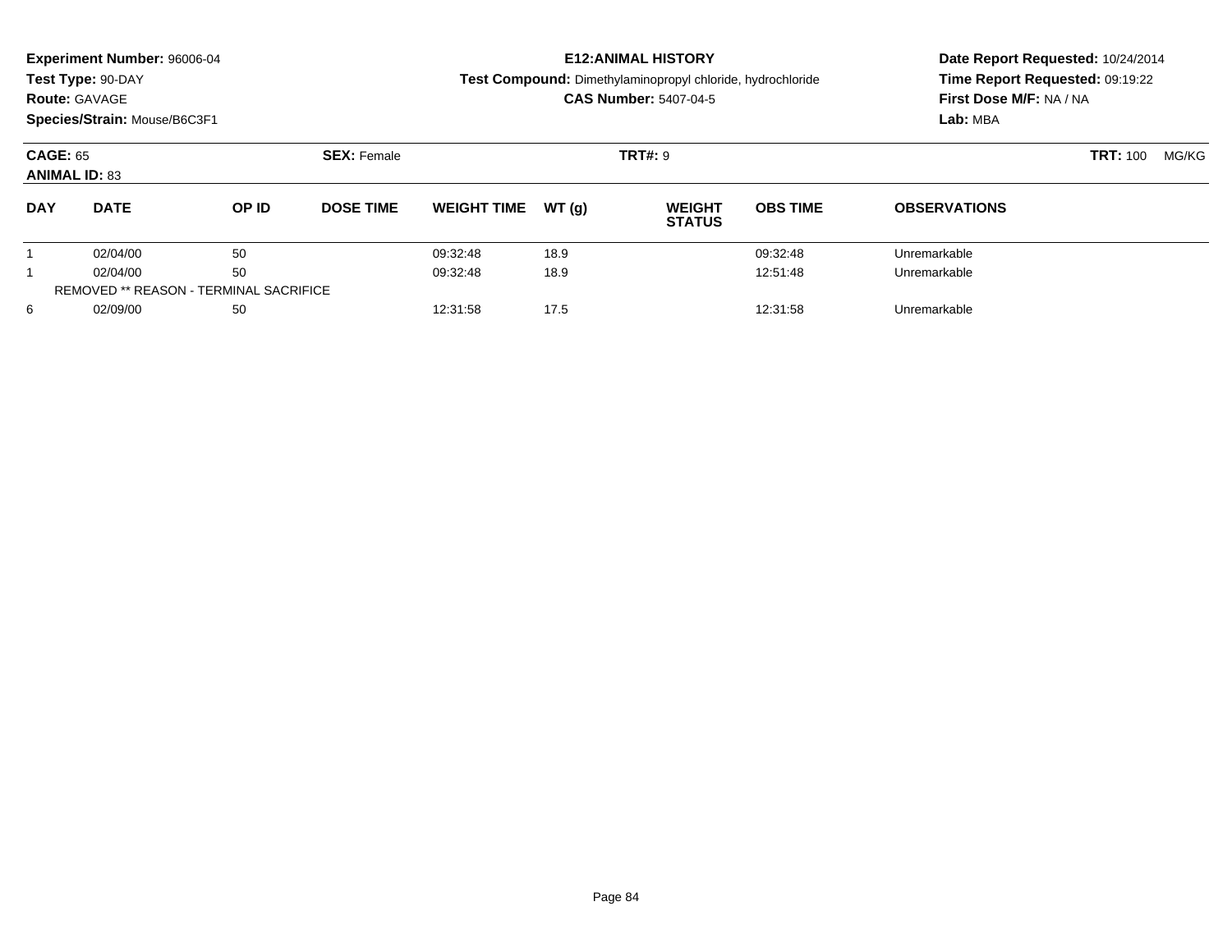**Experiment Number:** 96006-04
**Test Type:** 90-DAY
**Route:** GAVAGE
**Species/Strain:** Mouse/B6C3F1

**E12:ANIMAL HISTORY**
**Test Compound:** Dimethylaminopropyl chloride, hydrochloride
**CAS Number:** 5407-04-5

**Date Report Requested:** 10/24/2014
**Time Report Requested:** 09:19:22
**First Dose M/F:** NA / NA
**Lab:** MBA

**CAGE:** 65 **SEX:** Female **TRT#:** 9 **TRT:** 100 MG/KG
**ANIMAL ID:** 83

| DAY | DATE | OP ID | DOSE TIME | WEIGHT TIME | WT (g) | WEIGHT STATUS | OBS TIME | OBSERVATIONS |
|---|---|---|---|---|---|---|---|---|
| 1 | 02/04/00 | 50 | | 09:32:48 | 18.9 | | 09:32:48 | Unremarkable |
| 1 | 02/04/00 | 50 | | 09:32:48 | 18.9 | | 12:51:48 | Unremarkable |
| REMOVED ** REASON - TERMINAL SACRIFICE | | | | | | | | |
| 6 | 02/09/00 | 50 | | 12:31:58 | 17.5 | | 12:31:58 | Unremarkable |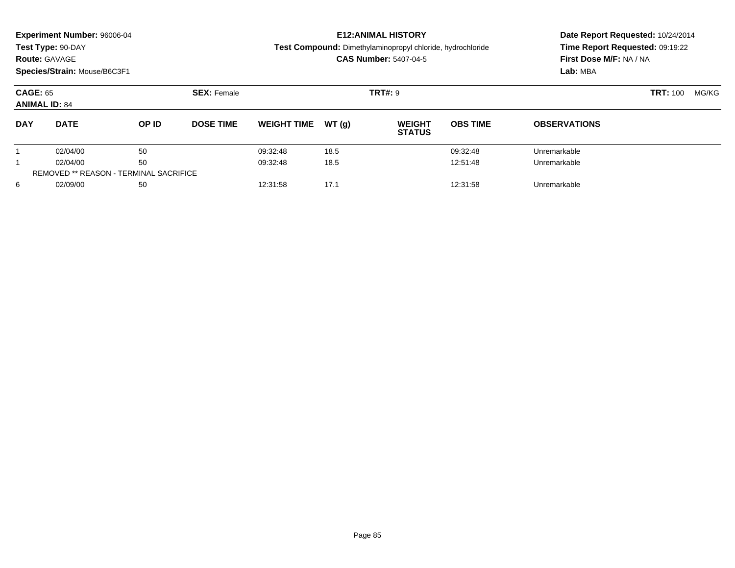**Experiment Number:** 96006-04
**Test Type:** 90-DAY
**Route:** GAVAGE
**Species/Strain:** Mouse/B6C3F1

**E12:ANIMAL HISTORY**
**Test Compound:** Dimethylaminopropyl chloride, hydrochloride
**CAS Number:** 5407-04-5

**Date Report Requested:** 10/24/2014
**Time Report Requested:** 09:19:22
**First Dose M/F:** NA / NA
**Lab:** MBA

**CAGE:** 65 **SEX:** Female **TRT#:** 9 **TRT:** 100 MG/KG
**ANIMAL ID:** 84

| DAY | DATE | OP ID | DOSE TIME | WEIGHT TIME | WT (g) | WEIGHT STATUS | OBS TIME | OBSERVATIONS |
|---|---|---|---|---|---|---|---|---|
| 1 | 02/04/00 | 50 | | 09:32:48 | 18.5 | | 09:32:48 | Unremarkable |
| 1 | 02/04/00 | 50 | | 09:32:48 | 18.5 | | 12:51:48 | Unremarkable |
| REMOVED ** REASON - TERMINAL SACRIFICE | | | | | | | | |
| 6 | 02/09/00 | 50 | | 12:31:58 | 17.1 | | 12:31:58 | Unremarkable |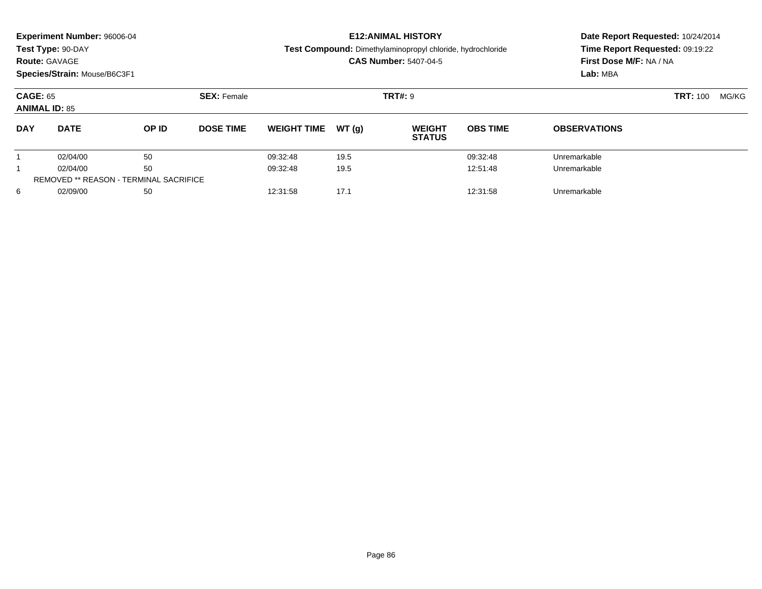**Experiment Number:** 96006-04
**Test Type:** 90-DAY
**Route:** GAVAGE
**Species/Strain:** Mouse/B6C3F1

**E12:ANIMAL HISTORY**
**Test Compound:** Dimethylaminopropyl chloride, hydrochloride
**CAS Number:** 5407-04-5

**Date Report Requested:** 10/24/2014
**Time Report Requested:** 09:19:22
**First Dose M/F:** NA / NA
**Lab:** MBA

**CAGE:** 65 **SEX:** Female **TRT#:** 9 **TRT:** 100 MG/KG
**ANIMAL ID:** 85

| DAY | DATE | OP ID | DOSE TIME | WEIGHT TIME | WT (g) | WEIGHT STATUS | OBS TIME | OBSERVATIONS |
|---|---|---|---|---|---|---|---|---|
| 1 | 02/04/00 | 50 | | 09:32:48 | 19.5 | | 09:32:48 | Unremarkable |
| 1 | 02/04/00 | 50 | | 09:32:48 | 19.5 | | 12:51:48 | Unremarkable |
| REMOVED ** REASON - TERMINAL SACRIFICE | | | | | | | | |
| 6 | 02/09/00 | 50 | | 12:31:58 | 17.1 | | 12:31:58 | Unremarkable |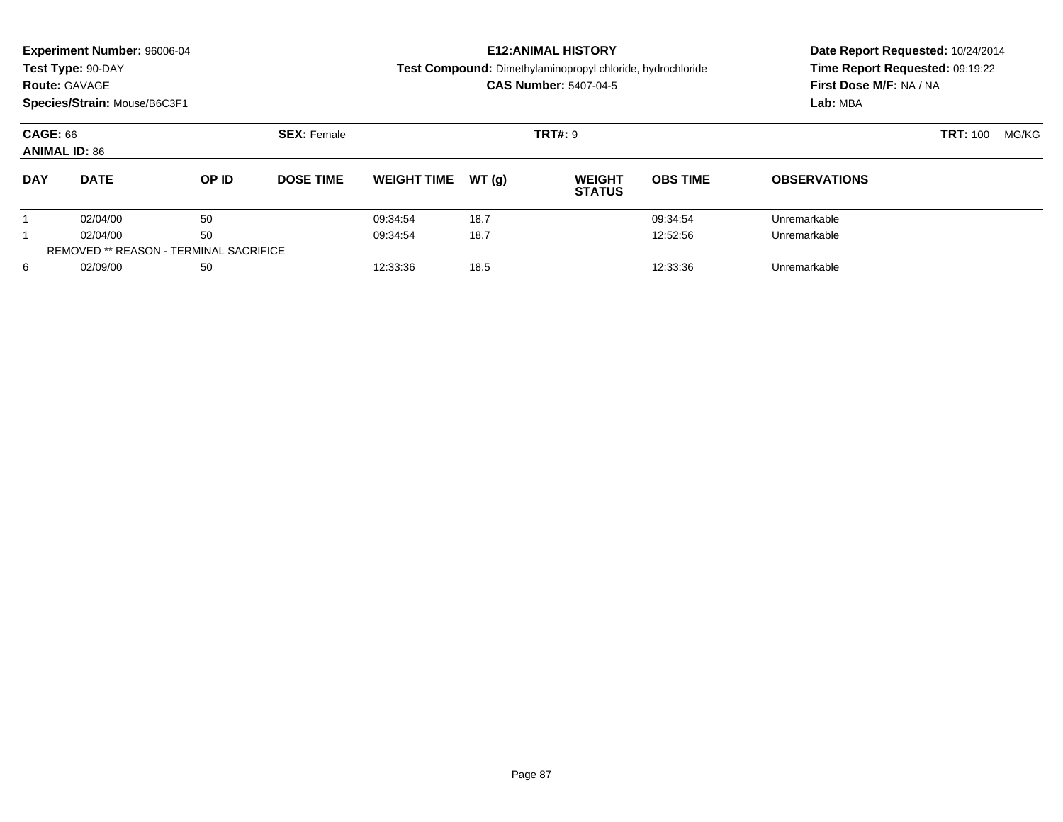**Experiment Number:** 96006-04
**Test Type:** 90-DAY
**Route:** GAVAGE
**Species/Strain:** Mouse/B6C3F1

**E12:ANIMAL HISTORY**
**Test Compound:** Dimethylaminopropyl chloride, hydrochloride
**CAS Number:** 5407-04-5

**Date Report Requested:** 10/24/2014
**Time Report Requested:** 09:19:22
**First Dose M/F:** NA / NA
**Lab:** MBA

**CAGE:** 66 **SEX:** Female **TRT#:** 9 **TRT:** 100 MG/KG
**ANIMAL ID:** 86

| DAY | DATE | OP ID | DOSE TIME | WEIGHT TIME | WT (g) | WEIGHT STATUS | OBS TIME | OBSERVATIONS |
|---|---|---|---|---|---|---|---|---|
| 1 | 02/04/00 | 50 | | 09:34:54 | 18.7 | | 09:34:54 | Unremarkable |
| 1 | 02/04/00 | 50 | | 09:34:54 | 18.7 | | 12:52:56 | Unremarkable |
| REMOVED ** REASON - TERMINAL SACRIFICE | | | | | | | | |
| 6 | 02/09/00 | 50 | | 12:33:36 | 18.5 | | 12:33:36 | Unremarkable |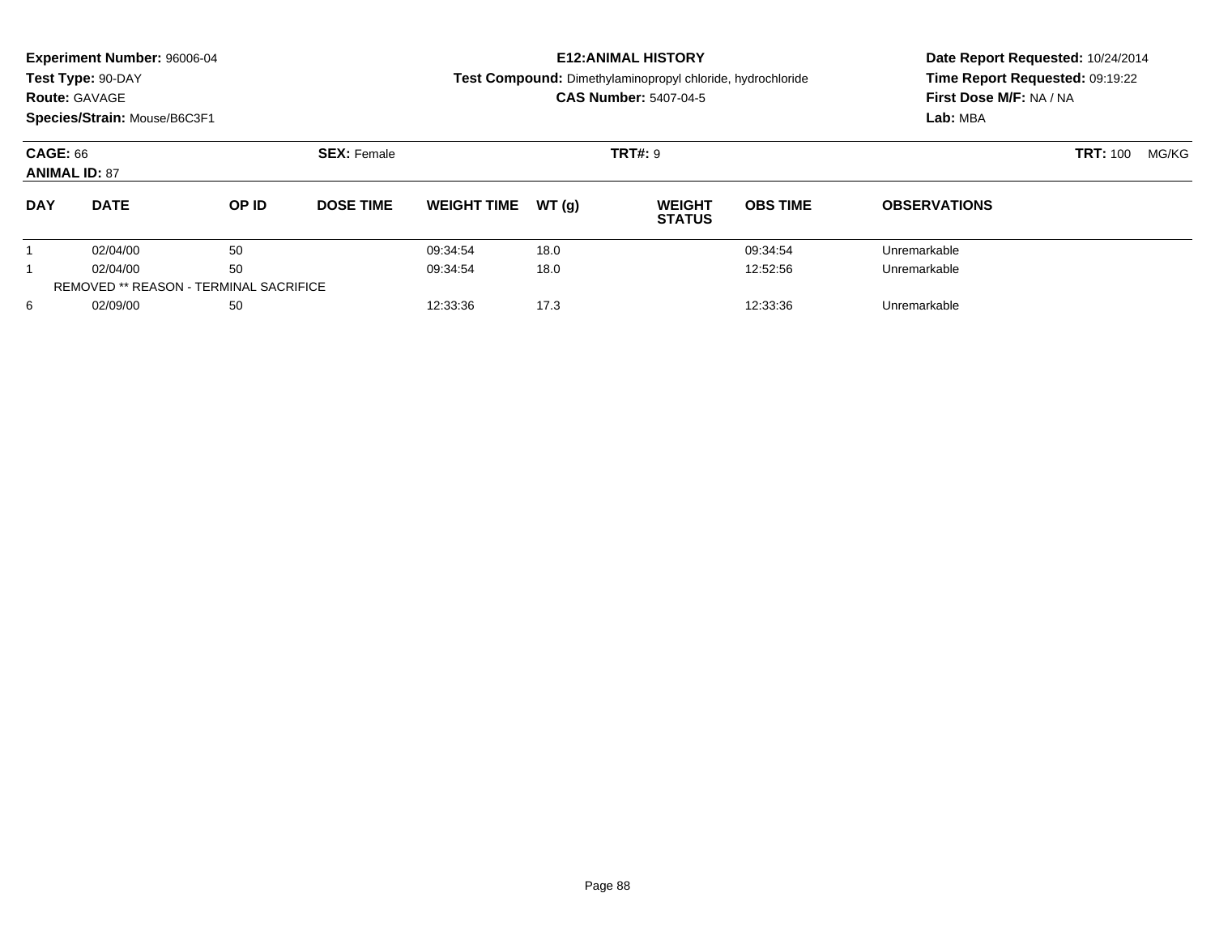**Experiment Number:** 96006-04
**Test Type:** 90-DAY
**Route:** GAVAGE
**Species/Strain:** Mouse/B6C3F1

**E12:ANIMAL HISTORY**
**Test Compound:** Dimethylaminopropyl chloride, hydrochloride
**CAS Number:** 5407-04-5

**Date Report Requested:** 10/24/2014
**Time Report Requested:** 09:19:22
**First Dose M/F:** NA / NA
**Lab:** MBA

**CAGE:** 66
**ANIMAL ID:** 87
**SEX:** Female
**TRT#:** 9
**TRT:** 100 MG/KG

| DAY | DATE | OP ID | DOSE TIME | WEIGHT TIME | WT (g) | WEIGHT STATUS | OBS TIME | OBSERVATIONS |
|---|---|---|---|---|---|---|---|---|
| 1 | 02/04/00 | 50 | | 09:34:54 | 18.0 | | 09:34:54 | Unremarkable |
| 1 | 02/04/00 | 50 | | 09:34:54 | 18.0 | | 12:52:56 | Unremarkable |
| REMOVED ** REASON - TERMINAL SACRIFICE | | | | | | | | |
| 6 | 02/09/00 | 50 | | 12:33:36 | 17.3 | | 12:33:36 | Unremarkable |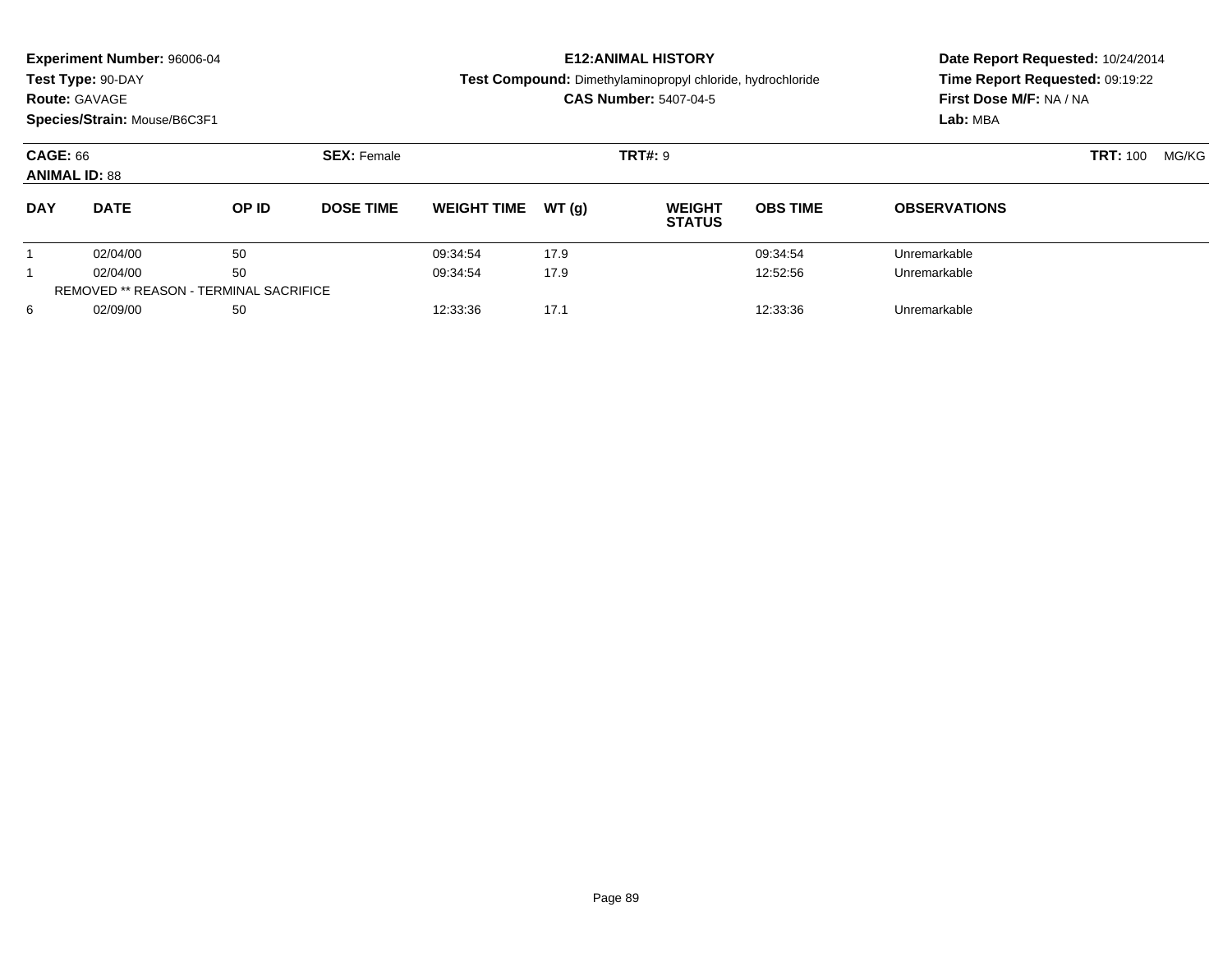**Experiment Number:** 96006-04
**Test Type:** 90-DAY
**Route:** GAVAGE
**Species/Strain:** Mouse/B6C3F1

**E12:ANIMAL HISTORY**
**Test Compound:** Dimethylaminopropyl chloride, hydrochloride
**CAS Number:** 5407-04-5

**Date Report Requested:** 10/24/2014
**Time Report Requested:** 09:19:22
**First Dose M/F:** NA / NA
**Lab:** MBA

**CAGE:** 66 **SEX:** Female **TRT#:** 9 **TRT:** 100 MG/KG
**ANIMAL ID:** 88

| DAY | DATE | OP ID | DOSE TIME | WEIGHT TIME | WT (g) | WEIGHT STATUS | OBS TIME | OBSERVATIONS |
|---|---|---|---|---|---|---|---|---|
| 1 | 02/04/00 | 50 | | 09:34:54 | 17.9 | | 09:34:54 | Unremarkable |
| 1 | 02/04/00 | 50 | | 09:34:54 | 17.9 | | 12:52:56 | Unremarkable |
| REMOVED ** REASON - TERMINAL SACRIFICE | | | | | | | | |
| 6 | 02/09/00 | 50 | | 12:33:36 | 17.1 | | 12:33:36 | Unremarkable |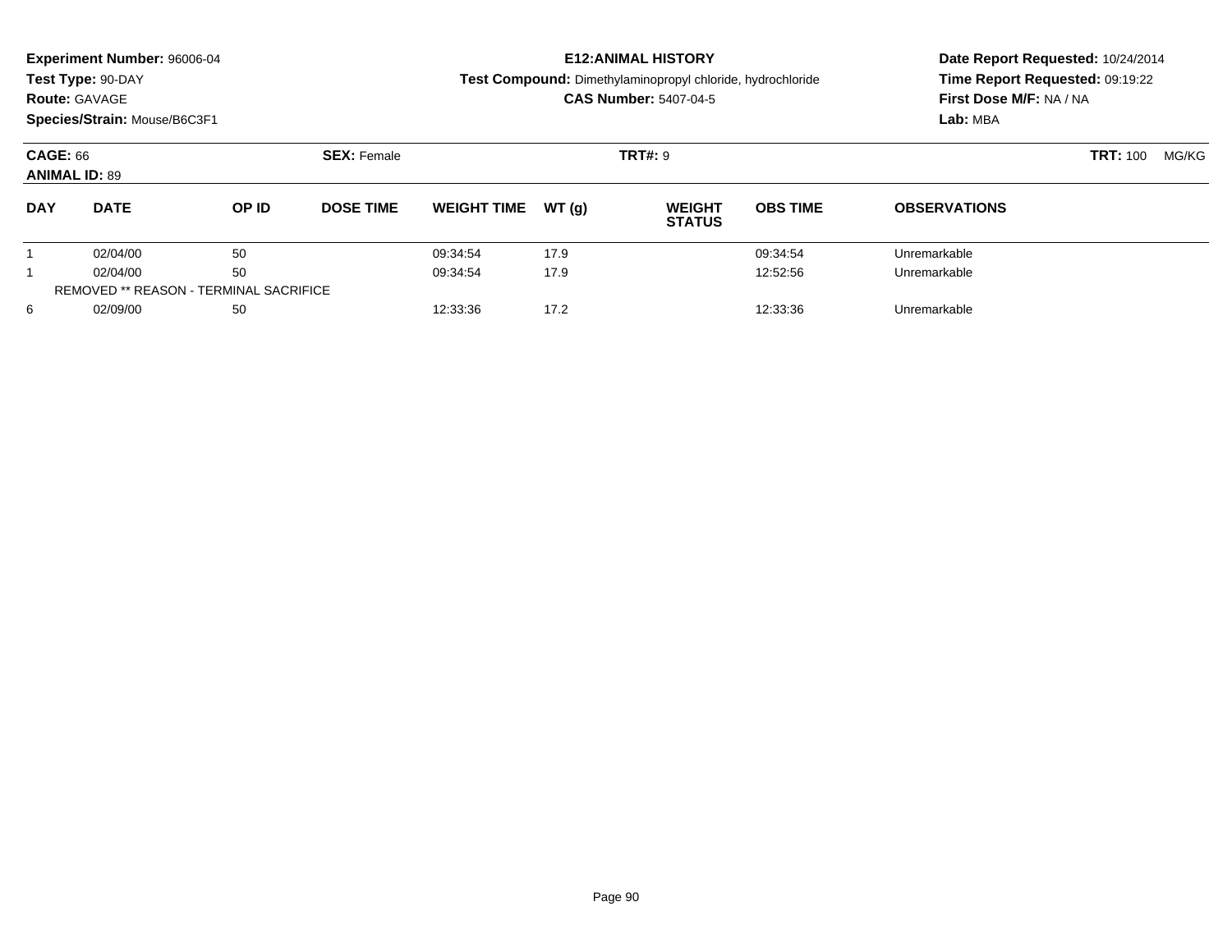**Experiment Number:** 96006-04
**Test Type:** 90-DAY
**Route:** GAVAGE
**Species/Strain:** Mouse/B6C3F1

**E12:ANIMAL HISTORY**
**Test Compound:** Dimethylaminopropyl chloride, hydrochloride
**CAS Number:** 5407-04-5

**Date Report Requested:** 10/24/2014
**Time Report Requested:** 09:19:22
**First Dose M/F:** NA / NA
**Lab:** MBA

**CAGE:** 66 **SEX:** Female **TRT#:** 9 **TRT:** 100 MG/KG
**ANIMAL ID:** 89

| DAY | DATE | OP ID | DOSE TIME | WEIGHT TIME | WT (g) | WEIGHT STATUS | OBS TIME | OBSERVATIONS |
|---|---|---|---|---|---|---|---|---|
| 1 | 02/04/00 | 50 | | 09:34:54 | 17.9 | | 09:34:54 | Unremarkable |
| 1 | 02/04/00 | 50 | | 09:34:54 | 17.9 | | 12:52:56 | Unremarkable |
| REMOVED ** REASON - TERMINAL SACRIFICE | | | | | | | | |
| 6 | 02/09/00 | 50 | | 12:33:36 | 17.2 | | 12:33:36 | Unremarkable |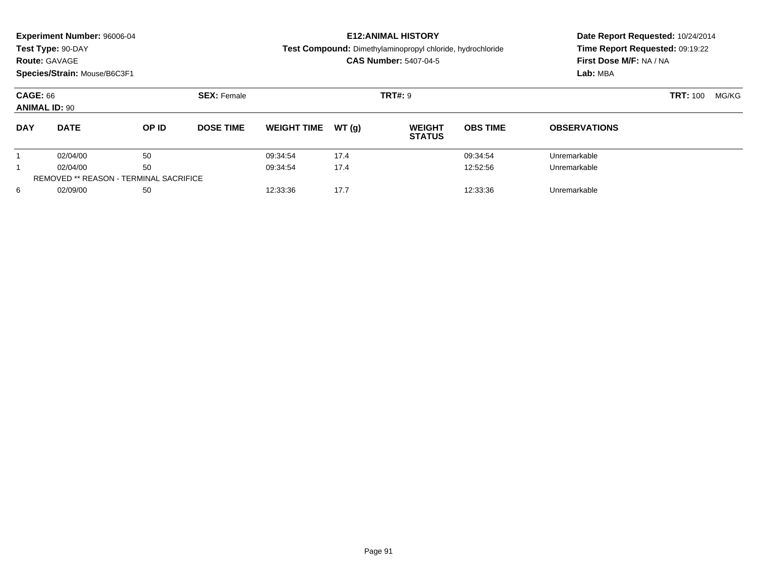**Experiment Number:** 96006-04
**Test Type:** 90-DAY
**Route:** GAVAGE
**Species/Strain:** Mouse/B6C3F1

**E12:ANIMAL HISTORY**
**Test Compound:** Dimethylaminopropyl chloride, hydrochloride
**CAS Number:** 5407-04-5

**Date Report Requested:** 10/24/2014
**Time Report Requested:** 09:19:22
**First Dose M/F:** NA / NA
**Lab:** MBA

**CAGE:** 66 **SEX:** Female **TRT#:** 9 **TRT:** 100 MG/KG
**ANIMAL ID:** 90

| DAY | DATE | OP ID | DOSE TIME | WEIGHT TIME | WT (g) | WEIGHT STATUS | OBS TIME | OBSERVATIONS |
|---|---|---|---|---|---|---|---|---|
| 1 | 02/04/00 | 50 | | 09:34:54 | 17.4 | | 09:34:54 | Unremarkable |
| 1 | 02/04/00 | 50 | | 09:34:54 | 17.4 | | 12:52:56 | Unremarkable |
| REMOVED ** REASON - TERMINAL SACRIFICE | | | | | | | | |
| 6 | 02/09/00 | 50 | | 12:33:36 | 17.7 | | 12:33:36 | Unremarkable |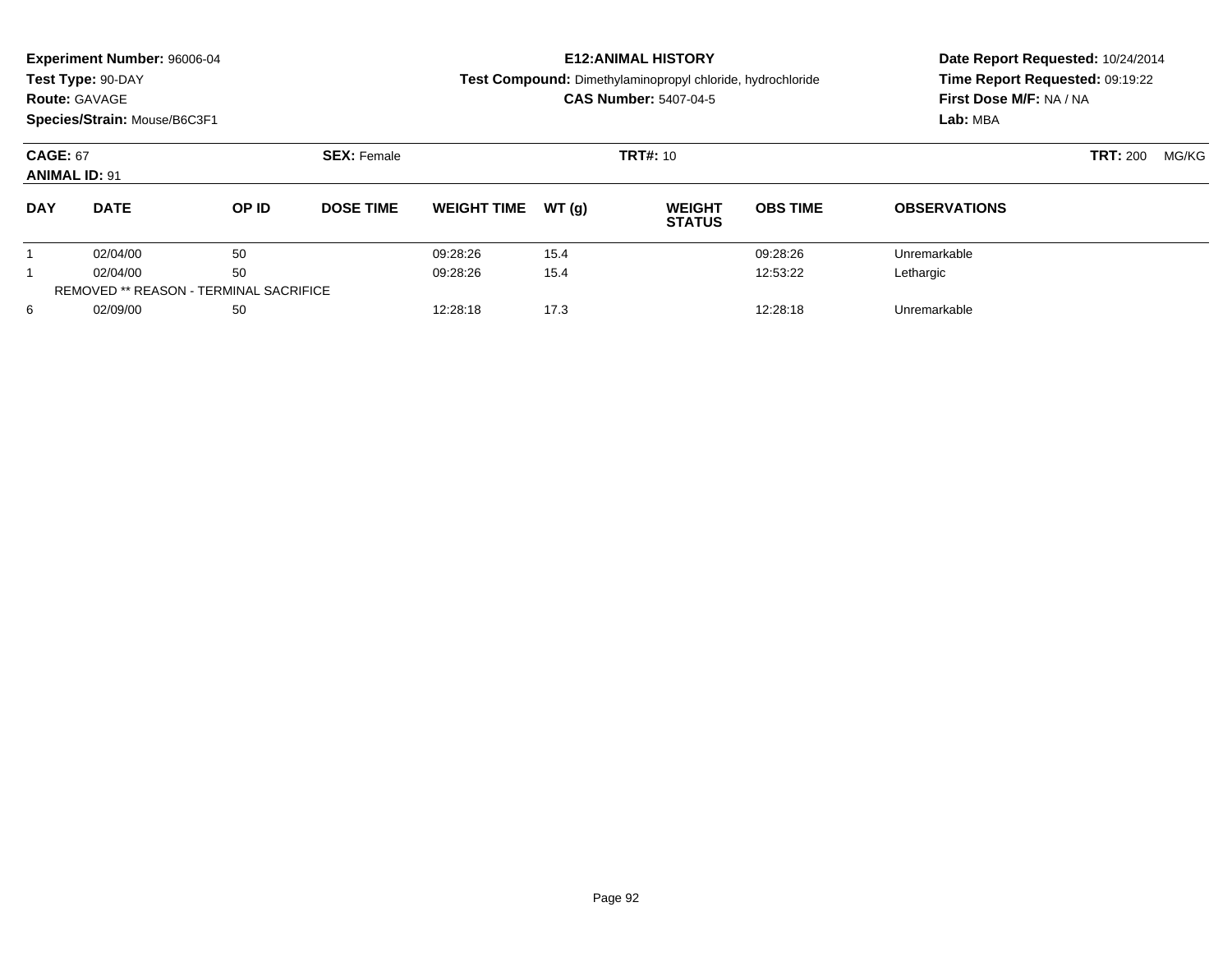**Experiment Number:** 96006-04
**Test Type:** 90-DAY
**Route:** GAVAGE
**Species/Strain:** Mouse/B6C3F1

**E12:ANIMAL HISTORY**
**Test Compound:** Dimethylaminopropyl chloride, hydrochloride
**CAS Number:** 5407-04-5

**Date Report Requested:** 10/24/2014
**Time Report Requested:** 09:19:22
**First Dose M/F:** NA / NA
**Lab:** MBA

**CAGE:** 67
**ANIMAL ID:** 91
**SEX:** Female
**TRT#:** 10
**TRT:** 200 MG/KG

| DAY | DATE | OP ID | DOSE TIME | WEIGHT TIME | WT (g) | WEIGHT STATUS | OBS TIME | OBSERVATIONS |
|---|---|---|---|---|---|---|---|---|
| 1 | 02/04/00 | 50 | | 09:28:26 | 15.4 | | 09:28:26 | Unremarkable |
| 1 | 02/04/00 | 50 | | 09:28:26 | 15.4 | | 12:53:22 | Lethargic |
| REMOVED ** REASON - TERMINAL SACRIFICE | | | | | | | | |
| 6 | 02/09/00 | 50 | | 12:28:18 | 17.3 | | 12:28:18 | Unremarkable |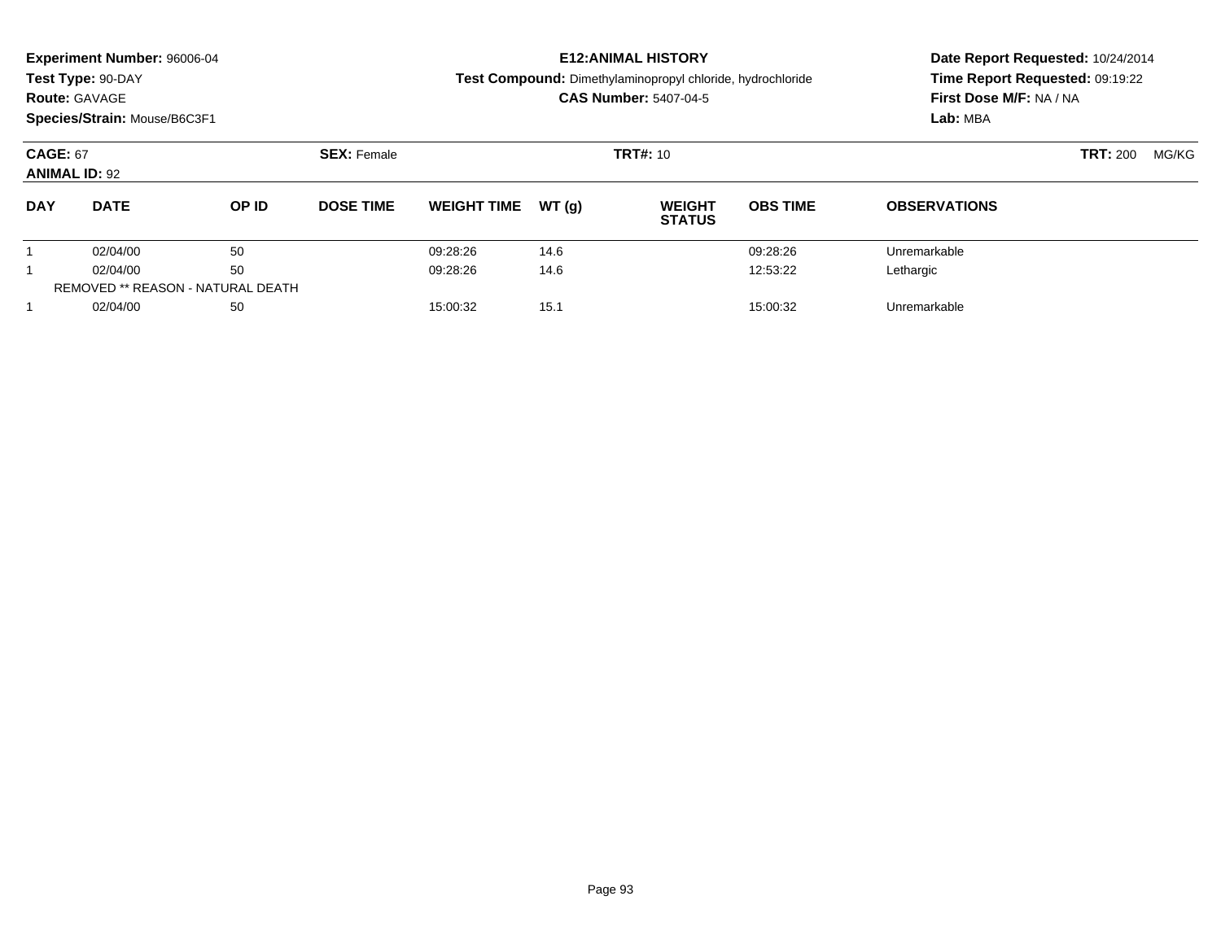**Experiment Number:** 96006-04
**Test Type:** 90-DAY
**Route:** GAVAGE
**Species/Strain:** Mouse/B6C3F1

**E12:ANIMAL HISTORY**
**Test Compound:** Dimethylaminopropyl chloride, hydrochloride
**CAS Number:** 5407-04-5

**Date Report Requested:** 10/24/2014
**Time Report Requested:** 09:19:22
**First Dose M/F:** NA / NA
**Lab:** MBA

**CAGE:** 67 **SEX:** Female **TRT#:** 10 **TRT:** 200 MG/KG
**ANIMAL ID:** 92

| DAY | DATE | OP ID | DOSE TIME | WEIGHT TIME | WT (g) | WEIGHT STATUS | OBS TIME | OBSERVATIONS |
|---|---|---|---|---|---|---|---|---|
| 1 | 02/04/00 | 50 | | 09:28:26 | 14.6 | | 09:28:26 | Unremarkable |
| 1 | 02/04/00 | 50 | | 09:28:26 | 14.6 | | 12:53:22 | Lethargic |
| REMOVED ** REASON - NATURAL DEATH | | | | | | | | |
| 1 | 02/04/00 | 50 | | 15:00:32 | 15.1 | | 15:00:32 | Unremarkable |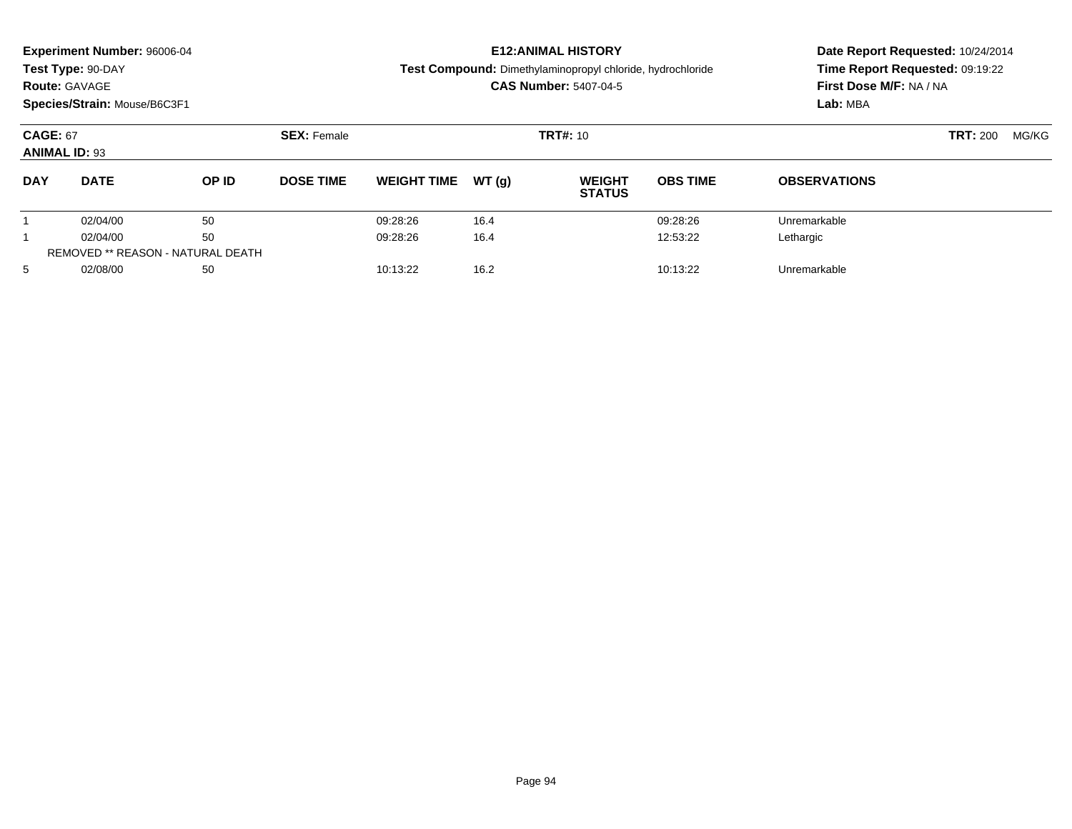**Experiment Number:** 96006-04
**Test Type:** 90-DAY
**Route:** GAVAGE
**Species/Strain:** Mouse/B6C3F1

**E12:ANIMAL HISTORY**
**Test Compound:** Dimethylaminopropyl chloride, hydrochloride
**CAS Number:** 5407-04-5

**Date Report Requested:** 10/24/2014
**Time Report Requested:** 09:19:22
**First Dose M/F:** NA / NA
**Lab:** MBA

**CAGE:** 67 **SEX:** Female **TRT#:** 10 **TRT:** 200 MG/KG
**ANIMAL ID:** 93

| DAY | DATE | OP ID | DOSE TIME | WEIGHT TIME | WT (g) | WEIGHT STATUS | OBS TIME | OBSERVATIONS |
|---|---|---|---|---|---|---|---|---|
| 1 | 02/04/00 | 50 | | 09:28:26 | 16.4 | | 09:28:26 | Unremarkable |
| 1 | 02/04/00 | 50 | | 09:28:26 | 16.4 | | 12:53:22 | Lethargic |
| REMOVED ** REASON - NATURAL DEATH | | | | | | | | |
| 5 | 02/08/00 | 50 | | 10:13:22 | 16.2 | | 10:13:22 | Unremarkable |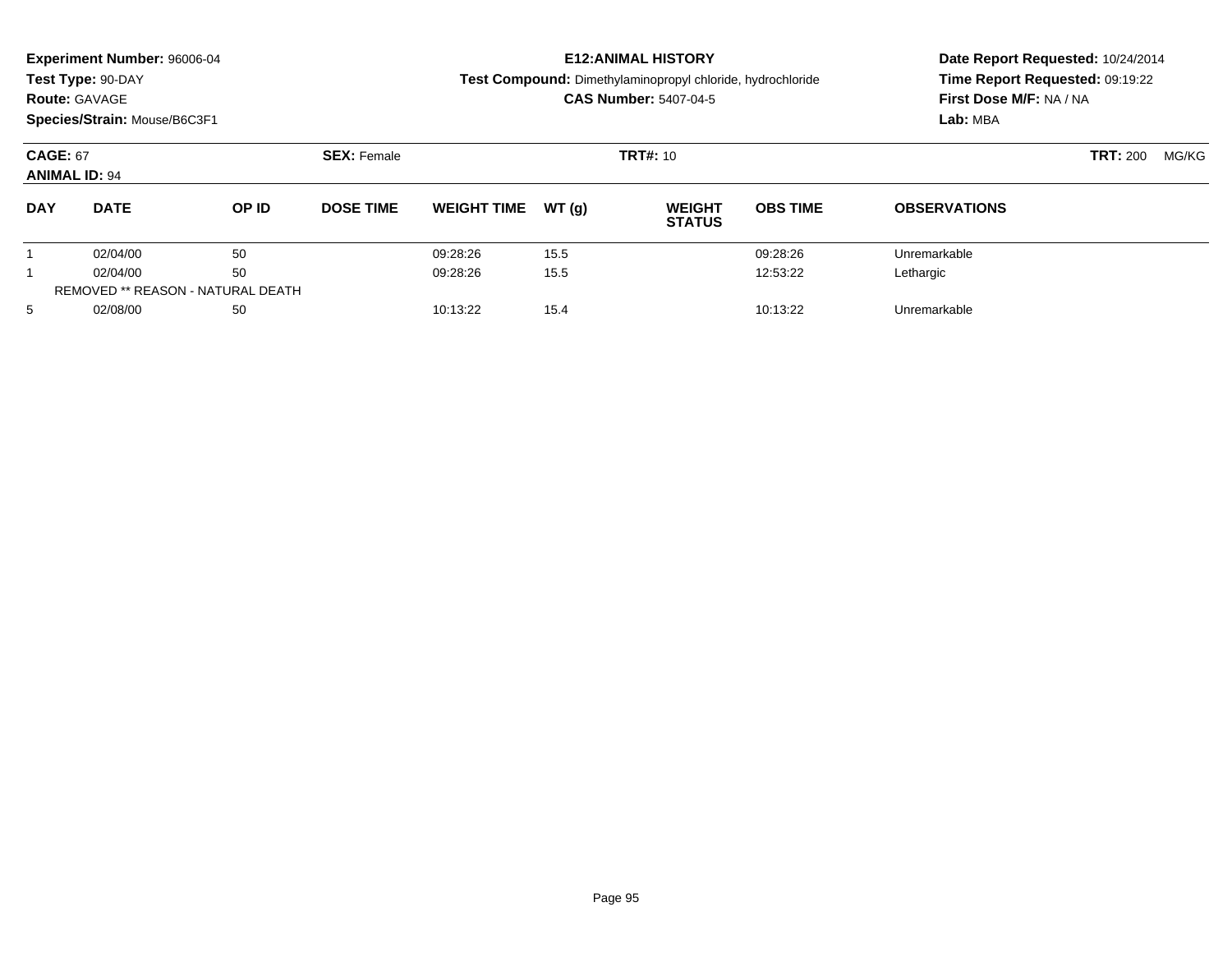**Experiment Number:** 96006-04
**Test Type:** 90-DAY
**Route:** GAVAGE
**Species/Strain:** Mouse/B6C3F1

**E12:ANIMAL HISTORY**
**Test Compound:** Dimethylaminopropyl chloride, hydrochloride
**CAS Number:** 5407-04-5

**Date Report Requested:** 10/24/2014
**Time Report Requested:** 09:19:22
**First Dose M/F:** NA / NA
**Lab:** MBA

**CAGE:** 67 **SEX:** Female **TRT#:** 10 **TRT:** 200 MG/KG
**ANIMAL ID:** 94

| DAY | DATE | OP ID | DOSE TIME | WEIGHT TIME | WT (g) | WEIGHT STATUS | OBS TIME | OBSERVATIONS |
|---|---|---|---|---|---|---|---|---|
| 1 | 02/04/00 | 50 | | 09:28:26 | 15.5 | | 09:28:26 | Unremarkable |
| 1 | 02/04/00 | 50 | | 09:28:26 | 15.5 | | 12:53:22 | Lethargic |
| REMOVED ** REASON - NATURAL DEATH | | | | | | | | |
| 5 | 02/08/00 | 50 | | 10:13:22 | 15.4 | | 10:13:22 | Unremarkable |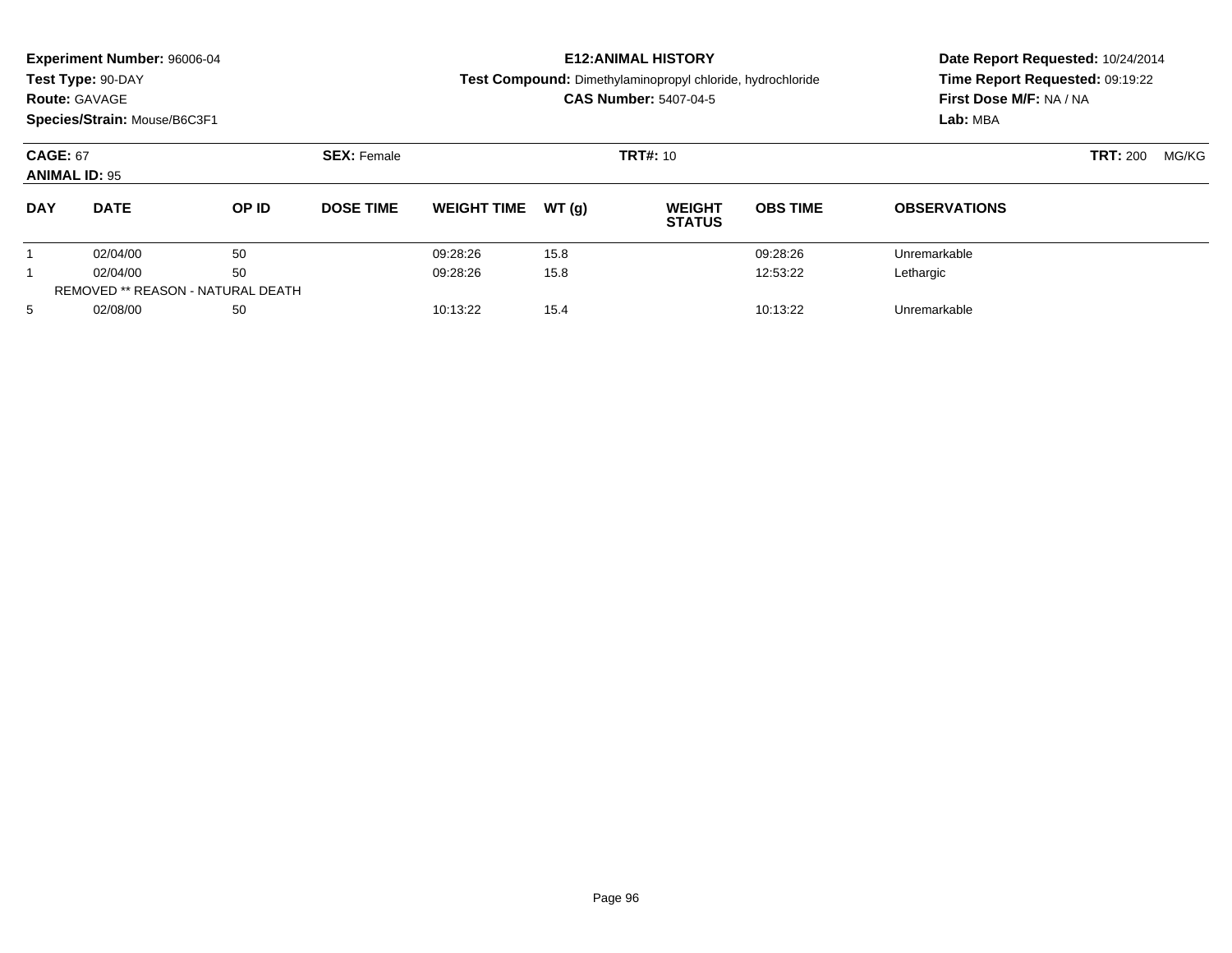**Experiment Number:** 96006-04
**Test Type:** 90-DAY
**Route:** GAVAGE
**Species/Strain:** Mouse/B6C3F1

**E12:ANIMAL HISTORY**
**Test Compound:** Dimethylaminopropyl chloride, hydrochloride
**CAS Number:** 5407-04-5

**Date Report Requested:** 10/24/2014
**Time Report Requested:** 09:19:22
**First Dose M/F:** NA / NA
**Lab:** MBA

**CAGE:** 67 **SEX:** Female **TRT#:** 10 **TRT:** 200 MG/KG
**ANIMAL ID:** 95

| DAY | DATE | OP ID | DOSE TIME | WEIGHT TIME | WT (g) | WEIGHT STATUS | OBS TIME | OBSERVATIONS |
|---|---|---|---|---|---|---|---|---|
| 1 | 02/04/00 | 50 | | 09:28:26 | 15.8 | | 09:28:26 | Unremarkable |
| 1 | 02/04/00 | 50 | | 09:28:26 | 15.8 | | 12:53:22 | Lethargic |
| REMOVED ** REASON - NATURAL DEATH | | | | | | | | |
| 5 | 02/08/00 | 50 | | 10:13:22 | 15.4 | | 10:13:22 | Unremarkable |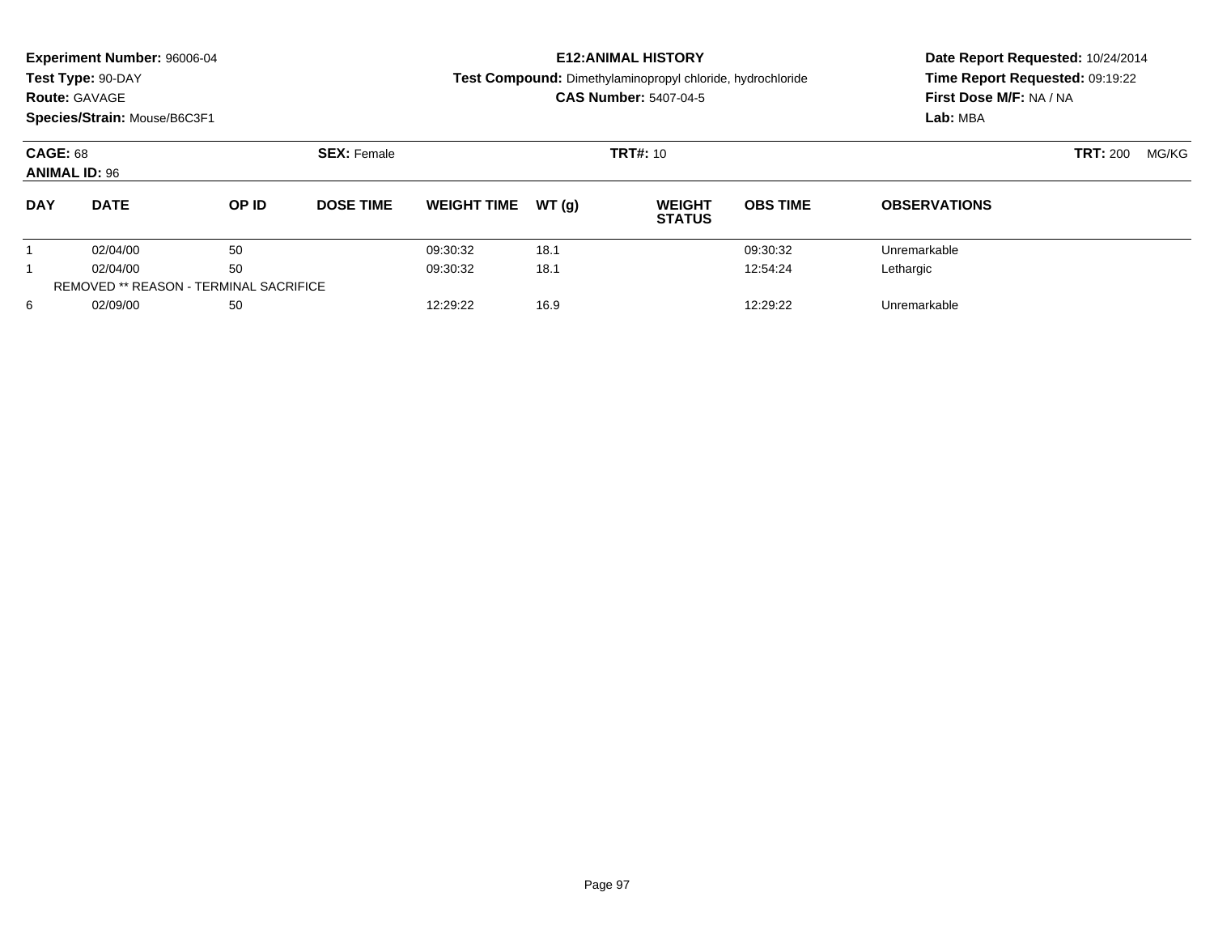**Experiment Number:** 96006-04
**Test Type:** 90-DAY
**Route:** GAVAGE
**Species/Strain:** Mouse/B6C3F1

**E12:ANIMAL HISTORY**
**Test Compound:** Dimethylaminopropyl chloride, hydrochloride
**CAS Number:** 5407-04-5

**Date Report Requested:** 10/24/2014
**Time Report Requested:** 09:19:22
**First Dose M/F:** NA / NA
**Lab:** MBA

**CAGE:** 68 **SEX:** Female **TRT#:** 10 **TRT:** 200 MG/KG
**ANIMAL ID:** 96

| DAY | DATE | OP ID | DOSE TIME | WEIGHT TIME | WT (g) | WEIGHT STATUS | OBS TIME | OBSERVATIONS |
|---|---|---|---|---|---|---|---|---|
| 1 | 02/04/00 | 50 | | 09:30:32 | 18.1 | | 09:30:32 | Unremarkable |
| 1 | 02/04/00 | 50 | | 09:30:32 | 18.1 | | 12:54:24 | Lethargic |
| REMOVED ** REASON - TERMINAL SACRIFICE | | | | | | | | |
| 6 | 02/09/00 | 50 | | 12:29:22 | 16.9 | | 12:29:22 | Unremarkable |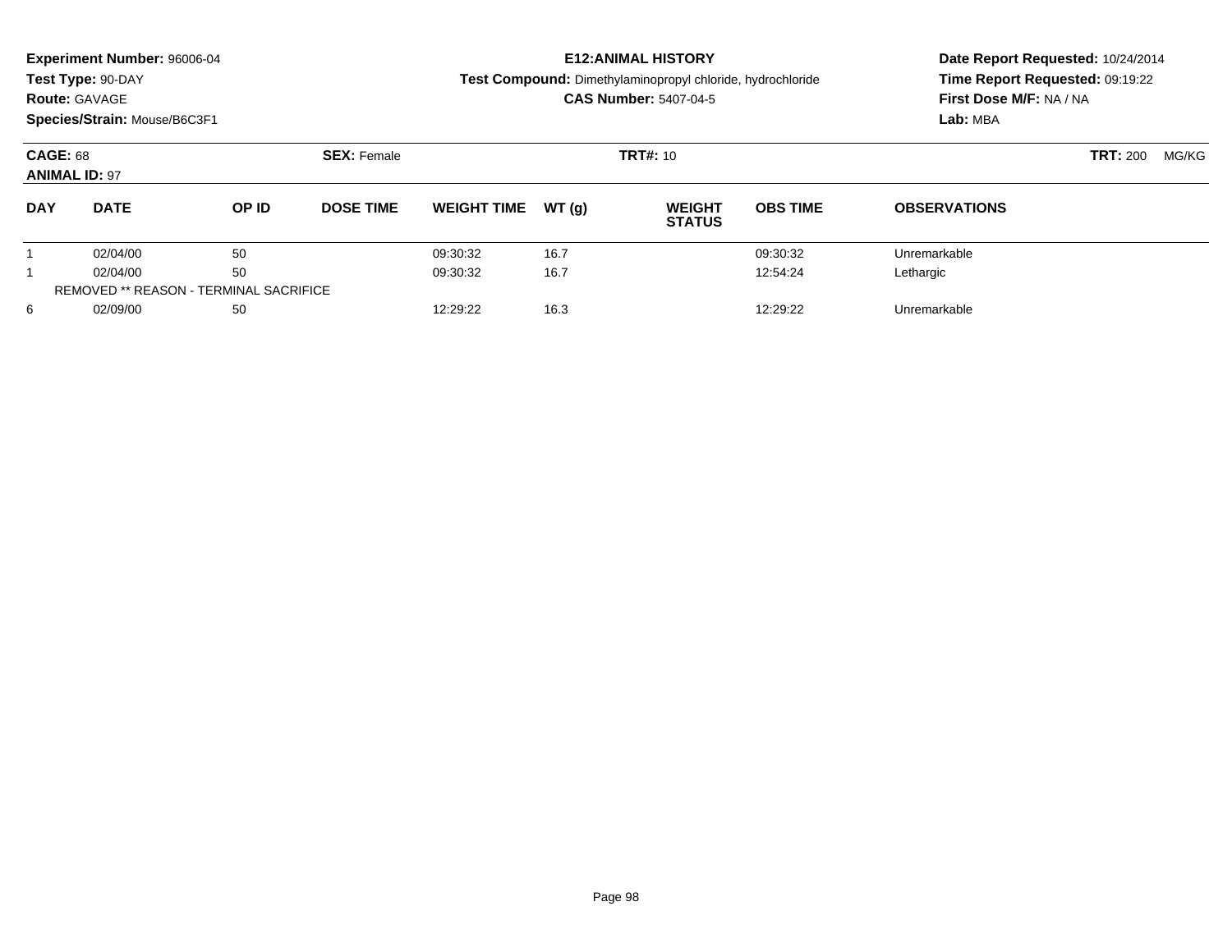**Experiment Number:** 96006-04
**Test Type:** 90-DAY
**Route:** GAVAGE
**Species/Strain:** Mouse/B6C3F1

**E12:ANIMAL HISTORY**
**Test Compound:** Dimethylaminopropyl chloride, hydrochloride
**CAS Number:** 5407-04-5

**Date Report Requested:** 10/24/2014
**Time Report Requested:** 09:19:22
**First Dose M/F:** NA / NA
**Lab:** MBA

**CAGE:** 68 **SEX:** Female **TRT#:** 10 **TRT:** 200 MG/KG
**ANIMAL ID:** 97

| DAY | DATE | OP ID | DOSE TIME | WEIGHT TIME | WT (g) | WEIGHT STATUS | OBS TIME | OBSERVATIONS |
|---|---|---|---|---|---|---|---|---|
| 1 | 02/04/00 | 50 | | 09:30:32 | 16.7 | | 09:30:32 | Unremarkable |
| 1 | 02/04/00 | 50 | | 09:30:32 | 16.7 | | 12:54:24 | Lethargic |
| REMOVED ** REASON - TERMINAL SACRIFICE | | | | | | | | |
| 6 | 02/09/00 | 50 | | 12:29:22 | 16.3 | | 12:29:22 | Unremarkable |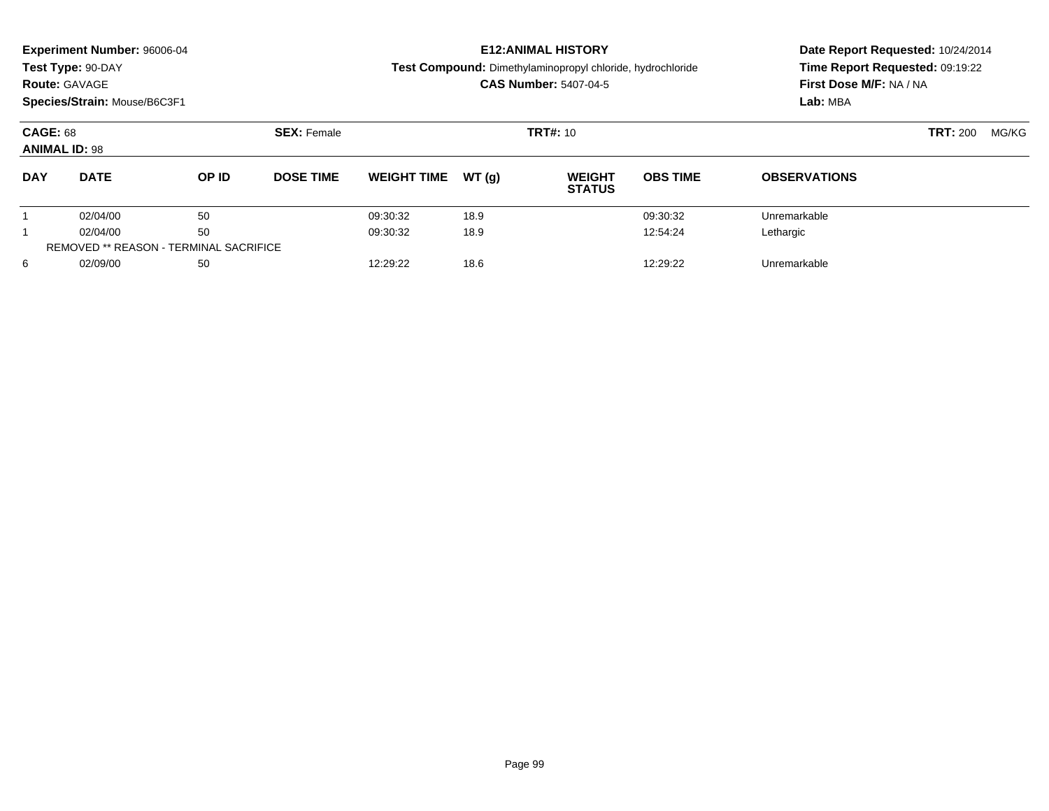**Experiment Number:** 96006-04
**Test Type:** 90-DAY
**Route:** GAVAGE
**Species/Strain:** Mouse/B6C3F1

**E12:ANIMAL HISTORY**
**Test Compound:** Dimethylaminopropyl chloride, hydrochloride
**CAS Number:** 5407-04-5

**Date Report Requested:** 10/24/2014
**Time Report Requested:** 09:19:22
**First Dose M/F:** NA / NA
**Lab:** MBA

**CAGE:** 68 **SEX:** Female **TRT#:** 10 **TRT:** 200 MG/KG
**ANIMAL ID:** 98

| DAY | DATE | OP ID | DOSE TIME | WEIGHT TIME | WT (g) | WEIGHT STATUS | OBS TIME | OBSERVATIONS |
|---|---|---|---|---|---|---|---|---|
| 1 | 02/04/00 | 50 | | 09:30:32 | 18.9 | | 09:30:32 | Unremarkable |
| 1 | 02/04/00 | 50 | | 09:30:32 | 18.9 | | 12:54:24 | Lethargic |
| REMOVED ** REASON - TERMINAL SACRIFICE | | | | | | | | |
| 6 | 02/09/00 | 50 | | 12:29:22 | 18.6 | | 12:29:22 | Unremarkable |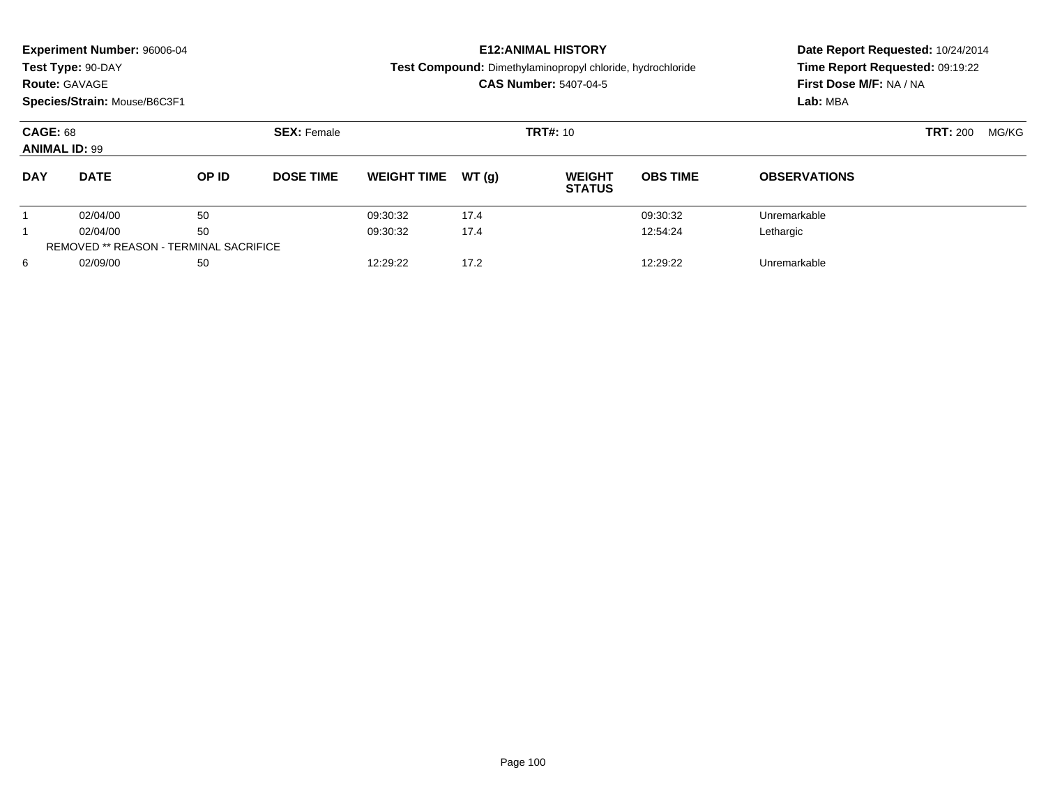**Experiment Number:** 96006-04
**Test Type:** 90-DAY
**Route:** GAVAGE
**Species/Strain:** Mouse/B6C3F1

**E12:ANIMAL HISTORY**
**Test Compound:** Dimethylaminopropyl chloride, hydrochloride
**CAS Number:** 5407-04-5

**Date Report Requested:** 10/24/2014
**Time Report Requested:** 09:19:22
**First Dose M/F:** NA / NA
**Lab:** MBA

**CAGE:** 68 **SEX:** Female **TRT#:** 10 **TRT:** 200 MG/KG
**ANIMAL ID:** 99

| DAY | DATE | OP ID | DOSE TIME | WEIGHT TIME | WT (g) | WEIGHT STATUS | OBS TIME | OBSERVATIONS |
|---|---|---|---|---|---|---|---|---|
| 1 | 02/04/00 | 50 | | 09:30:32 | 17.4 | | 09:30:32 | Unremarkable |
| 1 | 02/04/00 | 50 | | 09:30:32 | 17.4 | | 12:54:24 | Lethargic |
| REMOVED ** REASON - TERMINAL SACRIFICE | | | | | | | | |
| 6 | 02/09/00 | 50 | | 12:29:22 | 17.2 | | 12:29:22 | Unremarkable |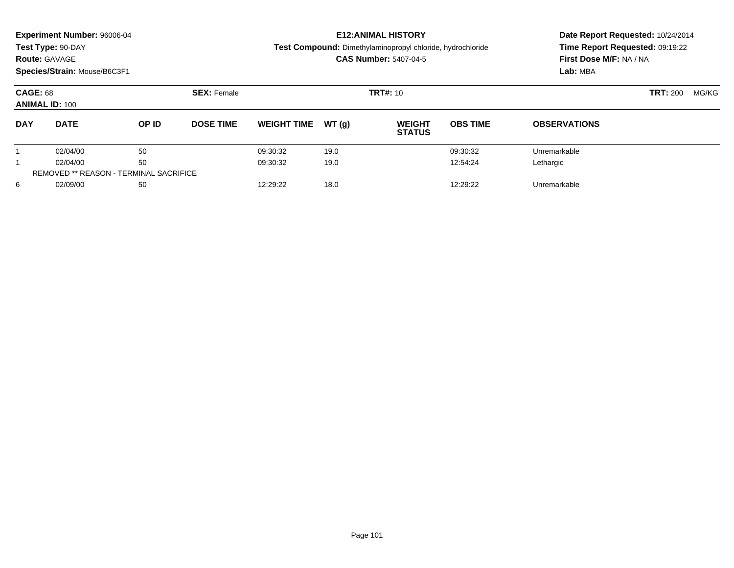**Experiment Number:** 96006-04
**Test Type:** 90-DAY
**Route:** GAVAGE
**Species/Strain:** Mouse/B6C3F1

**E12:ANIMAL HISTORY**
**Test Compound:** Dimethylaminopropyl chloride, hydrochloride
**CAS Number:** 5407-04-5

**Date Report Requested:** 10/24/2014
**Time Report Requested:** 09:19:22
**First Dose M/F:** NA / NA
**Lab:** MBA

**CAGE:** 68 **SEX:** Female **TRT#:** 10 **TRT:** 200 MG/KG
**ANIMAL ID:** 100

| DAY | DATE | OP ID | DOSE TIME | WEIGHT TIME | WT (g) | WEIGHT STATUS | OBS TIME | OBSERVATIONS |
|---|---|---|---|---|---|---|---|---|
| 1 | 02/04/00 | 50 | | 09:30:32 | 19.0 | | 09:30:32 | Unremarkable |
| 1 | 02/04/00 | 50 | | 09:30:32 | 19.0 | | 12:54:24 | Lethargic |
| REMOVED ** REASON - TERMINAL SACRIFICE | | | | | | | | |
| 6 | 02/09/00 | 50 | | 12:29:22 | 18.0 | | 12:29:22 | Unremarkable |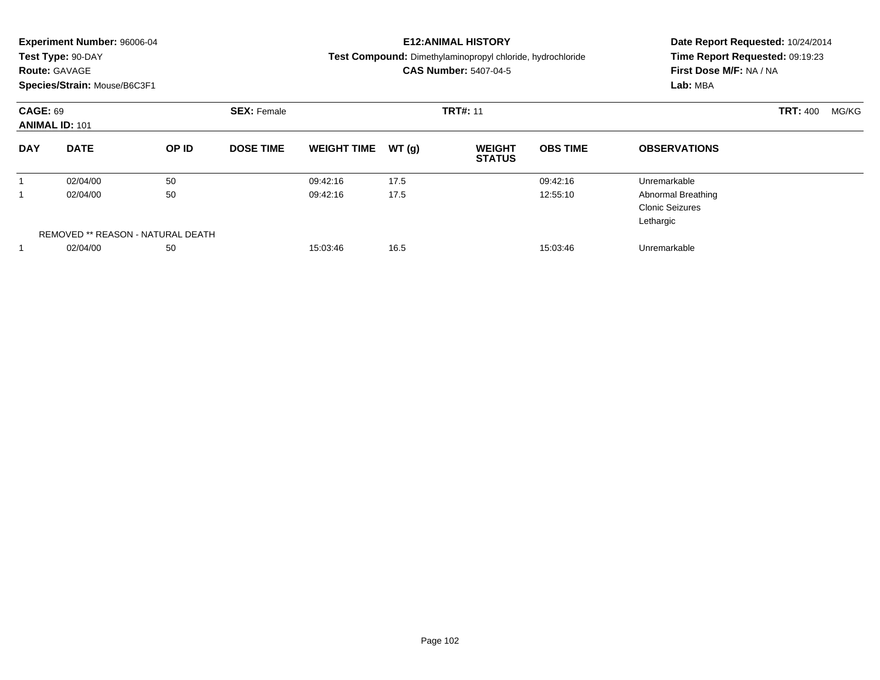**Experiment Number:** 96006-04
**Test Type:** 90-DAY
**Route:** GAVAGE
**Species/Strain:** Mouse/B6C3F1

**E12:ANIMAL HISTORY**
**Test Compound:** Dimethylaminopropyl chloride, hydrochloride
**CAS Number:** 5407-04-5

**Date Report Requested:** 10/24/2014
**Time Report Requested:** 09:19:23
**First Dose M/F:** NA / NA
**Lab:** MBA

**CAGE:** 69 **SEX:** Female **TRT#:** 11 **TRT:** 400 MG/KG
**ANIMAL ID:** 101

| DAY | DATE | OP ID | DOSE TIME | WEIGHT TIME | WT (g) | WEIGHT STATUS | OBS TIME | OBSERVATIONS |
|---|---|---|---|---|---|---|---|---|
| 1 | 02/04/00 | 50 | | 09:42:16 | 17.5 | | 09:42:16 | Unremarkable |
| 1 | 02/04/00 | 50 | | 09:42:16 | 17.5 | | 12:55:10 | Abnormal Breathing<br>Clonic Seizures<br>Lethargic |
| REMOVED ** REASON - NATURAL DEATH | | | | | | | | |
| 1 | 02/04/00 | 50 | | 15:03:46 | 16.5 | | 15:03:46 | Unremarkable |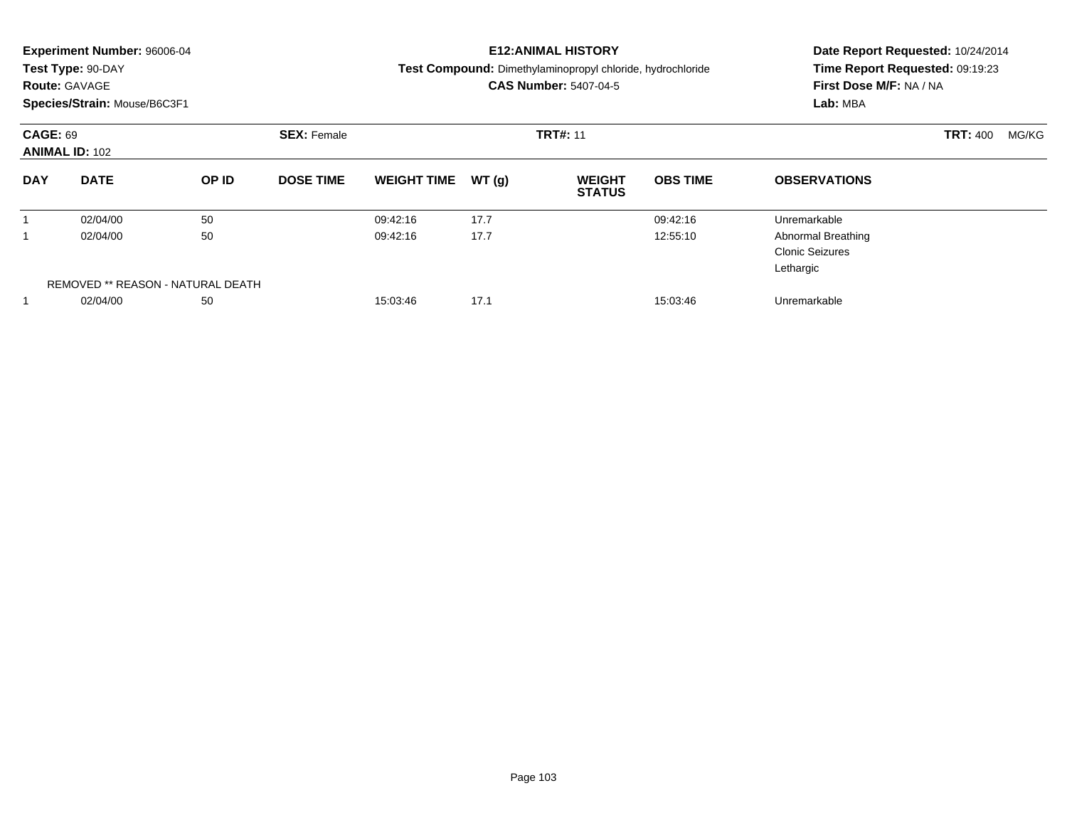**Experiment Number:** 96006-04
**Test Type:** 90-DAY
**Route:** GAVAGE
**Species/Strain:** Mouse/B6C3F1

**E12:ANIMAL HISTORY**
**Test Compound:** Dimethylaminopropyl chloride, hydrochloride
**CAS Number:** 5407-04-5

**Date Report Requested:** 10/24/2014
**Time Report Requested:** 09:19:23
**First Dose M/F:** NA / NA
**Lab:** MBA

**CAGE:** 69
**ANIMAL ID:** 102
**SEX:** Female
**TRT#:** 11
**TRT:** 400 MG/KG

| DAY | DATE | OP ID | DOSE TIME | WEIGHT TIME | WT (g) | WEIGHT STATUS | OBS TIME | OBSERVATIONS |
|---|---|---|---|---|---|---|---|---|
| 1 | 02/04/00 | 50 | | 09:42:16 | 17.7 | | 09:42:16 | Unremarkable |
| 1 | 02/04/00 | 50 | | 09:42:16 | 17.7 | | 12:55:10 | Abnormal Breathing<br>Clonic Seizures<br>Lethargic |
| | REMOVED ** REASON - NATURAL DEATH | | | | | | | |
| 1 | 02/04/00 | 50 | | 15:03:46 | 17.1 | | 15:03:46 | Unremarkable |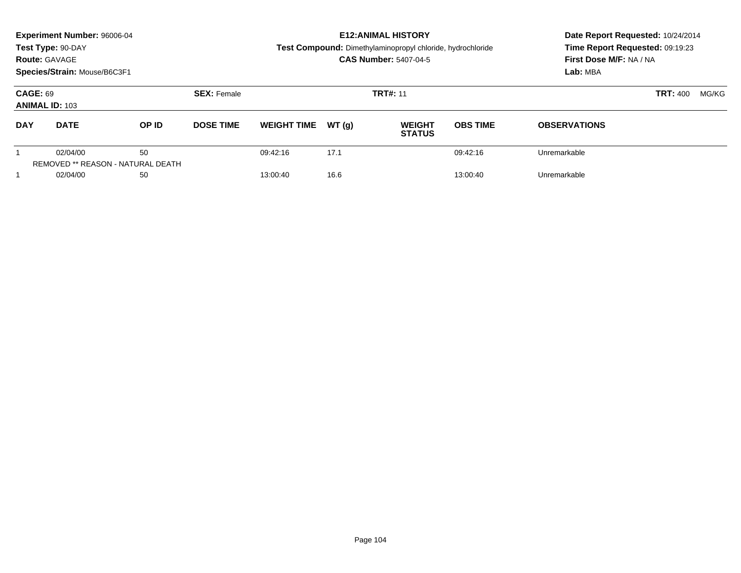**Experiment Number:** 96006-04
**Test Type:** 90-DAY
**Route:** GAVAGE
**Species/Strain:** Mouse/B6C3F1

**E12:ANIMAL HISTORY**
**Test Compound:** Dimethylaminopropyl chloride, hydrochloride
**CAS Number:** 5407-04-5

**Date Report Requested:** 10/24/2014
**Time Report Requested:** 09:19:23
**First Dose M/F:** NA / NA
**Lab:** MBA

**CAGE:** 69 **SEX:** Female **TRT#:** 11 **TRT:** 400 MG/KG
**ANIMAL ID:** 103

| DAY | DATE | OP ID | DOSE TIME | WEIGHT TIME | WT (g) | WEIGHT STATUS | OBS TIME | OBSERVATIONS |
|---|---|---|---|---|---|---|---|---|
| 1 | 02/04/00 | 50 | | 09:42:16 | 17.1 | | 09:42:16 | Unremarkable |
| REMOVED ** REASON - NATURAL DEATH | | | | | | | | |
| 1 | 02/04/00 | 50 | | 13:00:40 | 16.6 | | 13:00:40 | Unremarkable |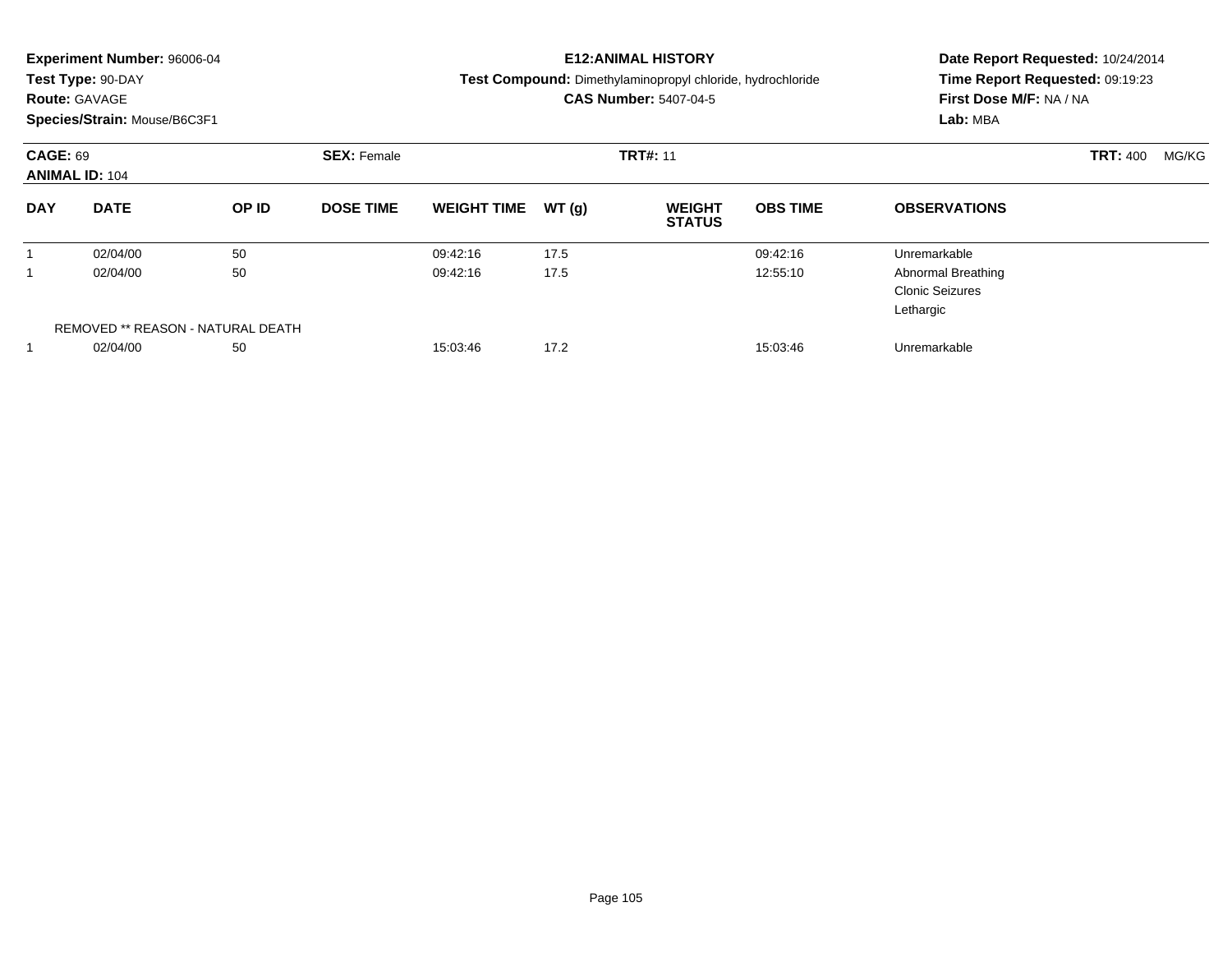**Experiment Number:** 96006-04
**Test Type:** 90-DAY
**Route:** GAVAGE
**Species/Strain:** Mouse/B6C3F1

**E12:ANIMAL HISTORY**
**Test Compound:** Dimethylaminopropyl chloride, hydrochloride
**CAS Number:** 5407-04-5

**Date Report Requested:** 10/24/2014
**Time Report Requested:** 09:19:23
**First Dose M/F:** NA / NA
**Lab:** MBA

**CAGE:** 69 **SEX:** Female **TRT#:** 11 **TRT:** 400 MG/KG
**ANIMAL ID:** 104

| DAY | DATE | OP ID | DOSE TIME | WEIGHT TIME | WT (g) | WEIGHT STATUS | OBS TIME | OBSERVATIONS |
|---|---|---|---|---|---|---|---|---|
| 1 | 02/04/00 | 50 | | 09:42:16 | 17.5 | | 09:42:16 | Unremarkable |
| 1 | 02/04/00 | 50 | | 09:42:16 | 17.5 | | 12:55:10 | Abnormal Breathing<br>Clonic Seizures<br>Lethargic |
| | REMOVED ** REASON - NATURAL DEATH | | | | | | | |
| 1 | 02/04/00 | 50 | | 15:03:46 | 17.2 | | 15:03:46 | Unremarkable |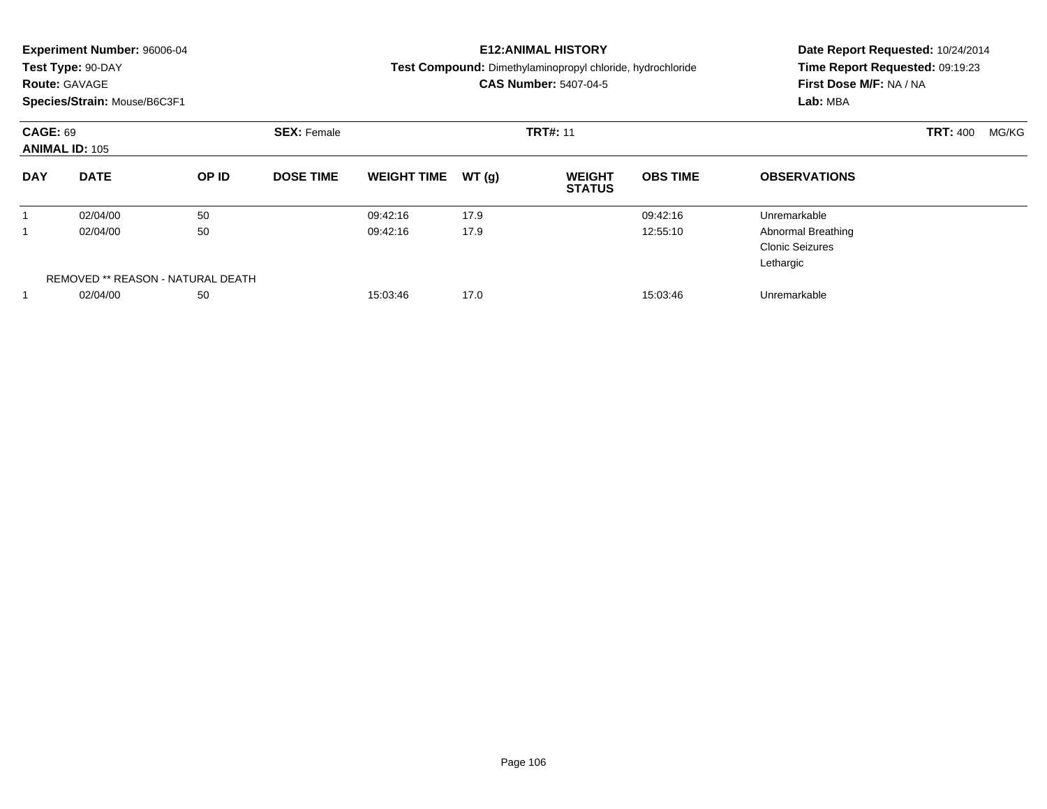**Experiment Number:** 96006-04
**Test Type:** 90-DAY
**Route:** GAVAGE
**Species/Strain:** Mouse/B6C3F1

**E12:ANIMAL HISTORY**
**Test Compound:** Dimethylaminopropyl chloride, hydrochloride
**CAS Number:** 5407-04-5

**Date Report Requested:** 10/24/2014
**Time Report Requested:** 09:19:23
**First Dose M/F:** NA / NA
**Lab:** MBA

**CAGE:** 69
**ANIMAL ID:** 105
**SEX:** Female
**TRT#:** 11
**TRT:** 400 MG/KG

| DAY | DATE | OP ID | DOSE TIME | WEIGHT TIME | WT (g) | WEIGHT STATUS | OBS TIME | OBSERVATIONS |
|---|---|---|---|---|---|---|---|---|
| 1 | 02/04/00 | 50 | | 09:42:16 | 17.9 | | 09:42:16 | Unremarkable |
| 1 | 02/04/00 | 50 | | 09:42:16 | 17.9 | | 12:55:10 | Abnormal Breathing<br>Clonic Seizures<br>Lethargic |
| | REMOVED ** REASON - NATURAL DEATH | | | | | | | |
| 1 | 02/04/00 | 50 | | 15:03:46 | 17.0 | | 15:03:46 | Unremarkable |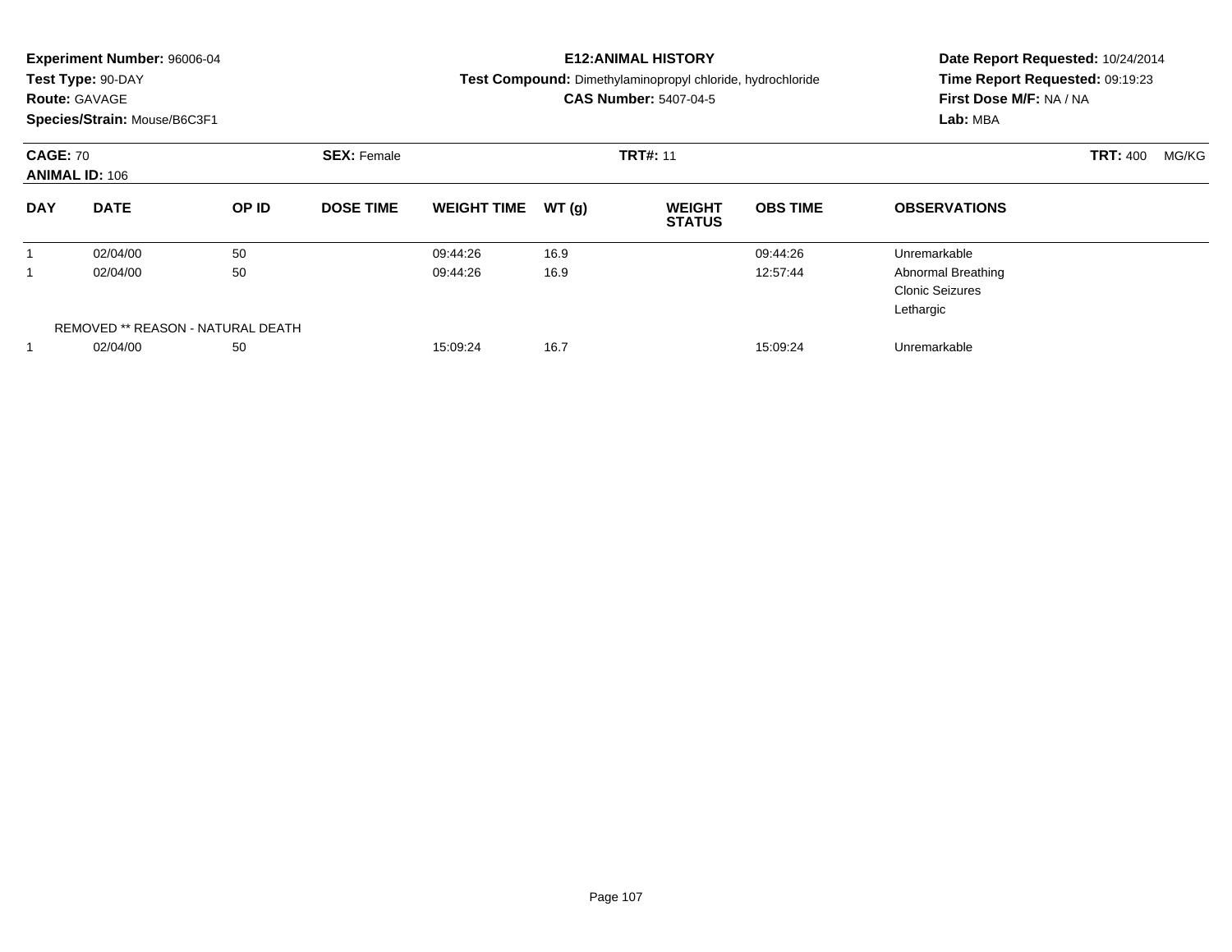**Experiment Number:** 96006-04
**Test Type:** 90-DAY
**Route:** GAVAGE
**Species/Strain:** Mouse/B6C3F1

**E12:ANIMAL HISTORY**
**Test Compound:** Dimethylaminopropyl chloride, hydrochloride
**CAS Number:** 5407-04-5

**Date Report Requested:** 10/24/2014
**Time Report Requested:** 09:19:23
**First Dose M/F:** NA / NA
**Lab:** MBA

**CAGE:** 70 **SEX:** Female **TRT#:** 11 **TRT:** 400 MG/KG
**ANIMAL ID:** 106

| DAY | DATE | OP ID | DOSE TIME | WEIGHT TIME | WT (g) | WEIGHT STATUS | OBS TIME | OBSERVATIONS |
|---|---|---|---|---|---|---|---|---|
| 1 | 02/04/00 | 50 | | 09:44:26 | 16.9 | | 09:44:26 | Unremarkable |
| 1 | 02/04/00 | 50 | | 09:44:26 | 16.9 | | 12:57:44 | Abnormal Breathing<br>Clonic Seizures<br>Lethargic |
| REMOVED ** REASON - NATURAL DEATH | | | | | | | | |
| 1 | 02/04/00 | 50 | | 15:09:24 | 16.7 | | 15:09:24 | Unremarkable |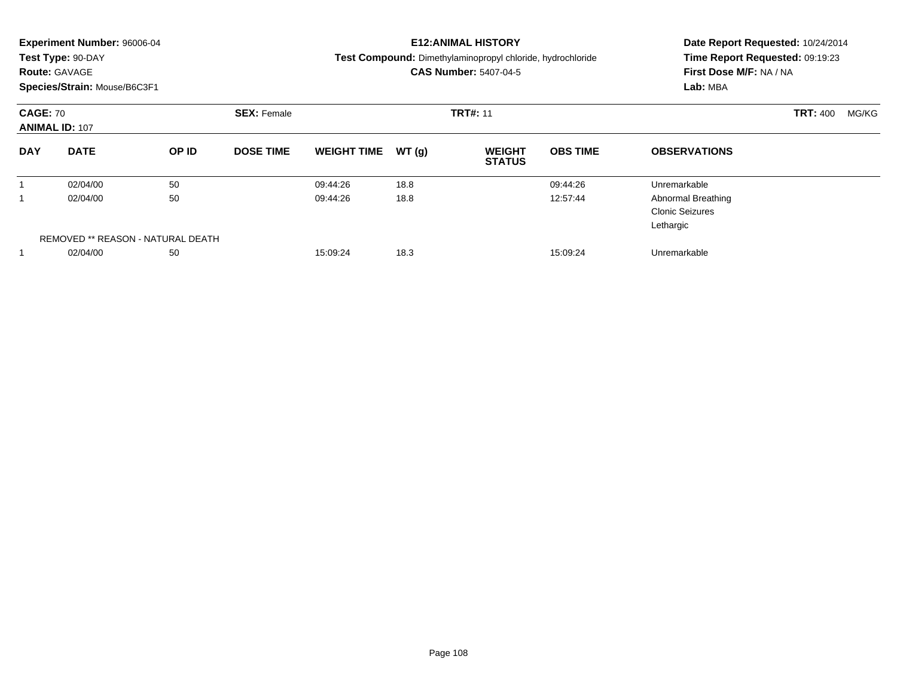**Experiment Number:** 96006-04
**Test Type:** 90-DAY
**Route:** GAVAGE
**Species/Strain:** Mouse/B6C3F1

**E12:ANIMAL HISTORY**
**Test Compound:** Dimethylaminopropyl chloride, hydrochloride
**CAS Number:** 5407-04-5

**Date Report Requested:** 10/24/2014
**Time Report Requested:** 09:19:23
**First Dose M/F:** NA / NA
**Lab:** MBA

**CAGE:** 70 **SEX:** Female **TRT#:** 11 **TRT:** 400 MG/KG
**ANIMAL ID:** 107

| DAY | DATE | OP ID | DOSE TIME | WEIGHT TIME | WT (g) | WEIGHT STATUS | OBS TIME | OBSERVATIONS |
|---|---|---|---|---|---|---|---|---|
| 1 | 02/04/00 | 50 | | 09:44:26 | 18.8 | | 09:44:26 | Unremarkable |
| 1 | 02/04/00 | 50 | | 09:44:26 | 18.8 | | 12:57:44 | Abnormal Breathing<br>Clonic Seizures<br>Lethargic |
| | REMOVED ** REASON - NATURAL DEATH | | | | | | | |
| 1 | 02/04/00 | 50 | | 15:09:24 | 18.3 | | 15:09:24 | Unremarkable |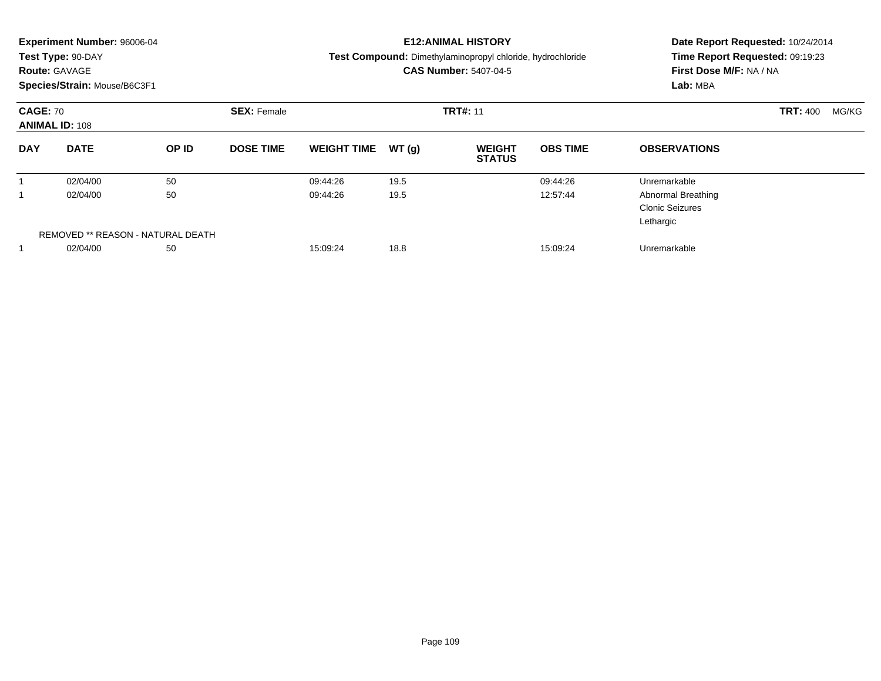**Experiment Number:** 96006-04
**Test Type:** 90-DAY
**Route:** GAVAGE
**Species/Strain:** Mouse/B6C3F1

**E12:ANIMAL HISTORY**
**Test Compound:** Dimethylaminopropyl chloride, hydrochloride
**CAS Number:** 5407-04-5

**Date Report Requested:** 10/24/2014
**Time Report Requested:** 09:19:23
**First Dose M/F:** NA / NA
**Lab:** MBA

**CAGE:** 70 **SEX:** Female **TRT#:** 11 **TRT:** 400 MG/KG
**ANIMAL ID:** 108

| DAY | DATE | OP ID | DOSE TIME | WEIGHT TIME | WT (g) | WEIGHT STATUS | OBS TIME | OBSERVATIONS |
|---|---|---|---|---|---|---|---|---|
| 1 | 02/04/00 | 50 | | 09:44:26 | 19.5 | | 09:44:26 | Unremarkable |
| 1 | 02/04/00 | 50 | | 09:44:26 | 19.5 | | 12:57:44 | Abnormal Breathing<br>Clonic Seizures<br>Lethargic |
| | REMOVED ** REASON - NATURAL DEATH | | | | | | | |
| 1 | 02/04/00 | 50 | | 15:09:24 | 18.8 | | 15:09:24 | Unremarkable |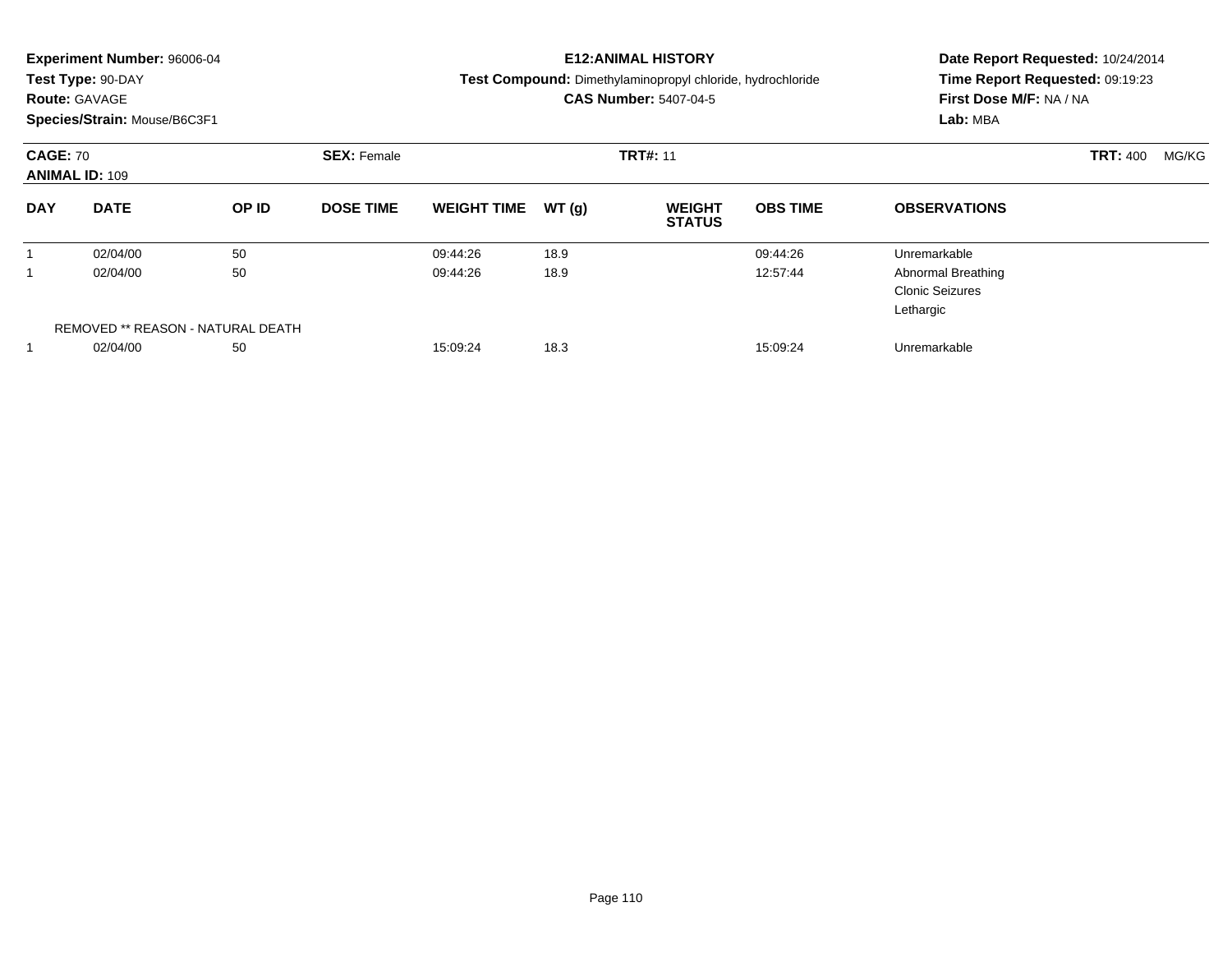**Experiment Number:** 96006-04
**Test Type:** 90-DAY
**Route:** GAVAGE
**Species/Strain:** Mouse/B6C3F1

**E12:ANIMAL HISTORY**
**Test Compound:** Dimethylaminopropyl chloride, hydrochloride
**CAS Number:** 5407-04-5

**Date Report Requested:** 10/24/2014
**Time Report Requested:** 09:19:23
**First Dose M/F:** NA / NA
**Lab:** MBA

**CAGE:** 70 **SEX:** Female **TRT#:** 11 **TRT:** 400 MG/KG
**ANIMAL ID:** 109

| DAY | DATE | OP ID | DOSE TIME | WEIGHT TIME | WT (g) | WEIGHT STATUS | OBS TIME | OBSERVATIONS |
|---|---|---|---|---|---|---|---|---|
| 1 | 02/04/00 | 50 | | 09:44:26 | 18.9 | | 09:44:26 | Unremarkable |
| 1 | 02/04/00 | 50 | | 09:44:26 | 18.9 | | 12:57:44 | Abnormal Breathing<br>Clonic Seizures<br>Lethargic |
| | REMOVED ** REASON - NATURAL DEATH | | | | | | | |
| 1 | 02/04/00 | 50 | | 15:09:24 | 18.3 | | 15:09:24 | Unremarkable |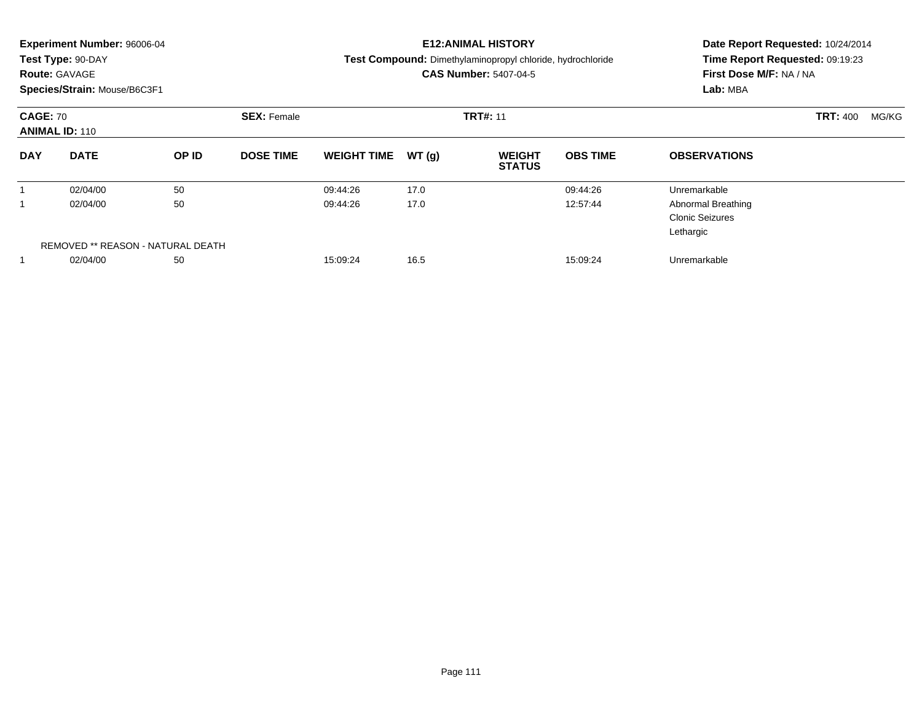**Experiment Number:** 96006-04
**Test Type:** 90-DAY
**Route:** GAVAGE
**Species/Strain:** Mouse/B6C3F1

**E12:ANIMAL HISTORY**
**Test Compound:** Dimethylaminopropyl chloride, hydrochloride
**CAS Number:** 5407-04-5

**Date Report Requested:** 10/24/2014
**Time Report Requested:** 09:19:23
**First Dose M/F:** NA / NA
**Lab:** MBA

**CAGE:** 70 **SEX:** Female **TRT#:** 11 **TRT:** 400 MG/KG
**ANIMAL ID:** 110

| DAY | DATE | OP ID | DOSE TIME | WEIGHT TIME | WT (g) | WEIGHT STATUS | OBS TIME | OBSERVATIONS |
|---|---|---|---|---|---|---|---|---|
| 1 | 02/04/00 | 50 | | 09:44:26 | 17.0 | | 09:44:26 | Unremarkable |
| 1 | 02/04/00 | 50 | | 09:44:26 | 17.0 | | 12:57:44 | Abnormal Breathing<br>Clonic Seizures<br>Lethargic |
| | REMOVED ** REASON - NATURAL DEATH | | | | | | | |
| 1 | 02/04/00 | 50 | | 15:09:24 | 16.5 | | 15:09:24 | Unremarkable |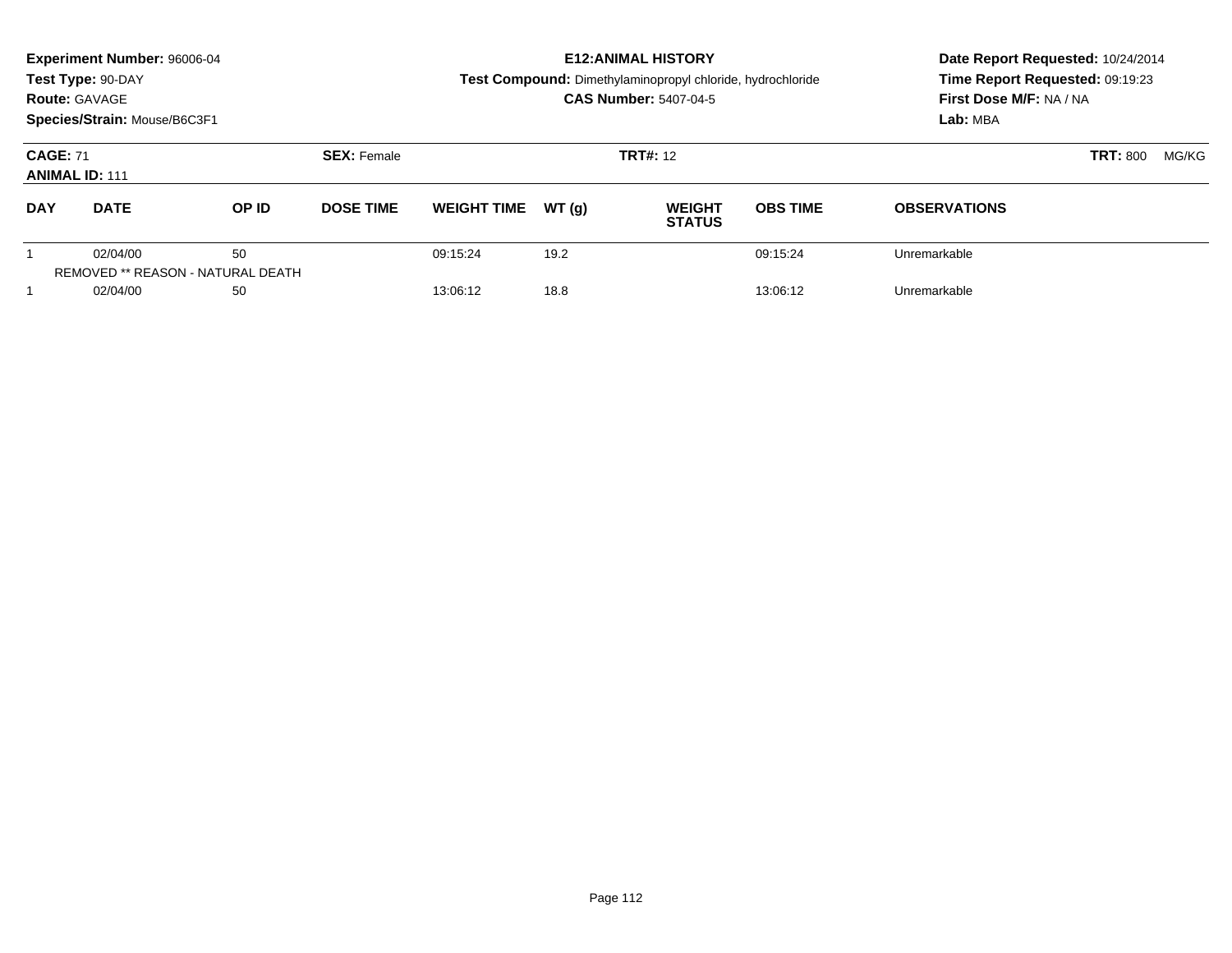**Experiment Number:** 96006-04
**Test Type:** 90-DAY
**Route:** GAVAGE
**Species/Strain:** Mouse/B6C3F1

**E12:ANIMAL HISTORY**
**Test Compound:** Dimethylaminopropyl chloride, hydrochloride
**CAS Number:** 5407-04-5

**Date Report Requested:** 10/24/2014
**Time Report Requested:** 09:19:23
**First Dose M/F:** NA / NA
**Lab:** MBA

**CAGE:** 71 **SEX:** Female **TRT#:** 12 **TRT:** 800 MG/KG
**ANIMAL ID:** 111

| DAY | DATE | OP ID | DOSE TIME | WEIGHT TIME | WT (g) | WEIGHT STATUS | OBS TIME | OBSERVATIONS |
|---|---|---|---|---|---|---|---|---|
| 1 | 02/04/00 | 50 | | 09:15:24 | 19.2 | | 09:15:24 | Unremarkable |
| | REMOVED ** REASON - NATURAL DEATH | | | | | | | |
| 1 | 02/04/00 | 50 | | 13:06:12 | 18.8 | | 13:06:12 | Unremarkable |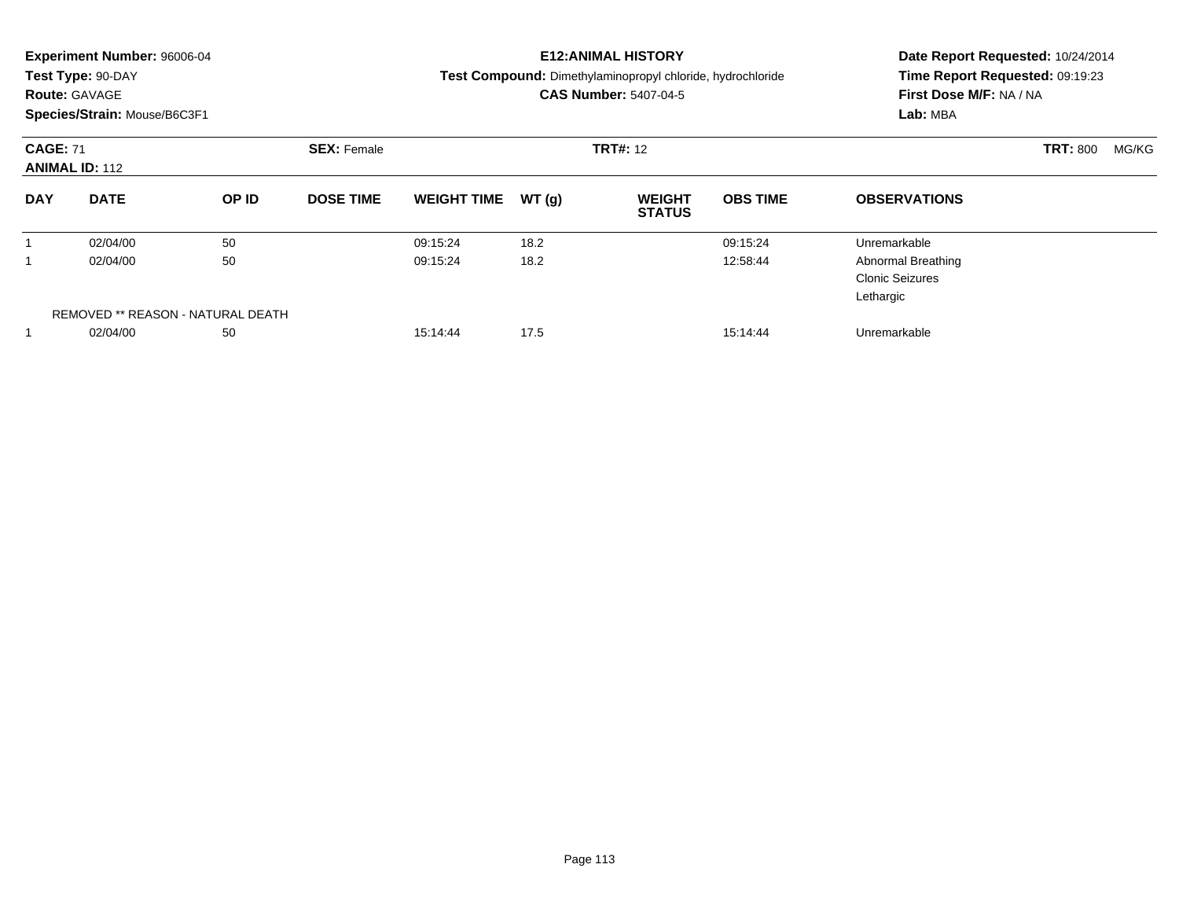**Experiment Number:** 96006-04
**Test Type:** 90-DAY
**Route:** GAVAGE
**Species/Strain:** Mouse/B6C3F1

**E12:ANIMAL HISTORY**
**Test Compound:** Dimethylaminopropyl chloride, hydrochloride
**CAS Number:** 5407-04-5

**Date Report Requested:** 10/24/2014
**Time Report Requested:** 09:19:23
**First Dose M/F:** NA / NA
**Lab:** MBA

**CAGE:** 71 **SEX:** Female **TRT#:** 12 **TRT:** 800 MG/KG
**ANIMAL ID:** 112

| DAY | DATE | OP ID | DOSE TIME | WEIGHT TIME | WT (g) | WEIGHT STATUS | OBS TIME | OBSERVATIONS |
|---|---|---|---|---|---|---|---|---|
| 1 | 02/04/00 | 50 | | 09:15:24 | 18.2 | | 09:15:24 | Unremarkable |
| 1 | 02/04/00 | 50 | | 09:15:24 | 18.2 | | 12:58:44 | Abnormal Breathing<br>Clonic Seizures<br>Lethargic |
| | REMOVED ** REASON - NATURAL DEATH | | | | | | | |
| 1 | 02/04/00 | 50 | | 15:14:44 | 17.5 | | 15:14:44 | Unremarkable |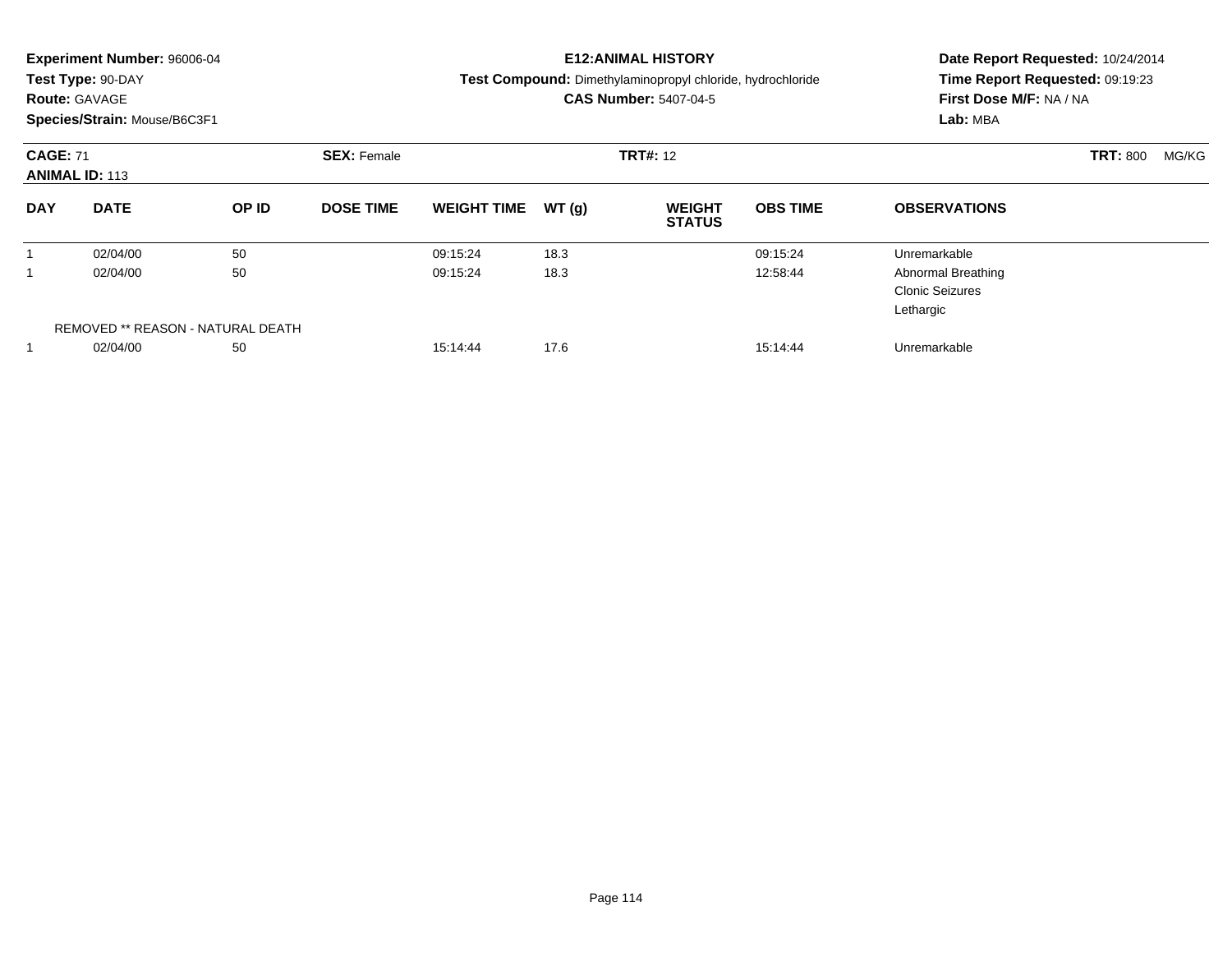**Experiment Number:** 96006-04
**Test Type:** 90-DAY
**Route:** GAVAGE
**Species/Strain:** Mouse/B6C3F1

**E12:ANIMAL HISTORY**
**Test Compound:** Dimethylaminopropyl chloride, hydrochloride
**CAS Number:** 5407-04-5

**Date Report Requested:** 10/24/2014
**Time Report Requested:** 09:19:23
**First Dose M/F:** NA / NA
**Lab:** MBA

**CAGE:** 71 **SEX:** Female **TRT#:** 12 **TRT:** 800 MG/KG
**ANIMAL ID:** 113

| DAY | DATE | OP ID | DOSE TIME | WEIGHT TIME | WT (g) | WEIGHT STATUS | OBS TIME | OBSERVATIONS |
|---|---|---|---|---|---|---|---|---|
| 1 | 02/04/00 | 50 | | 09:15:24 | 18.3 | | 09:15:24 | Unremarkable |
| 1 | 02/04/00 | 50 | | 09:15:24 | 18.3 | | 12:58:44 | Abnormal Breathing<br>Clonic Seizures<br>Lethargic |
| | REMOVED ** REASON - NATURAL DEATH | | | | | | | |
| 1 | 02/04/00 | 50 | | 15:14:44 | 17.6 | | 15:14:44 | Unremarkable |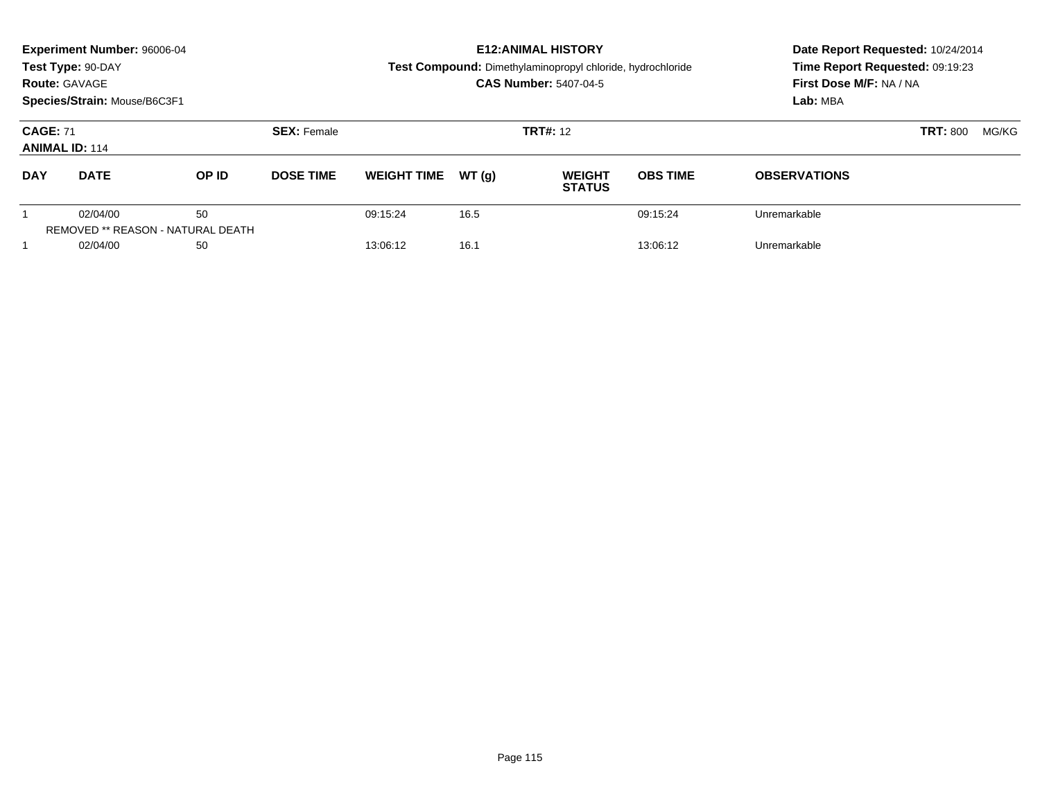**Experiment Number:** 96006-04
**Test Type:** 90-DAY
**Route:** GAVAGE
**Species/Strain:** Mouse/B6C3F1

**E12:ANIMAL HISTORY**
**Test Compound:** Dimethylaminopropyl chloride, hydrochloride
**CAS Number:** 5407-04-5

**Date Report Requested:** 10/24/2014
**Time Report Requested:** 09:19:23
**First Dose M/F:** NA / NA
**Lab:** MBA

**CAGE:** 71 **SEX:** Female **TRT#:** 12 **TRT:** 800 MG/KG
**ANIMAL ID:** 114

| DAY | DATE | OP ID | DOSE TIME | WEIGHT TIME | WT (g) | WEIGHT STATUS | OBS TIME | OBSERVATIONS |
|---|---|---|---|---|---|---|---|---|
| 1 | 02/04/00 | 50 | | 09:15:24 | 16.5 | | 09:15:24 | Unremarkable |
| | REMOVED ** REASON - NATURAL DEATH | | | | | | | |
| 1 | 02/04/00 | 50 | | 13:06:12 | 16.1 | | 13:06:12 | Unremarkable |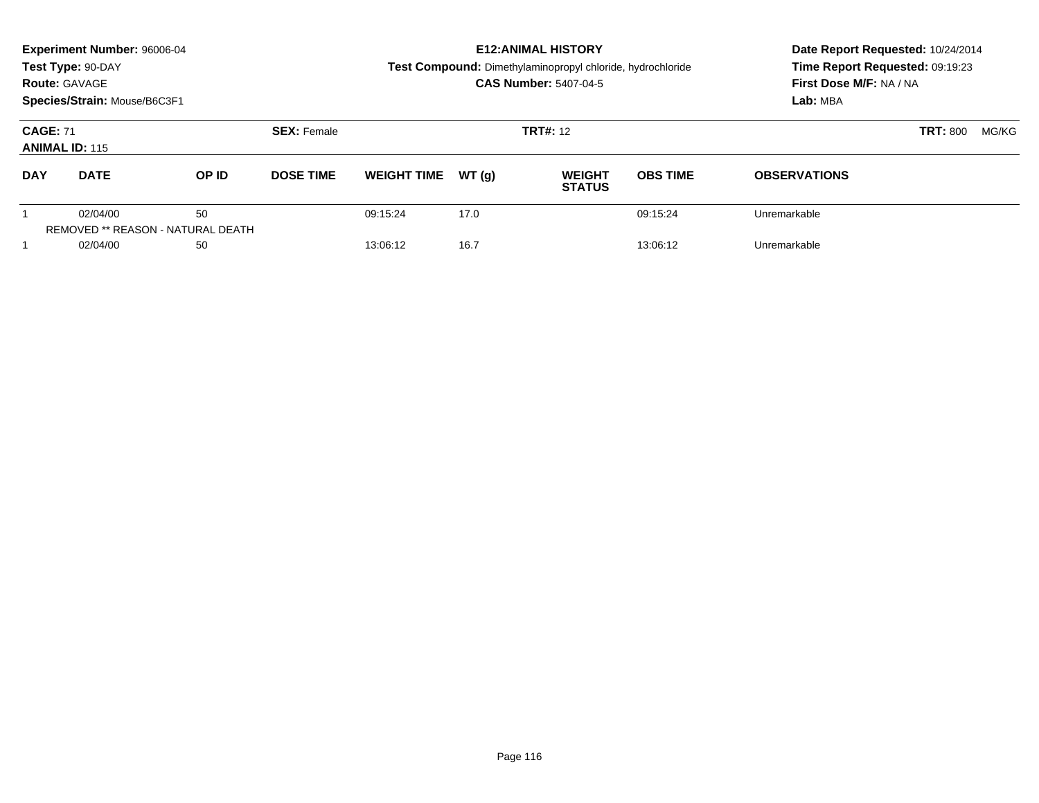**Experiment Number:** 96006-04
**Test Type:** 90-DAY
**Route:** GAVAGE
**Species/Strain:** Mouse/B6C3F1

**E12:ANIMAL HISTORY**
**Test Compound:** Dimethylaminopropyl chloride, hydrochloride
**CAS Number:** 5407-04-5

**Date Report Requested:** 10/24/2014
**Time Report Requested:** 09:19:23
**First Dose M/F:** NA / NA
**Lab:** MBA

**CAGE:** 71 **SEX:** Female **TRT#:** 12 **TRT:** 800 MG/KG
**ANIMAL ID:** 115

| DAY | DATE | OP ID | DOSE TIME | WEIGHT TIME | WT (g) | WEIGHT STATUS | OBS TIME | OBSERVATIONS |
|---|---|---|---|---|---|---|---|---|
| 1 | 02/04/00 | 50 | | 09:15:24 | 17.0 | | 09:15:24 | Unremarkable |
| | REMOVED ** REASON - NATURAL DEATH | | | | | | | |
| 1 | 02/04/00 | 50 | | 13:06:12 | 16.7 | | 13:06:12 | Unremarkable |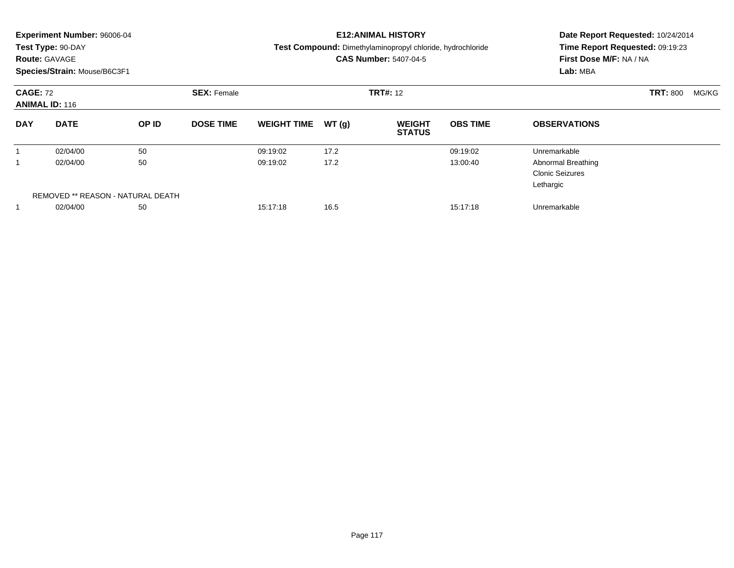**Experiment Number:** 96006-04
**Test Type:** 90-DAY
**Route:** GAVAGE
**Species/Strain:** Mouse/B6C3F1

**E12:ANIMAL HISTORY**
**Test Compound:** Dimethylaminopropyl chloride, hydrochloride
**CAS Number:** 5407-04-5

**Date Report Requested:** 10/24/2014
**Time Report Requested:** 09:19:23
**First Dose M/F:** NA / NA
**Lab:** MBA

**CAGE:** 72 **SEX:** Female **TRT#:** 12 **TRT:** 800 MG/KG
**ANIMAL ID:** 116

| DAY | DATE | OP ID | DOSE TIME | WEIGHT TIME | WT (g) | WEIGHT STATUS | OBS TIME | OBSERVATIONS |
|---|---|---|---|---|---|---|---|---|
| 1 | 02/04/00 | 50 | | 09:19:02 | 17.2 | | 09:19:02 | Unremarkable |
| 1 | 02/04/00 | 50 | | 09:19:02 | 17.2 | | 13:00:40 | Abnormal Breathing<br>Clonic Seizures<br>Lethargic |
| REMOVED ** REASON - NATURAL DEATH | | | | | | | | |
| 1 | 02/04/00 | 50 | | 15:17:18 | 16.5 | | 15:17:18 | Unremarkable |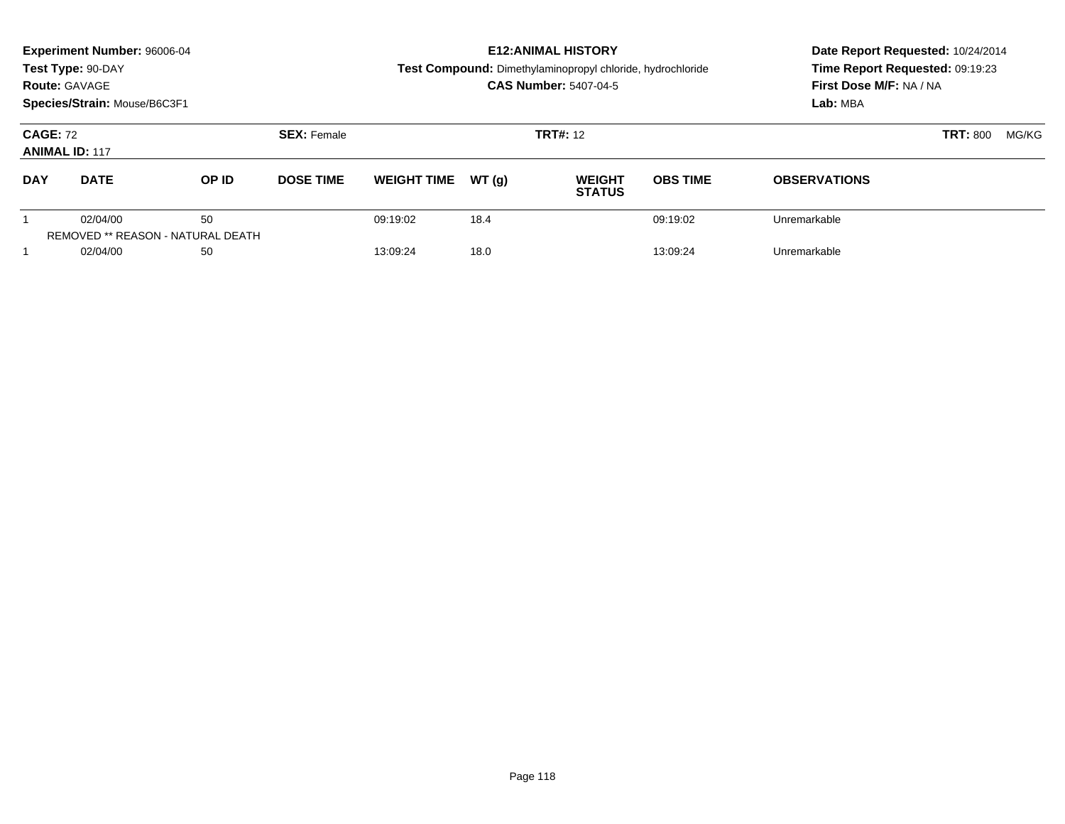**Experiment Number:** 96006-04
**Test Type:** 90-DAY
**Route:** GAVAGE
**Species/Strain:** Mouse/B6C3F1

# E12:ANIMAL HISTORY

**Test Compound:** Dimethylaminopropyl chloride, hydrochloride
**CAS Number:** 5407-04-5

**Date Report Requested:** 10/24/2014
**Time Report Requested:** 09:19:23
**First Dose M/F:** NA / NA
**Lab:** MBA

**CAGE:** 72 **SEX:** Female **TRT#:** 12 **TRT:** 800 MG/KG
**ANIMAL ID:** 117

| DAY | DATE | OP ID | DOSE TIME | WEIGHT TIME | WT (g) | WEIGHT STATUS | OBS TIME | OBSERVATIONS |
|---|---|---|---|---|---|---|---|---|
| 1 | 02/04/00 | 50 | | 09:19:02 | 18.4 | | 09:19:02 | Unremarkable |
| REMOVED ** REASON - NATURAL DEATH | | | | | | | | |
| 1 | 02/04/00 | 50 | | 13:09:24 | 18.0 | | 13:09:24 | Unremarkable |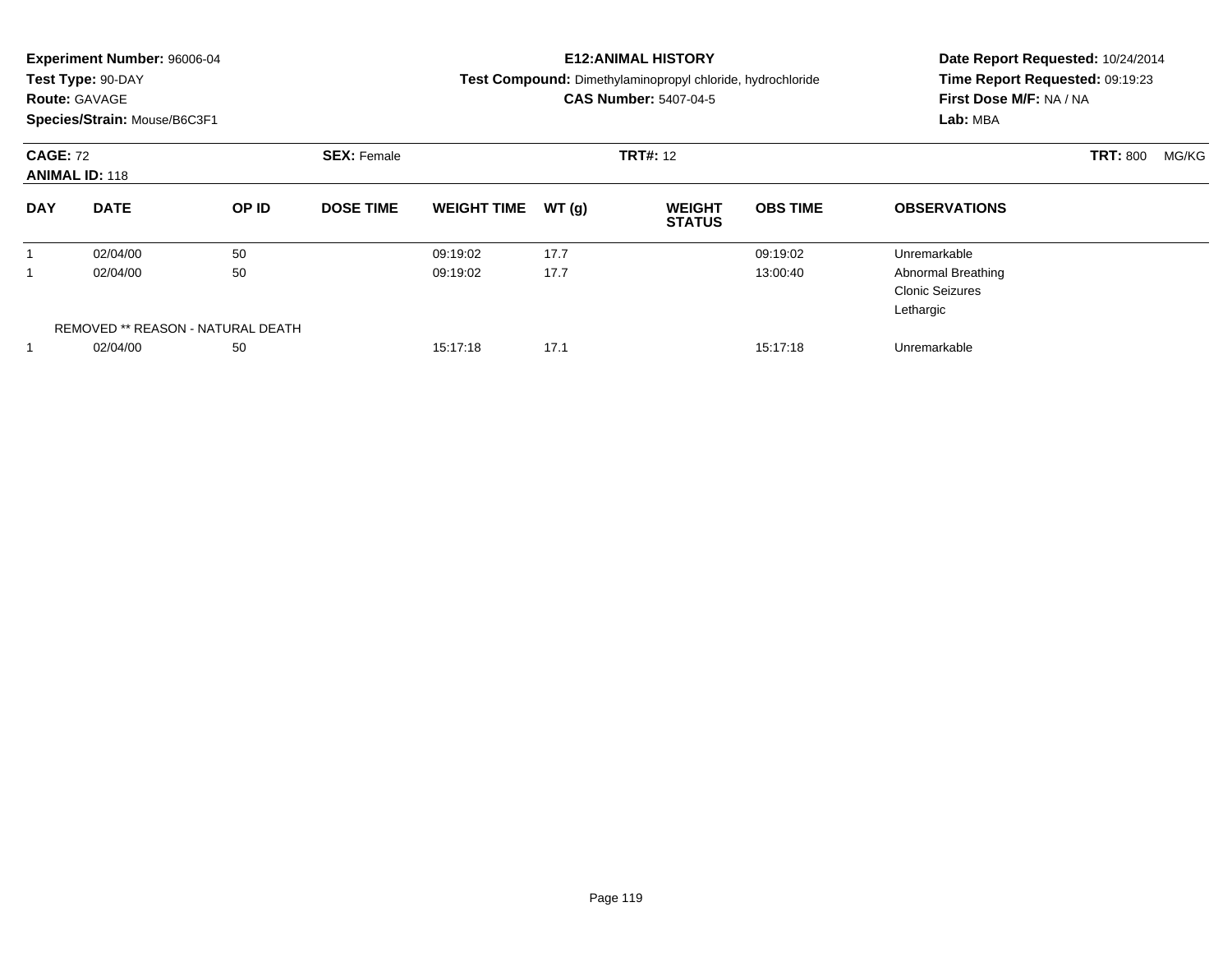**Experiment Number:** 96006-04
**Test Type:** 90-DAY
**Route:** GAVAGE
**Species/Strain:** Mouse/B6C3F1

**E12:ANIMAL HISTORY**
**Test Compound:** Dimethylaminopropyl chloride, hydrochloride
**CAS Number:** 5407-04-5

**Date Report Requested:** 10/24/2014
**Time Report Requested:** 09:19:23
**First Dose M/F:** NA / NA
**Lab:** MBA

**CAGE:** 72 **SEX:** Female **TRT#:** 12 **TRT:** 800 MG/KG
**ANIMAL ID:** 118

| DAY | DATE | OP ID | DOSE TIME | WEIGHT TIME | WT (g) | WEIGHT STATUS | OBS TIME | OBSERVATIONS |
|---|---|---|---|---|---|---|---|---|
| 1 | 02/04/00 | 50 | | 09:19:02 | 17.7 | | 09:19:02 | Unremarkable |
| 1 | 02/04/00 | 50 | | 09:19:02 | 17.7 | | 13:00:40 | Abnormal Breathing<br>Clonic Seizures<br>Lethargic |
| | REMOVED ** REASON - NATURAL DEATH | | | | | | | |
| 1 | 02/04/00 | 50 | | 15:17:18 | 17.1 | | 15:17:18 | Unremarkable |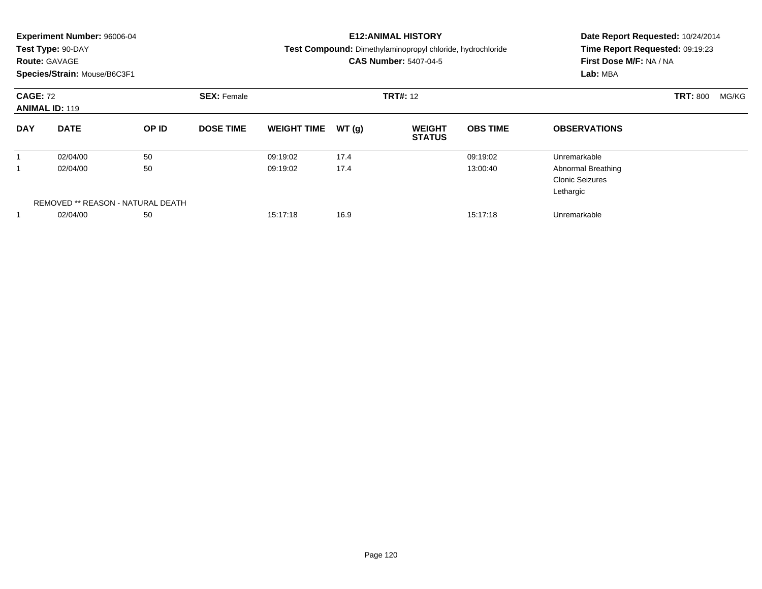**Experiment Number:** 96006-04
**Test Type:** 90-DAY
**Route:** GAVAGE
**Species/Strain:** Mouse/B6C3F1

**E12:ANIMAL HISTORY**
**Test Compound:** Dimethylaminopropyl chloride, hydrochloride
**CAS Number:** 5407-04-5

**Date Report Requested:** 10/24/2014
**Time Report Requested:** 09:19:23
**First Dose M/F:** NA / NA
**Lab:** MBA

**CAGE:** 72
**ANIMAL ID:** 119
**SEX:** Female
**TRT#:** 12
**TRT:** 800 MG/KG

| DAY | DATE | OP ID | DOSE TIME | WEIGHT TIME | WT (g) | WEIGHT STATUS | OBS TIME | OBSERVATIONS |
|---|---|---|---|---|---|---|---|---|
| 1 | 02/04/00 | 50 | | 09:19:02 | 17.4 | | 09:19:02 | Unremarkable |
| 1 | 02/04/00 | 50 | | 09:19:02 | 17.4 | | 13:00:40 | Abnormal Breathing<br>Clonic Seizures<br>Lethargic |
| REMOVED ** REASON - NATURAL DEATH | | | | | | | | |
| 1 | 02/04/00 | 50 | | 15:17:18 | 16.9 | | 15:17:18 | Unremarkable |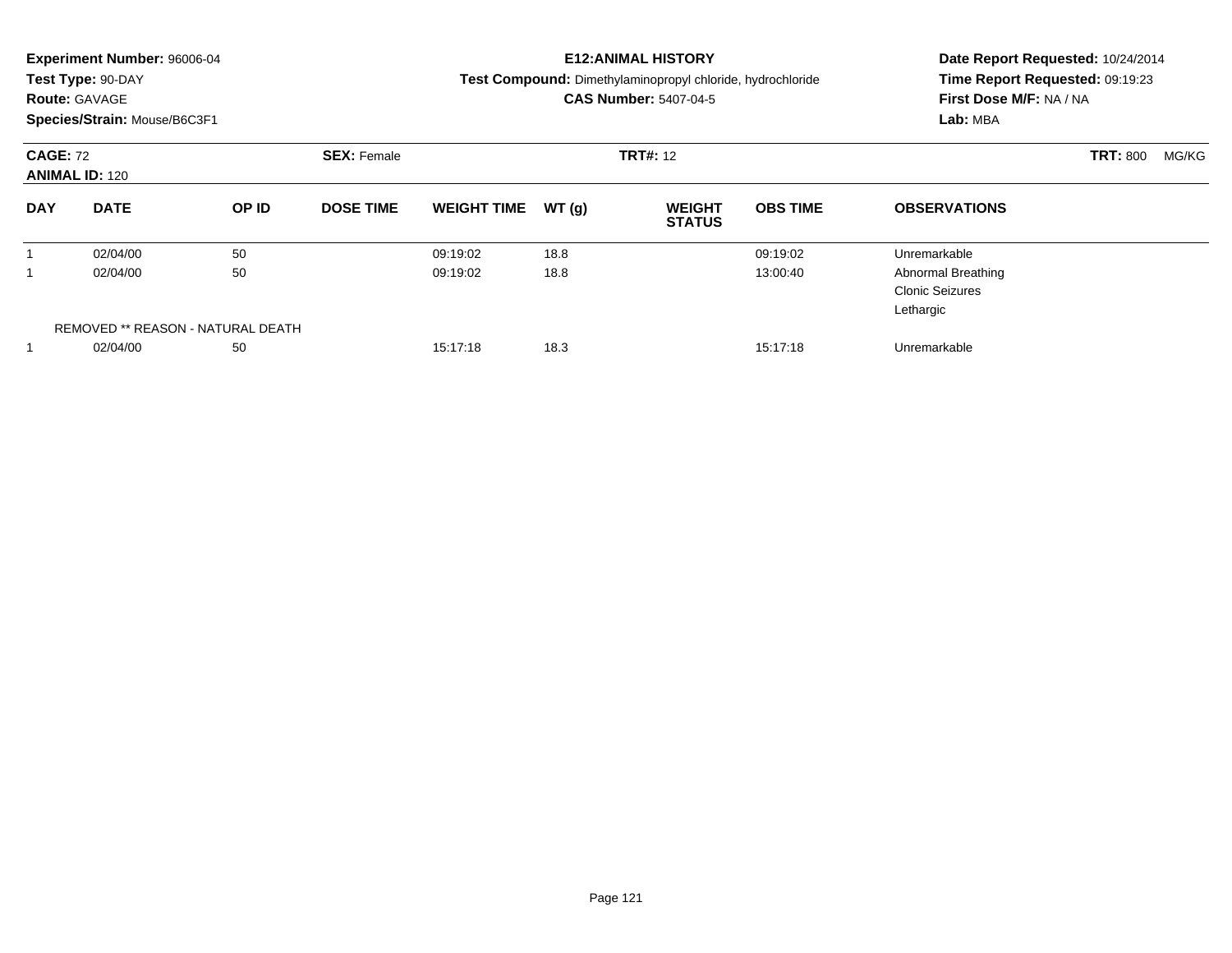**Experiment Number:** 96006-04
**Test Type:** 90-DAY
**Route:** GAVAGE
**Species/Strain:** Mouse/B6C3F1

# E12:ANIMAL HISTORY

**Test Compound:** Dimethylaminopropyl chloride, hydrochloride
**CAS Number:** 5407-04-5

**Date Report Requested:** 10/24/2014
**Time Report Requested:** 09:19:23
**First Dose M/F:** NA / NA
**Lab:** MBA

**CAGE:** 72 **SEX:** Female **TRT#:** 12 **TRT:** 800 MG/KG
**ANIMAL ID:** 120

| DAY | DATE | OP ID | DOSE TIME | WEIGHT TIME | WT (g) | WEIGHT STATUS | OBS TIME | OBSERVATIONS |
|---|---|---|---|---|---|---|---|---|
| 1 | 02/04/00 | 50 | | 09:19:02 | 18.8 | | 09:19:02 | Unremarkable |
| 1 | 02/04/00 | 50 | | 09:19:02 | 18.8 | | 13:00:40 | Abnormal Breathing<br>Clonic Seizures<br>Lethargic |
| REMOVED ** REASON - NATURAL DEATH | | | | | | | | |
| 1 | 02/04/00 | 50 | | 15:17:18 | 18.3 | | 15:17:18 | Unremarkable |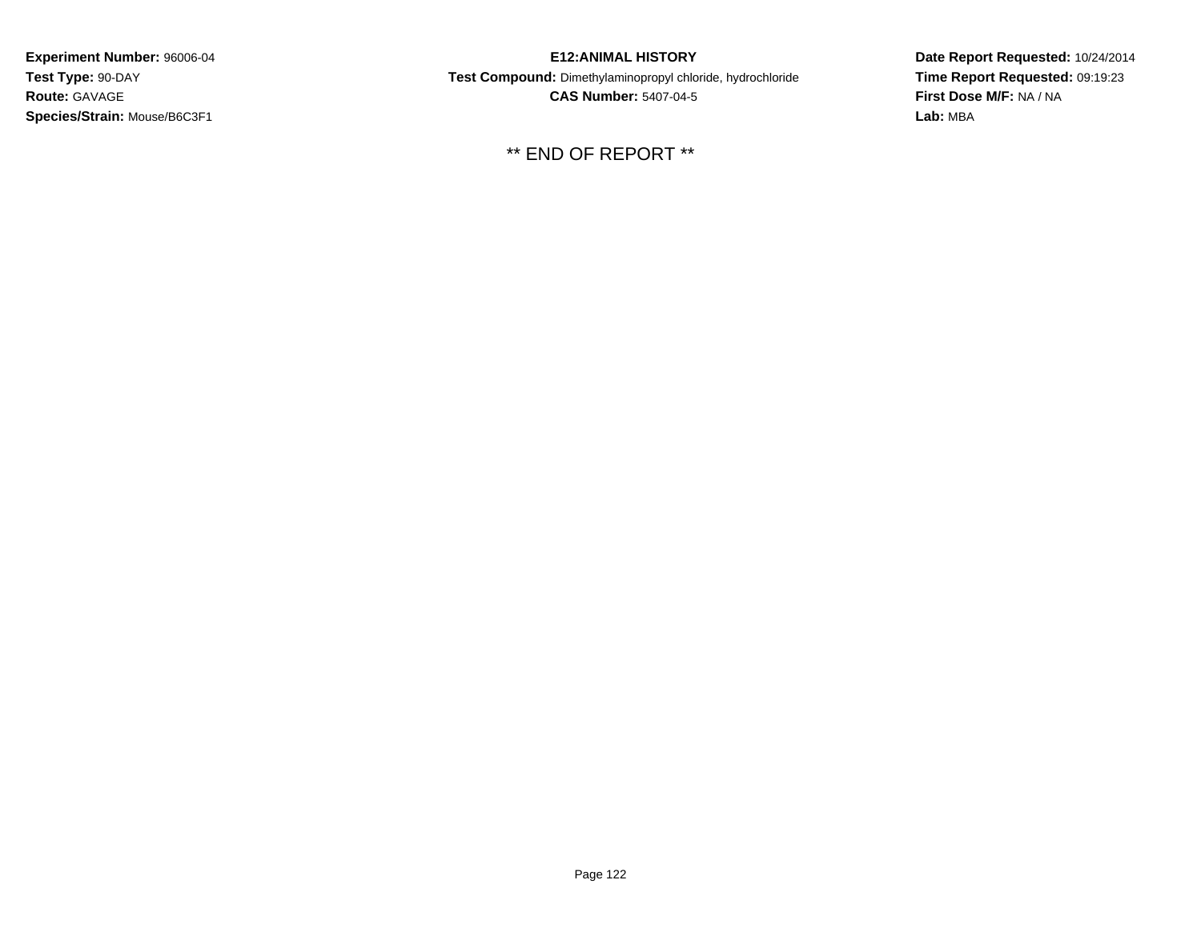**Experiment Number:** 96006-04
**Test Type:** 90-DAY
**Route:** GAVAGE
**Species/Strain:** Mouse/B6C3F1

**E12:ANIMAL HISTORY**
**Test Compound:** Dimethylaminopropyl chloride, hydrochloride
**CAS Number:** 5407-04-5

**Date Report Requested:** 10/24/2014
**Time Report Requested:** 09:19:23
**First Dose M/F:** NA / NA
**Lab:** MBA

** END OF REPORT **